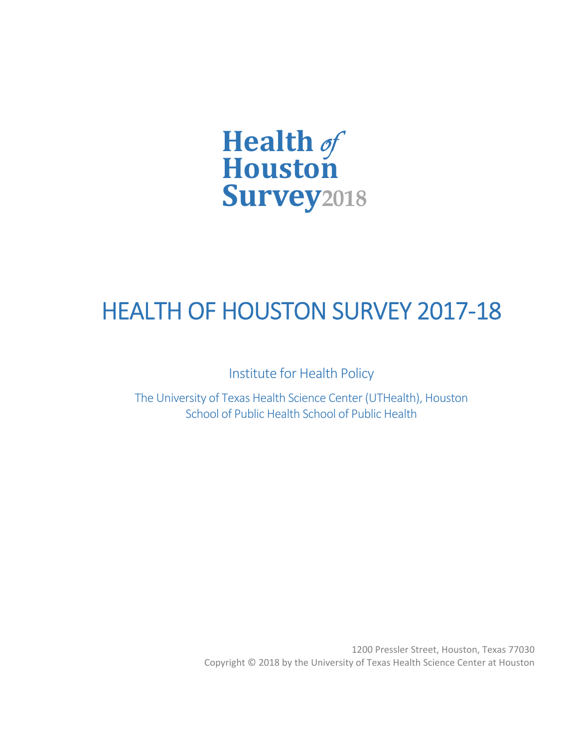**Health *of* Houston Survey** 2018

# HEALTH OF HOUSTON SURVEY 2017-18

Institute for Health Policy

The University of Texas Health Science Center (UTHealth), Houston
School of Public Health School of Public Health

1200 Pressler Street, Houston, Texas 77030
Copyright © 2018 by the University of Texas Health Science Center at Houston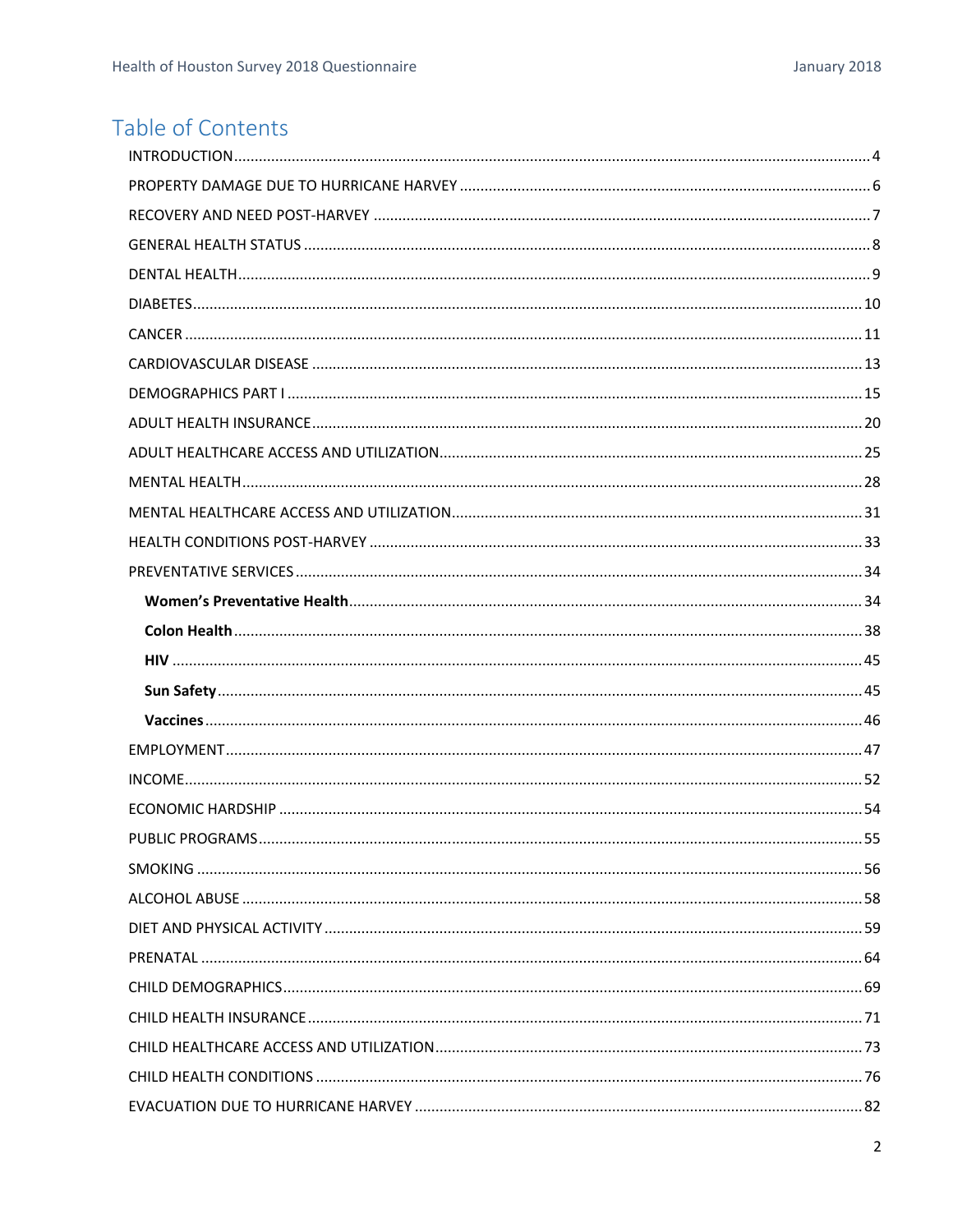# Table of Contents

INTRODUCTION....4

PROPERTY DAMAGE DUE TO HURRICANE HARVEY....6

RECOVERY AND NEED POST-HARVEY....7

GENERAL HEALTH STATUS....8

DENTAL HEALTH....9

DIABETES....10

CANCER....11

CARDIOVASCULAR DISEASE....13

DEMOGRAPHICS PART I....15

ADULT HEALTH INSURANCE....20

ADULT HEALTHCARE ACCESS AND UTILIZATION....25

MENTAL HEALTH....28

MENTAL HEALTHCARE ACCESS AND UTILIZATION....31

HEALTH CONDITIONS POST-HARVEY....33

PREVENTATIVE SERVICES....34

- **Women's Preventative Health**....34
- **Colon Health**....38
- **HIV**....45
- **Sun Safety**....45
- **Vaccines**....46

EMPLOYMENT....47

INCOME....52

ECONOMIC HARDSHIP....54

PUBLIC PROGRAMS....55

SMOKING....56

ALCOHOL ABUSE....58

DIET AND PHYSICAL ACTIVITY....59

PRENATAL....64

CHILD DEMOGRAPHICS....69

CHILD HEALTH INSURANCE....71

CHILD HEALTHCARE ACCESS AND UTILIZATION....73

CHILD HEALTH CONDITIONS....76

EVACUATION DUE TO HURRICANE HARVEY....82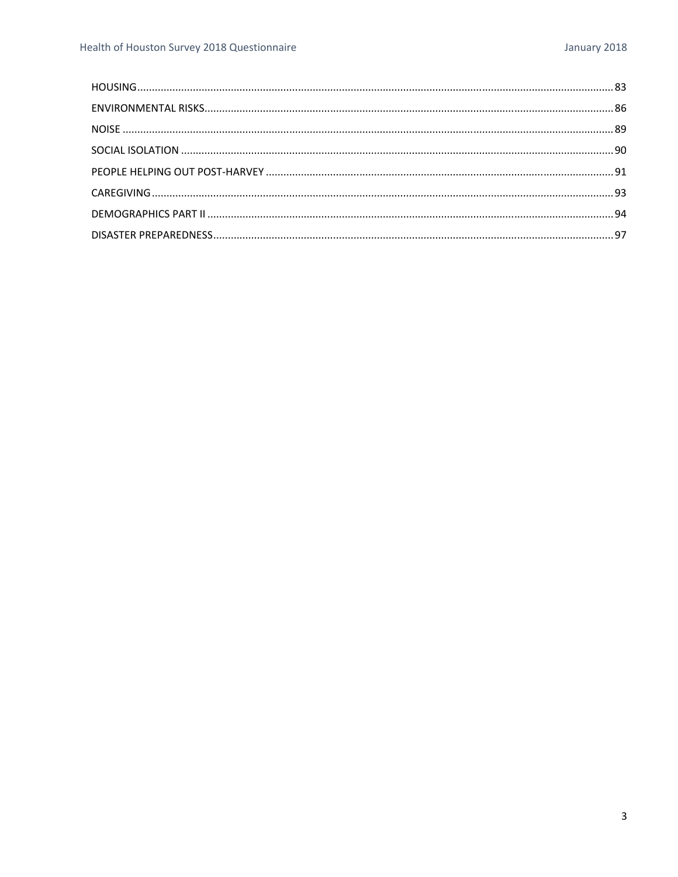HOUSING ........................................................................................................................................................ 83
ENVIRONMENTAL RISKS................................................................................................................................ 86
NOISE ............................................................................................................................................................ 89
SOCIAL ISOLATION ........................................................................................................................................ 90
PEOPLE HELPING OUT POST-HARVEY ........................................................................................................... 91
CAREGIVING .................................................................................................................................................. 93
DEMOGRAPHICS PART II ............................................................................................................................... 94
DISASTER PREPAREDNESS.............................................................................................................................. 97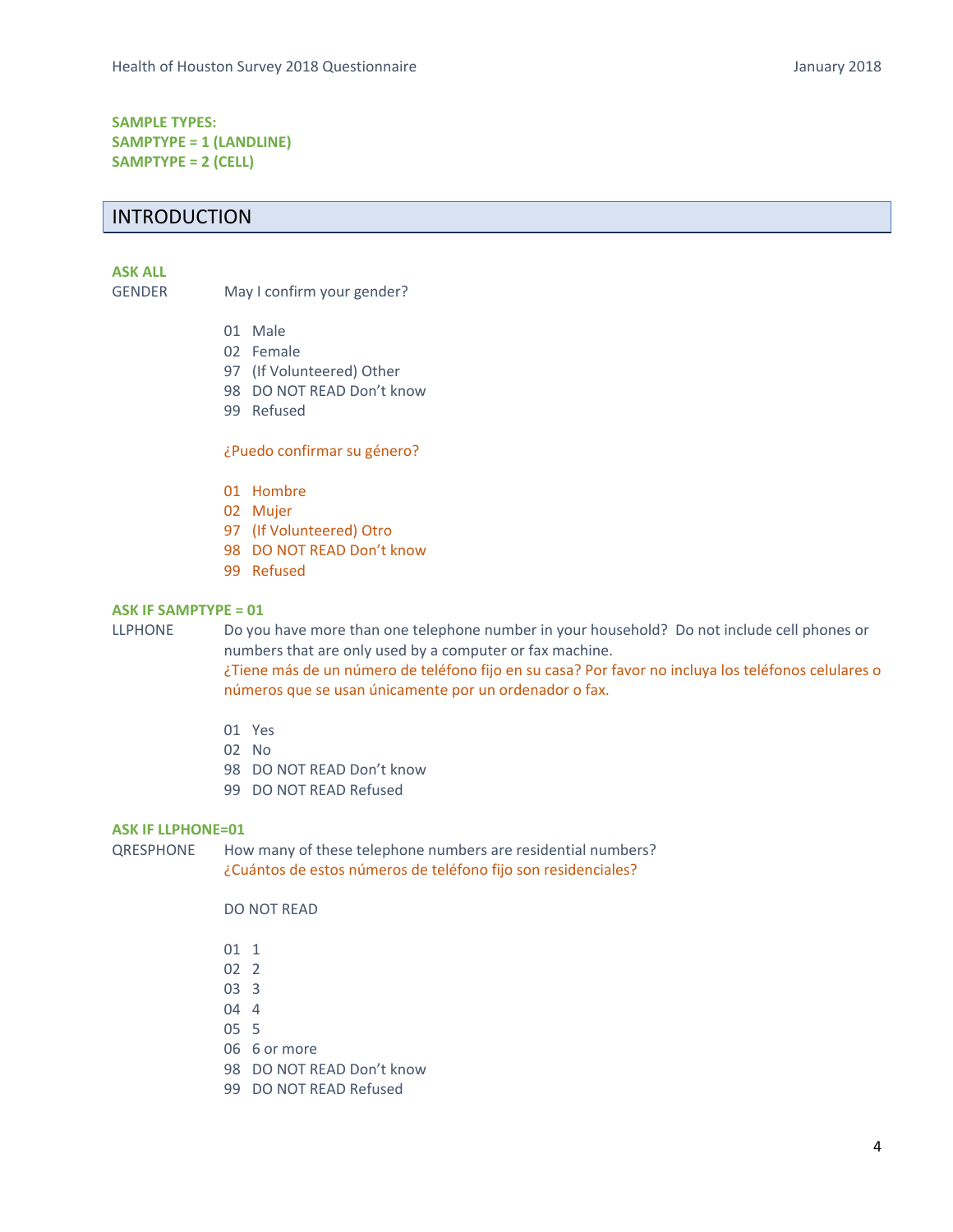**SAMPLE TYPES:**
**SAMPTYPE = 1 (LANDLINE)**
**SAMPTYPE = 2 (CELL)**

## INTRODUCTION

**ASK ALL**

GENDER May I confirm your gender?

01 Male
02 Female
97 (If Volunteered) Other
98 DO NOT READ Don't know
99 Refused

¿Puedo confirmar su género?

01 Hombre
02 Mujer
97 (If Volunteered) Otro
98 DO NOT READ Don't know
99 Refused

**ASK IF SAMPTYPE = 01**

LLPHONE Do you have more than one telephone number in your household? Do not include cell phones or numbers that are only used by a computer or fax machine.
¿Tiene más de un número de teléfono fijo en su casa? Por favor no incluya los teléfonos celulares o números que se usan únicamente por un ordenador o fax.

01 Yes
02 No
98 DO NOT READ Don't know
99 DO NOT READ Refused

**ASK IF LLPHONE=01**

QRESPHONE How many of these telephone numbers are residential numbers?
¿Cuántos de estos números de teléfono fijo son residenciales?

DO NOT READ

01 1
02 2
03 3
04 4
05 5
06 6 or more
98 DO NOT READ Don't know
99 DO NOT READ Refused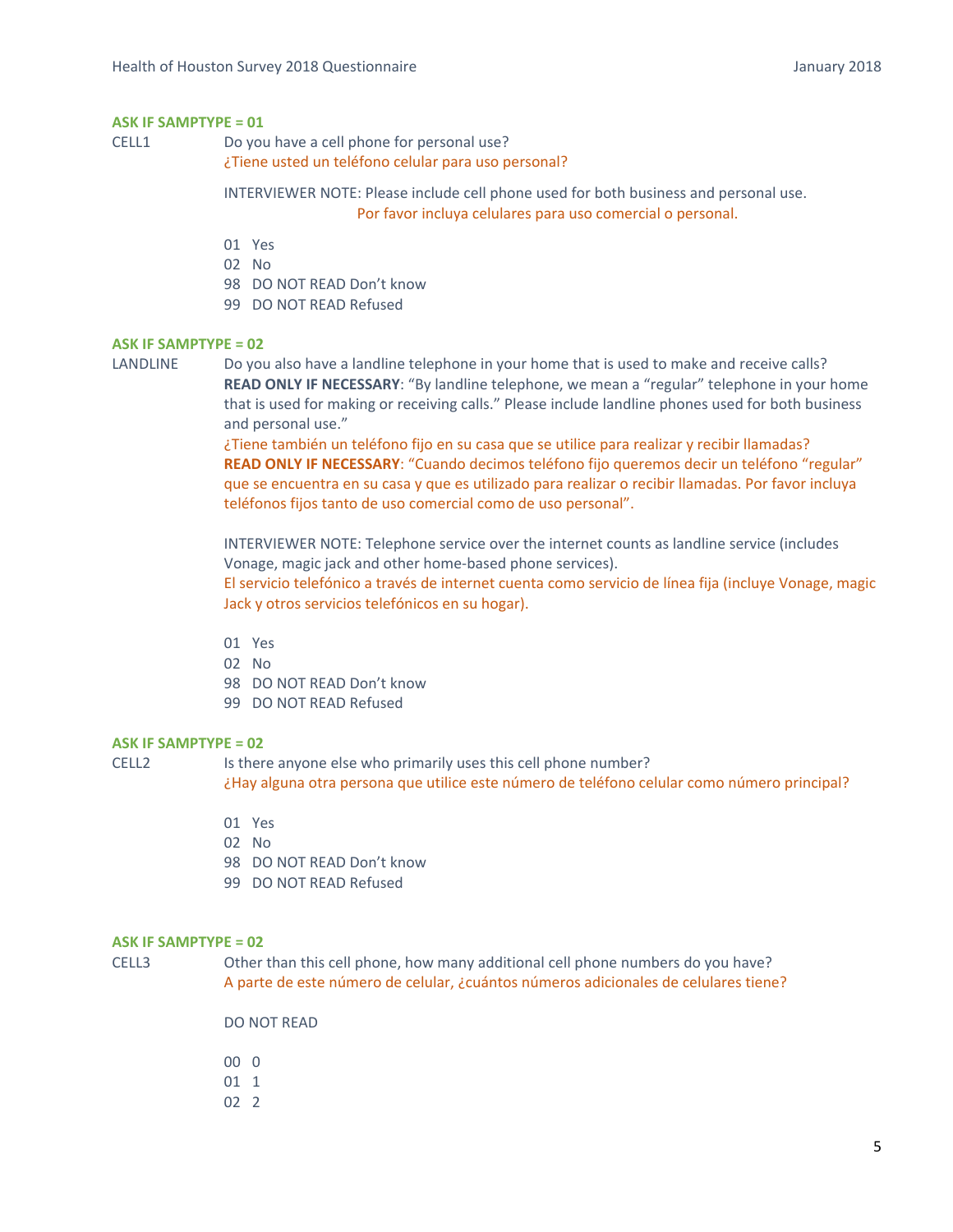**ASK IF SAMPTYPE = 01**

CELL1 Do you have a cell phone for personal use?
¿Tiene usted un teléfono celular para uso personal?

INTERVIEWER NOTE: Please include cell phone used for both business and personal use.
Por favor incluya celulares para uso comercial o personal.

01 Yes
02 No
98 DO NOT READ Don't know
99 DO NOT READ Refused

**ASK IF SAMPTYPE = 02**

LANDLINE Do you also have a landline telephone in your home that is used to make and receive calls?
**READ ONLY IF NECESSARY**: "By landline telephone, we mean a "regular" telephone in your home that is used for making or receiving calls." Please include landline phones used for both business and personal use."
¿Tiene también un teléfono fijo en su casa que se utilice para realizar y recibir llamadas?
**READ ONLY IF NECESSARY**: "Cuando decimos teléfono fijo queremos decir un teléfono "regular" que se encuentra en su casa y que es utilizado para realizar o recibir llamadas. Por favor incluya teléfonos fijos tanto de uso comercial como de uso personal".

INTERVIEWER NOTE: Telephone service over the internet counts as landline service (includes Vonage, magic jack and other home-based phone services).
El servicio telefónico a través de internet cuenta como servicio de línea fija (incluye Vonage, magic Jack y otros servicios telefónicos en su hogar).

01 Yes
02 No
98 DO NOT READ Don't know
99 DO NOT READ Refused

**ASK IF SAMPTYPE = 02**

CELL2 Is there anyone else who primarily uses this cell phone number?
¿Hay alguna otra persona que utilice este número de teléfono celular como número principal?

01 Yes
02 No
98 DO NOT READ Don't know
99 DO NOT READ Refused

**ASK IF SAMPTYPE = 02**

CELL3 Other than this cell phone, how many additional cell phone numbers do you have?
A parte de este número de celular, ¿cuántos números adicionales de celulares tiene?

DO NOT READ

00 0
01 1
02 2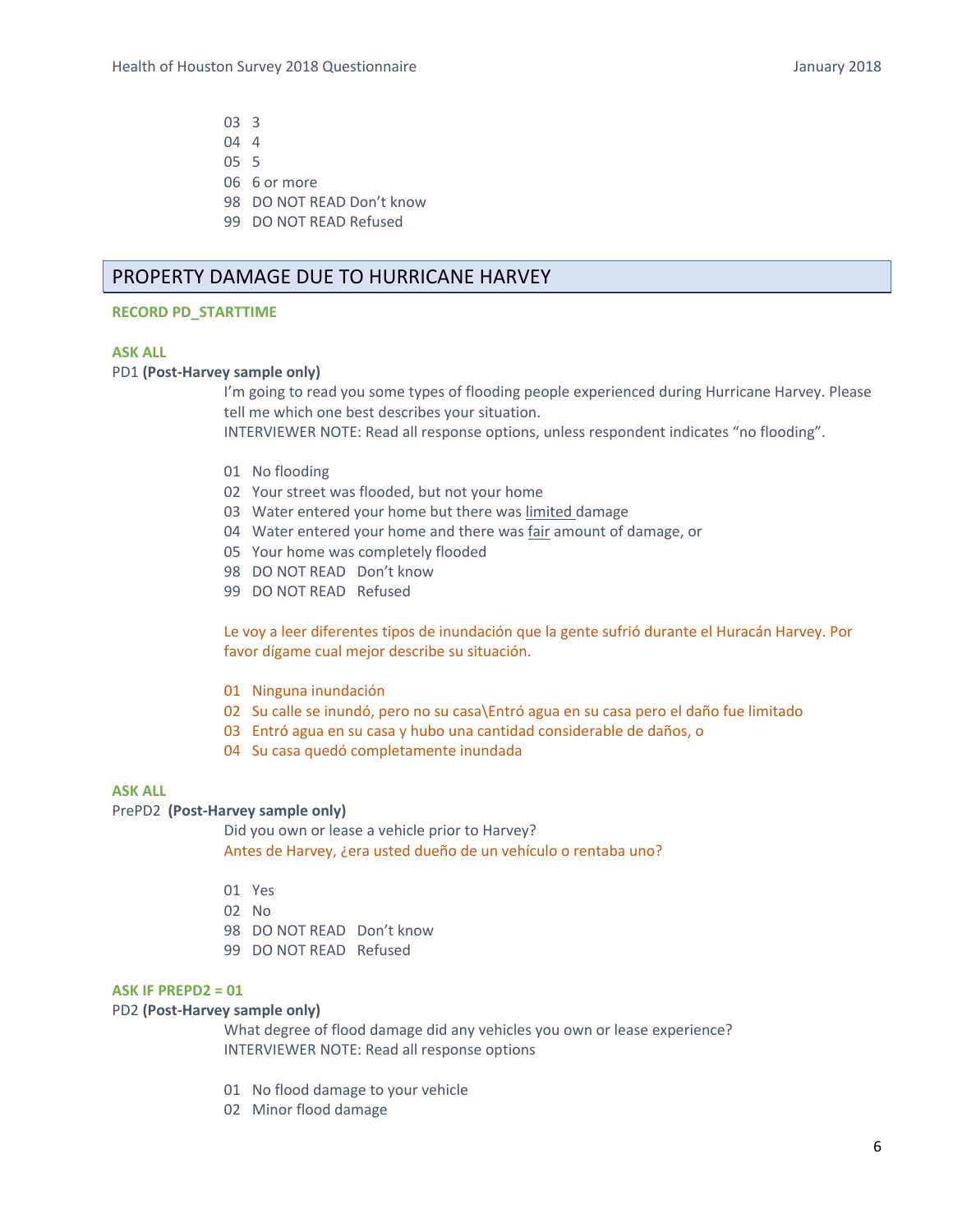03  3
04  4
05  5
06  6 or more
98  DO NOT READ Don't know
99  DO NOT READ Refused

## PROPERTY DAMAGE DUE TO HURRICANE HARVEY

**RECORD PD_STARTTIME**

**ASK ALL**

PD1 **(Post-Harvey sample only)**

I'm going to read you some types of flooding people experienced during Hurricane Harvey. Please tell me which one best describes your situation.
INTERVIEWER NOTE: Read all response options, unless respondent indicates "no flooding".

01  No flooding
02  Your street was flooded, but not your home
03  Water entered your home but there was limited damage
04  Water entered your home and there was fair amount of damage, or
05  Your home was completely flooded
98  DO NOT READ  Don't know
99  DO NOT READ  Refused

Le voy a leer diferentes tipos de inundación que la gente sufrió durante el Huracán Harvey. Por favor dígame cual mejor describe su situación.

01  Ninguna inundación
02  Su calle se inundó, pero no su casa\Entró agua en su casa pero el daño fue limitado
03  Entró agua en su casa y hubo una cantidad considerable de daños, o
04  Su casa quedó completamente inundada

**ASK ALL**

PrePD2  **(Post-Harvey sample only)**

Did you own or lease a vehicle prior to Harvey?
Antes de Harvey, ¿era usted dueño de un vehículo o rentaba uno?

01  Yes
02  No
98  DO NOT READ  Don't know
99  DO NOT READ  Refused

**ASK IF PREPD2 = 01**

PD2 **(Post-Harvey sample only)**

What degree of flood damage did any vehicles you own or lease experience?
INTERVIEWER NOTE: Read all response options

01  No flood damage to your vehicle
02  Minor flood damage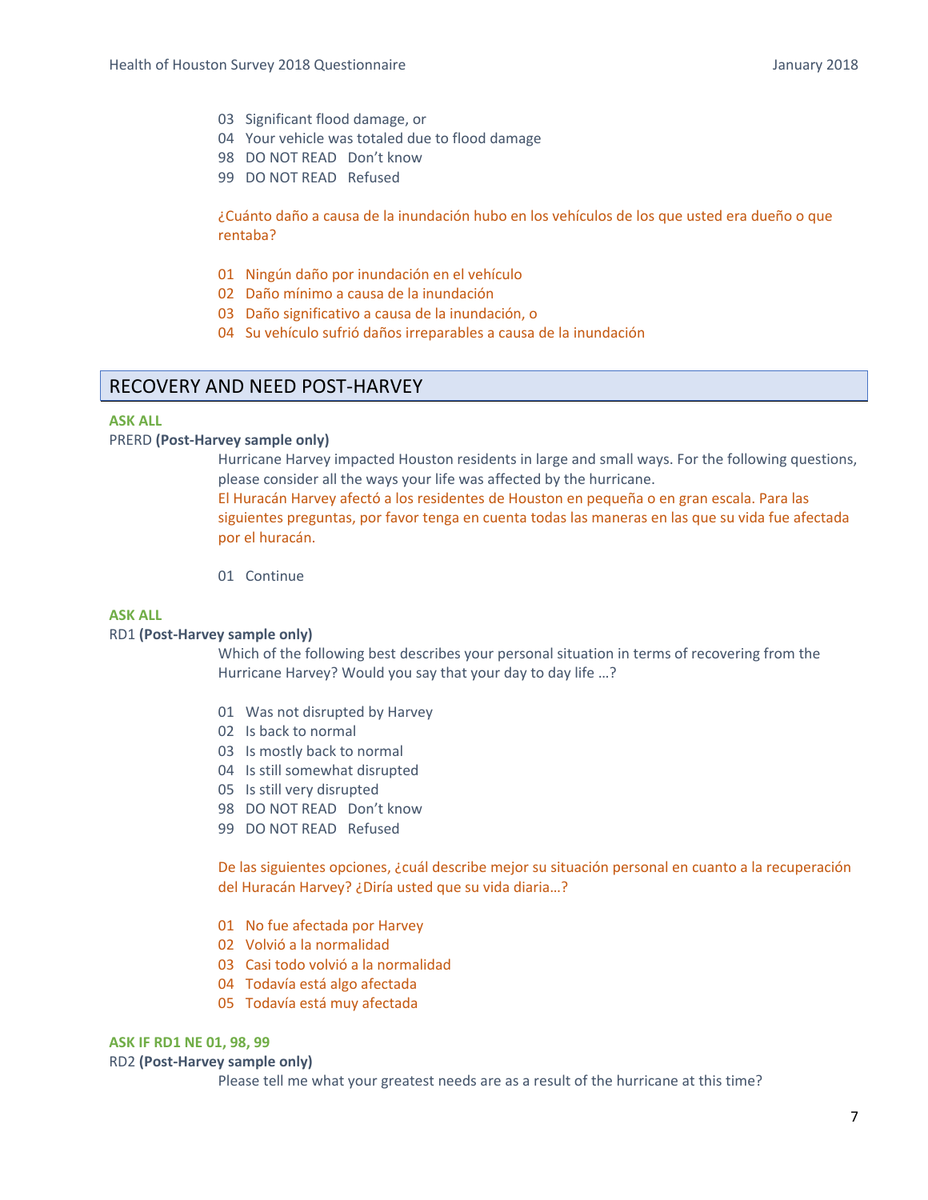03 Significant flood damage, or
04 Your vehicle was totaled due to flood damage
98 DO NOT READ Don't know
99 DO NOT READ Refused

¿Cuánto daño a causa de la inundación hubo en los vehículos de los que usted era dueño o que rentaba?

01 Ningún daño por inundación en el vehículo
02 Daño mínimo a causa de la inundación
03 Daño significativo a causa de la inundación, o
04 Su vehículo sufrió daños irreparables a causa de la inundación

## RECOVERY AND NEED POST-HARVEY

**ASK ALL**

PRERD **(Post-Harvey sample only)**

Hurricane Harvey impacted Houston residents in large and small ways. For the following questions, please consider all the ways your life was affected by the hurricane.
El Huracán Harvey afectó a los residentes de Houston en pequeña o en gran escala. Para las siguientes preguntas, por favor tenga en cuenta todas las maneras en las que su vida fue afectada por el huracán.

01 Continue

**ASK ALL**

RD1 **(Post-Harvey sample only)**

Which of the following best describes your personal situation in terms of recovering from the Hurricane Harvey? Would you say that your day to day life …?

01 Was not disrupted by Harvey
02 Is back to normal
03 Is mostly back to normal
04 Is still somewhat disrupted
05 Is still very disrupted
98 DO NOT READ Don't know
99 DO NOT READ Refused

De las siguientes opciones, ¿cuál describe mejor su situación personal en cuanto a la recuperación del Huracán Harvey? ¿Diría usted que su vida diaria…?

01 No fue afectada por Harvey
02 Volvió a la normalidad
03 Casi todo volvió a la normalidad
04 Todavía está algo afectada
05 Todavía está muy afectada

**ASK IF RD1 NE 01, 98, 99**

RD2 **(Post-Harvey sample only)**

Please tell me what your greatest needs are as a result of the hurricane at this time?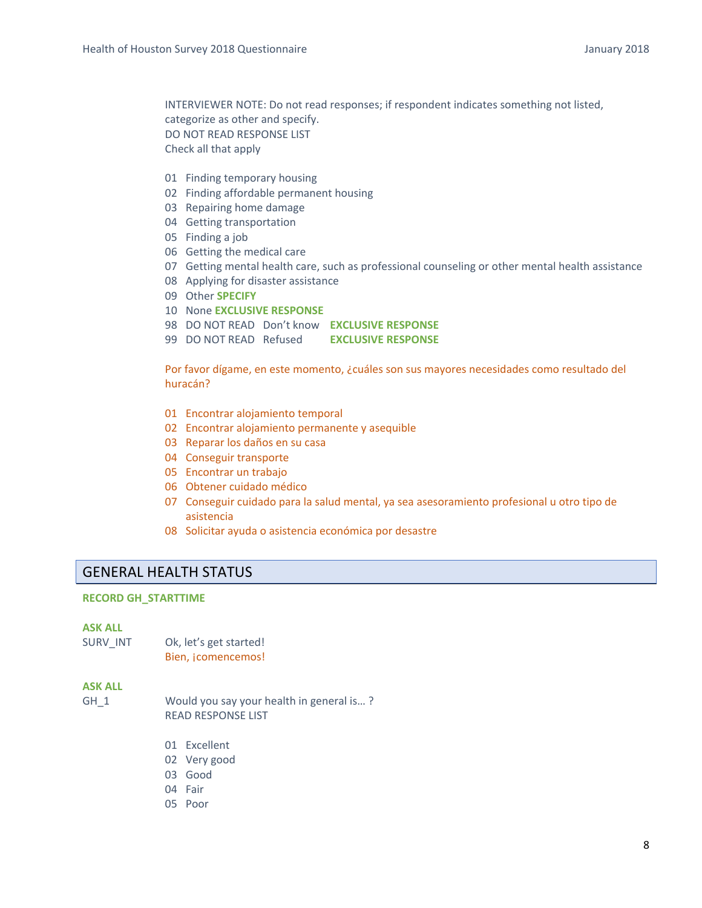INTERVIEWER NOTE: Do not read responses; if respondent indicates something not listed, categorize as other and specify.
DO NOT READ RESPONSE LIST
Check all that apply

01 Finding temporary housing
02 Finding affordable permanent housing
03 Repairing home damage
04 Getting transportation
05 Finding a job
06 Getting the medical care
07 Getting mental health care, such as professional counseling or other mental health assistance
08 Applying for disaster assistance
09 Other **SPECIFY**
10 None **EXCLUSIVE RESPONSE**
98 DO NOT READ Don't know **EXCLUSIVE RESPONSE**
99 DO NOT READ Refused **EXCLUSIVE RESPONSE**

Por favor dígame, en este momento, ¿cuáles son sus mayores necesidades como resultado del huracán?

01 Encontrar alojamiento temporal
02 Encontrar alojamiento permanente y asequible
03 Reparar los daños en su casa
04 Conseguir transporte
05 Encontrar un trabajo
06 Obtener cuidado médico
07 Conseguir cuidado para la salud mental, ya sea asesoramiento profesional u otro tipo de asistencia
08 Solicitar ayuda o asistencia económica por desastre

## GENERAL HEALTH STATUS

**RECORD GH_STARTTIME**

**ASK ALL**
SURV_INT Ok, let's get started!
Bien, ¡comencemos!

**ASK ALL**
GH_1 Would you say your health in general is… ?
READ RESPONSE LIST

01 Excellent
02 Very good
03 Good
04 Fair
05 Poor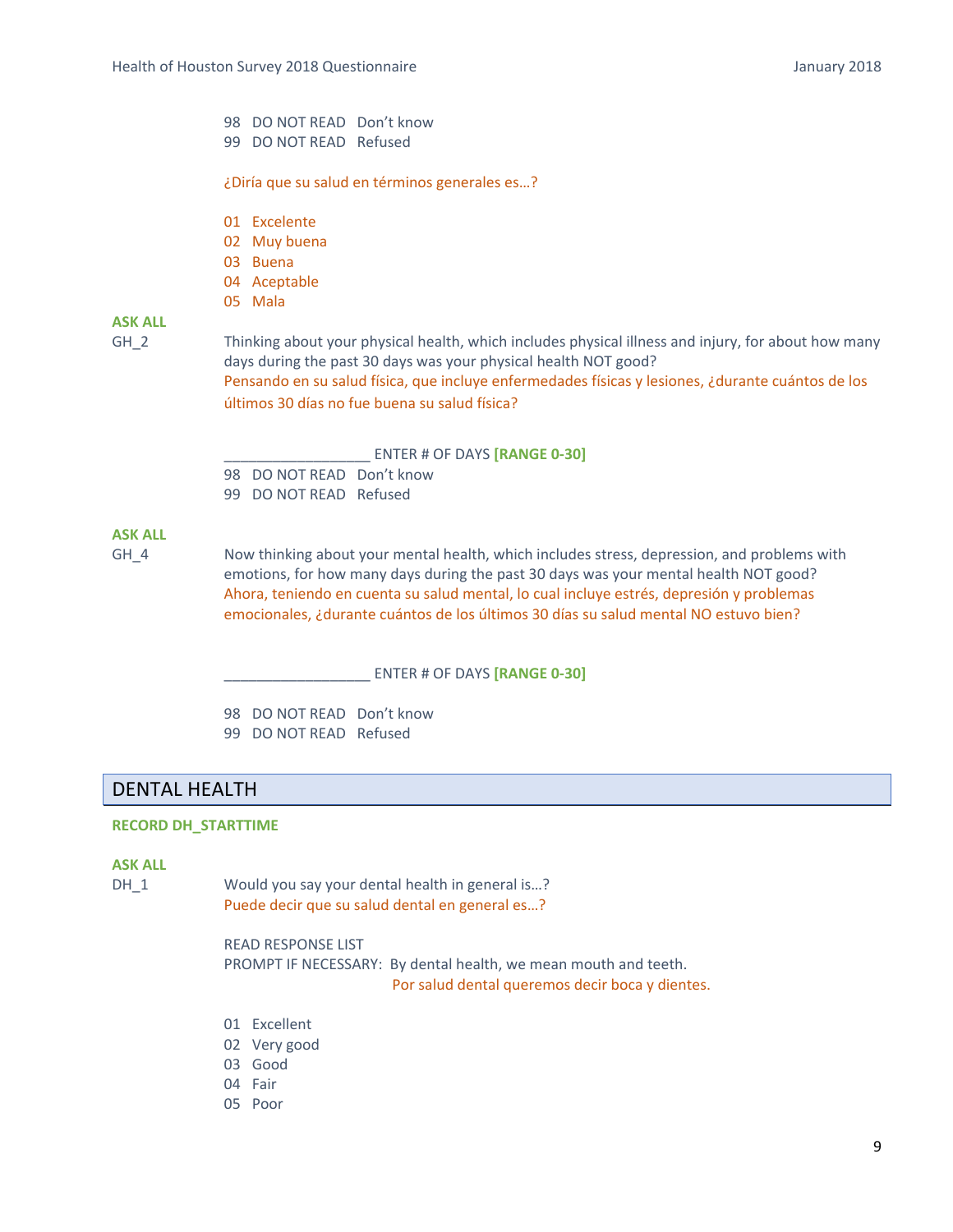98 DO NOT READ Don't know
99 DO NOT READ Refused

¿Diría que su salud en términos generales es…?

01 Excelente
02 Muy buena
03 Buena
04 Aceptable
05 Mala

**ASK ALL**

GH_2 Thinking about your physical health, which includes physical illness and injury, for about how many days during the past 30 days was your physical health NOT good?
Pensando en su salud física, que incluye enfermedades físicas y lesiones, ¿durante cuántos de los últimos 30 días no fue buena su salud física?

__________________ ENTER # OF DAYS **[RANGE 0-30]**
98 DO NOT READ Don't know
99 DO NOT READ Refused

**ASK ALL**

GH_4 Now thinking about your mental health, which includes stress, depression, and problems with emotions, for how many days during the past 30 days was your mental health NOT good?
Ahora, teniendo en cuenta su salud mental, lo cual incluye estrés, depresión y problemas emocionales, ¿durante cuántos de los últimos 30 días su salud mental NO estuvo bien?

__________________ ENTER # OF DAYS **[RANGE 0-30]**

98 DO NOT READ Don't know
99 DO NOT READ Refused

## DENTAL HEALTH

**RECORD DH_STARTTIME**

**ASK ALL**

DH_1 Would you say your dental health in general is…?
Puede decir que su salud dental en general es…?

READ RESPONSE LIST
PROMPT IF NECESSARY: By dental health, we mean mouth and teeth.
Por salud dental queremos decir boca y dientes.

01 Excellent
02 Very good
03 Good
04 Fair
05 Poor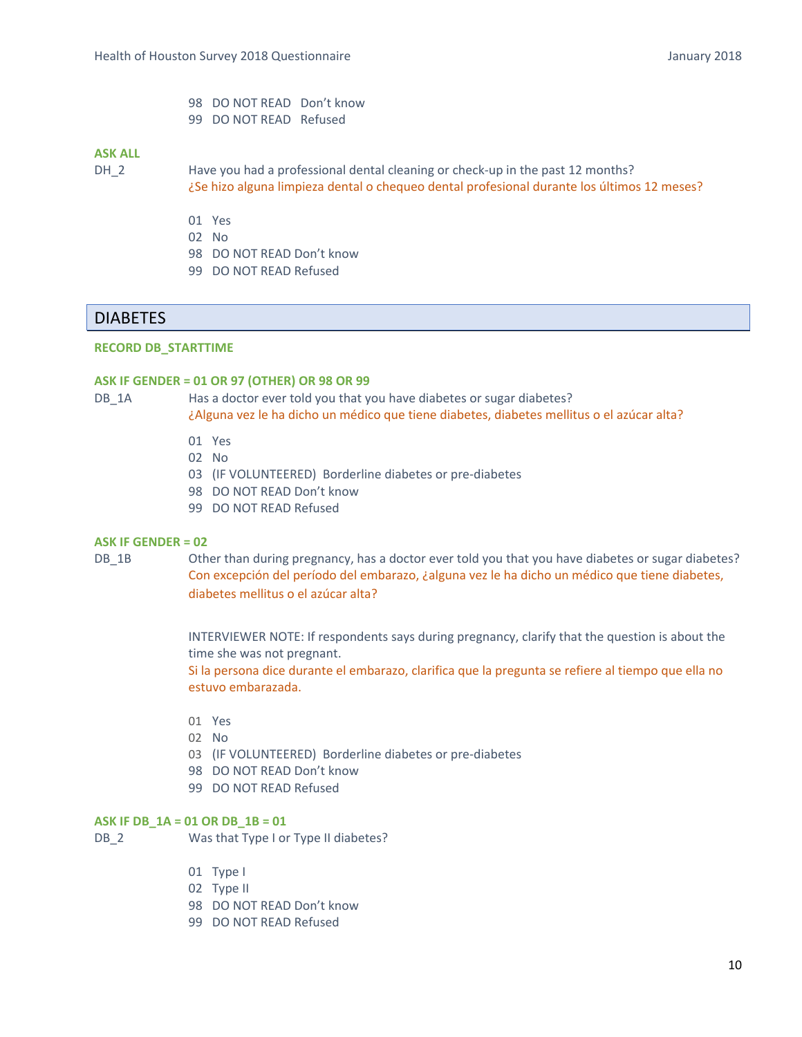98 DO NOT READ Don't know
99 DO NOT READ Refused

**ASK ALL**

DH_2 Have you had a professional dental cleaning or check-up in the past 12 months?
¿Se hizo alguna limpieza dental o chequeo dental profesional durante los últimos 12 meses?

01 Yes
02 No
98 DO NOT READ Don't know
99 DO NOT READ Refused

## DIABETES

**RECORD DB_STARTTIME**

**ASK IF GENDER = 01 OR 97 (OTHER) OR 98 OR 99**

DB_1A Has a doctor ever told you that you have diabetes or sugar diabetes?
¿Alguna vez le ha dicho un médico que tiene diabetes, diabetes mellitus o el azúcar alta?

01 Yes
02 No
03 (IF VOLUNTEERED) Borderline diabetes or pre-diabetes
98 DO NOT READ Don't know
99 DO NOT READ Refused

**ASK IF GENDER = 02**

DB_1B Other than during pregnancy, has a doctor ever told you that you have diabetes or sugar diabetes?
Con excepción del período del embarazo, ¿alguna vez le ha dicho un médico que tiene diabetes, diabetes mellitus o el azúcar alta?

INTERVIEWER NOTE: If respondents says during pregnancy, clarify that the question is about the time she was not pregnant.
Si la persona dice durante el embarazo, clarifica que la pregunta se refiere al tiempo que ella no estuvo embarazada.

01 Yes
02 No
03 (IF VOLUNTEERED) Borderline diabetes or pre-diabetes
98 DO NOT READ Don't know
99 DO NOT READ Refused

**ASK IF DB_1A = 01 OR DB_1B = 01**

DB_2 Was that Type I or Type II diabetes?

01 Type I
02 Type II
98 DO NOT READ Don't know
99 DO NOT READ Refused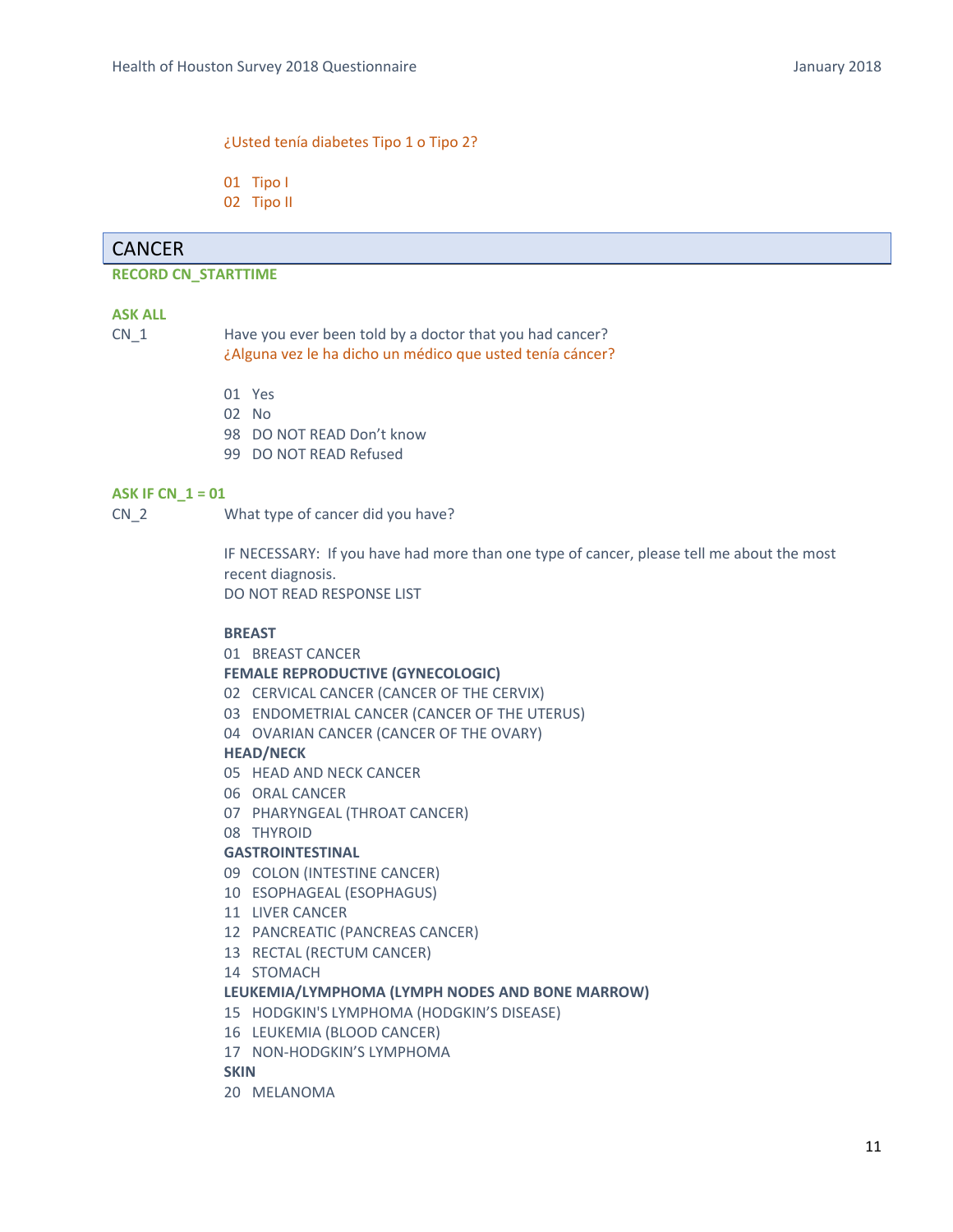¿Usted tenía diabetes Tipo 1 o Tipo 2?

01 Tipo I
02 Tipo II

## CANCER

**RECORD CN_STARTTIME**

**ASK ALL**

CN_1 Have you ever been told by a doctor that you had cancer?
¿Alguna vez le ha dicho un médico que usted tenía cáncer?

01 Yes
02 No
98 DO NOT READ Don't know
99 DO NOT READ Refused

**ASK IF CN_1 = 01**

CN_2 What type of cancer did you have?

IF NECESSARY: If you have had more than one type of cancer, please tell me about the most recent diagnosis.
DO NOT READ RESPONSE LIST

**BREAST**
01 BREAST CANCER
**FEMALE REPRODUCTIVE (GYNECOLOGIC)**
02 CERVICAL CANCER (CANCER OF THE CERVIX)
03 ENDOMETRIAL CANCER (CANCER OF THE UTERUS)
04 OVARIAN CANCER (CANCER OF THE OVARY)
**HEAD/NECK**
05 HEAD AND NECK CANCER
06 ORAL CANCER
07 PHARYNGEAL (THROAT CANCER)
08 THYROID
**GASTROINTESTINAL**
09 COLON (INTESTINE CANCER)
10 ESOPHAGEAL (ESOPHAGUS)
11 LIVER CANCER
12 PANCREATIC (PANCREAS CANCER)
13 RECTAL (RECTUM CANCER)
14 STOMACH
**LEUKEMIA/LYMPHOMA (LYMPH NODES AND BONE MARROW)**
15 HODGKIN'S LYMPHOMA (HODGKIN'S DISEASE)
16 LEUKEMIA (BLOOD CANCER)
17 NON-HODGKIN'S LYMPHOMA
**SKIN**
20 MELANOMA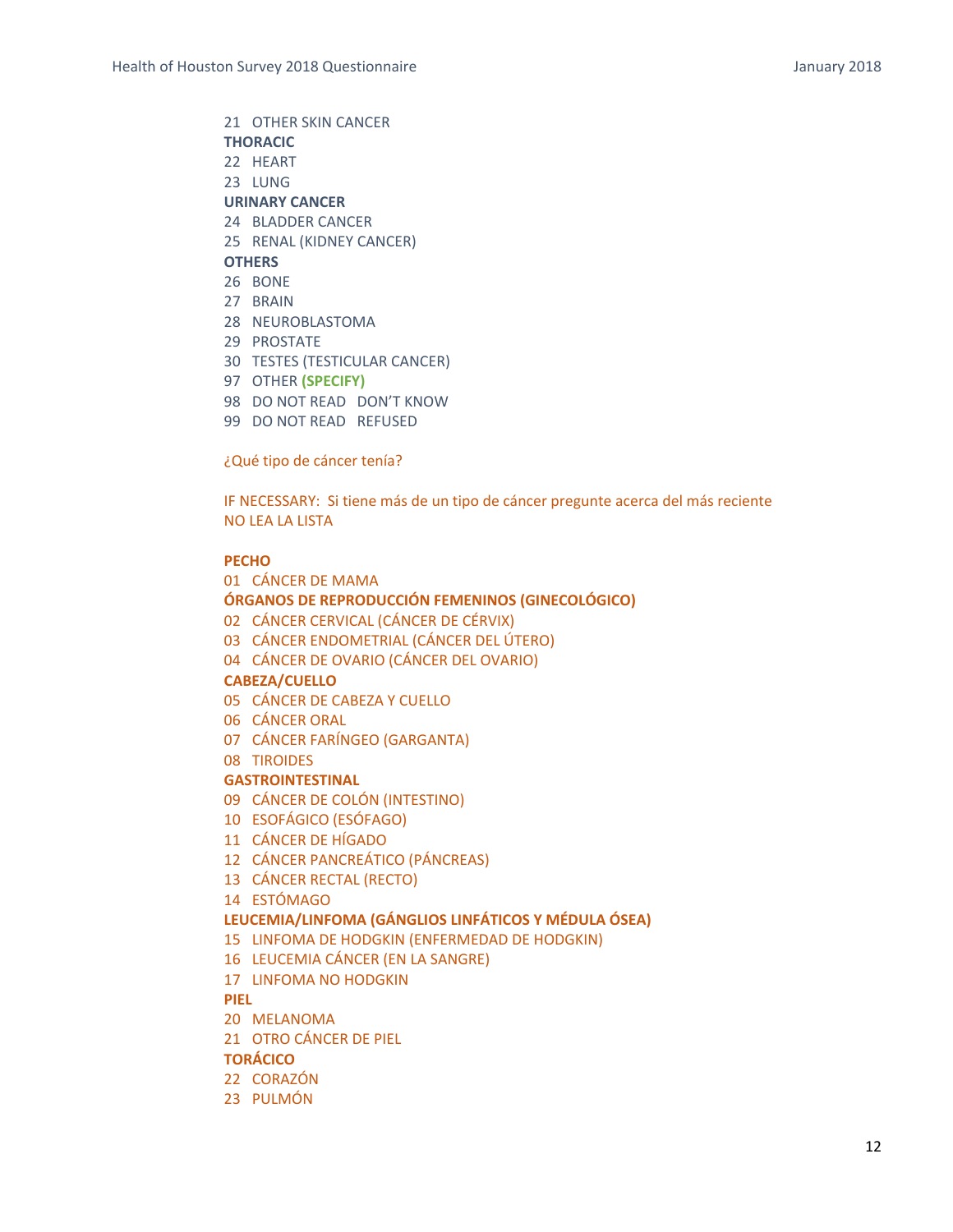21 OTHER SKIN CANCER

**THORACIC**

22 HEART

23 LUNG

**URINARY CANCER**

24 BLADDER CANCER

25 RENAL (KIDNEY CANCER)

**OTHERS**

26 BONE

27 BRAIN

28 NEUROBLASTOMA

29 PROSTATE

30 TESTES (TESTICULAR CANCER)

97 OTHER **(SPECIFY)**

98 DO NOT READ DON'T KNOW

99 DO NOT READ REFUSED

¿Qué tipo de cáncer tenía?

IF NECESSARY: Si tiene más de un tipo de cáncer pregunte acerca del más reciente
NO LEA LA LISTA

**PECHO**

01 CÁNCER DE MAMA

**ÓRGANOS DE REPRODUCCIÓN FEMENINOS (GINECOLÓGICO)**

02 CÁNCER CERVICAL (CÁNCER DE CÉRVIX)

03 CÁNCER ENDOMETRIAL (CÁNCER DEL ÚTERO)

04 CÁNCER DE OVARIO (CÁNCER DEL OVARIO)

**CABEZA/CUELLO**

05 CÁNCER DE CABEZA Y CUELLO

06 CÁNCER ORAL

07 CÁNCER FARÍNGEO (GARGANTA)

08 TIROIDES

**GASTROINTESTINAL**

09 CÁNCER DE COLÓN (INTESTINO)

10 ESOFÁGICO (ESÓFAGO)

11 CÁNCER DE HÍGADO

12 CÁNCER PANCREÁTICO (PÁNCREAS)

13 CÁNCER RECTAL (RECTO)

14 ESTÓMAGO

**LEUCEMIA/LINFOMA (GÁNGLIOS LINFÁTICOS Y MÉDULA ÓSEA)**

15 LINFOMA DE HODGKIN (ENFERMEDAD DE HODGKIN)

16 LEUCEMIA CÁNCER (EN LA SANGRE)

17 LINFOMA NO HODGKIN

**PIEL**

20 MELANOMA

21 OTRO CÁNCER DE PIEL

**TORÁCICO**

22 CORAZÓN

23 PULMÓN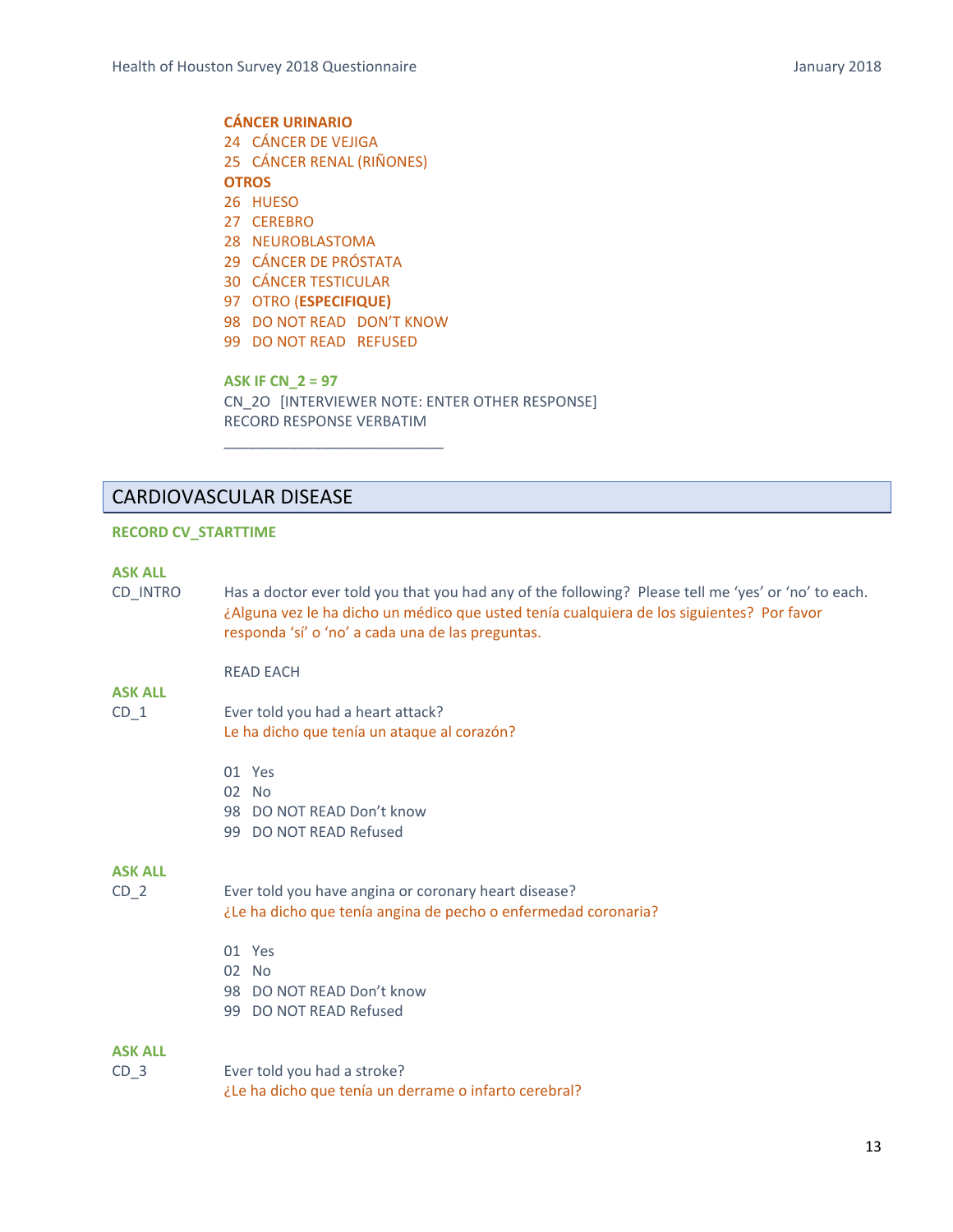**CÁNCER URINARIO**
24 CÁNCER DE VEJIGA
25 CÁNCER RENAL (RIÑONES)
**OTROS**
26 HUESO
27 CEREBRO
28 NEUROBLASTOMA
29 CÁNCER DE PRÓSTATA
30 CÁNCER TESTICULAR
97 OTRO (**ESPECIFIQUE)**
98 DO NOT READ DON'T KNOW
99 DO NOT READ REFUSED

**ASK IF CN_2 = 97**
CN_2O [INTERVIEWER NOTE: ENTER OTHER RESPONSE]
RECORD RESPONSE VERBATIM
___________________________

## CARDIOVASCULAR DISEASE

**RECORD CV_STARTTIME**

**ASK ALL**
CD_INTRO Has a doctor ever told you that you had any of the following? Please tell me 'yes' or 'no' to each.
¿Alguna vez le ha dicho un médico que usted tenía cualquiera de los siguientes? Por favor responda 'sí' o 'no' a cada una de las preguntas.

READ EACH

**ASK ALL**
CD_1 Ever told you had a heart attack?
Le ha dicho que tenía un ataque al corazón?

01 Yes
02 No
98 DO NOT READ Don't know
99 DO NOT READ Refused

**ASK ALL**
CD_2 Ever told you have angina or coronary heart disease?
¿Le ha dicho que tenía angina de pecho o enfermedad coronaria?

01 Yes
02 No
98 DO NOT READ Don't know
99 DO NOT READ Refused

**ASK ALL**
CD_3 Ever told you had a stroke?
¿Le ha dicho que tenía un derrame o infarto cerebral?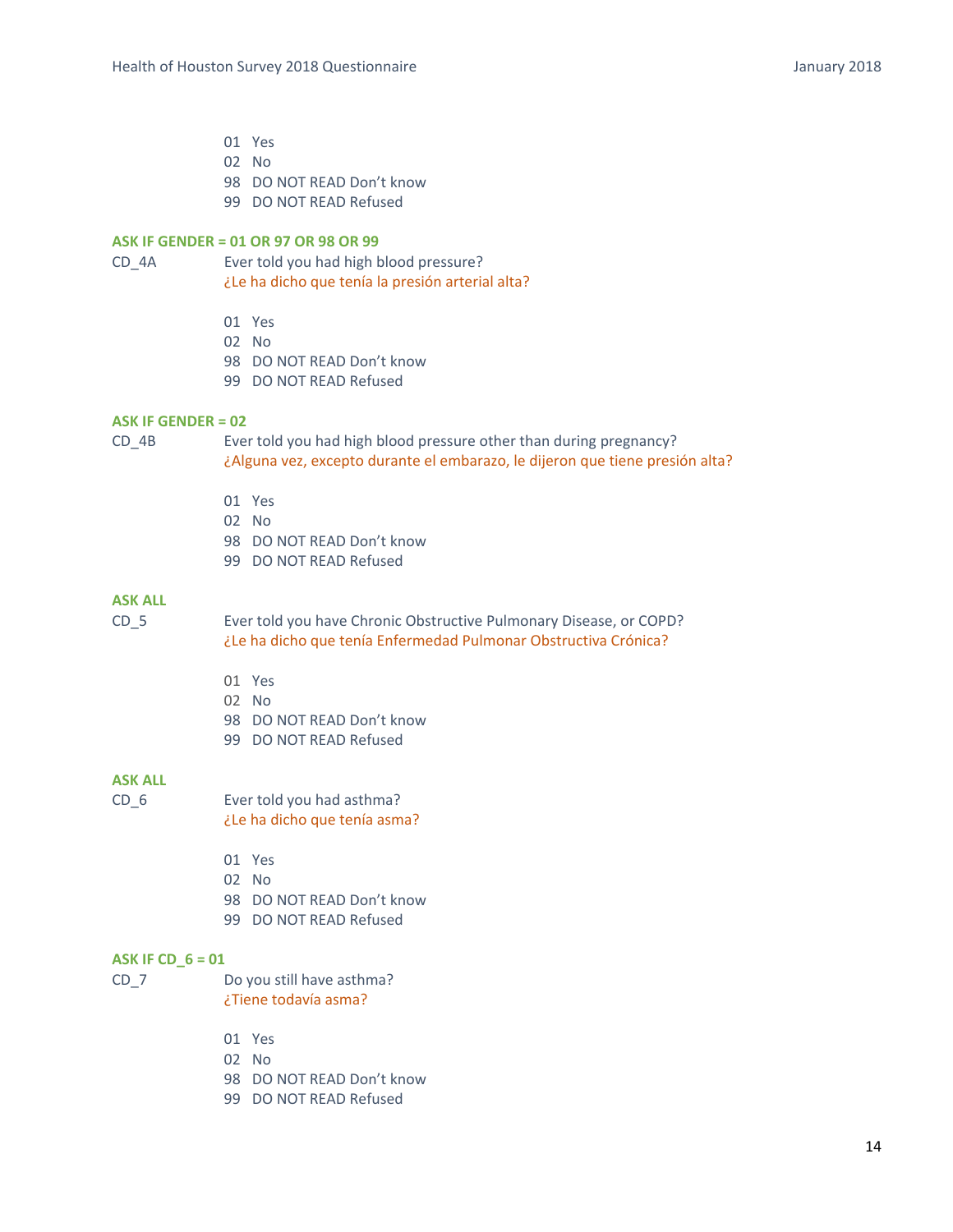01 Yes
02 No
98 DO NOT READ Don't know
99 DO NOT READ Refused

**ASK IF GENDER = 01 OR 97 OR 98 OR 99**

CD_4A Ever told you had high blood pressure?
¿Le ha dicho que tenía la presión arterial alta?

01 Yes
02 No
98 DO NOT READ Don't know
99 DO NOT READ Refused

**ASK IF GENDER = 02**

CD_4B Ever told you had high blood pressure other than during pregnancy?
¿Alguna vez, excepto durante el embarazo, le dijeron que tiene presión alta?

01 Yes
02 No
98 DO NOT READ Don't know
99 DO NOT READ Refused

**ASK ALL**

CD_5 Ever told you have Chronic Obstructive Pulmonary Disease, or COPD?
¿Le ha dicho que tenía Enfermedad Pulmonar Obstructiva Crónica?

01 Yes
02 No
98 DO NOT READ Don't know
99 DO NOT READ Refused

**ASK ALL**

CD_6 Ever told you had asthma?
¿Le ha dicho que tenía asma?

01 Yes
02 No
98 DO NOT READ Don't know
99 DO NOT READ Refused

**ASK IF CD_6 = 01**

CD_7 Do you still have asthma?
¿Tiene todavía asma?

01 Yes
02 No
98 DO NOT READ Don't know
99 DO NOT READ Refused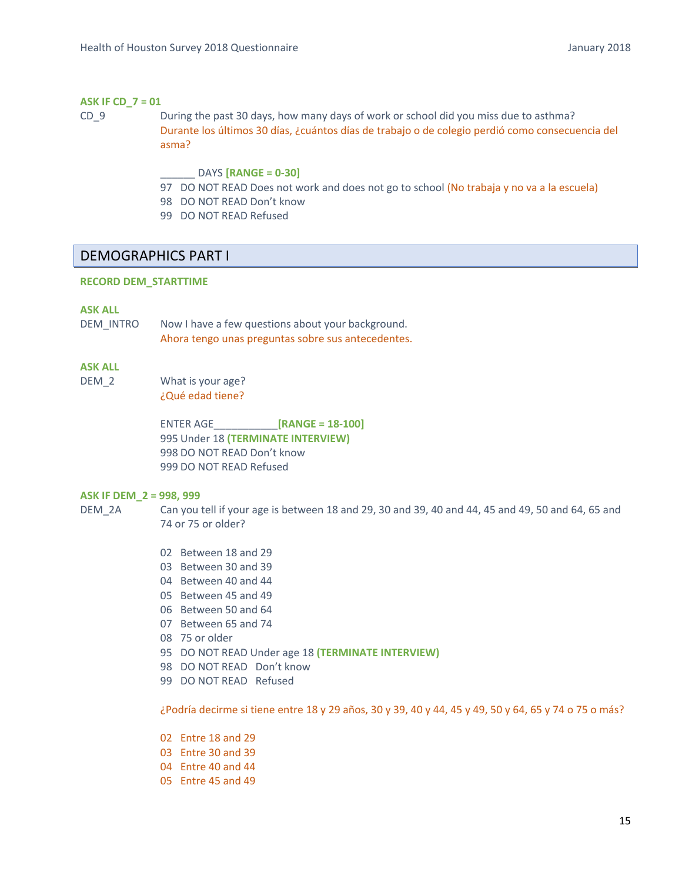**ASK IF CD_7 = 01**

CD_9 During the past 30 days, how many days of work or school did you miss due to asthma?
Durante los últimos 30 días, ¿cuántos días de trabajo o de colegio perdió como consecuencia del asma?

______ DAYS **[RANGE = 0-30]**
97 DO NOT READ Does not work and does not go to school (No trabaja y no va a la escuela)
98 DO NOT READ Don't know
99 DO NOT READ Refused

## DEMOGRAPHICS PART I

**RECORD DEM_STARTTIME**

**ASK ALL**

DEM_INTRO Now I have a few questions about your background.
Ahora tengo unas preguntas sobre sus antecedentes.

**ASK ALL**

DEM_2 What is your age?
¿Qué edad tiene?

ENTER AGE___________**[RANGE = 18-100]**
995 Under 18 **(TERMINATE INTERVIEW)**
998 DO NOT READ Don't know
999 DO NOT READ Refused

**ASK IF DEM_2 = 998, 999**

DEM_2A Can you tell if your age is between 18 and 29, 30 and 39, 40 and 44, 45 and 49, 50 and 64, 65 and 74 or 75 or older?

02 Between 18 and 29
03 Between 30 and 39
04 Between 40 and 44
05 Between 45 and 49
06 Between 50 and 64
07 Between 65 and 74
08 75 or older
95 DO NOT READ Under age 18 **(TERMINATE INTERVIEW)**
98 DO NOT READ Don't know
99 DO NOT READ Refused

¿Podría decirme si tiene entre 18 y 29 años, 30 y 39, 40 y 44, 45 y 49, 50 y 64, 65 y 74 o 75 o más?

02 Entre 18 and 29
03 Entre 30 and 39
04 Entre 40 and 44
05 Entre 45 and 49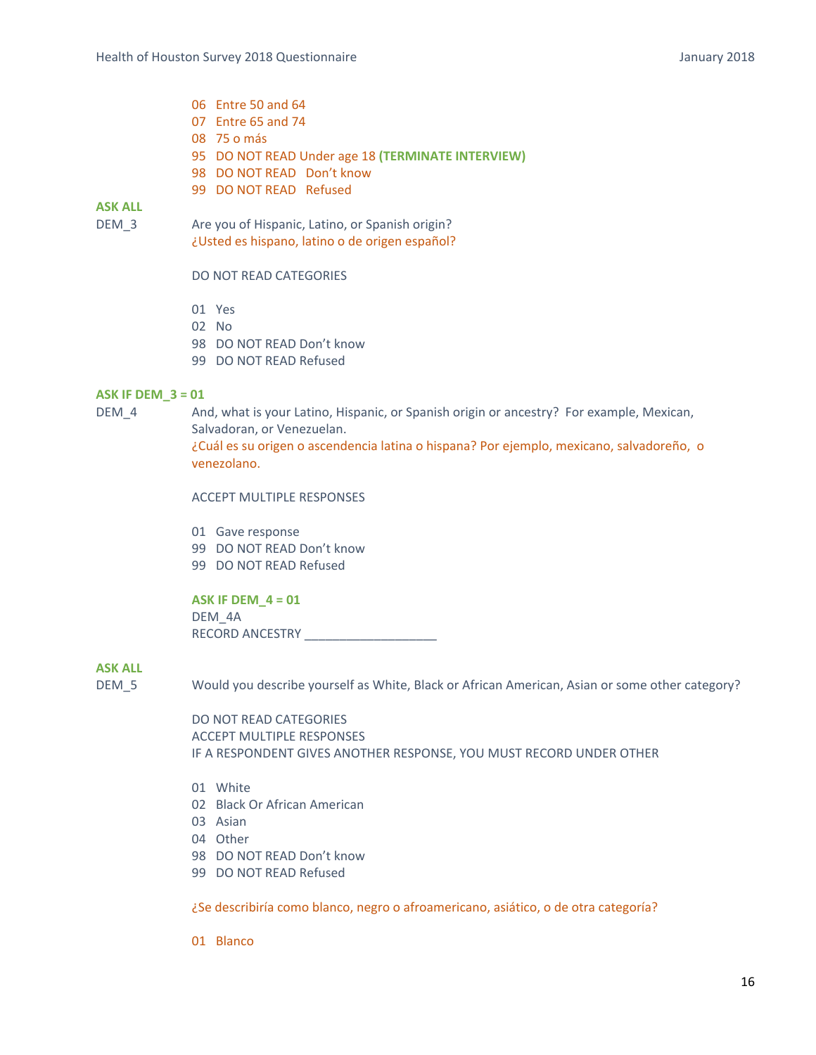06 Entre 50 and 64
07 Entre 65 and 74
08 75 o más
95 DO NOT READ Under age 18 **(TERMINATE INTERVIEW)**
98 DO NOT READ Don't know
99 DO NOT READ Refused

**ASK ALL**

DEM_3 Are you of Hispanic, Latino, or Spanish origin?
¿Usted es hispano, latino o de origen español?

DO NOT READ CATEGORIES

01 Yes
02 No
98 DO NOT READ Don't know
99 DO NOT READ Refused

**ASK IF DEM_3 = 01**

DEM_4 And, what is your Latino, Hispanic, or Spanish origin or ancestry? For example, Mexican, Salvadoran, or Venezuelan.
¿Cuál es su origen o ascendencia latina o hispana? Por ejemplo, mexicano, salvadoreño, o venezolano.

ACCEPT MULTIPLE RESPONSES

01 Gave response
99 DO NOT READ Don't know
99 DO NOT READ Refused

**ASK IF DEM_4 = 01**

DEM_4A
RECORD ANCESTRY ___________________

**ASK ALL**

DEM_5 Would you describe yourself as White, Black or African American, Asian or some other category?

DO NOT READ CATEGORIES
ACCEPT MULTIPLE RESPONSES
IF A RESPONDENT GIVES ANOTHER RESPONSE, YOU MUST RECORD UNDER OTHER

01 White
02 Black Or African American
03 Asian
04 Other
98 DO NOT READ Don't know
99 DO NOT READ Refused

¿Se describiría como blanco, negro o afroamericano, asiático, o de otra categoría?

01 Blanco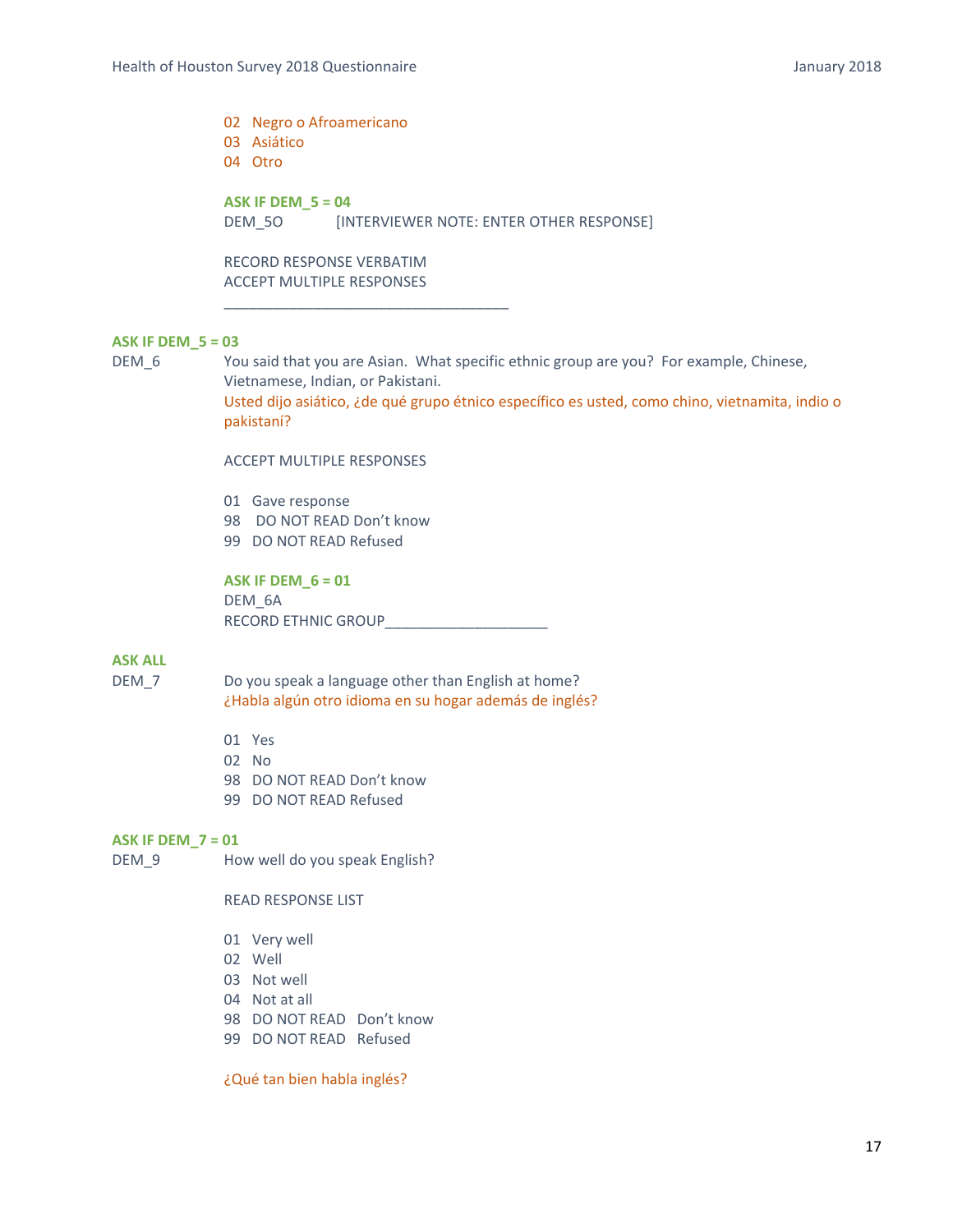02 Negro o Afroamericano
03 Asiático
04 Otro

**ASK IF DEM_5 = 04**
DEM_5O [INTERVIEWER NOTE: ENTER OTHER RESPONSE]

RECORD RESPONSE VERBATIM
ACCEPT MULTIPLE RESPONSES

___________________________________

**ASK IF DEM_5 = 03**
DEM_6 You said that you are Asian. What specific ethnic group are you? For example, Chinese, Vietnamese, Indian, or Pakistani.
Usted dijo asiático, ¿de qué grupo étnico específico es usted, como chino, vietnamita, indio o pakistaní?

ACCEPT MULTIPLE RESPONSES

01 Gave response
98 DO NOT READ Don't know
99 DO NOT READ Refused

**ASK IF DEM_6 = 01**
DEM_6A
RECORD ETHNIC GROUP____________________

**ASK ALL**
DEM_7 Do you speak a language other than English at home?
¿Habla algún otro idioma en su hogar además de inglés?

01 Yes
02 No
98 DO NOT READ Don't know
99 DO NOT READ Refused

**ASK IF DEM_7 = 01**
DEM_9 How well do you speak English?

READ RESPONSE LIST

01 Very well
02 Well
03 Not well
04 Not at all
98 DO NOT READ Don't know
99 DO NOT READ Refused

¿Qué tan bien habla inglés?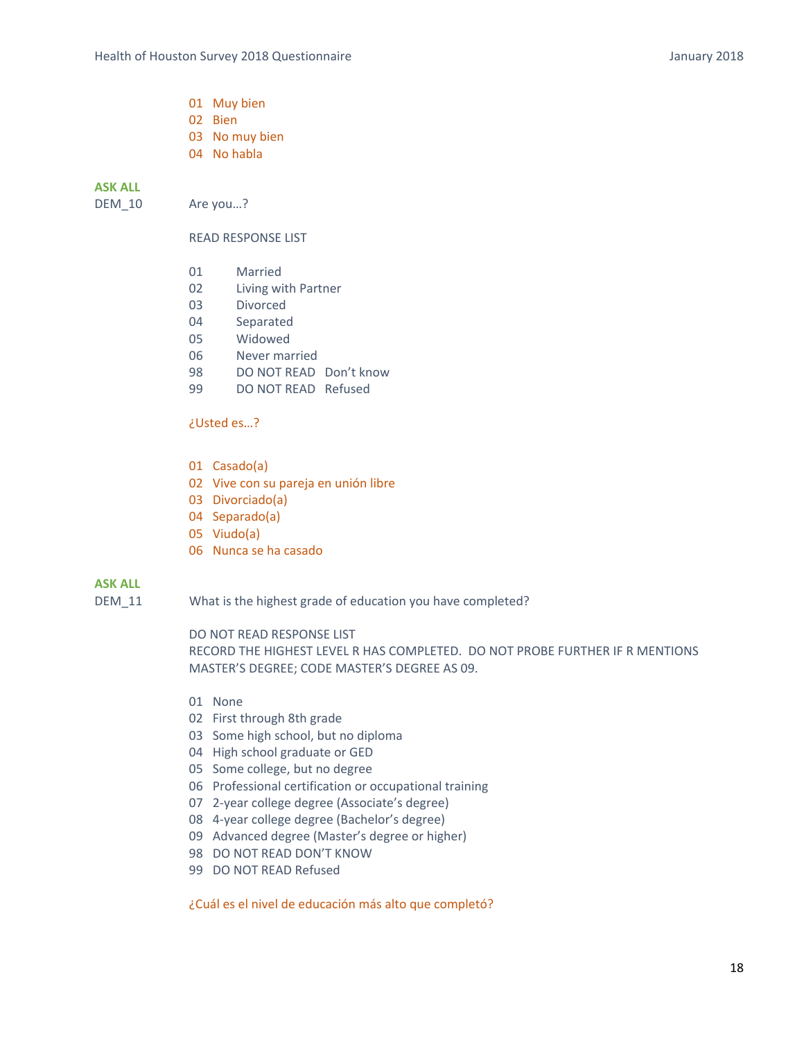01 Muy bien
02 Bien
03 No muy bien
04 No habla

**ASK ALL**

DEM_10 Are you…?

READ RESPONSE LIST

01 Married
02 Living with Partner
03 Divorced
04 Separated
05 Widowed
06 Never married
98 DO NOT READ Don't know
99 DO NOT READ Refused

¿Usted es…?

01 Casado(a)
02 Vive con su pareja en unión libre
03 Divorciado(a)
04 Separado(a)
05 Viudo(a)
06 Nunca se ha casado

**ASK ALL**

DEM_11 What is the highest grade of education you have completed?

DO NOT READ RESPONSE LIST
RECORD THE HIGHEST LEVEL R HAS COMPLETED. DO NOT PROBE FURTHER IF R MENTIONS MASTER'S DEGREE; CODE MASTER'S DEGREE AS 09.

01 None
02 First through 8th grade
03 Some high school, but no diploma
04 High school graduate or GED
05 Some college, but no degree
06 Professional certification or occupational training
07 2-year college degree (Associate's degree)
08 4-year college degree (Bachelor's degree)
09 Advanced degree (Master's degree or higher)
98 DO NOT READ DON'T KNOW
99 DO NOT READ Refused

¿Cuál es el nivel de educación más alto que completó?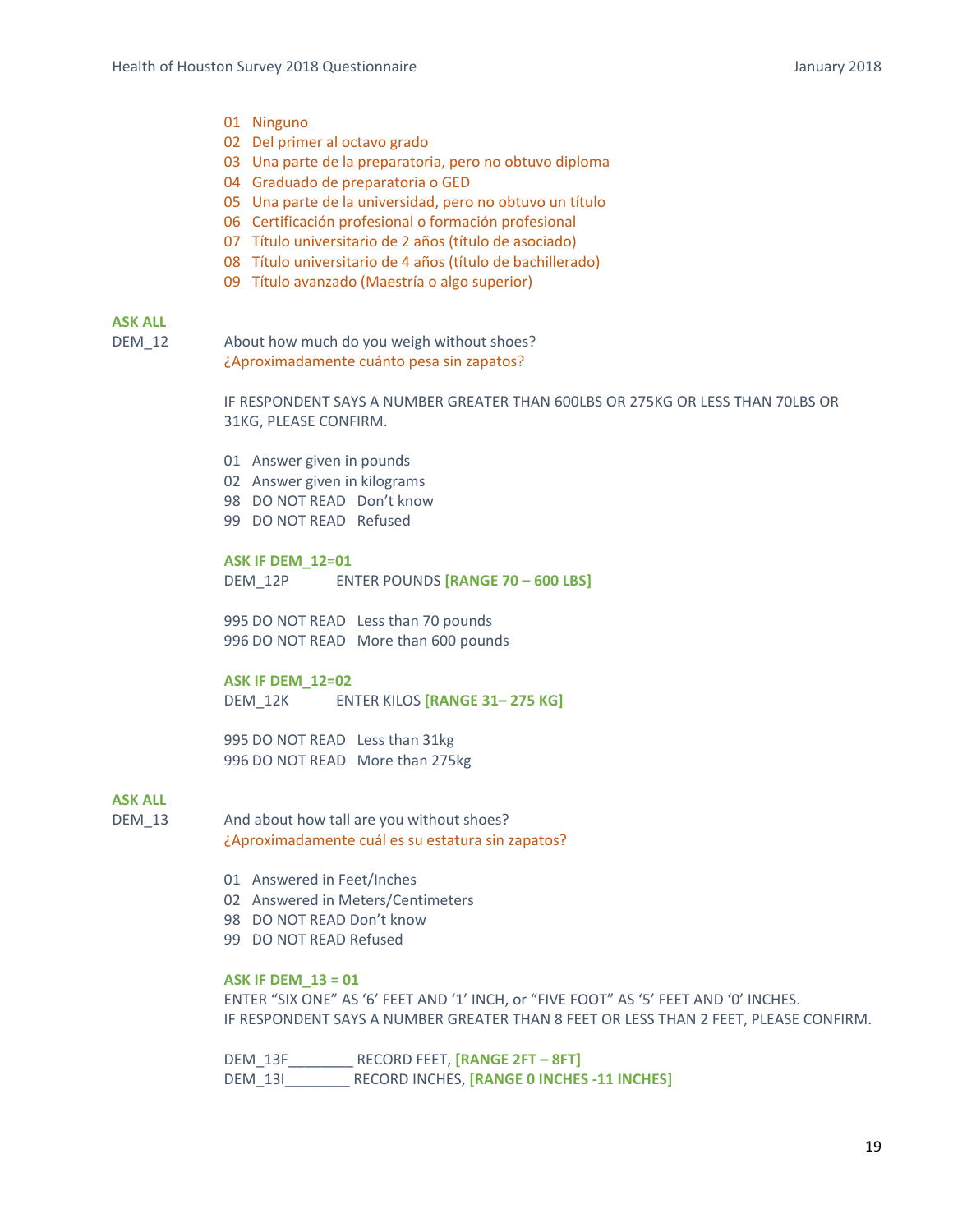01 Ninguno
02 Del primer al octavo grado
03 Una parte de la preparatoria, pero no obtuvo diploma
04 Graduado de preparatoria o GED
05 Una parte de la universidad, pero no obtuvo un título
06 Certificación profesional o formación profesional
07 Título universitario de 2 años (título de asociado)
08 Título universitario de 4 años (título de bachillerado)
09 Título avanzado (Maestría o algo superior)

**ASK ALL**

DEM_12 About how much do you weigh without shoes?
¿Aproximadamente cuánto pesa sin zapatos?

IF RESPONDENT SAYS A NUMBER GREATER THAN 600LBS OR 275KG OR LESS THAN 70LBS OR 31KG, PLEASE CONFIRM.

01 Answer given in pounds
02 Answer given in kilograms
98 DO NOT READ Don't know
99 DO NOT READ Refused

**ASK IF DEM_12=01**

DEM_12P ENTER POUNDS **[RANGE 70 – 600 LBS]**

995 DO NOT READ Less than 70 pounds
996 DO NOT READ More than 600 pounds

**ASK IF DEM_12=02**

DEM_12K ENTER KILOS **[RANGE 31– 275 KG]**

995 DO NOT READ Less than 31kg
996 DO NOT READ More than 275kg

**ASK ALL**

DEM_13 And about how tall are you without shoes?
¿Aproximadamente cuál es su estatura sin zapatos?

01 Answered in Feet/Inches
02 Answered in Meters/Centimeters
98 DO NOT READ Don't know
99 DO NOT READ Refused

**ASK IF DEM_13 = 01**

ENTER "SIX ONE" AS '6' FEET AND '1' INCH, or "FIVE FOOT" AS '5' FEET AND '0' INCHES.
IF RESPONDENT SAYS A NUMBER GREATER THAN 8 FEET OR LESS THAN 2 FEET, PLEASE CONFIRM.

DEM_13F________ RECORD FEET, **[RANGE 2FT – 8FT]**
DEM_13I________ RECORD INCHES, **[RANGE 0 INCHES -11 INCHES]**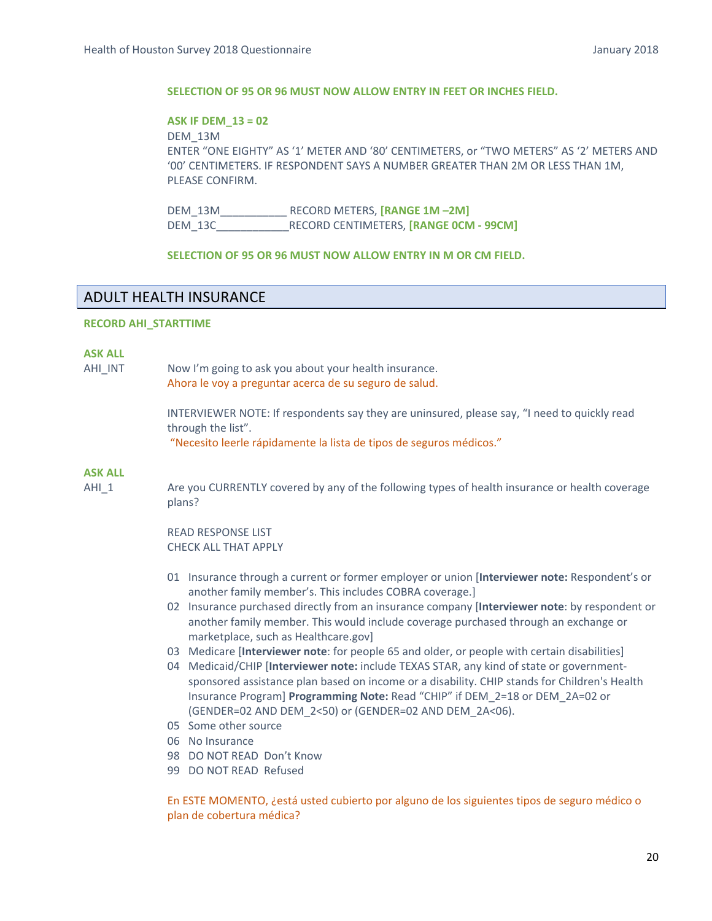**SELECTION OF 95 OR 96 MUST NOW ALLOW ENTRY IN FEET OR INCHES FIELD.**

**ASK IF DEM_13 = 02**

DEM_13M

ENTER "ONE EIGHTY" AS '1' METER AND '80' CENTIMETERS, or "TWO METERS" AS '2' METERS AND '00' CENTIMETERS. IF RESPONDENT SAYS A NUMBER GREATER THAN 2M OR LESS THAN 1M, PLEASE CONFIRM.

DEM_13M___________ RECORD METERS, **[RANGE 1M –2M]**
DEM_13C____________RECORD CENTIMETERS, **[RANGE 0CM - 99CM]**

**SELECTION OF 95 OR 96 MUST NOW ALLOW ENTRY IN M OR CM FIELD.**

## ADULT HEALTH INSURANCE

**RECORD AHI_STARTTIME**

**ASK ALL**

AHI_INT Now I'm going to ask you about your health insurance.
Ahora le voy a preguntar acerca de su seguro de salud.

INTERVIEWER NOTE: If respondents say they are uninsured, please say, "I need to quickly read through the list".
"Necesito leerle rápidamente la lista de tipos de seguros médicos."

**ASK ALL**

AHI_1 Are you CURRENTLY covered by any of the following types of health insurance or health coverage plans?

READ RESPONSE LIST
CHECK ALL THAT APPLY

01 Insurance through a current or former employer or union [**Interviewer note:** Respondent's or another family member's. This includes COBRA coverage.]
02 Insurance purchased directly from an insurance company [**Interviewer note**: by respondent or another family member. This would include coverage purchased through an exchange or marketplace, such as Healthcare.gov]
03 Medicare [**Interviewer note**: for people 65 and older, or people with certain disabilities]
04 Medicaid/CHIP [**Interviewer note:** include TEXAS STAR, any kind of state or government-sponsored assistance plan based on income or a disability. CHIP stands for Children's Health Insurance Program] **Programming Note:** Read "CHIP" if DEM_2=18 or DEM_2A=02 or (GENDER=02 AND DEM_2<50) or (GENDER=02 AND DEM_2A<06).
05 Some other source
06 No Insurance
98 DO NOT READ Don't Know
99 DO NOT READ Refused

En ESTE MOMENTO, ¿está usted cubierto por alguno de los siguientes tipos de seguro médico o plan de cobertura médica?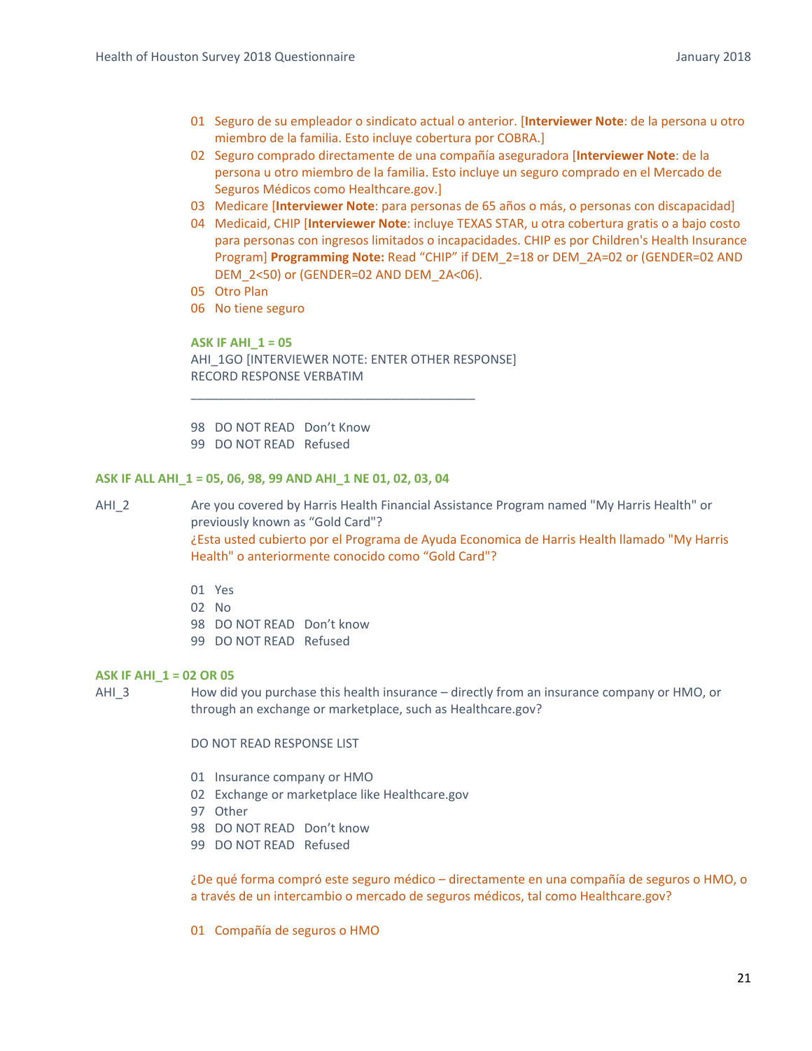01 Seguro de su empleador o sindicato actual o anterior. [**Interviewer Note**: de la persona u otro miembro de la familia. Esto incluye cobertura por COBRA.]
02 Seguro comprado directamente de una compañía aseguradora [**Interviewer Note**: de la persona u otro miembro de la familia. Esto incluye un seguro comprado en el Mercado de Seguros Médicos como Healthcare.gov.]
03 Medicare [**Interviewer Note**: para personas de 65 años o más, o personas con discapacidad]
04 Medicaid, CHIP [**Interviewer Note**: incluye TEXAS STAR, u otra cobertura gratis o a bajo costo para personas con ingresos limitados o incapacidades. CHIP es por Children's Health Insurance Program] **Programming Note:** Read "CHIP" if DEM_2=18 or DEM_2A=02 or (GENDER=02 AND DEM_2<50) or (GENDER=02 AND DEM_2A<06).
05 Otro Plan
06 No tiene seguro

**ASK IF AHI_1 = 05**

AHI_1GO [INTERVIEWER NOTE: ENTER OTHER RESPONSE]
RECORD RESPONSE VERBATIM

___________________________________________

98 DO NOT READ Don't Know
99 DO NOT READ Refused

**ASK IF ALL AHI_1 = 05, 06, 98, 99 AND AHI_1 NE 01, 02, 03, 04**

AHI_2 Are you covered by Harris Health Financial Assistance Program named "My Harris Health" or previously known as "Gold Card"?

¿Esta usted cubierto por el Programa de Ayuda Economica de Harris Health llamado "My Harris Health" o anteriormente conocido como "Gold Card"?

01 Yes
02 No
98 DO NOT READ Don't know
99 DO NOT READ Refused

**ASK IF AHI_1 = 02 OR 05**

AHI_3 How did you purchase this health insurance – directly from an insurance company or HMO, or through an exchange or marketplace, such as Healthcare.gov?

DO NOT READ RESPONSE LIST

01 Insurance company or HMO
02 Exchange or marketplace like Healthcare.gov
97 Other
98 DO NOT READ Don't know
99 DO NOT READ Refused

¿De qué forma compró este seguro médico – directamente en una compañía de seguros o HMO, o a través de un intercambio o mercado de seguros médicos, tal como Healthcare.gov?

01 Compañía de seguros o HMO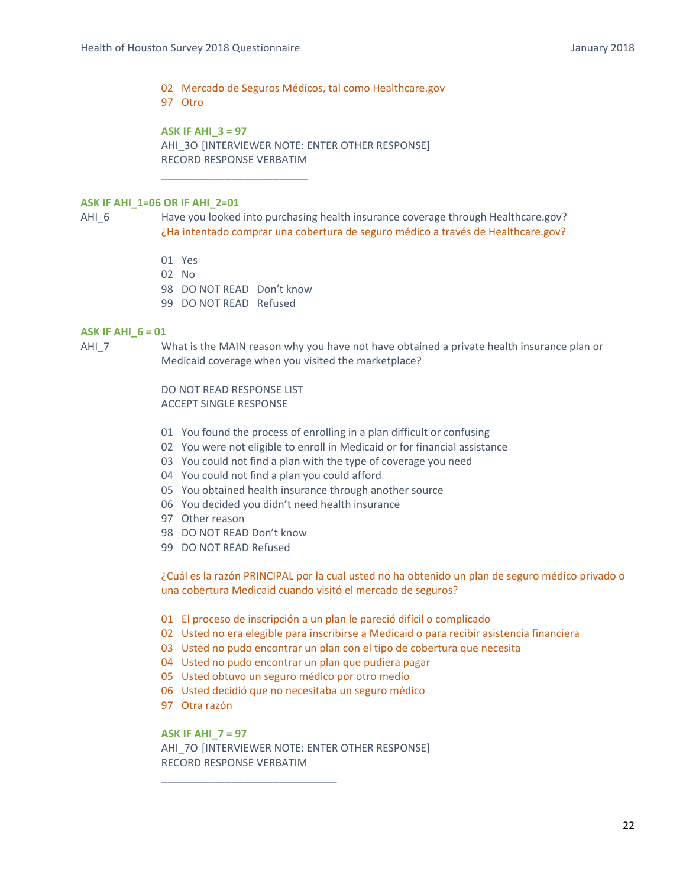02 Mercado de Seguros Médicos, tal como Healthcare.gov
97 Otro

**ASK IF AHI_3 = 97**
AHI_3O [INTERVIEWER NOTE: ENTER OTHER RESPONSE]
RECORD RESPONSE VERBATIM

_________________________

**ASK IF AHI_1=06 OR IF AHI_2=01**

AHI_6 Have you looked into purchasing health insurance coverage through Healthcare.gov?
¿Ha intentado comprar una cobertura de seguro médico a través de Healthcare.gov?

01 Yes
02 No
98 DO NOT READ Don't know
99 DO NOT READ Refused

**ASK IF AHI_6 = 01**

AHI_7 What is the MAIN reason why you have not have obtained a private health insurance plan or Medicaid coverage when you visited the marketplace?

DO NOT READ RESPONSE LIST
ACCEPT SINGLE RESPONSE

01 You found the process of enrolling in a plan difficult or confusing
02 You were not eligible to enroll in Medicaid or for financial assistance
03 You could not find a plan with the type of coverage you need
04 You could not find a plan you could afford
05 You obtained health insurance through another source
06 You decided you didn't need health insurance
97 Other reason
98 DO NOT READ Don't know
99 DO NOT READ Refused

¿Cuál es la razón PRINCIPAL por la cual usted no ha obtenido un plan de seguro médico privado o una cobertura Medicaid cuando visitó el mercado de seguros?

01 El proceso de inscripción a un plan le pareció difícil o complicado
02 Usted no era elegible para inscribirse a Medicaid o para recibir asistencia financiera
03 Usted no pudo encontrar un plan con el tipo de cobertura que necesita
04 Usted no pudo encontrar un plan que pudiera pagar
05 Usted obtuvo un seguro médico por otro medio
06 Usted decidió que no necesitaba un seguro médico
97 Otra razón

**ASK IF AHI_7 = 97**
AHI_7O [INTERVIEWER NOTE: ENTER OTHER RESPONSE]
RECORD RESPONSE VERBATIM

______________________________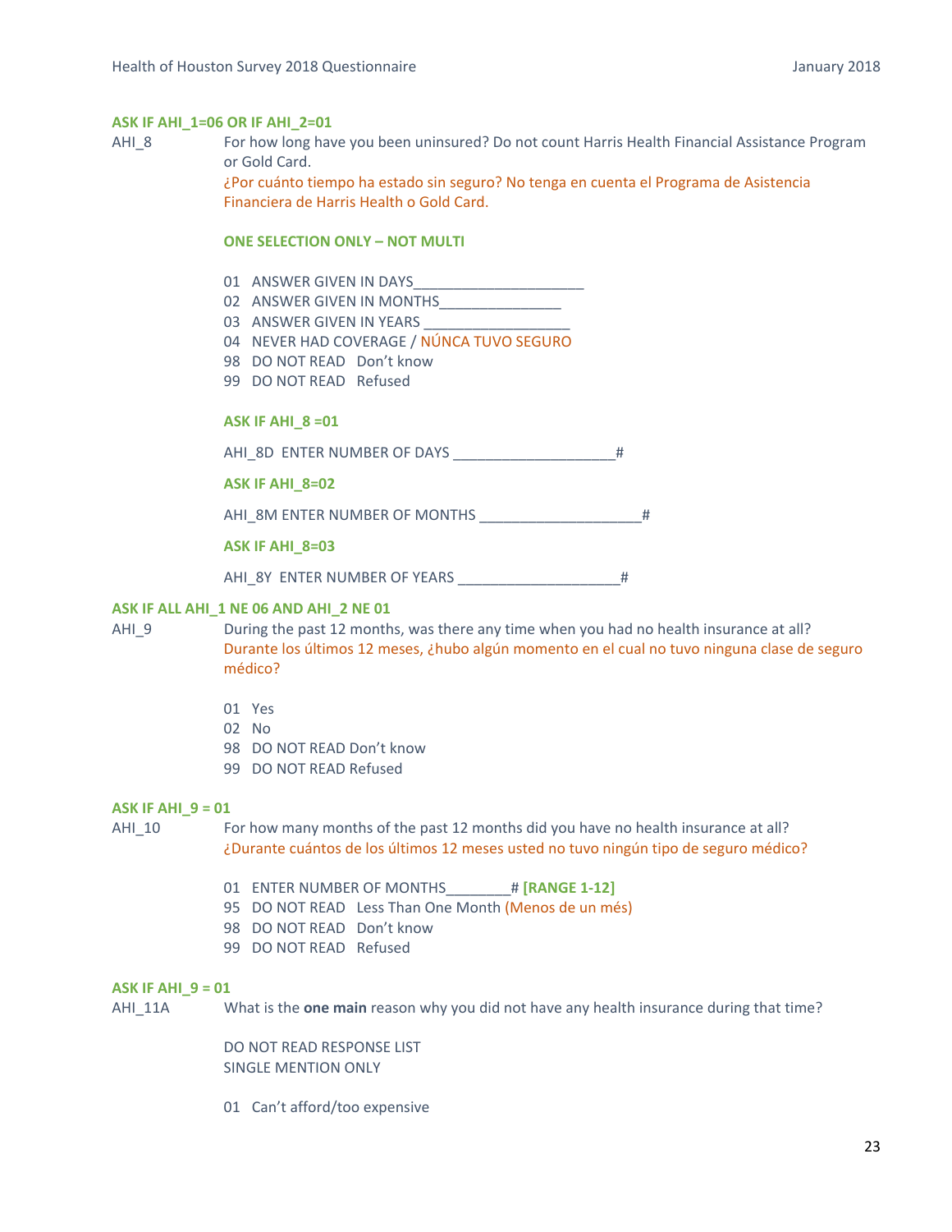**ASK IF AHI_1=06 OR IF AHI_2=01**

AHI_8 For how long have you been uninsured? Do not count Harris Health Financial Assistance Program or Gold Card.
¿Por cuánto tiempo ha estado sin seguro? No tenga en cuenta el Programa de Asistencia Financiera de Harris Health o Gold Card.

**ONE SELECTION ONLY – NOT MULTI**

01 ANSWER GIVEN IN DAYS____________________
02 ANSWER GIVEN IN MONTHS_______________
03 ANSWER GIVEN IN YEARS _________________
04 NEVER HAD COVERAGE / NÚNCA TUVO SEGURO
98 DO NOT READ Don't know
99 DO NOT READ Refused

**ASK IF AHI_8 =01**

AHI_8D ENTER NUMBER OF DAYS ___________________#

**ASK IF AHI_8=02**

AHI_8M ENTER NUMBER OF MONTHS ___________________#

**ASK IF AHI_8=03**

AHI_8Y ENTER NUMBER OF YEARS ___________________#

**ASK IF ALL AHI_1 NE 06 AND AHI_2 NE 01**

AHI_9 During the past 12 months, was there any time when you had no health insurance at all?
Durante los últimos 12 meses, ¿hubo algún momento en el cual no tuvo ninguna clase de seguro médico?

01 Yes
02 No
98 DO NOT READ Don't know
99 DO NOT READ Refused

**ASK IF AHI_9 = 01**

AHI_10 For how many months of the past 12 months did you have no health insurance at all?
¿Durante cuántos de los últimos 12 meses usted no tuvo ningún tipo de seguro médico?

01 ENTER NUMBER OF MONTHS________# **[RANGE 1-12]**
95 DO NOT READ Less Than One Month (Menos de un més)
98 DO NOT READ Don't know
99 DO NOT READ Refused

**ASK IF AHI_9 = 01**

AHI_11A What is the **one main** reason why you did not have any health insurance during that time?

DO NOT READ RESPONSE LIST
SINGLE MENTION ONLY

01 Can't afford/too expensive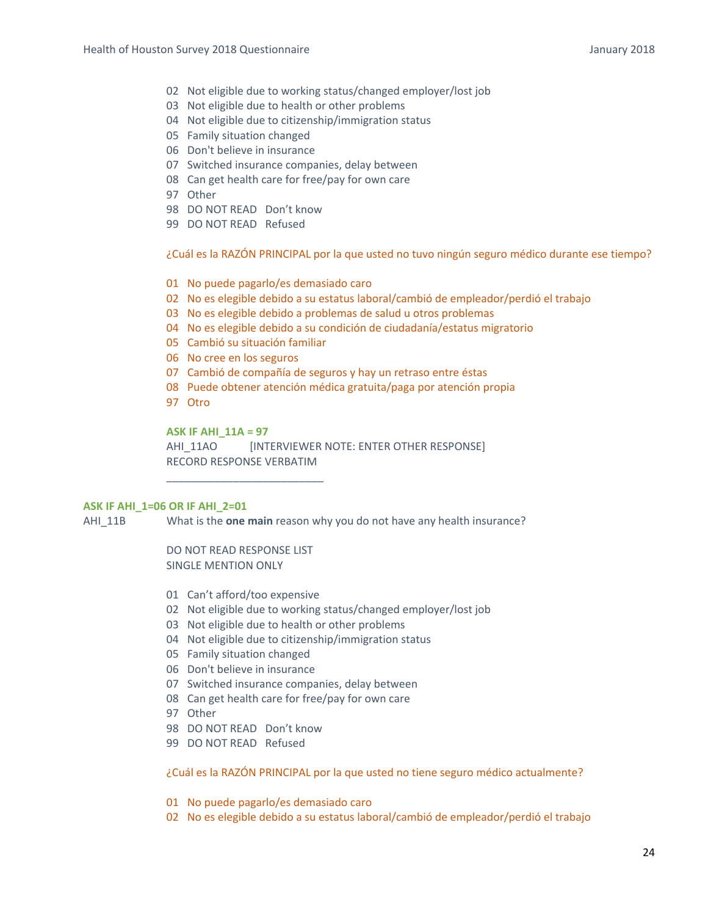02  Not eligible due to working status/changed employer/lost job
03  Not eligible due to health or other problems
04  Not eligible due to citizenship/immigration status
05  Family situation changed
06  Don't believe in insurance
07  Switched insurance companies, delay between
08  Can get health care for free/pay for own care
97  Other
98  DO NOT READ   Don't know
99  DO NOT READ   Refused

¿Cuál es la RAZÓN PRINCIPAL por la que usted no tuvo ningún seguro médico durante ese tiempo?

01  No puede pagarlo/es demasiado caro
02  No es elegible debido a su estatus laboral/cambió de empleador/perdió el trabajo
03  No es elegible debido a problemas de salud u otros problemas
04  No es elegible debido a su condición de ciudadanía/estatus migratorio
05  Cambió su situación familiar
06  No cree en los seguros
07  Cambió de compañía de seguros y hay un retraso entre éstas
08  Puede obtener atención médica gratuita/paga por atención propia
97  Otro

**ASK IF AHI_11A = 97**
AHI_11AO     [INTERVIEWER NOTE: ENTER OTHER RESPONSE]
RECORD RESPONSE VERBATIM

_________________________

**ASK IF AHI_1=06 OR IF AHI_2=01**
AHI_11B     What is the **one main** reason why you do not have any health insurance?

DO NOT READ RESPONSE LIST
SINGLE MENTION ONLY

01  Can't afford/too expensive
02  Not eligible due to working status/changed employer/lost job
03  Not eligible due to health or other problems
04  Not eligible due to citizenship/immigration status
05  Family situation changed
06  Don't believe in insurance
07  Switched insurance companies, delay between
08  Can get health care for free/pay for own care
97  Other
98  DO NOT READ   Don't know
99  DO NOT READ   Refused

¿Cuál es la RAZÓN PRINCIPAL por la que usted no tiene seguro médico actualmente?

01  No puede pagarlo/es demasiado caro
02  No es elegible debido a su estatus laboral/cambió de empleador/perdió el trabajo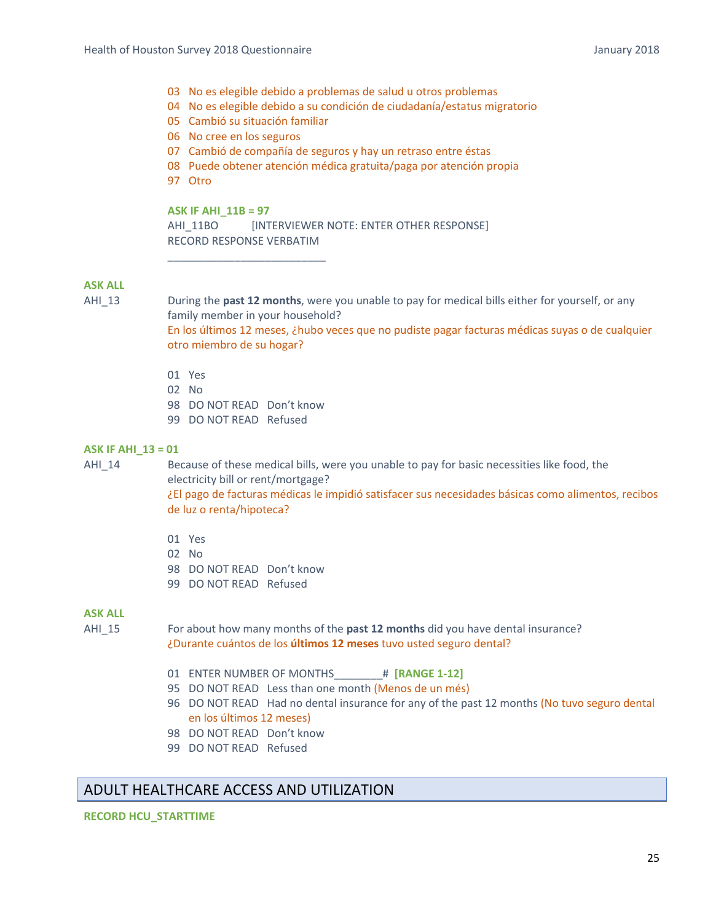03 No es elegible debido a problemas de salud u otros problemas
04 No es elegible debido a su condición de ciudadanía/estatus migratorio
05 Cambió su situación familiar
06 No cree en los seguros
07 Cambió de compañía de seguros y hay un retraso entre éstas
08 Puede obtener atención médica gratuita/paga por atención propia
97 Otro

**ASK IF AHI_11B = 97**

AHI_11BO [INTERVIEWER NOTE: ENTER OTHER RESPONSE]
RECORD RESPONSE VERBATIM

_________________________

**ASK ALL**

AHI_13 During the **past 12 months**, were you unable to pay for medical bills either for yourself, or any family member in your household?
En los últimos 12 meses, ¿hubo veces que no pudiste pagar facturas médicas suyas o de cualquier otro miembro de su hogar?

01 Yes
02 No
98 DO NOT READ Don't know
99 DO NOT READ Refused

**ASK IF AHI_13 = 01**

AHI_14 Because of these medical bills, were you unable to pay for basic necessities like food, the electricity bill or rent/mortgage?
¿El pago de facturas médicas le impidió satisfacer sus necesidades básicas como alimentos, recibos de luz o renta/hipoteca?

01 Yes
02 No
98 DO NOT READ Don't know
99 DO NOT READ Refused

**ASK ALL**

AHI_15 For about how many months of the **past 12 months** did you have dental insurance?
¿Durante cuántos de los **últimos 12 meses** tuvo usted seguro dental?

01 ENTER NUMBER OF MONTHS________# **[RANGE 1-12]**
95 DO NOT READ Less than one month (Menos de un més)
96 DO NOT READ Had no dental insurance for any of the past 12 months (No tuvo seguro dental en los últimos 12 meses)
98 DO NOT READ Don't know
99 DO NOT READ Refused

## ADULT HEALTHCARE ACCESS AND UTILIZATION

**RECORD HCU_STARTTIME**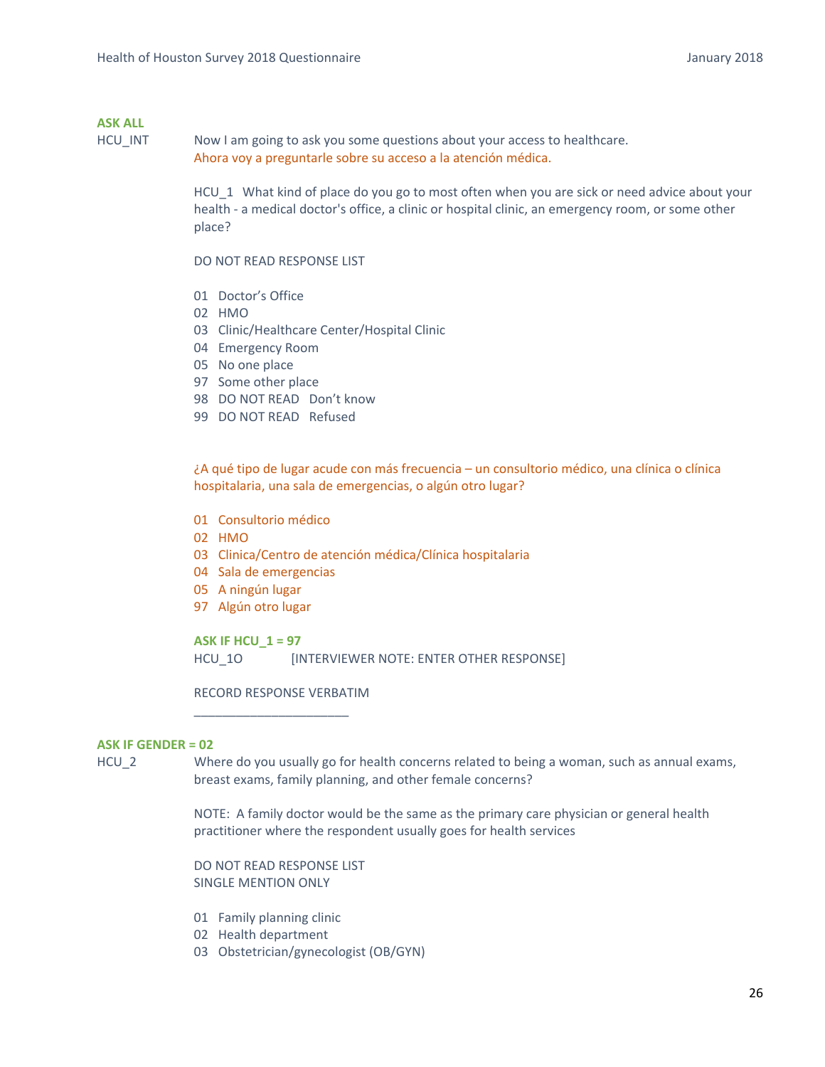**ASK ALL**

HCU_INT Now I am going to ask you some questions about your access to healthcare.
Ahora voy a preguntarle sobre su acceso a la atención médica.

HCU_1 What kind of place do you go to most often when you are sick or need advice about your health - a medical doctor's office, a clinic or hospital clinic, an emergency room, or some other place?

DO NOT READ RESPONSE LIST

01 Doctor's Office
02 HMO
03 Clinic/Healthcare Center/Hospital Clinic
04 Emergency Room
05 No one place
97 Some other place
98 DO NOT READ Don't know
99 DO NOT READ Refused

¿A qué tipo de lugar acude con más frecuencia – un consultorio médico, una clínica o clínica hospitalaria, una sala de emergencias, o algún otro lugar?

01 Consultorio médico
02 HMO
03 Clinica/Centro de atención médica/Clínica hospitalaria
04 Sala de emergencias
05 A ningún lugar
97 Algún otro lugar

**ASK IF HCU_1 = 97**

HCU_1O [INTERVIEWER NOTE: ENTER OTHER RESPONSE]

RECORD RESPONSE VERBATIM

______________________

**ASK IF GENDER = 02**

HCU_2 Where do you usually go for health concerns related to being a woman, such as annual exams, breast exams, family planning, and other female concerns?

NOTE: A family doctor would be the same as the primary care physician or general health practitioner where the respondent usually goes for health services

DO NOT READ RESPONSE LIST
SINGLE MENTION ONLY

01 Family planning clinic
02 Health department
03 Obstetrician/gynecologist (OB/GYN)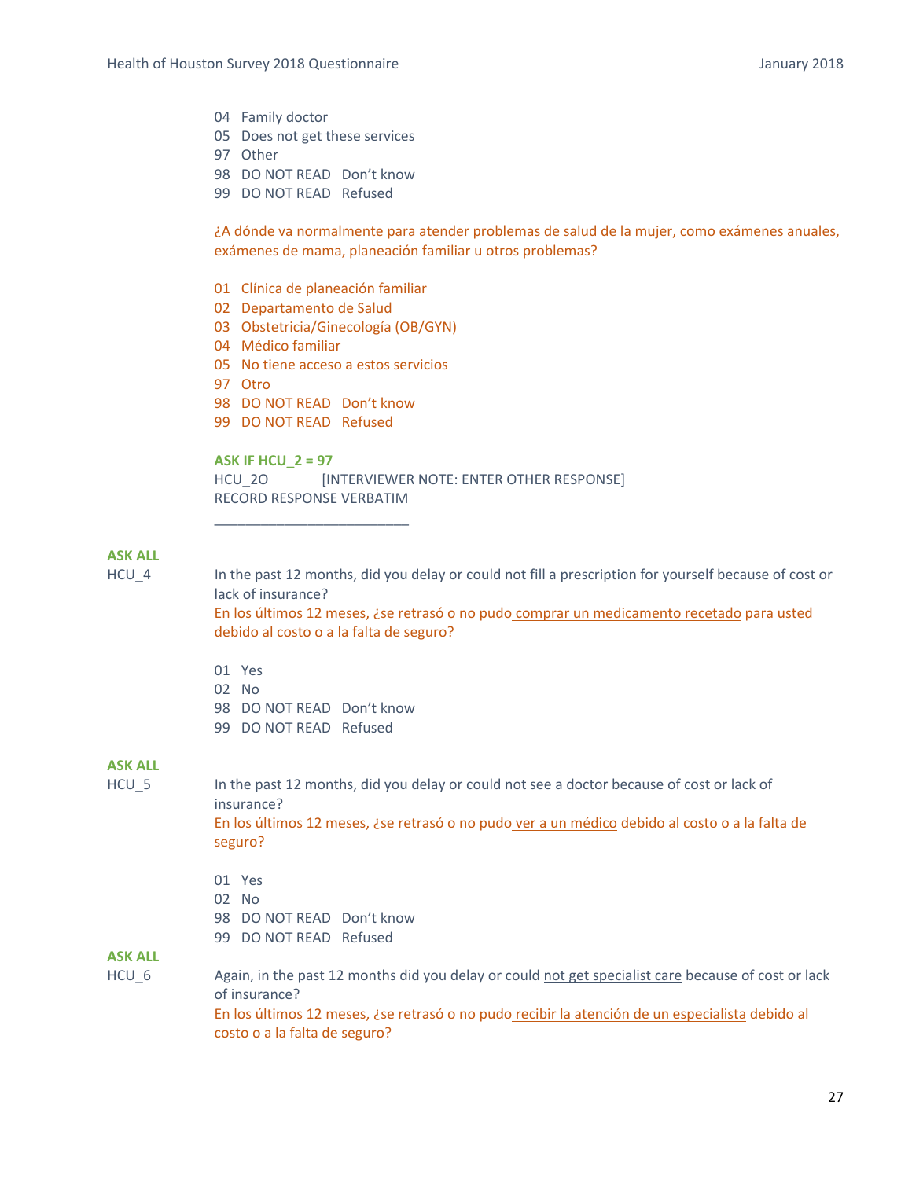04 Family doctor
05 Does not get these services
97 Other
98 DO NOT READ Don't know
99 DO NOT READ Refused

¿A dónde va normalmente para atender problemas de salud de la mujer, como exámenes anuales, exámenes de mama, planeación familiar u otros problemas?

01 Clínica de planeación familiar
02 Departamento de Salud
03 Obstetricia/Ginecología (OB/GYN)
04 Médico familiar
05 No tiene acceso a estos servicios
97 Otro
98 DO NOT READ Don't know
99 DO NOT READ Refused

**ASK IF HCU_2 = 97**

HCU_2O [INTERVIEWER NOTE: ENTER OTHER RESPONSE]
RECORD RESPONSE VERBATIM

_________________________

**ASK ALL**

HCU_4 In the past 12 months, did you delay or could <u>not fill a prescription</u> for yourself because of cost or lack of insurance?
En los últimos 12 meses, ¿se retrasó o no pudo <u>comprar un medicamento recetado</u> para usted debido al costo o a la falta de seguro?

01 Yes
02 No
98 DO NOT READ Don't know
99 DO NOT READ Refused

**ASK ALL**

HCU_5 In the past 12 months, did you delay or could <u>not see a doctor</u> because of cost or lack of insurance?
En los últimos 12 meses, ¿se retrasó o no pudo <u>ver a un médico</u> debido al costo o a la falta de seguro?

01 Yes
02 No
98 DO NOT READ Don't know
99 DO NOT READ Refused

**ASK ALL**

HCU_6 Again, in the past 12 months did you delay or could <u>not get specialist care</u> because of cost or lack of insurance?
En los últimos 12 meses, ¿se retrasó o no pudo <u>recibir la atención de un especialista</u> debido al costo o a la falta de seguro?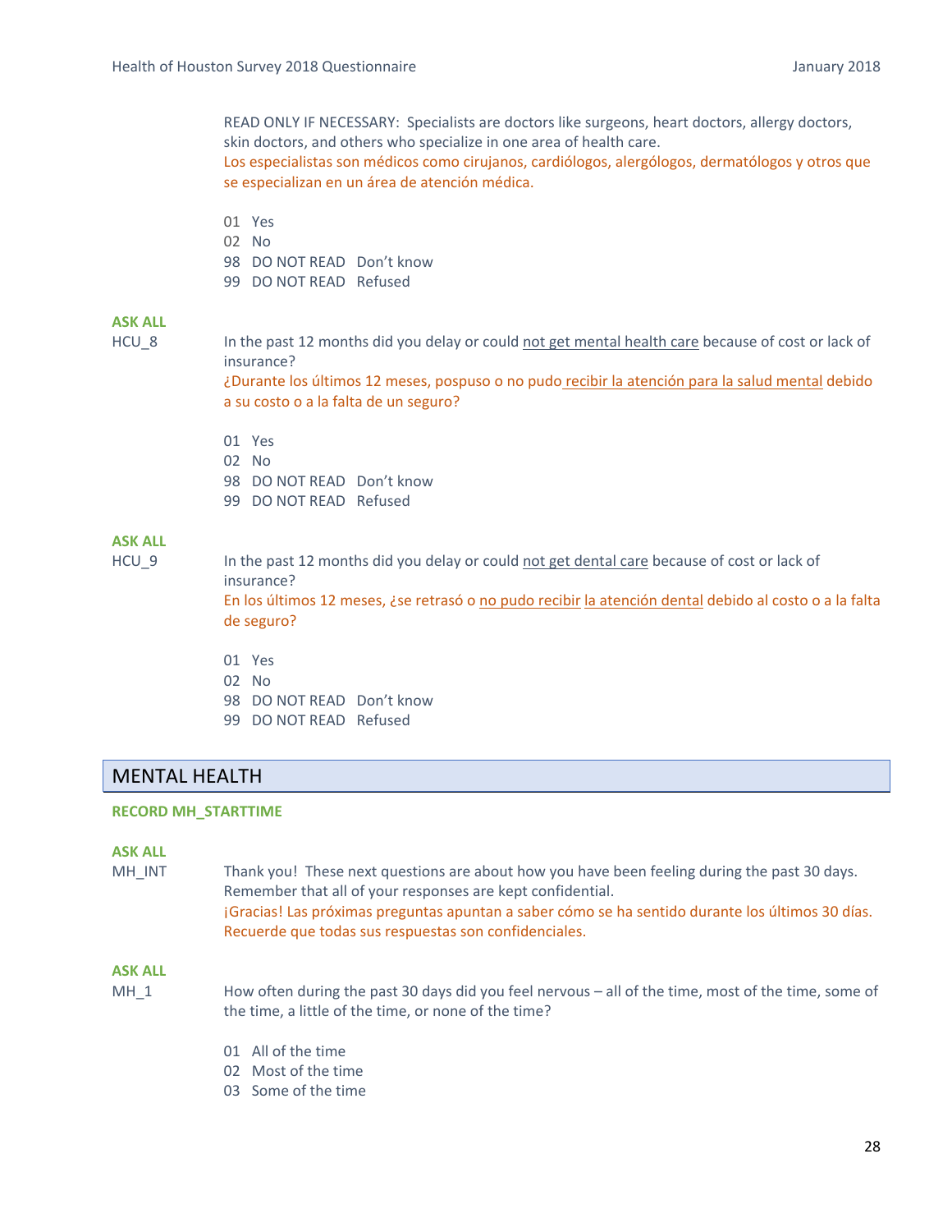READ ONLY IF NECESSARY: Specialists are doctors like surgeons, heart doctors, allergy doctors, skin doctors, and others who specialize in one area of health care.
Los especialistas son médicos como cirujanos, cardiólogos, alergólogos, dermatólogos y otros que se especializan en un área de atención médica.

01 Yes
02 No
98 DO NOT READ Don't know
99 DO NOT READ Refused

**ASK ALL**

HCU_8 In the past 12 months did you delay or could <u>not get mental health care</u> because of cost or lack of insurance?
¿Durante los últimos 12 meses, pospuso o no pudo <u>recibir la atención para la salud mental</u> debido a su costo o a la falta de un seguro?

01 Yes
02 No
98 DO NOT READ Don't know
99 DO NOT READ Refused

**ASK ALL**

HCU_9 In the past 12 months did you delay or could <u>not get dental care</u> because of cost or lack of insurance?
En los últimos 12 meses, ¿se retrasó o <u>no pudo recibir</u> <u>la atención dental</u> debido al costo o a la falta de seguro?

01 Yes
02 No
98 DO NOT READ Don't know
99 DO NOT READ Refused

## MENTAL HEALTH

**RECORD MH_STARTTIME**

**ASK ALL**

MH_INT Thank you! These next questions are about how you have been feeling during the past 30 days. Remember that all of your responses are kept confidential.
¡Gracias! Las próximas preguntas apuntan a saber cómo se ha sentido durante los últimos 30 días. Recuerde que todas sus respuestas son confidenciales.

**ASK ALL**

MH_1 How often during the past 30 days did you feel nervous – all of the time, most of the time, some of the time, a little of the time, or none of the time?

01 All of the time
02 Most of the time
03 Some of the time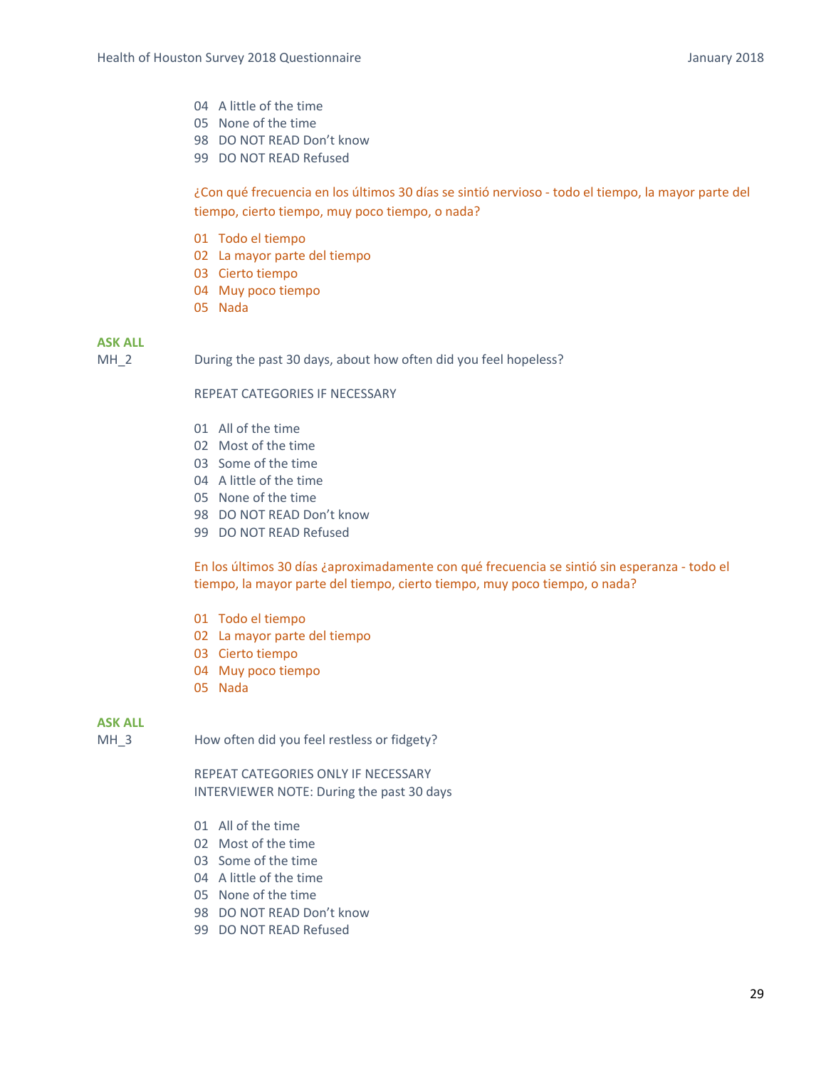04 A little of the time
05 None of the time
98 DO NOT READ Don't know
99 DO NOT READ Refused

¿Con qué frecuencia en los últimos 30 días se sintió nervioso - todo el tiempo, la mayor parte del tiempo, cierto tiempo, muy poco tiempo, o nada?

01 Todo el tiempo
02 La mayor parte del tiempo
03 Cierto tiempo
04 Muy poco tiempo
05 Nada

**ASK ALL**

MH_2 During the past 30 days, about how often did you feel hopeless?

REPEAT CATEGORIES IF NECESSARY

01 All of the time
02 Most of the time
03 Some of the time
04 A little of the time
05 None of the time
98 DO NOT READ Don't know
99 DO NOT READ Refused

En los últimos 30 días ¿aproximadamente con qué frecuencia se sintió sin esperanza - todo el tiempo, la mayor parte del tiempo, cierto tiempo, muy poco tiempo, o nada?

01 Todo el tiempo
02 La mayor parte del tiempo
03 Cierto tiempo
04 Muy poco tiempo
05 Nada

**ASK ALL**

MH_3 How often did you feel restless or fidgety?

REPEAT CATEGORIES ONLY IF NECESSARY
INTERVIEWER NOTE: During the past 30 days

01 All of the time
02 Most of the time
03 Some of the time
04 A little of the time
05 None of the time
98 DO NOT READ Don't know
99 DO NOT READ Refused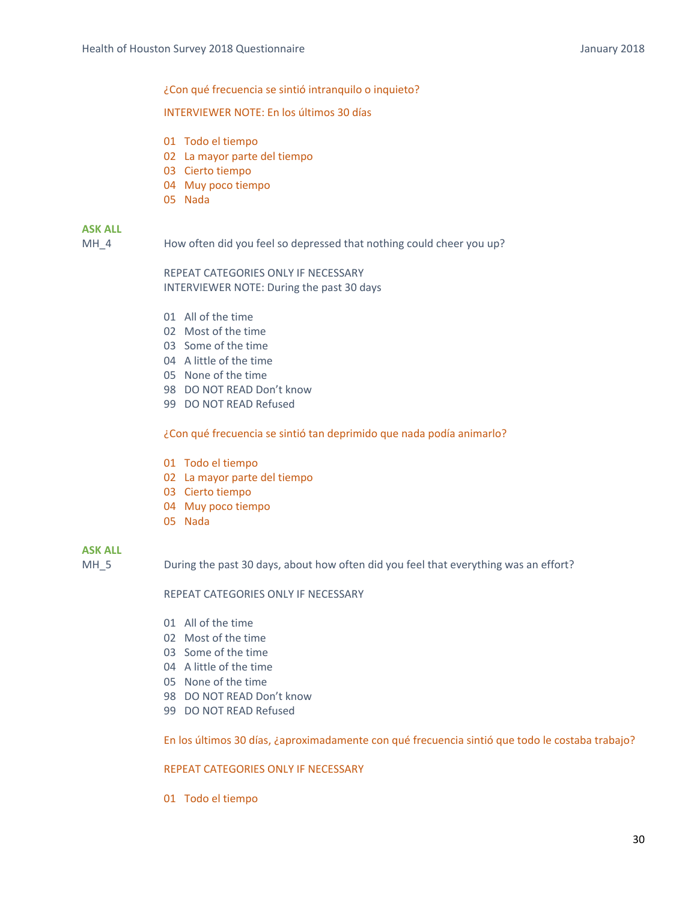¿Con qué frecuencia se sintió intranquilo o inquieto?

INTERVIEWER NOTE: En los últimos 30 días

01 Todo el tiempo
02 La mayor parte del tiempo
03 Cierto tiempo
04 Muy poco tiempo
05 Nada

**ASK ALL**

MH_4 How often did you feel so depressed that nothing could cheer you up?

REPEAT CATEGORIES ONLY IF NECESSARY
INTERVIEWER NOTE: During the past 30 days

01 All of the time
02 Most of the time
03 Some of the time
04 A little of the time
05 None of the time
98 DO NOT READ Don't know
99 DO NOT READ Refused

¿Con qué frecuencia se sintió tan deprimido que nada podía animarlo?

01 Todo el tiempo
02 La mayor parte del tiempo
03 Cierto tiempo
04 Muy poco tiempo
05 Nada

**ASK ALL**

MH_5 During the past 30 days, about how often did you feel that everything was an effort?

REPEAT CATEGORIES ONLY IF NECESSARY

01 All of the time
02 Most of the time
03 Some of the time
04 A little of the time
05 None of the time
98 DO NOT READ Don't know
99 DO NOT READ Refused

En los últimos 30 días, ¿aproximadamente con qué frecuencia sintió que todo le costaba trabajo?

REPEAT CATEGORIES ONLY IF NECESSARY

01 Todo el tiempo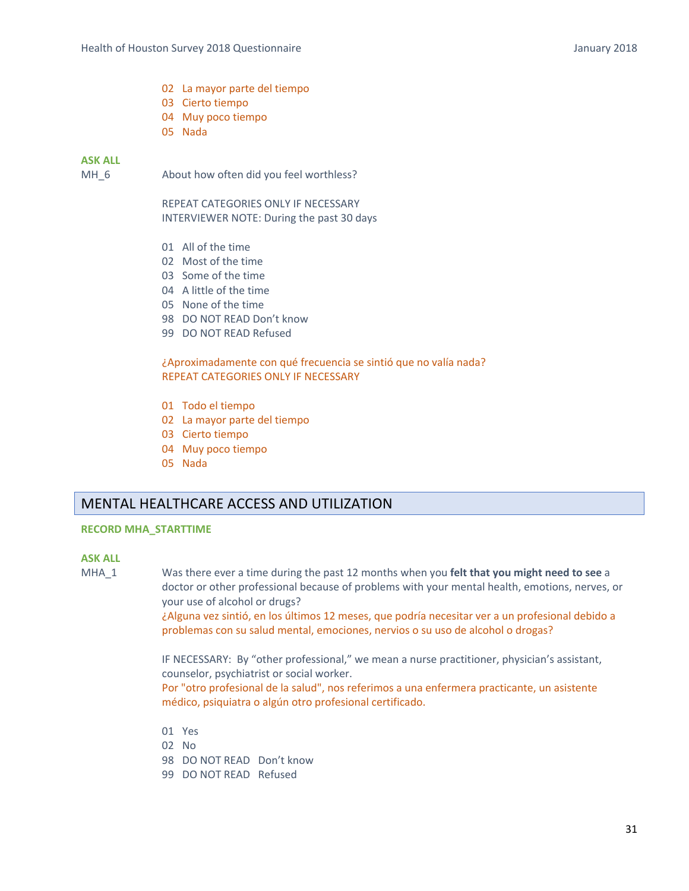02 La mayor parte del tiempo
03 Cierto tiempo
04 Muy poco tiempo
05 Nada

**ASK ALL**

MH_6 About how often did you feel worthless?

REPEAT CATEGORIES ONLY IF NECESSARY
INTERVIEWER NOTE: During the past 30 days

01 All of the time
02 Most of the time
03 Some of the time
04 A little of the time
05 None of the time
98 DO NOT READ Don't know
99 DO NOT READ Refused

¿Aproximadamente con qué frecuencia se sintió que no valía nada?
REPEAT CATEGORIES ONLY IF NECESSARY

01 Todo el tiempo
02 La mayor parte del tiempo
03 Cierto tiempo
04 Muy poco tiempo
05 Nada

## MENTAL HEALTHCARE ACCESS AND UTILIZATION

**RECORD MHA_STARTTIME**

**ASK ALL**

MHA_1 Was there ever a time during the past 12 months when you **felt that you might need to see** a doctor or other professional because of problems with your mental health, emotions, nerves, or your use of alcohol or drugs?
¿Alguna vez sintió, en los últimos 12 meses, que podría necesitar ver a un profesional debido a problemas con su salud mental, emociones, nervios o su uso de alcohol o drogas?

IF NECESSARY: By "other professional," we mean a nurse practitioner, physician's assistant, counselor, psychiatrist or social worker.
Por "otro profesional de la salud", nos referimos a una enfermera practicante, un asistente médico, psiquiatra o algún otro profesional certificado.

01 Yes
02 No
98 DO NOT READ Don't know
99 DO NOT READ Refused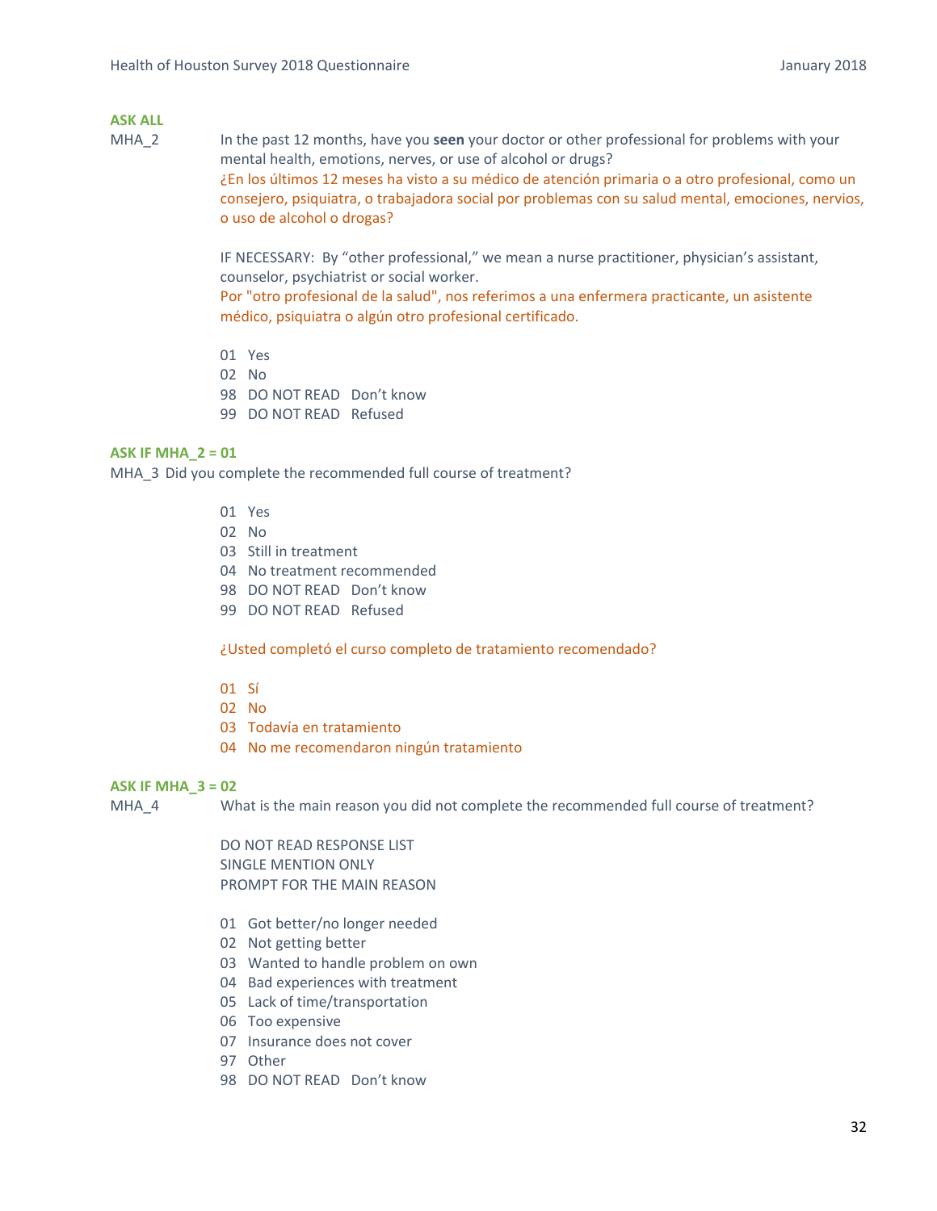**ASK ALL**

MHA_2 In the past 12 months, have you **seen** your doctor or other professional for problems with your mental health, emotions, nerves, or use of alcohol or drugs?
¿En los últimos 12 meses ha visto a su médico de atención primaria o a otro profesional, como un consejero, psiquiatra, o trabajadora social por problemas con su salud mental, emociones, nervios, o uso de alcohol o drogas?

IF NECESSARY: By "other professional," we mean a nurse practitioner, physician's assistant, counselor, psychiatrist or social worker.
Por "otro profesional de la salud", nos referimos a una enfermera practicante, un asistente médico, psiquiatra o algún otro profesional certificado.

01 Yes
02 No
98 DO NOT READ Don't know
99 DO NOT READ Refused

**ASK IF MHA_2 = 01**

MHA_3 Did you complete the recommended full course of treatment?

01 Yes
02 No
03 Still in treatment
04 No treatment recommended
98 DO NOT READ Don't know
99 DO NOT READ Refused

¿Usted completó el curso completo de tratamiento recomendado?

01 Sí
02 No
03 Todavía en tratamiento
04 No me recomendaron ningún tratamiento

**ASK IF MHA_3 = 02**

MHA_4 What is the main reason you did not complete the recommended full course of treatment?

DO NOT READ RESPONSE LIST
SINGLE MENTION ONLY
PROMPT FOR THE MAIN REASON

01 Got better/no longer needed
02 Not getting better
03 Wanted to handle problem on own
04 Bad experiences with treatment
05 Lack of time/transportation
06 Too expensive
07 Insurance does not cover
97 Other
98 DO NOT READ Don't know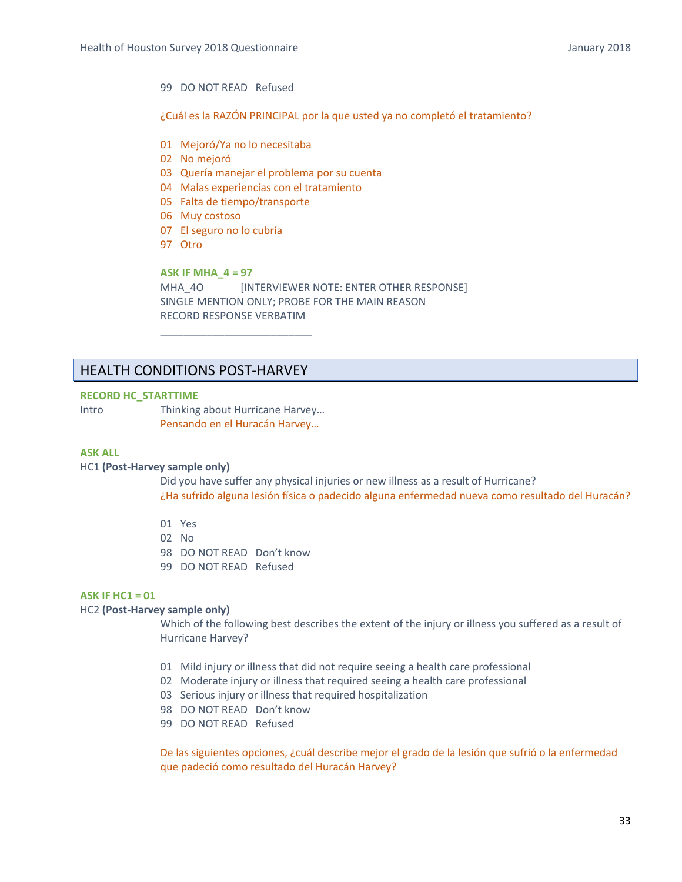99 DO NOT READ Refused

¿Cuál es la RAZÓN PRINCIPAL por la que usted ya no completó el tratamiento?

01 Mejoró/Ya no lo necesitaba
02 No mejoró
03 Quería manejar el problema por su cuenta
04 Malas experiencias con el tratamiento
05 Falta de tiempo/transporte
06 Muy costoso
07 El seguro no lo cubría
97 Otro

**ASK IF MHA_4 = 97**
MHA_4O [INTERVIEWER NOTE: ENTER OTHER RESPONSE]
SINGLE MENTION ONLY; PROBE FOR THE MAIN REASON
RECORD RESPONSE VERBATIM

__________________________

## HEALTH CONDITIONS POST-HARVEY

**RECORD HC_STARTTIME**

Intro Thinking about Hurricane Harvey…
Pensando en el Huracán Harvey…

**ASK ALL**

HC1 **(Post-Harvey sample only)**

Did you have suffer any physical injuries or new illness as a result of Hurricane?
¿Ha sufrido alguna lesión física o padecido alguna enfermedad nueva como resultado del Huracán?

01 Yes
02 No
98 DO NOT READ Don't know
99 DO NOT READ Refused

**ASK IF HC1 = 01**

HC2 **(Post-Harvey sample only)**

Which of the following best describes the extent of the injury or illness you suffered as a result of Hurricane Harvey?

01 Mild injury or illness that did not require seeing a health care professional
02 Moderate injury or illness that required seeing a health care professional
03 Serious injury or illness that required hospitalization
98 DO NOT READ Don't know
99 DO NOT READ Refused

De las siguientes opciones, ¿cuál describe mejor el grado de la lesión que sufrió o la enfermedad que padeció como resultado del Huracán Harvey?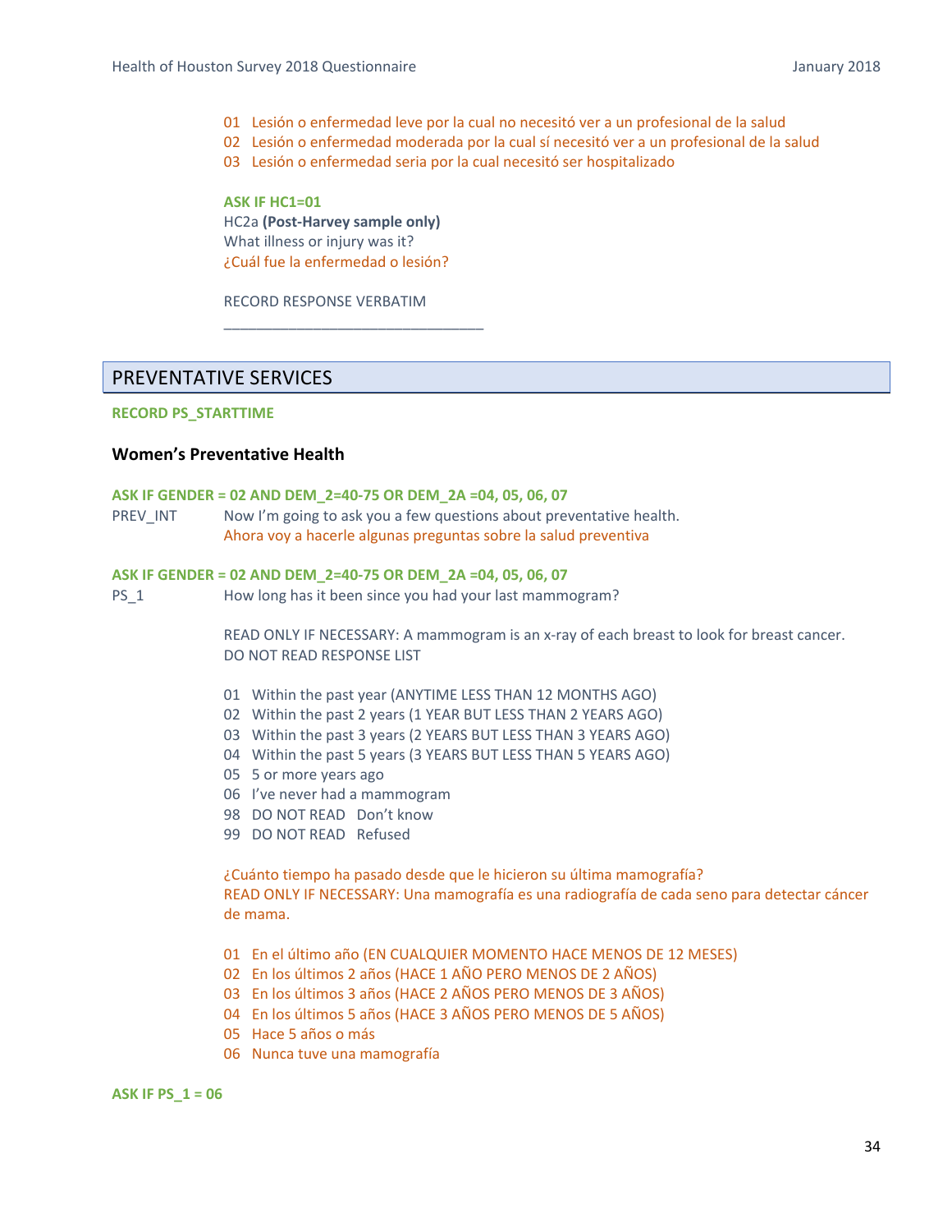01 Lesión o enfermedad leve por la cual no necesitó ver a un profesional de la salud
02 Lesión o enfermedad moderada por la cual sí necesitó ver a un profesional de la salud
03 Lesión o enfermedad seria por la cual necesitó ser hospitalizado

**ASK IF HC1=01**
HC2a **(Post-Harvey sample only)**
What illness or injury was it?
¿Cuál fue la enfermedad o lesión?

RECORD RESPONSE VERBATIM
________________________________

## PREVENTATIVE SERVICES

**RECORD PS_STARTTIME**

### Women's Preventative Health

**ASK IF GENDER = 02 AND DEM_2=40-75 OR DEM_2A =04, 05, 06, 07**

PREV_INT Now I'm going to ask you a few questions about preventative health.
Ahora voy a hacerle algunas preguntas sobre la salud preventiva

**ASK IF GENDER = 02 AND DEM_2=40-75 OR DEM_2A =04, 05, 06, 07**

PS_1 How long has it been since you had your last mammogram?

READ ONLY IF NECESSARY: A mammogram is an x-ray of each breast to look for breast cancer.
DO NOT READ RESPONSE LIST

01 Within the past year (ANYTIME LESS THAN 12 MONTHS AGO)
02 Within the past 2 years (1 YEAR BUT LESS THAN 2 YEARS AGO)
03 Within the past 3 years (2 YEARS BUT LESS THAN 3 YEARS AGO)
04 Within the past 5 years (3 YEARS BUT LESS THAN 5 YEARS AGO)
05 5 or more years ago
06 I've never had a mammogram
98 DO NOT READ Don't know
99 DO NOT READ Refused

¿Cuánto tiempo ha pasado desde que le hicieron su última mamografía?
READ ONLY IF NECESSARY: Una mamografía es una radiografía de cada seno para detectar cáncer de mama.

01 En el último año (EN CUALQUIER MOMENTO HACE MENOS DE 12 MESES)
02 En los últimos 2 años (HACE 1 AÑO PERO MENOS DE 2 AÑOS)
03 En los últimos 3 años (HACE 2 AÑOS PERO MENOS DE 3 AÑOS)
04 En los últimos 5 años (HACE 3 AÑOS PERO MENOS DE 5 AÑOS)
05 Hace 5 años o más
06 Nunca tuve una mamografía

**ASK IF PS_1 = 06**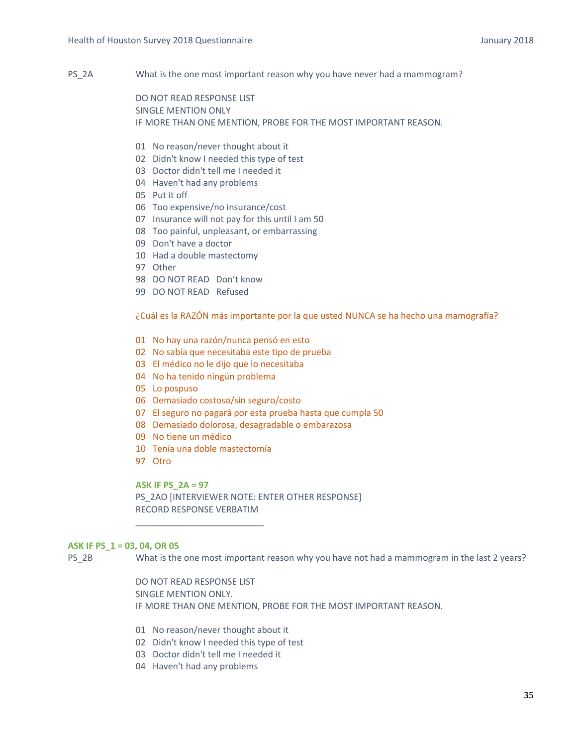PS_2A What is the one most important reason why you have never had a mammogram?

DO NOT READ RESPONSE LIST
SINGLE MENTION ONLY
IF MORE THAN ONE MENTION, PROBE FOR THE MOST IMPORTANT REASON.

01 No reason/never thought about it
02 Didn't know I needed this type of test
03 Doctor didn't tell me I needed it
04 Haven't had any problems
05 Put it off
06 Too expensive/no insurance/cost
07 Insurance will not pay for this until I am 50
08 Too painful, unpleasant, or embarrassing
09 Don't have a doctor
10 Had a double mastectomy
97 Other
98 DO NOT READ Don't know
99 DO NOT READ Refused

¿Cuál es la RAZÓN más importante por la que usted NUNCA se ha hecho una mamografía?

01 No hay una razón/nunca pensó en esto
02 No sabía que necesitaba este tipo de prueba
03 El médico no le dijo que lo necesitaba
04 No ha tenido ningún problema
05 Lo pospuso
06 Demasiado costoso/sin seguro/costo
07 El seguro no pagará por esta prueba hasta que cumpla 50
08 Demasiado dolorosa, desagradable o embarazosa
09 No tiene un médico
10 Tenía una doble mastectomía
97 Otro

**ASK IF PS_2A = 97**
PS_2AO [INTERVIEWER NOTE: ENTER OTHER RESPONSE]
RECORD RESPONSE VERBATIM
___________________________

**ASK IF PS_1 = 03, 04, OR 05**
PS_2B What is the one most important reason why you have not had a mammogram in the last 2 years?

DO NOT READ RESPONSE LIST
SINGLE MENTION ONLY.
IF MORE THAN ONE MENTION, PROBE FOR THE MOST IMPORTANT REASON.

01 No reason/never thought about it
02 Didn't know I needed this type of test
03 Doctor didn't tell me I needed it
04 Haven't had any problems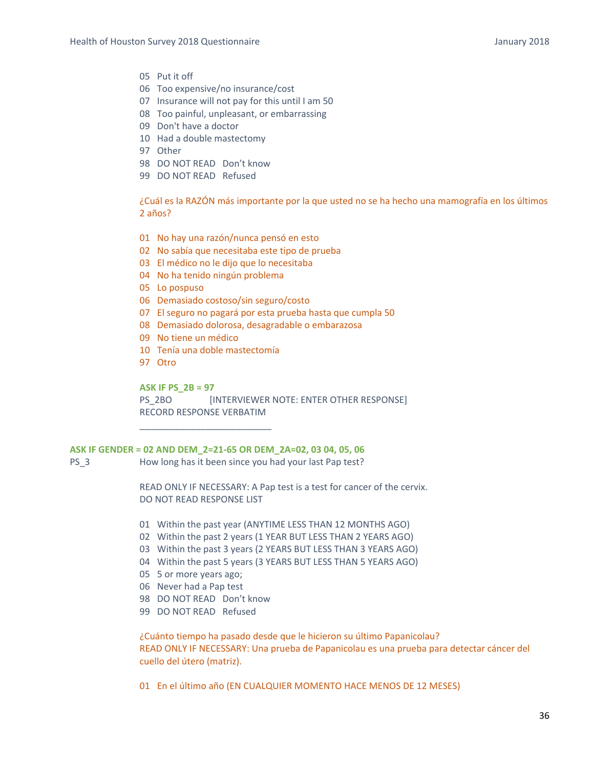05 Put it off
06 Too expensive/no insurance/cost
07 Insurance will not pay for this until I am 50
08 Too painful, unpleasant, or embarrassing
09 Don't have a doctor
10 Had a double mastectomy
97 Other
98 DO NOT READ Don't know
99 DO NOT READ Refused

¿Cuál es la RAZÓN más importante por la que usted no se ha hecho una mamografía en los últimos 2 años?

01 No hay una razón/nunca pensó en esto
02 No sabía que necesitaba este tipo de prueba
03 El médico no le dijo que lo necesitaba
04 No ha tenido ningún problema
05 Lo pospuso
06 Demasiado costoso/sin seguro/costo
07 El seguro no pagará por esta prueba hasta que cumpla 50
08 Demasiado dolorosa, desagradable o embarazosa
09 No tiene un médico
10 Tenía una doble mastectomía
97 Otro

**ASK IF PS_2B = 97**
PS_2BO [INTERVIEWER NOTE: ENTER OTHER RESPONSE]
RECORD RESPONSE VERBATIM

___________________________

**ASK IF GENDER = 02 AND DEM_2=21-65 OR DEM_2A=02, 03 04, 05, 06**

PS_3 How long has it been since you had your last Pap test?

READ ONLY IF NECESSARY: A Pap test is a test for cancer of the cervix.
DO NOT READ RESPONSE LIST

01 Within the past year (ANYTIME LESS THAN 12 MONTHS AGO)
02 Within the past 2 years (1 YEAR BUT LESS THAN 2 YEARS AGO)
03 Within the past 3 years (2 YEARS BUT LESS THAN 3 YEARS AGO)
04 Within the past 5 years (3 YEARS BUT LESS THAN 5 YEARS AGO)
05 5 or more years ago;
06 Never had a Pap test
98 DO NOT READ Don't know
99 DO NOT READ Refused

¿Cuánto tiempo ha pasado desde que le hicieron su último Papanicolau?
READ ONLY IF NECESSARY: Una prueba de Papanicolau es una prueba para detectar cáncer del cuello del útero (matriz).

01 En el último año (EN CUALQUIER MOMENTO HACE MENOS DE 12 MESES)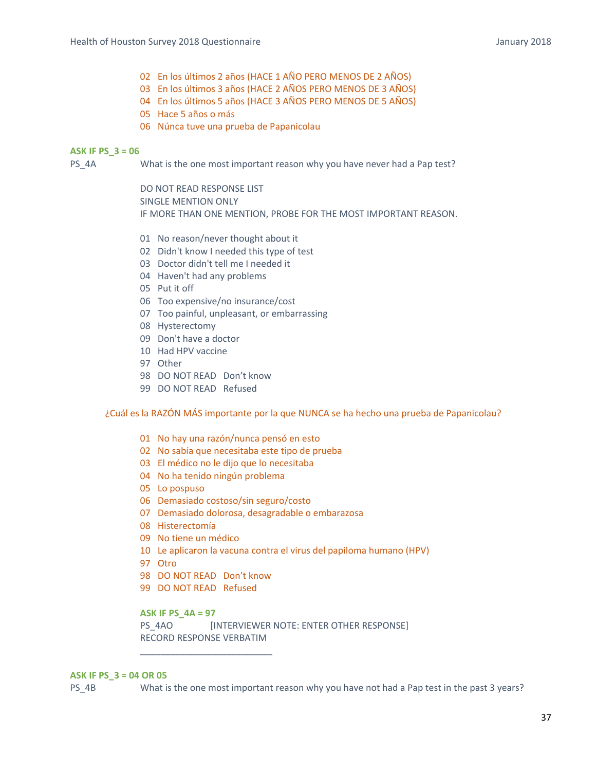02 En los últimos 2 años (HACE 1 AÑO PERO MENOS DE 2 AÑOS)
03 En los últimos 3 años (HACE 2 AÑOS PERO MENOS DE 3 AÑOS)
04 En los últimos 5 años (HACE 3 AÑOS PERO MENOS DE 5 AÑOS)
05 Hace 5 años o más
06 Núnca tuve una prueba de Papanicolau

**ASK IF PS_3 = 06**

PS_4A What is the one most important reason why you have never had a Pap test?

DO NOT READ RESPONSE LIST
SINGLE MENTION ONLY
IF MORE THAN ONE MENTION, PROBE FOR THE MOST IMPORTANT REASON.

01 No reason/never thought about it
02 Didn't know I needed this type of test
03 Doctor didn't tell me I needed it
04 Haven't had any problems
05 Put it off
06 Too expensive/no insurance/cost
07 Too painful, unpleasant, or embarrassing
08 Hysterectomy
09 Don't have a doctor
10 Had HPV vaccine
97 Other
98 DO NOT READ Don't know
99 DO NOT READ Refused

¿Cuál es la RAZÓN MÁS importante por la que NUNCA se ha hecho una prueba de Papanicolau?

01 No hay una razón/nunca pensó en esto
02 No sabía que necesitaba este tipo de prueba
03 El médico no le dijo que lo necesitaba
04 No ha tenido ningún problema
05 Lo pospuso
06 Demasiado costoso/sin seguro/costo
07 Demasiado dolorosa, desagradable o embarazosa
08 Histerectomía
09 No tiene un médico
10 Le aplicaron la vacuna contra el virus del papiloma humano (HPV)
97 Otro
98 DO NOT READ Don't know
99 DO NOT READ Refused

**ASK IF PS_4A = 97**

PS_4AO [INTERVIEWER NOTE: ENTER OTHER RESPONSE]
RECORD RESPONSE VERBATIM

___________________________

**ASK IF PS_3 = 04 OR 05**

PS_4B What is the one most important reason why you have not had a Pap test in the past 3 years?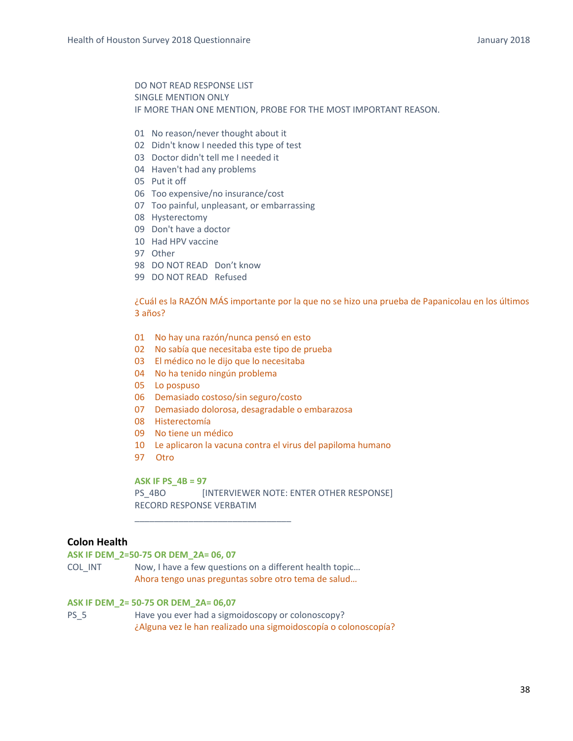DO NOT READ RESPONSE LIST
SINGLE MENTION ONLY
IF MORE THAN ONE MENTION, PROBE FOR THE MOST IMPORTANT REASON.

01 No reason/never thought about it
02 Didn't know I needed this type of test
03 Doctor didn't tell me I needed it
04 Haven't had any problems
05 Put it off
06 Too expensive/no insurance/cost
07 Too painful, unpleasant, or embarrassing
08 Hysterectomy
09 Don't have a doctor
10 Had HPV vaccine
97 Other
98 DO NOT READ Don't know
99 DO NOT READ Refused

¿Cuál es la RAZÓN MÁS importante por la que no se hizo una prueba de Papanicolau en los últimos 3 años?

01 No hay una razón/nunca pensó en esto
02 No sabía que necesitaba este tipo de prueba
03 El médico no le dijo que lo necesitaba
04 No ha tenido ningún problema
05 Lo pospuso
06 Demasiado costoso/sin seguro/costo
07 Demasiado dolorosa, desagradable o embarazosa
08 Histerectomía
09 No tiene un médico
10 Le aplicaron la vacuna contra el virus del papiloma humano
97 Otro

**ASK IF PS_4B = 97**
PS_4BO [INTERVIEWER NOTE: ENTER OTHER RESPONSE]
RECORD RESPONSE VERBATIM

________________________________

## Colon Health

**ASK IF DEM_2=50-75 OR DEM_2A= 06, 07**

COL_INT Now, I have a few questions on a different health topic…
Ahora tengo unas preguntas sobre otro tema de salud…

**ASK IF DEM_2= 50-75 OR DEM_2A= 06,07**

PS_5 Have you ever had a sigmoidoscopy or colonoscopy?
¿Alguna vez le han realizado una sigmoidoscopía o colonoscopía?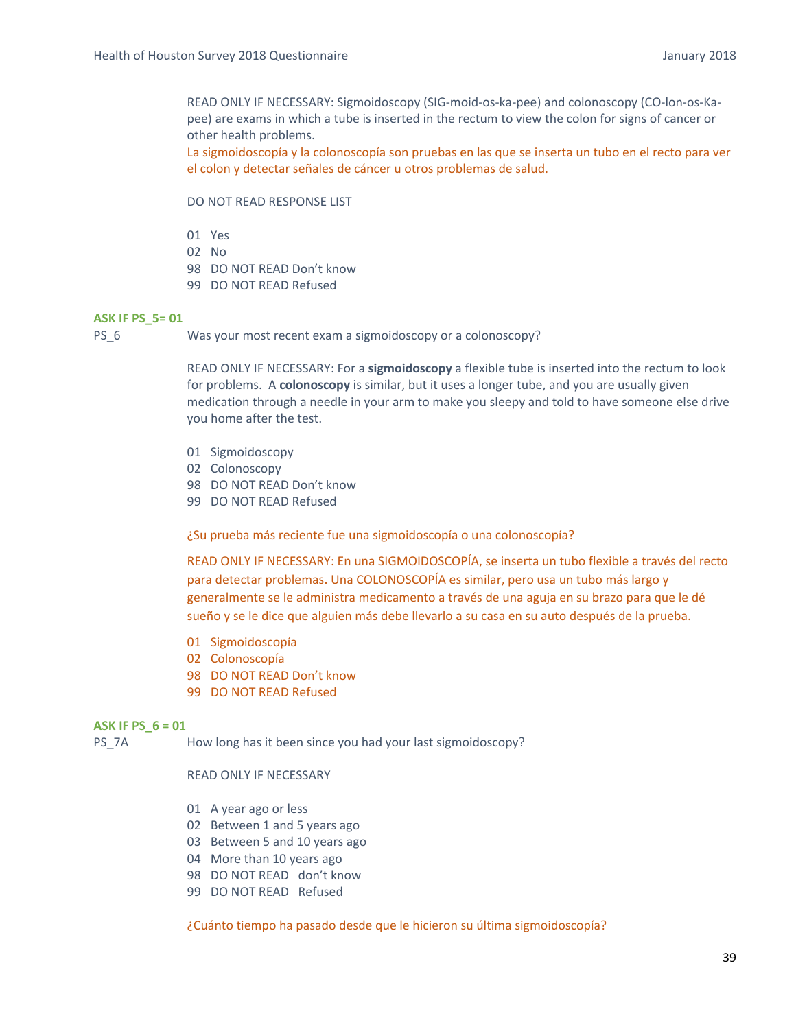READ ONLY IF NECESSARY: Sigmoidoscopy (SIG-moid-os-ka-pee) and colonoscopy (CO-lon-os-Ka-pee) are exams in which a tube is inserted in the rectum to view the colon for signs of cancer or other health problems.
La sigmoidoscopía y la colonoscopía son pruebas en las que se inserta un tubo en el recto para ver el colon y detectar señales de cáncer u otros problemas de salud.

DO NOT READ RESPONSE LIST

01 Yes
02 No
98 DO NOT READ Don't know
99 DO NOT READ Refused

**ASK IF PS_5= 01**

PS_6 Was your most recent exam a sigmoidoscopy or a colonoscopy?

READ ONLY IF NECESSARY: For a **sigmoidoscopy** a flexible tube is inserted into the rectum to look for problems. A **colonoscopy** is similar, but it uses a longer tube, and you are usually given medication through a needle in your arm to make you sleepy and told to have someone else drive you home after the test.

01 Sigmoidoscopy
02 Colonoscopy
98 DO NOT READ Don't know
99 DO NOT READ Refused

¿Su prueba más reciente fue una sigmoidoscopía o una colonoscopía?

READ ONLY IF NECESSARY: En una SIGMOIDOSCOPÍA, se inserta un tubo flexible a través del recto para detectar problemas. Una COLONOSCOPÍA es similar, pero usa un tubo más largo y generalmente se le administra medicamento a través de una aguja en su brazo para que le dé sueño y se le dice que alguien más debe llevarlo a su casa en su auto después de la prueba.

01 Sigmoidoscopía
02 Colonoscopía
98 DO NOT READ Don't know
99 DO NOT READ Refused

**ASK IF PS_6 = 01**

PS_7A How long has it been since you had your last sigmoidoscopy?

READ ONLY IF NECESSARY

01 A year ago or less
02 Between 1 and 5 years ago
03 Between 5 and 10 years ago
04 More than 10 years ago
98 DO NOT READ don't know
99 DO NOT READ Refused

¿Cuánto tiempo ha pasado desde que le hicieron su última sigmoidoscopía?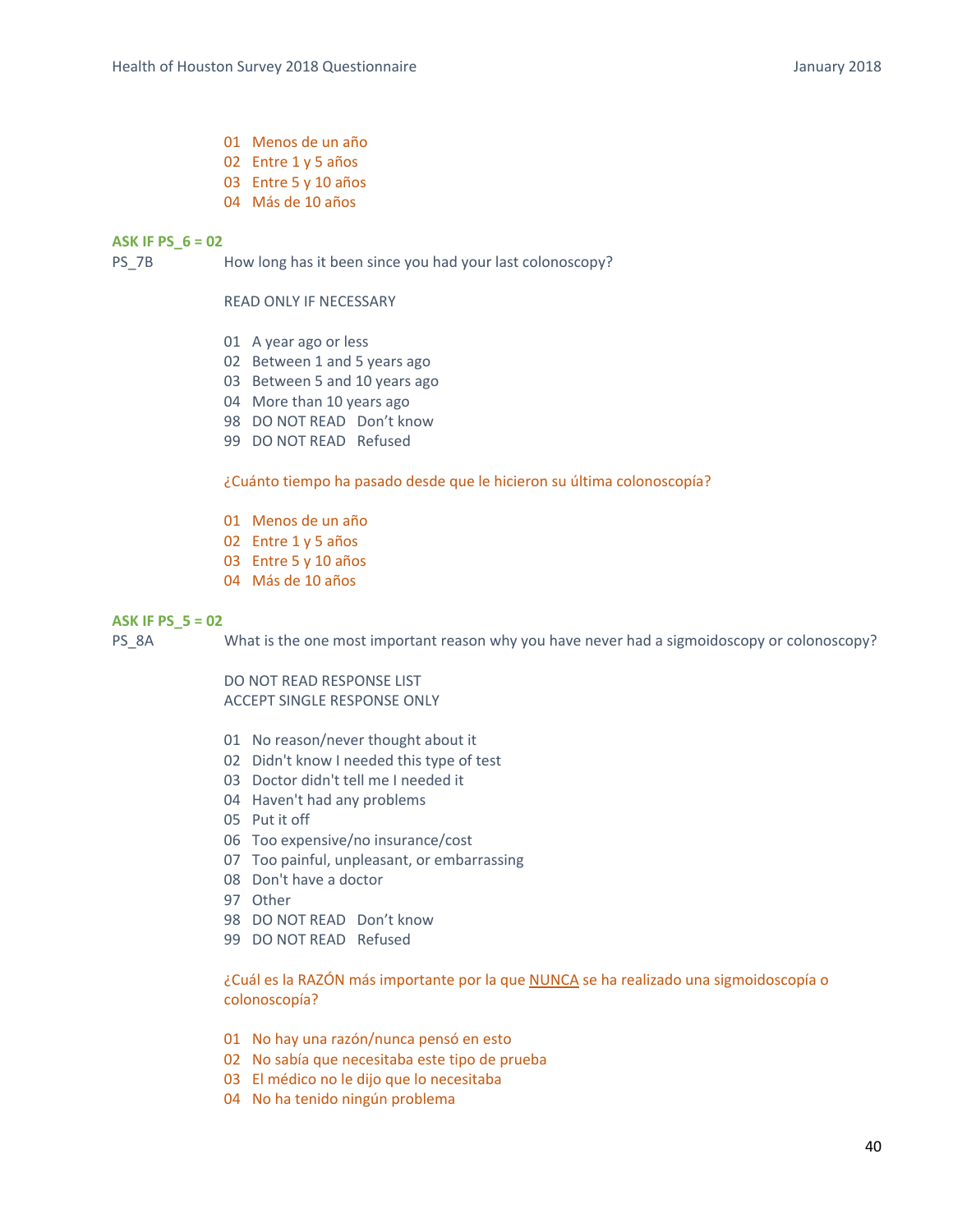01 Menos de un año
02 Entre 1 y 5 años
03 Entre 5 y 10 años
04 Más de 10 años

**ASK IF PS_6 = 02**

PS_7B How long has it been since you had your last colonoscopy?

READ ONLY IF NECESSARY

01 A year ago or less
02 Between 1 and 5 years ago
03 Between 5 and 10 years ago
04 More than 10 years ago
98 DO NOT READ Don't know
99 DO NOT READ Refused

¿Cuánto tiempo ha pasado desde que le hicieron su última colonoscopía?

01 Menos de un año
02 Entre 1 y 5 años
03 Entre 5 y 10 años
04 Más de 10 años

**ASK IF PS_5 = 02**

PS_8A What is the one most important reason why you have never had a sigmoidoscopy or colonoscopy?

DO NOT READ RESPONSE LIST
ACCEPT SINGLE RESPONSE ONLY

01 No reason/never thought about it
02 Didn't know I needed this type of test
03 Doctor didn't tell me I needed it
04 Haven't had any problems
05 Put it off
06 Too expensive/no insurance/cost
07 Too painful, unpleasant, or embarrassing
08 Don't have a doctor
97 Other
98 DO NOT READ Don't know
99 DO NOT READ Refused

¿Cuál es la RAZÓN más importante por la que NUNCA se ha realizado una sigmoidoscopía o colonoscopía?

01 No hay una razón/nunca pensó en esto
02 No sabía que necesitaba este tipo de prueba
03 El médico no le dijo que lo necesitaba
04 No ha tenido ningún problema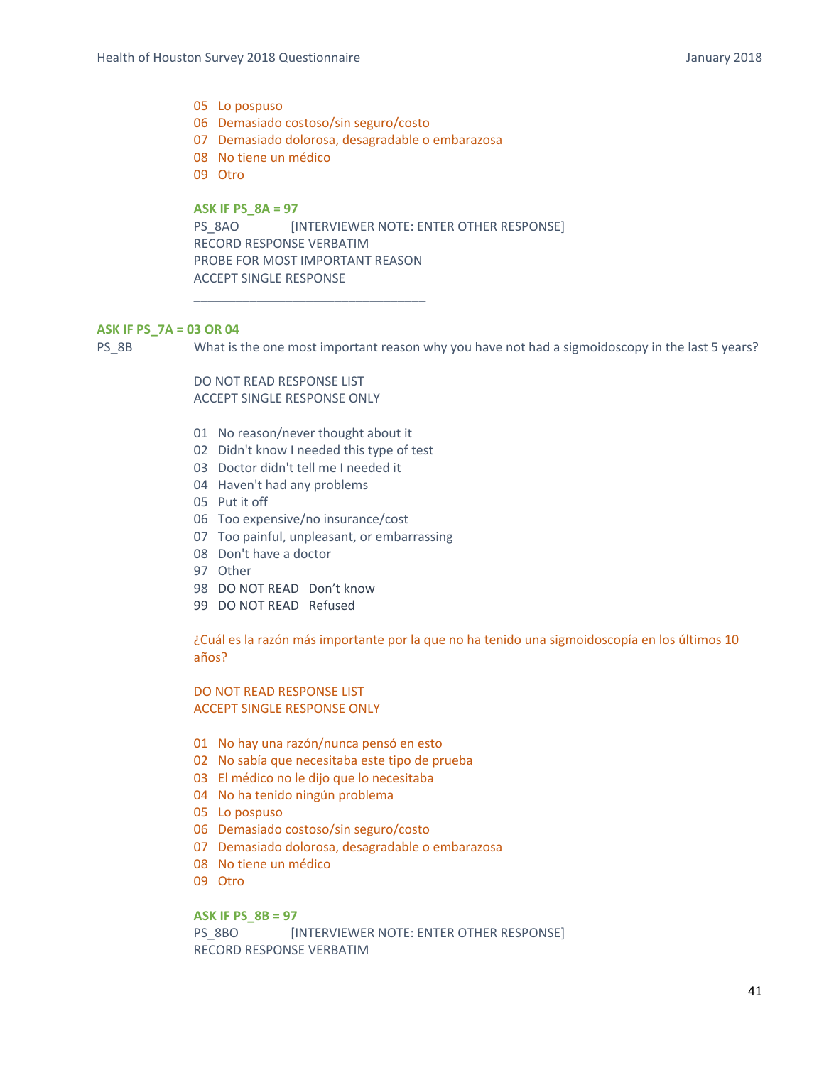05 Lo pospuso
06 Demasiado costoso/sin seguro/costo
07 Demasiado dolorosa, desagradable o embarazosa
08 No tiene un médico
09 Otro

**ASK IF PS_8A = 97**
PS_8AO [INTERVIEWER NOTE: ENTER OTHER RESPONSE]
RECORD RESPONSE VERBATIM
PROBE FOR MOST IMPORTANT REASON
ACCEPT SINGLE RESPONSE

________________________________

**ASK IF PS_7A = 03 OR 04**
PS_8B What is the one most important reason why you have not had a sigmoidoscopy in the last 5 years?

DO NOT READ RESPONSE LIST
ACCEPT SINGLE RESPONSE ONLY

01 No reason/never thought about it
02 Didn't know I needed this type of test
03 Doctor didn't tell me I needed it
04 Haven't had any problems
05 Put it off
06 Too expensive/no insurance/cost
07 Too painful, unpleasant, or embarrassing
08 Don't have a doctor
97 Other
98 DO NOT READ Don't know
99 DO NOT READ Refused

¿Cuál es la razón más importante por la que no ha tenido una sigmoidoscopía en los últimos 10 años?

DO NOT READ RESPONSE LIST
ACCEPT SINGLE RESPONSE ONLY

01 No hay una razón/nunca pensó en esto
02 No sabía que necesitaba este tipo de prueba
03 El médico no le dijo que lo necesitaba
04 No ha tenido ningún problema
05 Lo pospuso
06 Demasiado costoso/sin seguro/costo
07 Demasiado dolorosa, desagradable o embarazosa
08 No tiene un médico
09 Otro

**ASK IF PS_8B = 97**
PS_8BO [INTERVIEWER NOTE: ENTER OTHER RESPONSE]
RECORD RESPONSE VERBATIM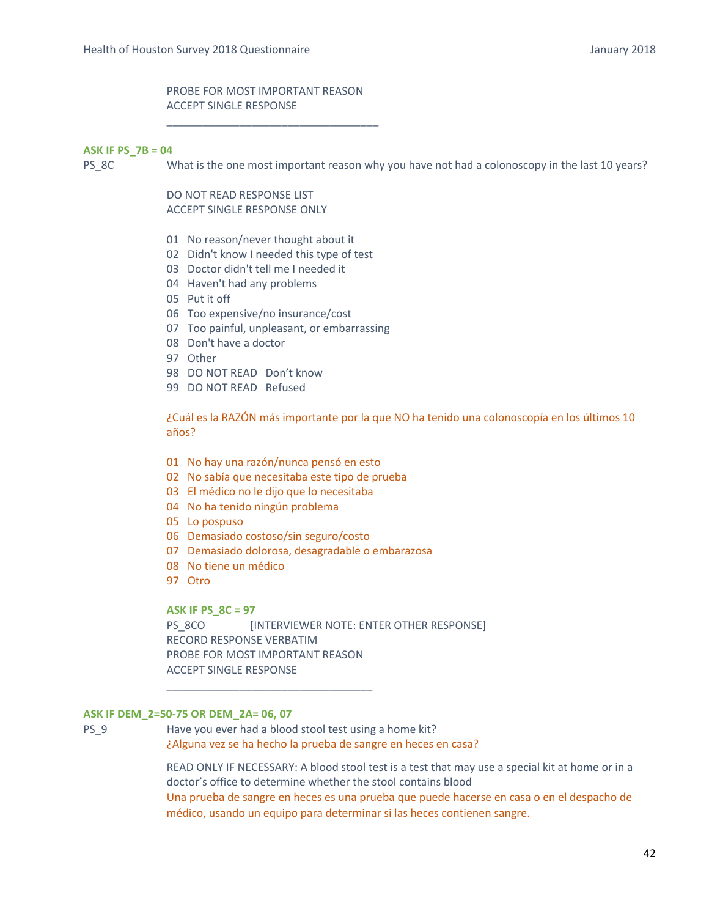PROBE FOR MOST IMPORTANT REASON
ACCEPT SINGLE RESPONSE

____________________________________

**ASK IF PS_7B = 04**

PS_8C What is the one most important reason why you have not had a colonoscopy in the last 10 years?

DO NOT READ RESPONSE LIST
ACCEPT SINGLE RESPONSE ONLY

01 No reason/never thought about it
02 Didn't know I needed this type of test
03 Doctor didn't tell me I needed it
04 Haven't had any problems
05 Put it off
06 Too expensive/no insurance/cost
07 Too painful, unpleasant, or embarrassing
08 Don't have a doctor
97 Other
98 DO NOT READ Don't know
99 DO NOT READ Refused

¿Cuál es la RAZÓN más importante por la que NO ha tenido una colonoscopía en los últimos 10 años?

01 No hay una razón/nunca pensó en esto
02 No sabía que necesitaba este tipo de prueba
03 El médico no le dijo que lo necesitaba
04 No ha tenido ningún problema
05 Lo pospuso
06 Demasiado costoso/sin seguro/costo
07 Demasiado dolorosa, desagradable o embarazosa
08 No tiene un médico
97 Otro

**ASK IF PS_8C = 97**

PS_8CO [INTERVIEWER NOTE: ENTER OTHER RESPONSE]
RECORD RESPONSE VERBATIM
PROBE FOR MOST IMPORTANT REASON
ACCEPT SINGLE RESPONSE

____________________________________

**ASK IF DEM_2=50-75 OR DEM_2A= 06, 07**

PS_9 Have you ever had a blood stool test using a home kit?
¿Alguna vez se ha hecho la prueba de sangre en heces en casa?

READ ONLY IF NECESSARY: A blood stool test is a test that may use a special kit at home or in a doctor's office to determine whether the stool contains blood
Una prueba de sangre en heces es una prueba que puede hacerse en casa o en el despacho de médico, usando un equipo para determinar si las heces contienen sangre.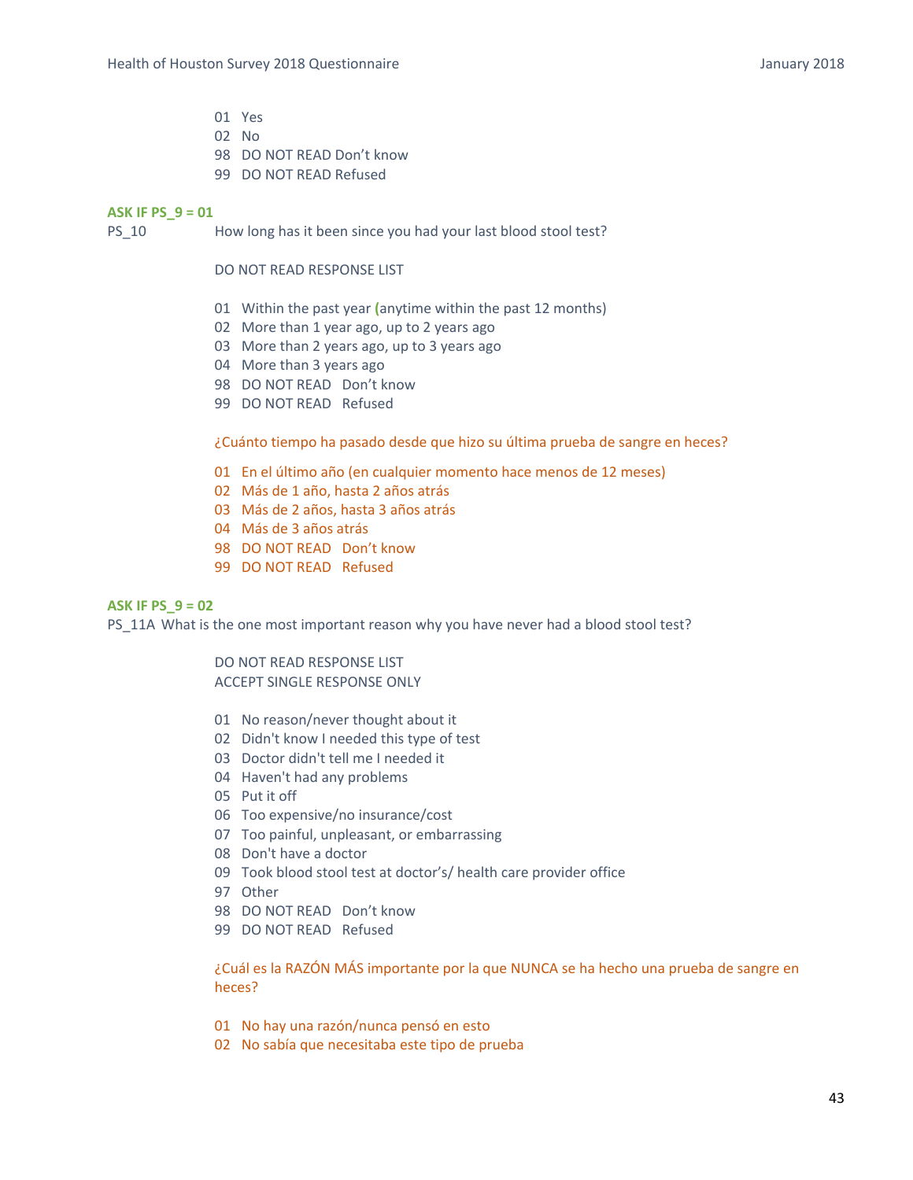01 Yes
02 No
98 DO NOT READ Don't know
99 DO NOT READ Refused

**ASK IF PS_9 = 01**

PS_10 How long has it been since you had your last blood stool test?

DO NOT READ RESPONSE LIST

01 Within the past year (anytime within the past 12 months)
02 More than 1 year ago, up to 2 years ago
03 More than 2 years ago, up to 3 years ago
04 More than 3 years ago
98 DO NOT READ Don't know
99 DO NOT READ Refused

¿Cuánto tiempo ha pasado desde que hizo su última prueba de sangre en heces?

01 En el último año (en cualquier momento hace menos de 12 meses)
02 Más de 1 año, hasta 2 años atrás
03 Más de 2 años, hasta 3 años atrás
04 Más de 3 años atrás
98 DO NOT READ Don't know
99 DO NOT READ Refused

**ASK IF PS_9 = 02**

PS_11A What is the one most important reason why you have never had a blood stool test?

DO NOT READ RESPONSE LIST
ACCEPT SINGLE RESPONSE ONLY

01 No reason/never thought about it
02 Didn't know I needed this type of test
03 Doctor didn't tell me I needed it
04 Haven't had any problems
05 Put it off
06 Too expensive/no insurance/cost
07 Too painful, unpleasant, or embarrassing
08 Don't have a doctor
09 Took blood stool test at doctor's/ health care provider office
97 Other
98 DO NOT READ Don't know
99 DO NOT READ Refused

¿Cuál es la RAZÓN MÁS importante por la que NUNCA se ha hecho una prueba de sangre en heces?

01 No hay una razón/nunca pensó en esto
02 No sabía que necesitaba este tipo de prueba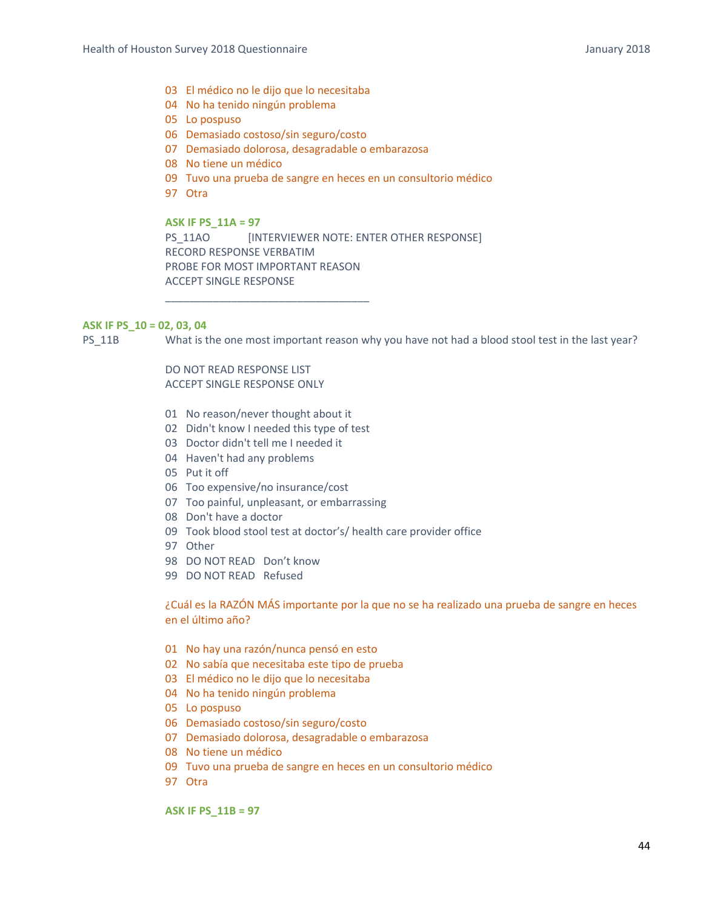03 El médico no le dijo que lo necesitaba
04 No ha tenido ningún problema
05 Lo pospuso
06 Demasiado costoso/sin seguro/costo
07 Demasiado dolorosa, desagradable o embarazosa
08 No tiene un médico
09 Tuvo una prueba de sangre en heces en un consultorio médico
97 Otra

**ASK IF PS_11A = 97**

PS_11AO [INTERVIEWER NOTE: ENTER OTHER RESPONSE]
RECORD RESPONSE VERBATIM
PROBE FOR MOST IMPORTANT REASON
ACCEPT SINGLE RESPONSE

___________________________________

**ASK IF PS_10 = 02, 03, 04**

PS_11B What is the one most important reason why you have not had a blood stool test in the last year?

DO NOT READ RESPONSE LIST
ACCEPT SINGLE RESPONSE ONLY

01 No reason/never thought about it
02 Didn't know I needed this type of test
03 Doctor didn't tell me I needed it
04 Haven't had any problems
05 Put it off
06 Too expensive/no insurance/cost
07 Too painful, unpleasant, or embarrassing
08 Don't have a doctor
09 Took blood stool test at doctor's/ health care provider office
97 Other
98 DO NOT READ Don't know
99 DO NOT READ Refused

¿Cuál es la RAZÓN MÁS importante por la que no se ha realizado una prueba de sangre en heces en el último año?

01 No hay una razón/nunca pensó en esto
02 No sabía que necesitaba este tipo de prueba
03 El médico no le dijo que lo necesitaba
04 No ha tenido ningún problema
05 Lo pospuso
06 Demasiado costoso/sin seguro/costo
07 Demasiado dolorosa, desagradable o embarazosa
08 No tiene un médico
09 Tuvo una prueba de sangre en heces en un consultorio médico
97 Otra

**ASK IF PS_11B = 97**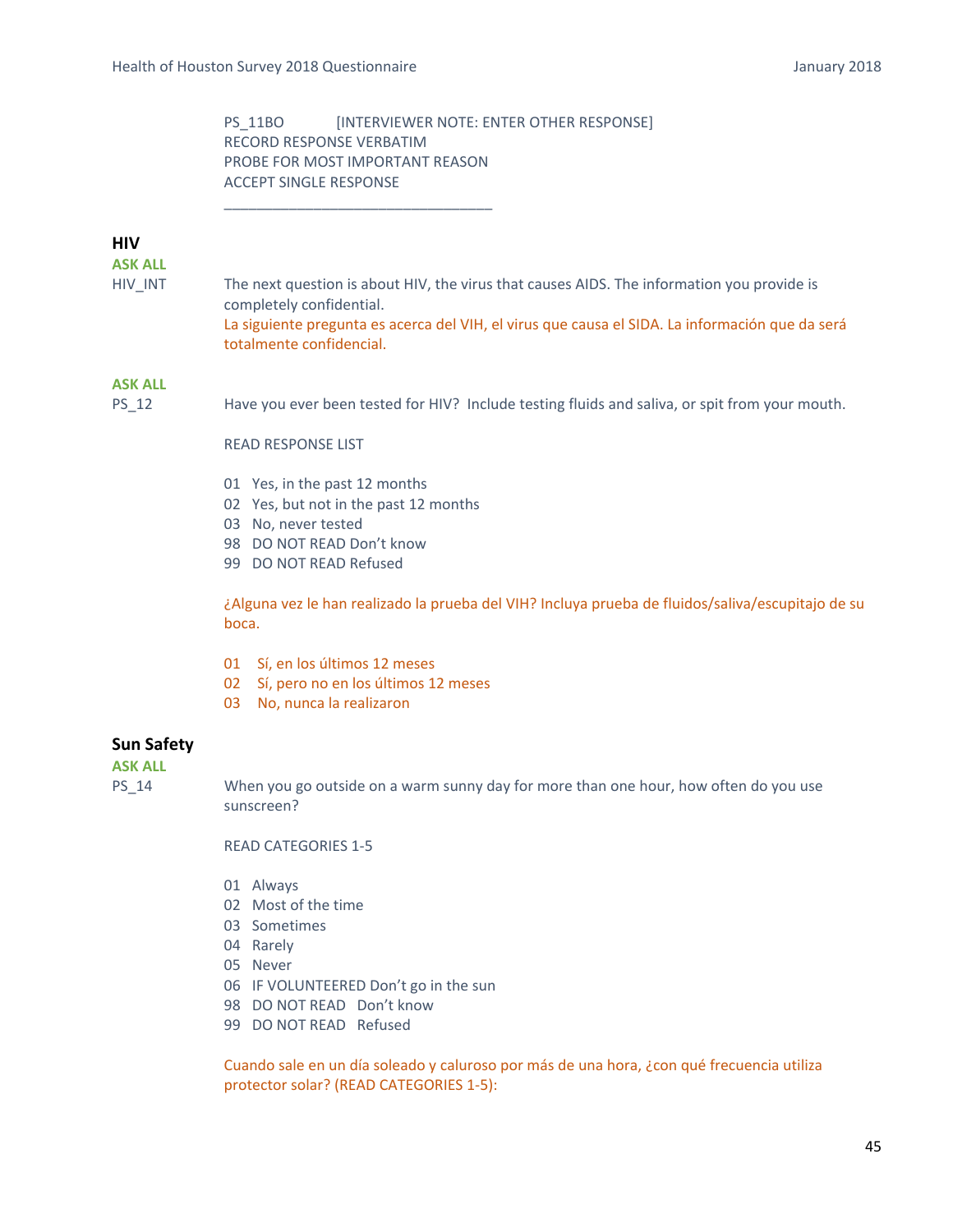PS_11BO [INTERVIEWER NOTE: ENTER OTHER RESPONSE]
RECORD RESPONSE VERBATIM
PROBE FOR MOST IMPORTANT REASON
ACCEPT SINGLE RESPONSE

________________________________

## HIV

**ASK ALL**

HIV_INT The next question is about HIV, the virus that causes AIDS. The information you provide is completely confidential.

La siguiente pregunta es acerca del VIH, el virus que causa el SIDA. La información que da será totalmente confidencial.

**ASK ALL**

PS_12 Have you ever been tested for HIV? Include testing fluids and saliva, or spit from your mouth.

READ RESPONSE LIST

01 Yes, in the past 12 months
02 Yes, but not in the past 12 months
03 No, never tested
98 DO NOT READ Don't know
99 DO NOT READ Refused

¿Alguna vez le han realizado la prueba del VIH? Incluya prueba de fluidos/saliva/escupitajo de su boca.

01 Sí, en los últimos 12 meses
02 Sí, pero no en los últimos 12 meses
03 No, nunca la realizaron

## Sun Safety

**ASK ALL**

PS_14 When you go outside on a warm sunny day for more than one hour, how often do you use sunscreen?

READ CATEGORIES 1-5

01 Always
02 Most of the time
03 Sometimes
04 Rarely
05 Never
06 IF VOLUNTEERED Don't go in the sun
98 DO NOT READ Don't know
99 DO NOT READ Refused

Cuando sale en un día soleado y caluroso por más de una hora, ¿con qué frecuencia utiliza protector solar? (READ CATEGORIES 1-5):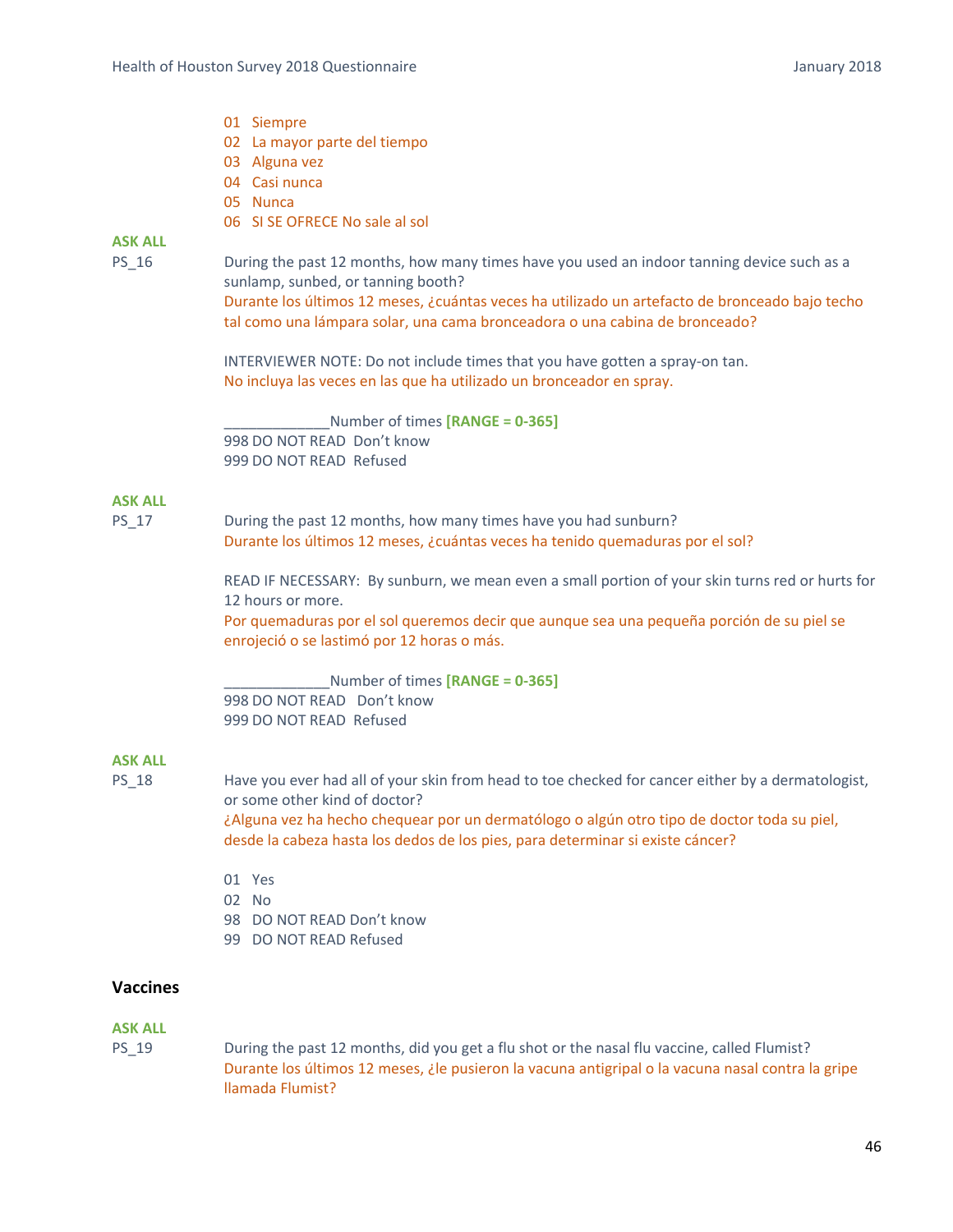01 Siempre
02 La mayor parte del tiempo
03 Alguna vez
04 Casi nunca
05 Nunca
06 SI SE OFRECE No sale al sol

**ASK ALL**

PS_16

During the past 12 months, how many times have you used an indoor tanning device such as a sunlamp, sunbed, or tanning booth?

Durante los últimos 12 meses, ¿cuántas veces ha utilizado un artefacto de bronceado bajo techo tal como una lámpara solar, una cama bronceadora o una cabina de bronceado?

INTERVIEWER NOTE: Do not include times that you have gotten a spray-on tan.

No incluya las veces en las que ha utilizado un bronceador en spray.

_____________Number of times **[RANGE = 0-365]**

998 DO NOT READ Don't know

999 DO NOT READ Refused

**ASK ALL**

PS_17

During the past 12 months, how many times have you had sunburn?

Durante los últimos 12 meses, ¿cuántas veces ha tenido quemaduras por el sol?

READ IF NECESSARY: By sunburn, we mean even a small portion of your skin turns red or hurts for 12 hours or more.

Por quemaduras por el sol queremos decir que aunque sea una pequeña porción de su piel se enrojeció o se lastimó por 12 horas o más.

_____________Number of times **[RANGE = 0-365]**

998 DO NOT READ Don't know

999 DO NOT READ Refused

**ASK ALL**

PS_18

Have you ever had all of your skin from head to toe checked for cancer either by a dermatologist, or some other kind of doctor?

¿Alguna vez ha hecho chequear por un dermatólogo o algún otro tipo de doctor toda su piel, desde la cabeza hasta los dedos de los pies, para determinar si existe cáncer?

01 Yes
02 No
98 DO NOT READ Don't know
99 DO NOT READ Refused

## Vaccines

**ASK ALL**

PS_19

During the past 12 months, did you get a flu shot or the nasal flu vaccine, called Flumist?

Durante los últimos 12 meses, ¿le pusieron la vacuna antigripal o la vacuna nasal contra la gripe llamada Flumist?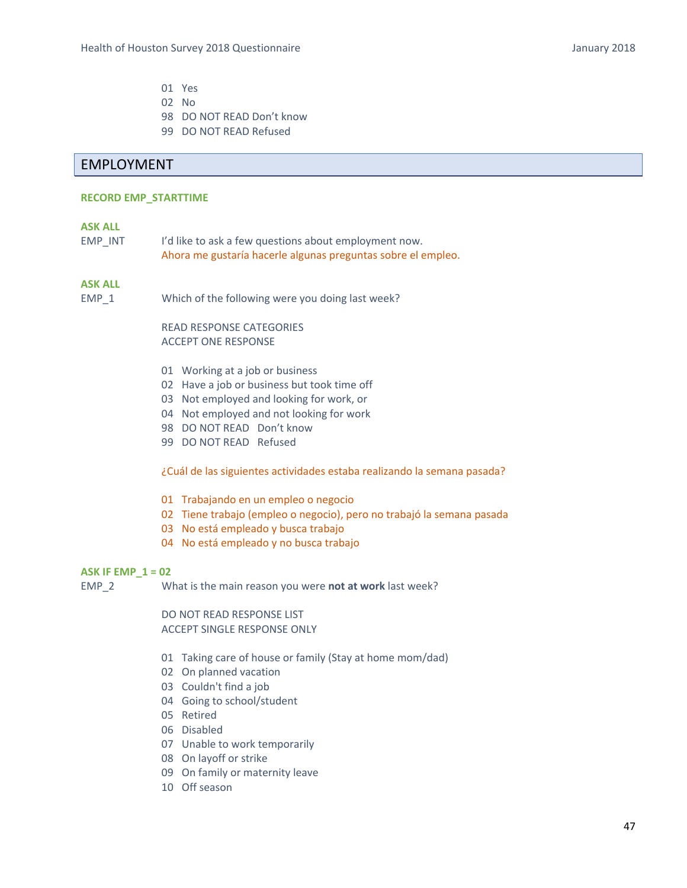01 Yes
02 No
98 DO NOT READ Don't know
99 DO NOT READ Refused

## EMPLOYMENT

**RECORD EMP_STARTTIME**

**ASK ALL**

EMP_INT I'd like to ask a few questions about employment now.
Ahora me gustaría hacerle algunas preguntas sobre el empleo.

**ASK ALL**

EMP_1 Which of the following were you doing last week?

READ RESPONSE CATEGORIES
ACCEPT ONE RESPONSE

01 Working at a job or business
02 Have a job or business but took time off
03 Not employed and looking for work, or
04 Not employed and not looking for work
98 DO NOT READ Don't know
99 DO NOT READ Refused

¿Cuál de las siguientes actividades estaba realizando la semana pasada?

01 Trabajando en un empleo o negocio
02 Tiene trabajo (empleo o negocio), pero no trabajó la semana pasada
03 No está empleado y busca trabajo
04 No está empleado y no busca trabajo

**ASK IF EMP_1 = 02**

EMP_2 What is the main reason you were **not at work** last week?

DO NOT READ RESPONSE LIST
ACCEPT SINGLE RESPONSE ONLY

01 Taking care of house or family (Stay at home mom/dad)
02 On planned vacation
03 Couldn't find a job
04 Going to school/student
05 Retired
06 Disabled
07 Unable to work temporarily
08 On layoff or strike
09 On family or maternity leave
10 Off season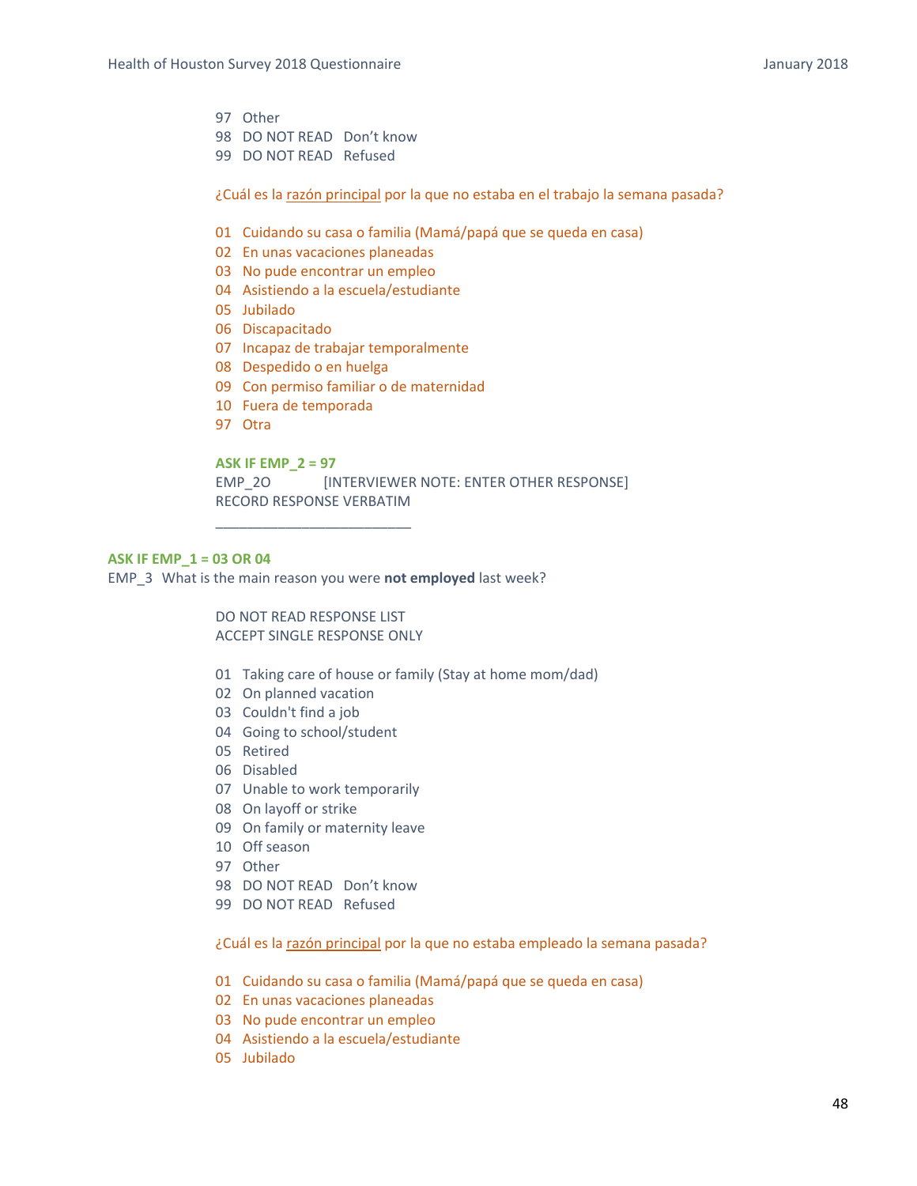97 Other
98 DO NOT READ Don't know
99 DO NOT READ Refused

¿Cuál es la razón principal por la que no estaba en el trabajo la semana pasada?

01 Cuidando su casa o familia (Mamá/papá que se queda en casa)
02 En unas vacaciones planeadas
03 No pude encontrar un empleo
04 Asistiendo a la escuela/estudiante
05 Jubilado
06 Discapacitado
07 Incapaz de trabajar temporalmente
08 Despedido o en huelga
09 Con permiso familiar o de maternidad
10 Fuera de temporada
97 Otra

**ASK IF EMP_2 = 97**
EMP_2O [INTERVIEWER NOTE: ENTER OTHER RESPONSE]
RECORD RESPONSE VERBATIM
_________________________

**ASK IF EMP_1 = 03 OR 04**
EMP_3 What is the main reason you were **not employed** last week?

DO NOT READ RESPONSE LIST
ACCEPT SINGLE RESPONSE ONLY

01 Taking care of house or family (Stay at home mom/dad)
02 On planned vacation
03 Couldn't find a job
04 Going to school/student
05 Retired
06 Disabled
07 Unable to work temporarily
08 On layoff or strike
09 On family or maternity leave
10 Off season
97 Other
98 DO NOT READ Don't know
99 DO NOT READ Refused

¿Cuál es la razón principal por la que no estaba empleado la semana pasada?

01 Cuidando su casa o familia (Mamá/papá que se queda en casa)
02 En unas vacaciones planeadas
03 No pude encontrar un empleo
04 Asistiendo a la escuela/estudiante
05 Jubilado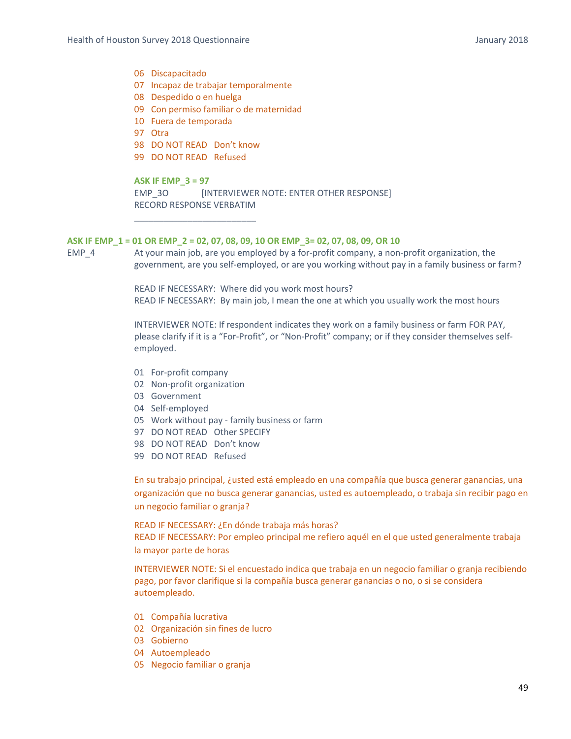06 Discapacitado
07 Incapaz de trabajar temporalmente
08 Despedido o en huelga
09 Con permiso familiar o de maternidad
10 Fuera de temporada
97 Otra
98 DO NOT READ Don't know
99 DO NOT READ Refused

**ASK IF EMP_3 = 97**
EMP_3O [INTERVIEWER NOTE: ENTER OTHER RESPONSE]
RECORD RESPONSE VERBATIM
_________________________

**ASK IF EMP_1 = 01 OR EMP_2 = 02, 07, 08, 09, 10 OR EMP_3= 02, 07, 08, 09, OR 10**

EMP_4 At your main job, are you employed by a for-profit company, a non-profit organization, the government, are you self-employed, or are you working without pay in a family business or farm?

READ IF NECESSARY: Where did you work most hours?
READ IF NECESSARY: By main job, I mean the one at which you usually work the most hours

INTERVIEWER NOTE: If respondent indicates they work on a family business or farm FOR PAY, please clarify if it is a "For-Profit", or "Non-Profit" company; or if they consider themselves self-employed.

01 For-profit company
02 Non-profit organization
03 Government
04 Self-employed
05 Work without pay - family business or farm
97 DO NOT READ Other SPECIFY
98 DO NOT READ Don't know
99 DO NOT READ Refused

En su trabajo principal, ¿usted está empleado en una compañía que busca generar ganancias, una organización que no busca generar ganancias, usted es autoempleado, o trabaja sin recibir pago en un negocio familiar o granja?

READ IF NECESSARY: ¿En dónde trabaja más horas?
READ IF NECESSARY: Por empleo principal me refiero aquél en el que usted generalmente trabaja la mayor parte de horas

INTERVIEWER NOTE: Si el encuestado indica que trabaja en un negocio familiar o granja recibiendo pago, por favor clarifique si la compañía busca generar ganancias o no, o si se considera autoempleado.

01 Compañía lucrativa
02 Organización sin fines de lucro
03 Gobierno
04 Autoempleado
05 Negocio familiar o granja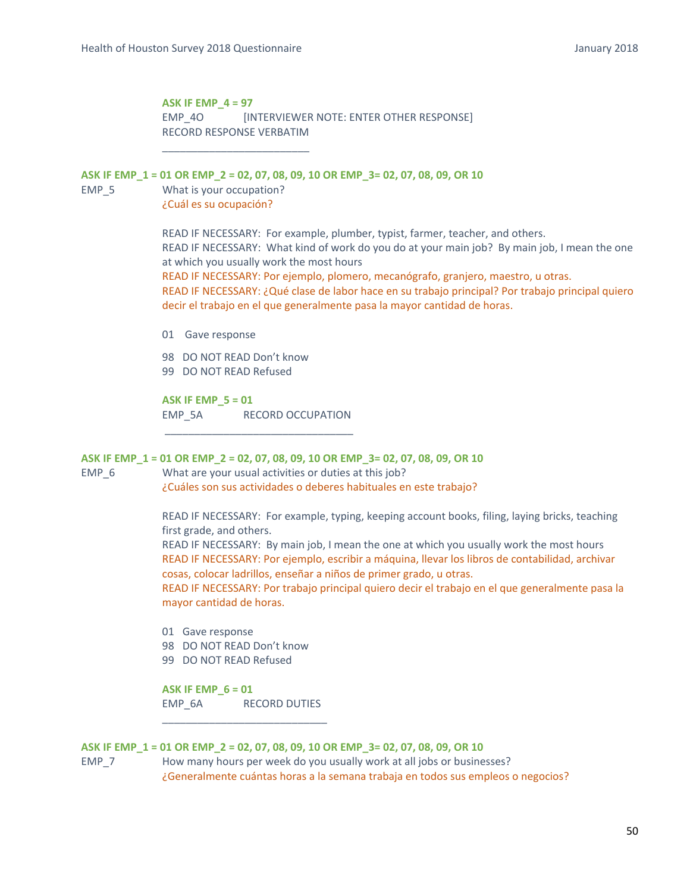**ASK IF EMP_4 = 97**

EMP_4O [INTERVIEWER NOTE: ENTER OTHER RESPONSE]

RECORD RESPONSE VERBATIM

________________________

**ASK IF EMP_1 = 01 OR EMP_2 = 02, 07, 08, 09, 10 OR EMP_3= 02, 07, 08, 09, OR 10**

EMP_5 What is your occupation?

¿Cuál es su ocupación?

READ IF NECESSARY: For example, plumber, typist, farmer, teacher, and others.

READ IF NECESSARY: What kind of work do you do at your main job? By main job, I mean the one at which you usually work the most hours

READ IF NECESSARY: Por ejemplo, plomero, mecanógrafo, granjero, maestro, u otras.

READ IF NECESSARY: ¿Qué clase de labor hace en su trabajo principal? Por trabajo principal quiero decir el trabajo en el que generalmente pasa la mayor cantidad de horas.

01 Gave response

98 DO NOT READ Don't know

99 DO NOT READ Refused

**ASK IF EMP_5 = 01**

EMP_5A RECORD OCCUPATION

________________________________

**ASK IF EMP_1 = 01 OR EMP_2 = 02, 07, 08, 09, 10 OR EMP_3= 02, 07, 08, 09, OR 10**

EMP_6 What are your usual activities or duties at this job?

¿Cuáles son sus actividades o deberes habituales en este trabajo?

READ IF NECESSARY: For example, typing, keeping account books, filing, laying bricks, teaching first grade, and others.

READ IF NECESSARY: By main job, I mean the one at which you usually work the most hours

READ IF NECESSARY: Por ejemplo, escribir a máquina, llevar los libros de contabilidad, archivar cosas, colocar ladrillos, enseñar a niños de primer grado, u otras.

READ IF NECESSARY: Por trabajo principal quiero decir el trabajo en el que generalmente pasa la mayor cantidad de horas.

01 Gave response

98 DO NOT READ Don't know

99 DO NOT READ Refused

**ASK IF EMP_6 = 01**

EMP_6A RECORD DUTIES

____________________________

**ASK IF EMP_1 = 01 OR EMP_2 = 02, 07, 08, 09, 10 OR EMP_3= 02, 07, 08, 09, OR 10**

EMP_7 How many hours per week do you usually work at all jobs or businesses?

¿Generalmente cuántas horas a la semana trabaja en todos sus empleos o negocios?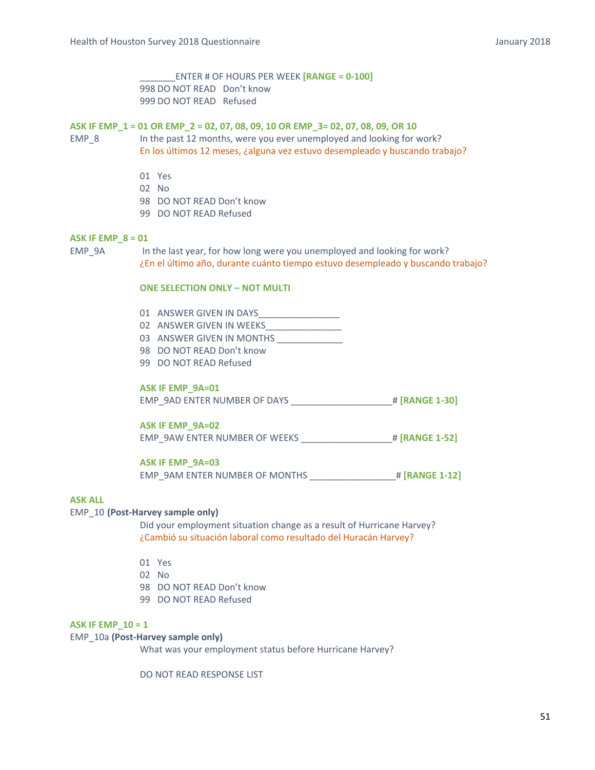_______ENTER # OF HOURS PER WEEK **[RANGE = 0-100]**
998 DO NOT READ   Don't know
999 DO NOT READ   Refused

**ASK IF EMP_1 = 01 OR EMP_2 = 02, 07, 08, 09, 10 OR EMP_3= 02, 07, 08, 09, OR 10**

EMP_8   In the past 12 months, were you ever unemployed and looking for work?
En los últimos 12 meses, ¿alguna vez estuvo desempleado y buscando trabajo?

01 Yes
02 No
98 DO NOT READ Don't know
99 DO NOT READ Refused

**ASK IF EMP_8 = 01**

EMP_9A   In the last year, for how long were you unemployed and looking for work?
¿En el último año, durante cuánto tiempo estuvo desempleado y buscando trabajo?

**ONE SELECTION ONLY – NOT MULTI**

01 ANSWER GIVEN IN DAYS________________
02 ANSWER GIVEN IN WEEKS_______________
03 ANSWER GIVEN IN MONTHS _____________
98 DO NOT READ Don't know
99 DO NOT READ Refused

**ASK IF EMP_9A=01**
EMP_9AD ENTER NUMBER OF DAYS ____________________# **[RANGE 1-30]**

**ASK IF EMP_9A=02**
EMP_9AW ENTER NUMBER OF WEEKS __________________# **[RANGE 1-52]**

**ASK IF EMP_9A=03**
EMP_9AM ENTER NUMBER OF MONTHS _________________# **[RANGE 1-12]**

**ASK ALL**

EMP_10 **(Post-Harvey sample only)**
Did your employment situation change as a result of Hurricane Harvey?
¿Cambió su situación laboral como resultado del Huracán Harvey?

01 Yes
02 No
98 DO NOT READ Don't know
99 DO NOT READ Refused

**ASK IF EMP_10 = 1**

EMP_10a **(Post-Harvey sample only)**
What was your employment status before Hurricane Harvey?

DO NOT READ RESPONSE LIST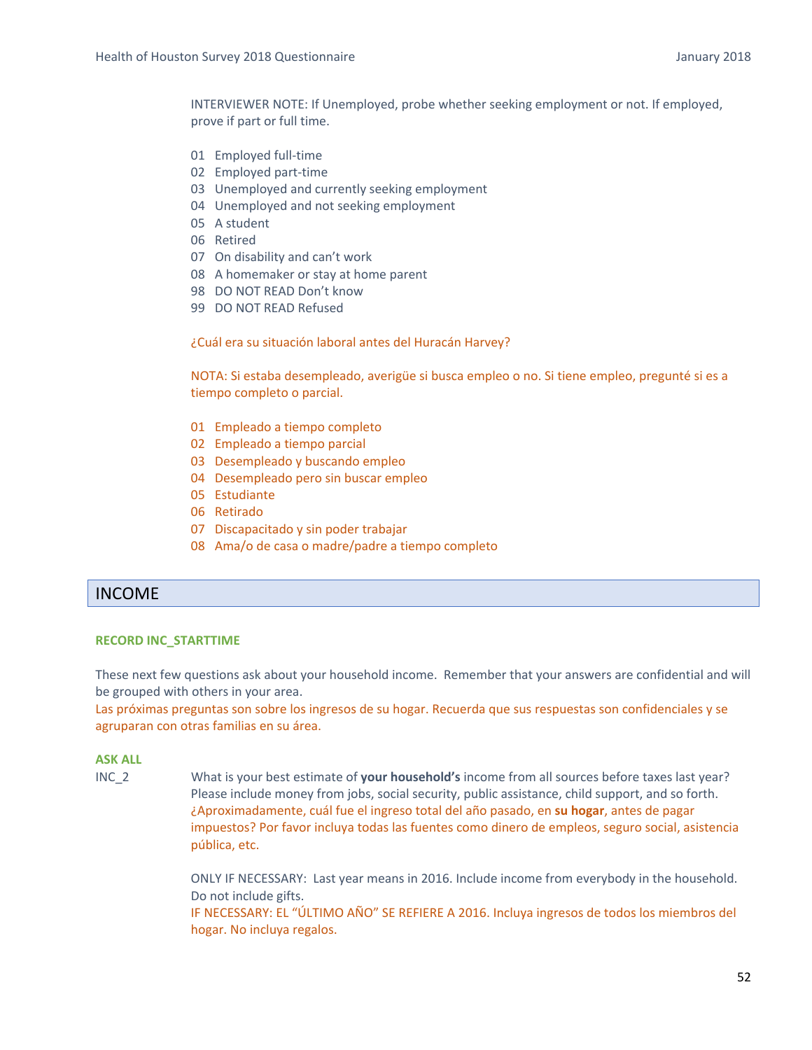INTERVIEWER NOTE: If Unemployed, probe whether seeking employment or not. If employed, prove if part or full time.

01 Employed full-time
02 Employed part-time
03 Unemployed and currently seeking employment
04 Unemployed and not seeking employment
05 A student
06 Retired
07 On disability and can't work
08 A homemaker or stay at home parent
98 DO NOT READ Don't know
99 DO NOT READ Refused

¿Cuál era su situación laboral antes del Huracán Harvey?

NOTA: Si estaba desempleado, averigüe si busca empleo o no. Si tiene empleo, pregunté si es a tiempo completo o parcial.

01 Empleado a tiempo completo
02 Empleado a tiempo parcial
03 Desempleado y buscando empleo
04 Desempleado pero sin buscar empleo
05 Estudiante
06 Retirado
07 Discapacitado y sin poder trabajar
08 Ama/o de casa o madre/padre a tiempo completo

## INCOME

**RECORD INC_STARTTIME**

These next few questions ask about your household income. Remember that your answers are confidential and will be grouped with others in your area.
Las próximas preguntas son sobre los ingresos de su hogar. Recuerda que sus respuestas son confidenciales y se agruparan con otras familias en su área.

**ASK ALL**

INC_2 What is your best estimate of **your household's** income from all sources before taxes last year? Please include money from jobs, social security, public assistance, child support, and so forth.
¿Aproximadamente, cuál fue el ingreso total del año pasado, en **su hogar**, antes de pagar impuestos? Por favor incluya todas las fuentes como dinero de empleos, seguro social, asistencia pública, etc.

ONLY IF NECESSARY: Last year means in 2016. Include income from everybody in the household. Do not include gifts.
IF NECESSARY: EL "ÚLTIMO AÑO" SE REFIERE A 2016. Incluya ingresos de todos los miembros del hogar. No incluya regalos.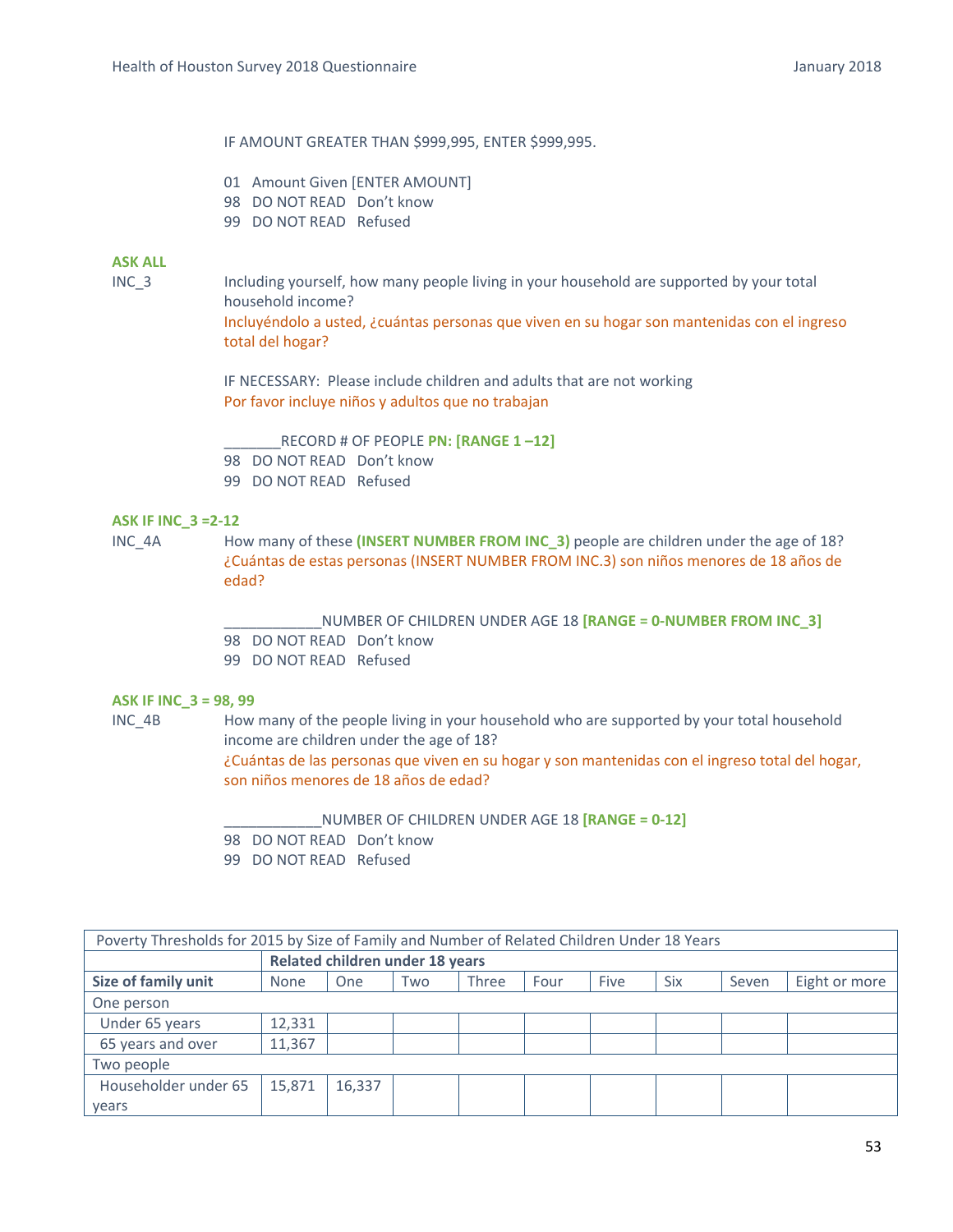IF AMOUNT GREATER THAN $999,995, ENTER $999,995.

01 Amount Given [ENTER AMOUNT]
98 DO NOT READ Don't know
99 DO NOT READ Refused

**ASK ALL**

INC_3 Including yourself, how many people living in your household are supported by your total household income?
Incluyéndolo a usted, ¿cuántas personas que viven en su hogar son mantenidas con el ingreso total del hogar?

IF NECESSARY: Please include children and adults that are not working
Por favor incluye niños y adultos que no trabajan

_______RECORD # OF PEOPLE **PN: [RANGE 1 –12]**
98 DO NOT READ Don't know
99 DO NOT READ Refused

**ASK IF INC_3 =2-12**

INC_4A How many of these **(INSERT NUMBER FROM INC_3)** people are children under the age of 18?
¿Cuántas de estas personas (INSERT NUMBER FROM INC.3) son niños menores de 18 años de edad?

____________NUMBER OF CHILDREN UNDER AGE 18 **[RANGE = 0-NUMBER FROM INC_3]**
98 DO NOT READ Don't know
99 DO NOT READ Refused

**ASK IF INC_3 = 98, 99**

INC_4B How many of the people living in your household who are supported by your total household income are children under the age of 18?
¿Cuántas de las personas que viven en su hogar y son mantenidas con el ingreso total del hogar, son niños menores de 18 años de edad?

____________NUMBER OF CHILDREN UNDER AGE 18 **[RANGE = 0-12]**
98 DO NOT READ Don't know
99 DO NOT READ Refused

| Poverty Thresholds for 2015 by Size of Family and Number of Related Children Under 18 Years | | | | | | | | | |
|---|---|---|---|---|---|---|---|---|---|
| | **Related children under 18 years** | | | | | | | | |
| **Size of family unit** | None | One | Two | Three | Four | Five | Six | Seven | Eight or more |
| One person | | | | | | | | | |
| Under 65 years | 12,331 | | | | | | | | |
| 65 years and over | 11,367 | | | | | | | | |
| Two people | | | | | | | | | |
| Householder under 65 years | 15,871 | 16,337 | | | | | | | |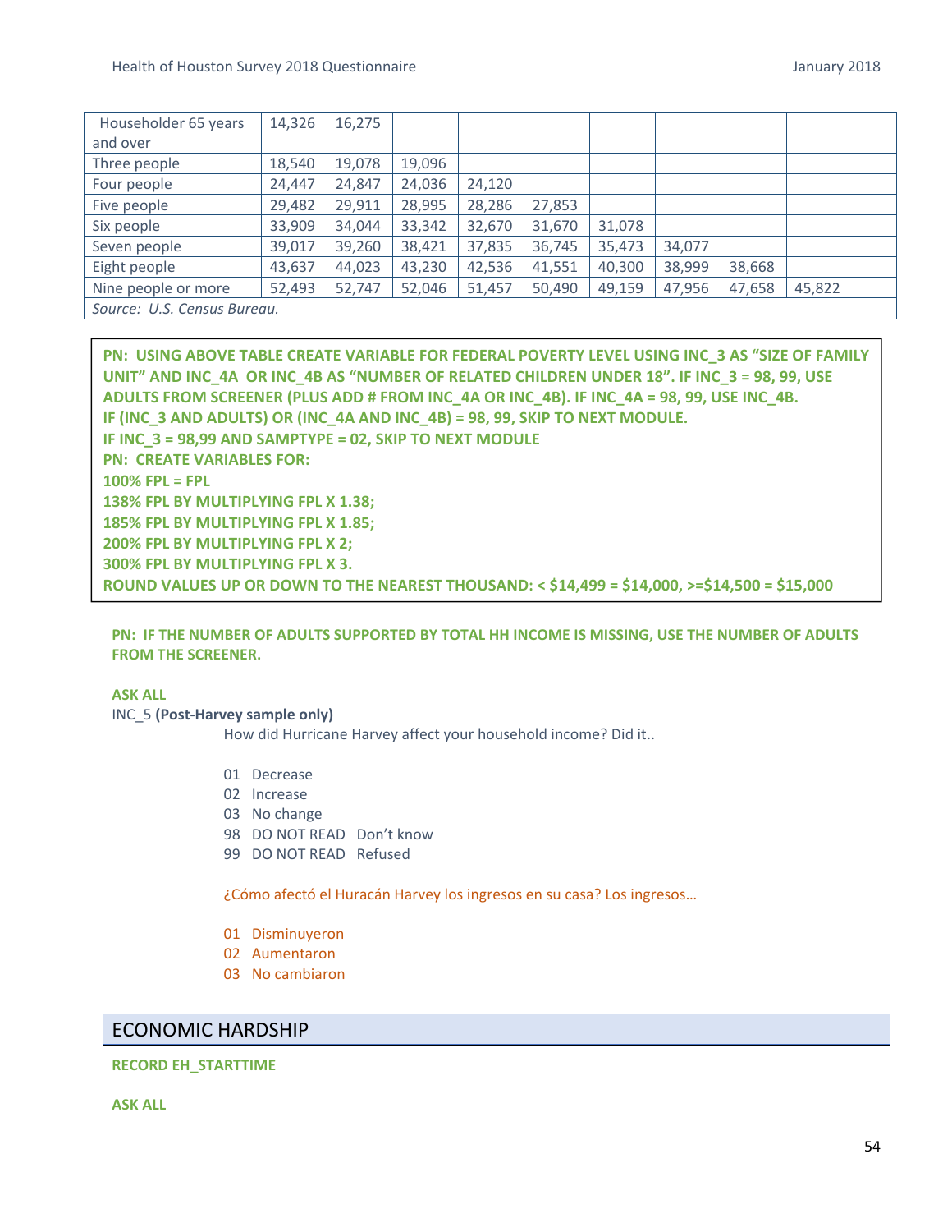| | | | | | | | | | |
|---|---|---|---|---|---|---|---|---|---|
| Householder 65 years and over | 14,326 | 16,275 | | | | | | | |
| Three people | 18,540 | 19,078 | 19,096 | | | | | | |
| Four people | 24,447 | 24,847 | 24,036 | 24,120 | | | | | |
| Five people | 29,482 | 29,911 | 28,995 | 28,286 | 27,853 | | | | |
| Six people | 33,909 | 34,044 | 33,342 | 32,670 | 31,670 | 31,078 | | | |
| Seven people | 39,017 | 39,260 | 38,421 | 37,835 | 36,745 | 35,473 | 34,077 | | |
| Eight people | 43,637 | 44,023 | 43,230 | 42,536 | 41,551 | 40,300 | 38,999 | 38,668 | |
| Nine people or more | 52,493 | 52,747 | 52,046 | 51,457 | 50,490 | 49,159 | 47,956 | 47,658 | 45,822 |

*Source: U.S. Census Bureau.*

**PN: USING ABOVE TABLE CREATE VARIABLE FOR FEDERAL POVERTY LEVEL USING INC_3 AS "SIZE OF FAMILY UNIT" AND INC_4A OR INC_4B AS "NUMBER OF RELATED CHILDREN UNDER 18". IF INC_3 = 98, 99, USE ADULTS FROM SCREENER (PLUS ADD # FROM INC_4A OR INC_4B). IF INC_4A = 98, 99, USE INC_4B.**
**IF (INC_3 AND ADULTS) OR (INC_4A AND INC_4B) = 98, 99, SKIP TO NEXT MODULE.**
**IF INC_3 = 98,99 AND SAMPTYPE = 02, SKIP TO NEXT MODULE**
**PN: CREATE VARIABLES FOR:**
**100% FPL = FPL**
**138% FPL BY MULTIPLYING FPL X 1.38;**
**185% FPL BY MULTIPLYING FPL X 1.85;**
**200% FPL BY MULTIPLYING FPL X 2;**
**300% FPL BY MULTIPLYING FPL X 3.**
**ROUND VALUES UP OR DOWN TO THE NEAREST THOUSAND: < $14,499 = $14,000, >=$14,500 = $15,000**

**PN: IF THE NUMBER OF ADULTS SUPPORTED BY TOTAL HH INCOME IS MISSING, USE THE NUMBER OF ADULTS FROM THE SCREENER.**

**ASK ALL**

INC_5 **(Post-Harvey sample only)**

How did Hurricane Harvey affect your household income? Did it..

01 Decrease
02 Increase
03 No change
98 DO NOT READ Don't know
99 DO NOT READ Refused

¿Cómo afectó el Huracán Harvey los ingresos en su casa? Los ingresos…

01 Disminuyeron
02 Aumentaron
03 No cambiaron

## ECONOMIC HARDSHIP

**RECORD EH_STARTTIME**

**ASK ALL**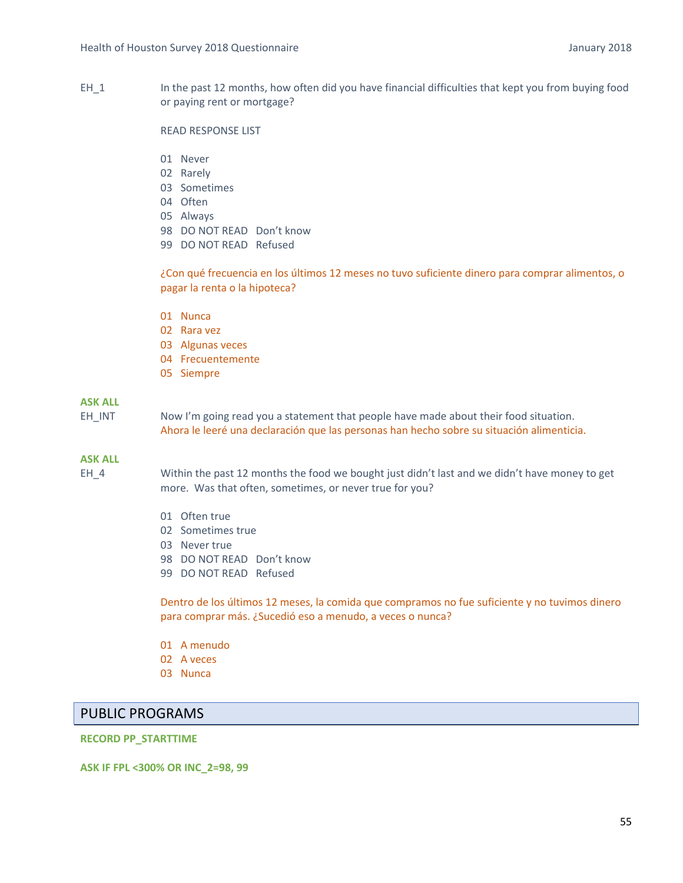EH_1 In the past 12 months, how often did you have financial difficulties that kept you from buying food or paying rent or mortgage?

READ RESPONSE LIST

01 Never
02 Rarely
03 Sometimes
04 Often
05 Always
98 DO NOT READ Don't know
99 DO NOT READ Refused

¿Con qué frecuencia en los últimos 12 meses no tuvo suficiente dinero para comprar alimentos, o pagar la renta o la hipoteca?

01 Nunca
02 Rara vez
03 Algunas veces
04 Frecuentemente
05 Siempre

**ASK ALL**

EH_INT Now I'm going read you a statement that people have made about their food situation.
Ahora le leeré una declaración que las personas han hecho sobre su situación alimenticia.

**ASK ALL**

EH_4 Within the past 12 months the food we bought just didn't last and we didn't have money to get more. Was that often, sometimes, or never true for you?

01 Often true
02 Sometimes true
03 Never true
98 DO NOT READ Don't know
99 DO NOT READ Refused

Dentro de los últimos 12 meses, la comida que compramos no fue suficiente y no tuvimos dinero para comprar más. ¿Sucedió eso a menudo, a veces o nunca?

01 A menudo
02 A veces
03 Nunca

## PUBLIC PROGRAMS

**RECORD PP_STARTTIME**

**ASK IF FPL <300% OR INC_2=98, 99**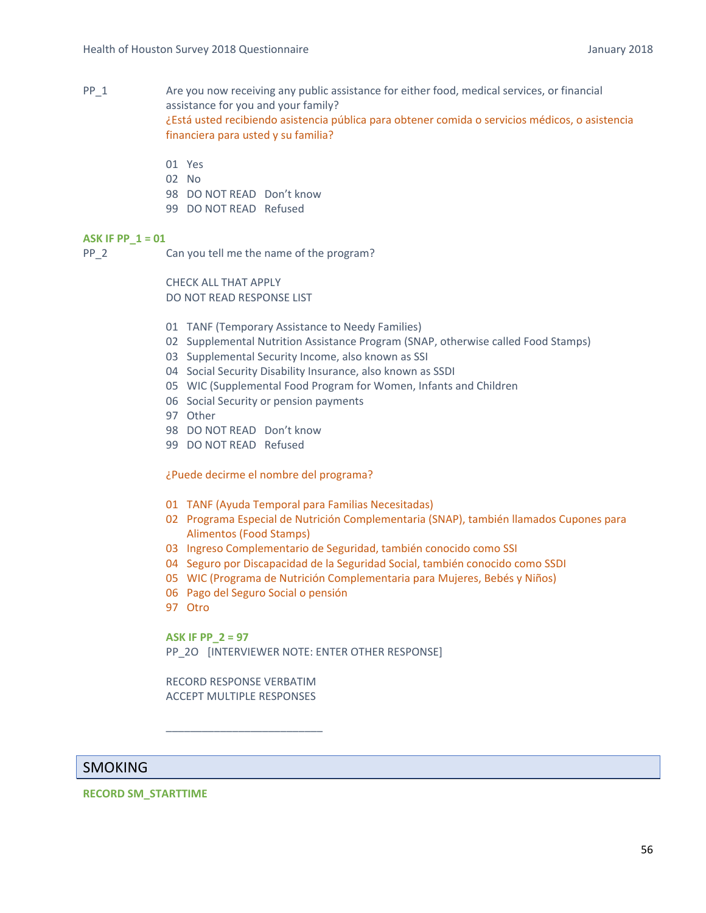PP_1 Are you now receiving any public assistance for either food, medical services, or financial assistance for you and your family?
¿Está usted recibiendo asistencia pública para obtener comida o servicios médicos, o asistencia financiera para usted y su familia?

01 Yes
02 No
98 DO NOT READ Don't know
99 DO NOT READ Refused

**ASK IF PP_1 = 01**
PP_2 Can you tell me the name of the program?

CHECK ALL THAT APPLY
DO NOT READ RESPONSE LIST

01 TANF (Temporary Assistance to Needy Families)
02 Supplemental Nutrition Assistance Program (SNAP, otherwise called Food Stamps)
03 Supplemental Security Income, also known as SSI
04 Social Security Disability Insurance, also known as SSDI
05 WIC (Supplemental Food Program for Women, Infants and Children
06 Social Security or pension payments
97 Other
98 DO NOT READ Don't know
99 DO NOT READ Refused

¿Puede decirme el nombre del programa?

01 TANF (Ayuda Temporal para Familias Necesitadas)
02 Programa Especial de Nutrición Complementaria (SNAP), también llamados Cupones para Alimentos (Food Stamps)
03 Ingreso Complementario de Seguridad, también conocido como SSI
04 Seguro por Discapacidad de la Seguridad Social, también conocido como SSDI
05 WIC (Programa de Nutrición Complementaria para Mujeres, Bebés y Niños)
06 Pago del Seguro Social o pensión
97 Otro

**ASK IF PP_2 = 97**
PP_2O [INTERVIEWER NOTE: ENTER OTHER RESPONSE]

RECORD RESPONSE VERBATIM
ACCEPT MULTIPLE RESPONSES

___________________________

## SMOKING

**RECORD SM_STARTTIME**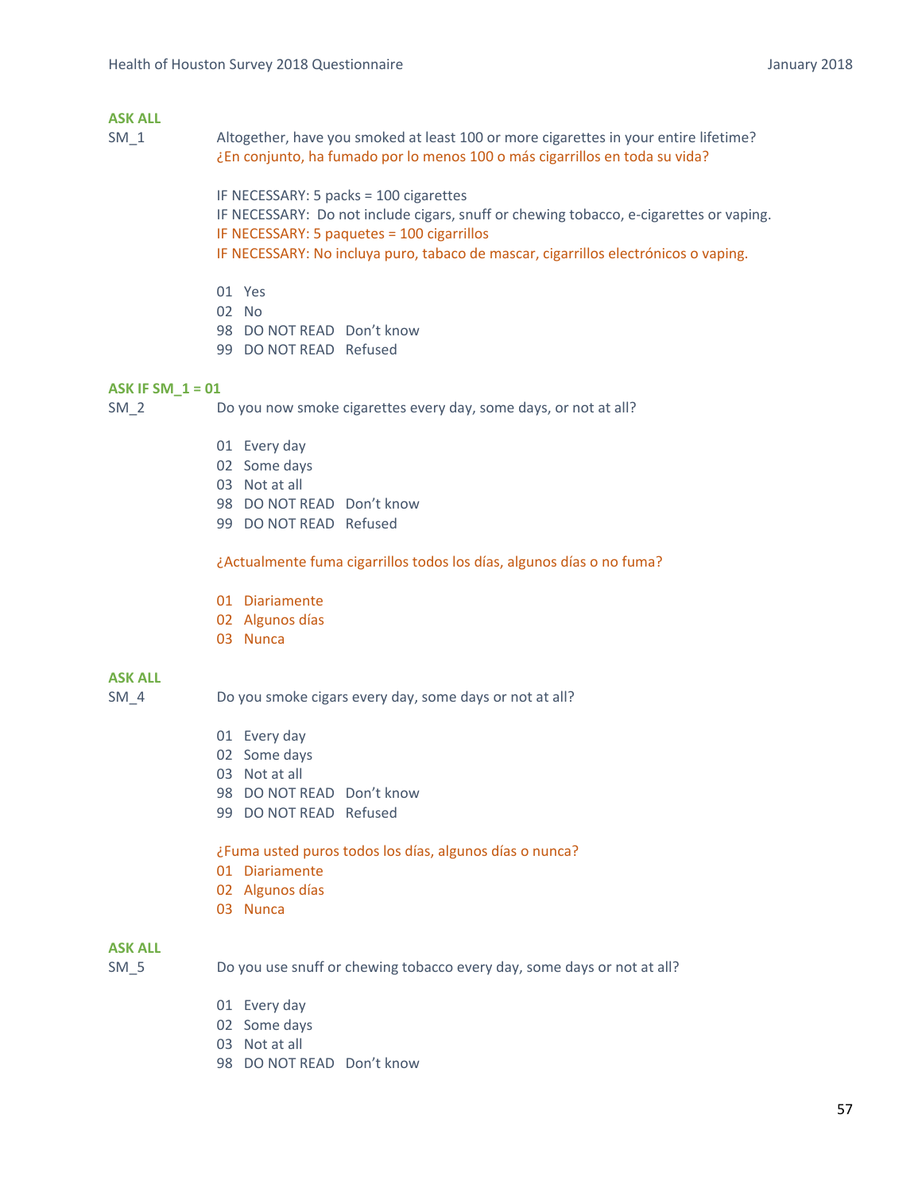**ASK ALL**

SM_1 Altogether, have you smoked at least 100 or more cigarettes in your entire lifetime?
¿En conjunto, ha fumado por lo menos 100 o más cigarrillos en toda su vida?

IF NECESSARY: 5 packs = 100 cigarettes
IF NECESSARY: Do not include cigars, snuff or chewing tobacco, e-cigarettes or vaping.
IF NECESSARY: 5 paquetes = 100 cigarrillos
IF NECESSARY: No incluya puro, tabaco de mascar, cigarrillos electrónicos o vaping.

01 Yes
02 No
98 DO NOT READ Don't know
99 DO NOT READ Refused

**ASK IF SM_1 = 01**

SM_2 Do you now smoke cigarettes every day, some days, or not at all?

01 Every day
02 Some days
03 Not at all
98 DO NOT READ Don't know
99 DO NOT READ Refused

¿Actualmente fuma cigarrillos todos los días, algunos días o no fuma?

01 Diariamente
02 Algunos días
03 Nunca

**ASK ALL**

SM_4 Do you smoke cigars every day, some days or not at all?

01 Every day
02 Some days
03 Not at all
98 DO NOT READ Don't know
99 DO NOT READ Refused

¿Fuma usted puros todos los días, algunos días o nunca?
01 Diariamente
02 Algunos días
03 Nunca

**ASK ALL**

SM_5 Do you use snuff or chewing tobacco every day, some days or not at all?

01 Every day
02 Some days
03 Not at all
98 DO NOT READ Don't know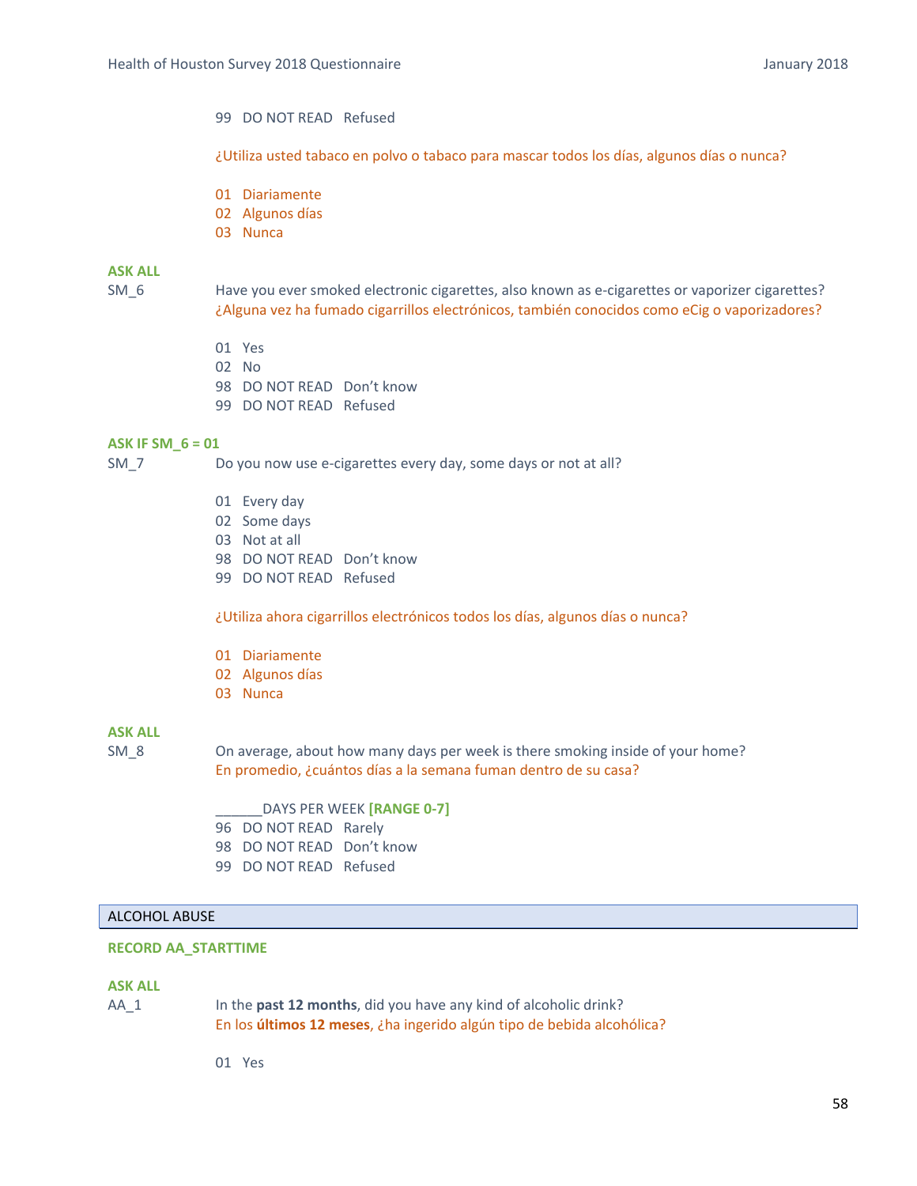99 DO NOT READ Refused

¿Utiliza usted tabaco en polvo o tabaco para mascar todos los días, algunos días o nunca?

01 Diariamente
02 Algunos días
03 Nunca

**ASK ALL**

SM_6 Have you ever smoked electronic cigarettes, also known as e-cigarettes or vaporizer cigarettes?
¿Alguna vez ha fumado cigarrillos electrónicos, también conocidos como eCig o vaporizadores?

01 Yes
02 No
98 DO NOT READ Don't know
99 DO NOT READ Refused

**ASK IF SM_6 = 01**

SM_7 Do you now use e-cigarettes every day, some days or not at all?

01 Every day
02 Some days
03 Not at all
98 DO NOT READ Don't know
99 DO NOT READ Refused

¿Utiliza ahora cigarrillos electrónicos todos los días, algunos días o nunca?

01 Diariamente
02 Algunos días
03 Nunca

**ASK ALL**

SM_8 On average, about how many days per week is there smoking inside of your home?
En promedio, ¿cuántos días a la semana fuman dentro de su casa?

______DAYS PER WEEK **[RANGE 0-7]**
96 DO NOT READ Rarely
98 DO NOT READ Don't know
99 DO NOT READ Refused

## ALCOHOL ABUSE

**RECORD AA_STARTTIME**

**ASK ALL**

AA_1 In the **past 12 months**, did you have any kind of alcoholic drink?
En los **últimos 12 meses**, ¿ha ingerido algún tipo de bebida alcohólica?

01 Yes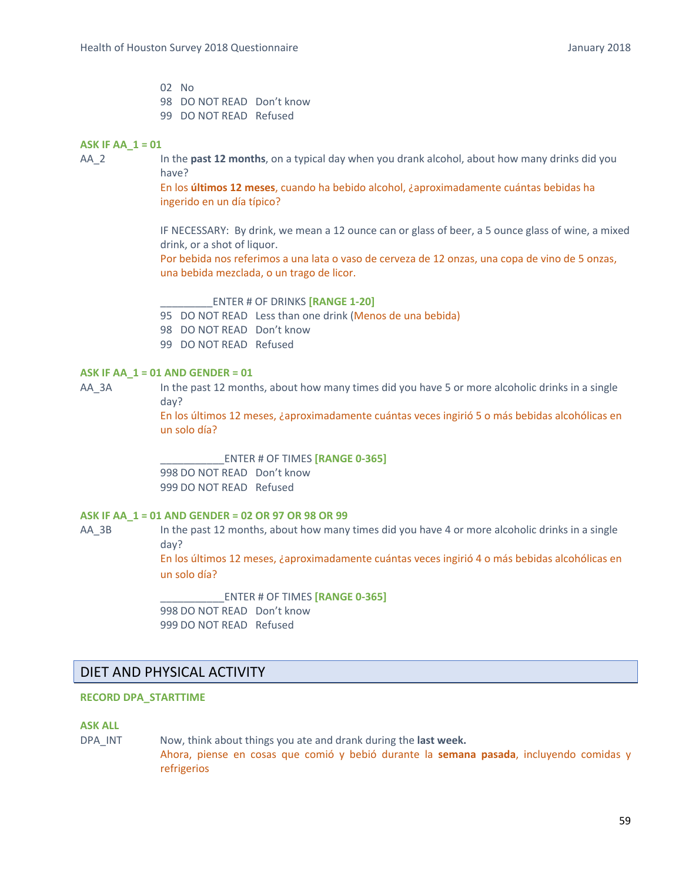02 No
98 DO NOT READ Don't know
99 DO NOT READ Refused

**ASK IF AA_1 = 01**

AA_2 In the **past 12 months**, on a typical day when you drank alcohol, about how many drinks did you have?

En los **últimos 12 meses**, cuando ha bebido alcohol, ¿aproximadamente cuántas bebidas ha ingerido en un día típico?

IF NECESSARY: By drink, we mean a 12 ounce can or glass of beer, a 5 ounce glass of wine, a mixed drink, or a shot of liquor.

Por bebida nos referimos a una lata o vaso de cerveza de 12 onzas, una copa de vino de 5 onzas, una bebida mezclada, o un trago de licor.

_________ENTER # OF DRINKS **[RANGE 1-20]**
95 DO NOT READ Less than one drink (Menos de una bebida)
98 DO NOT READ Don't know
99 DO NOT READ Refused

**ASK IF AA_1 = 01 AND GENDER = 01**

AA_3A In the past 12 months, about how many times did you have 5 or more alcoholic drinks in a single day?

En los últimos 12 meses, ¿aproximadamente cuántas veces ingirió 5 o más bebidas alcohólicas en un solo día?

___________ENTER # OF TIMES **[RANGE 0-365]**
998 DO NOT READ Don't know
999 DO NOT READ Refused

**ASK IF AA_1 = 01 AND GENDER = 02 OR 97 OR 98 OR 99**

AA_3B In the past 12 months, about how many times did you have 4 or more alcoholic drinks in a single day?

En los últimos 12 meses, ¿aproximadamente cuántas veces ingirió 4 o más bebidas alcohólicas en un solo día?

___________ENTER # OF TIMES **[RANGE 0-365]**
998 DO NOT READ Don't know
999 DO NOT READ Refused

## DIET AND PHYSICAL ACTIVITY

**RECORD DPA_STARTTIME**

**ASK ALL**

DPA_INT Now, think about things you ate and drank during the **last week.**

Ahora, piense en cosas que comió y bebió durante la **semana pasada**, incluyendo comidas y refrigerios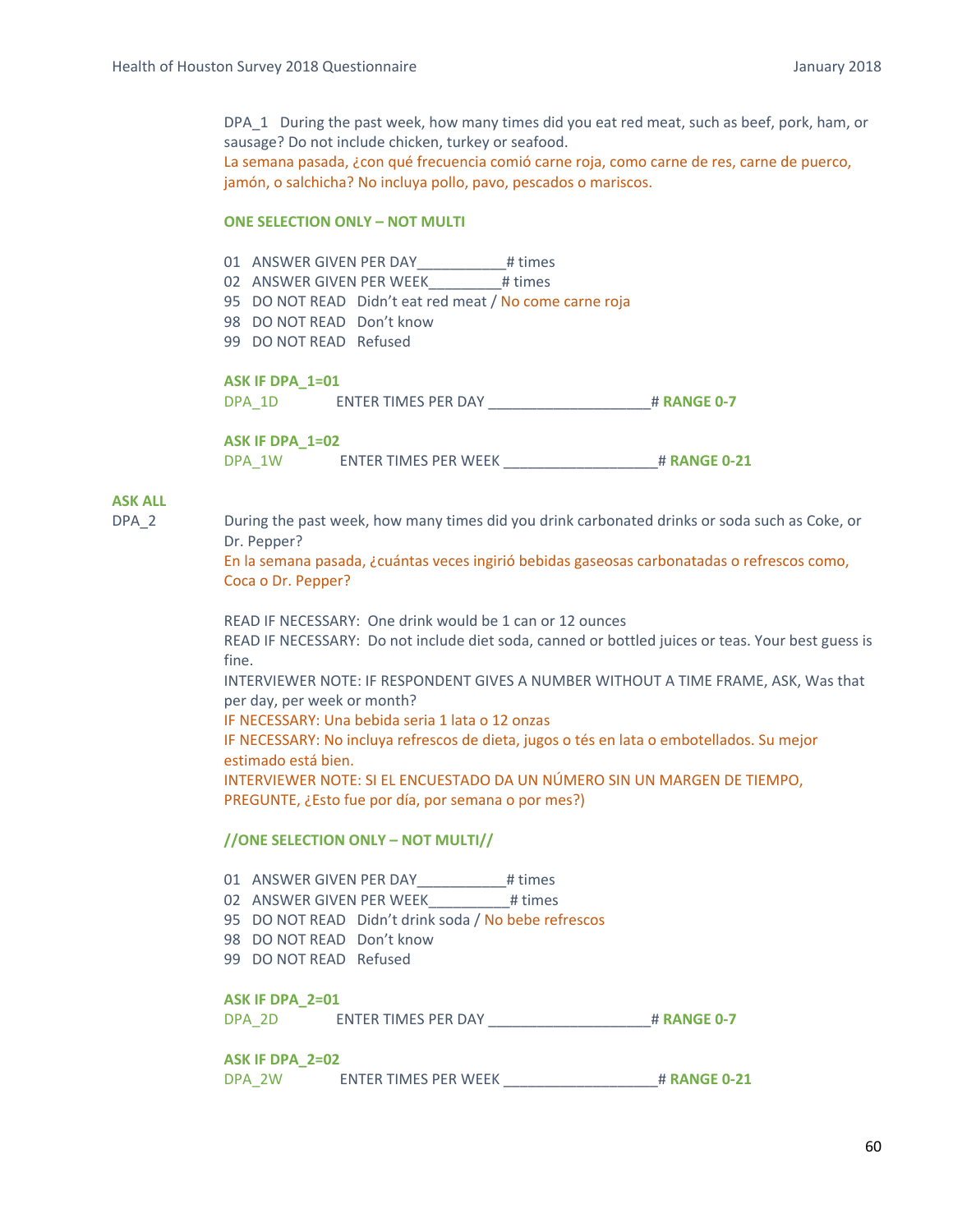DPA_1 During the past week, how many times did you eat red meat, such as beef, pork, ham, or sausage? Do not include chicken, turkey or seafood.
La semana pasada, ¿con qué frecuencia comió carne roja, como carne de res, carne de puerco, jamón, o salchicha? No incluya pollo, pavo, pescados o mariscos.

**ONE SELECTION ONLY – NOT MULTI**

01 ANSWER GIVEN PER DAY___________# times
02 ANSWER GIVEN PER WEEK_________# times
95 DO NOT READ Didn't eat red meat / No come carne roja
98 DO NOT READ Don't know
99 DO NOT READ Refused

**ASK IF DPA_1=01**
DPA_1D ENTER TIMES PER DAY ____________________# **RANGE 0-7**

**ASK IF DPA_1=02**
DPA_1W ENTER TIMES PER WEEK ___________________# **RANGE 0-21**

**ASK ALL**
DPA_2 During the past week, how many times did you drink carbonated drinks or soda such as Coke, or Dr. Pepper?
En la semana pasada, ¿cuántas veces ingirió bebidas gaseosas carbonatadas o refrescos como, Coca o Dr. Pepper?

READ IF NECESSARY: One drink would be 1 can or 12 ounces
READ IF NECESSARY: Do not include diet soda, canned or bottled juices or teas. Your best guess is fine.
INTERVIEWER NOTE: IF RESPONDENT GIVES A NUMBER WITHOUT A TIME FRAME, ASK, Was that per day, per week or month?
IF NECESSARY: Una bebida seria 1 lata o 12 onzas
IF NECESSARY: No incluya refrescos de dieta, jugos o tés en lata o embotellados. Su mejor estimado está bien.
INTERVIEWER NOTE: SI EL ENCUESTADO DA UN NÚMERO SIN UN MARGEN DE TIEMPO, PREGUNTE, ¿Esto fue por día, por semana o por mes?)

**//ONE SELECTION ONLY – NOT MULTI//**

01 ANSWER GIVEN PER DAY___________# times
02 ANSWER GIVEN PER WEEK__________# times
95 DO NOT READ Didn't drink soda / No bebe refrescos
98 DO NOT READ Don't know
99 DO NOT READ Refused

**ASK IF DPA_2=01**
DPA_2D ENTER TIMES PER DAY ____________________# **RANGE 0-7**

**ASK IF DPA_2=02**
DPA_2W ENTER TIMES PER WEEK ___________________# **RANGE 0-21**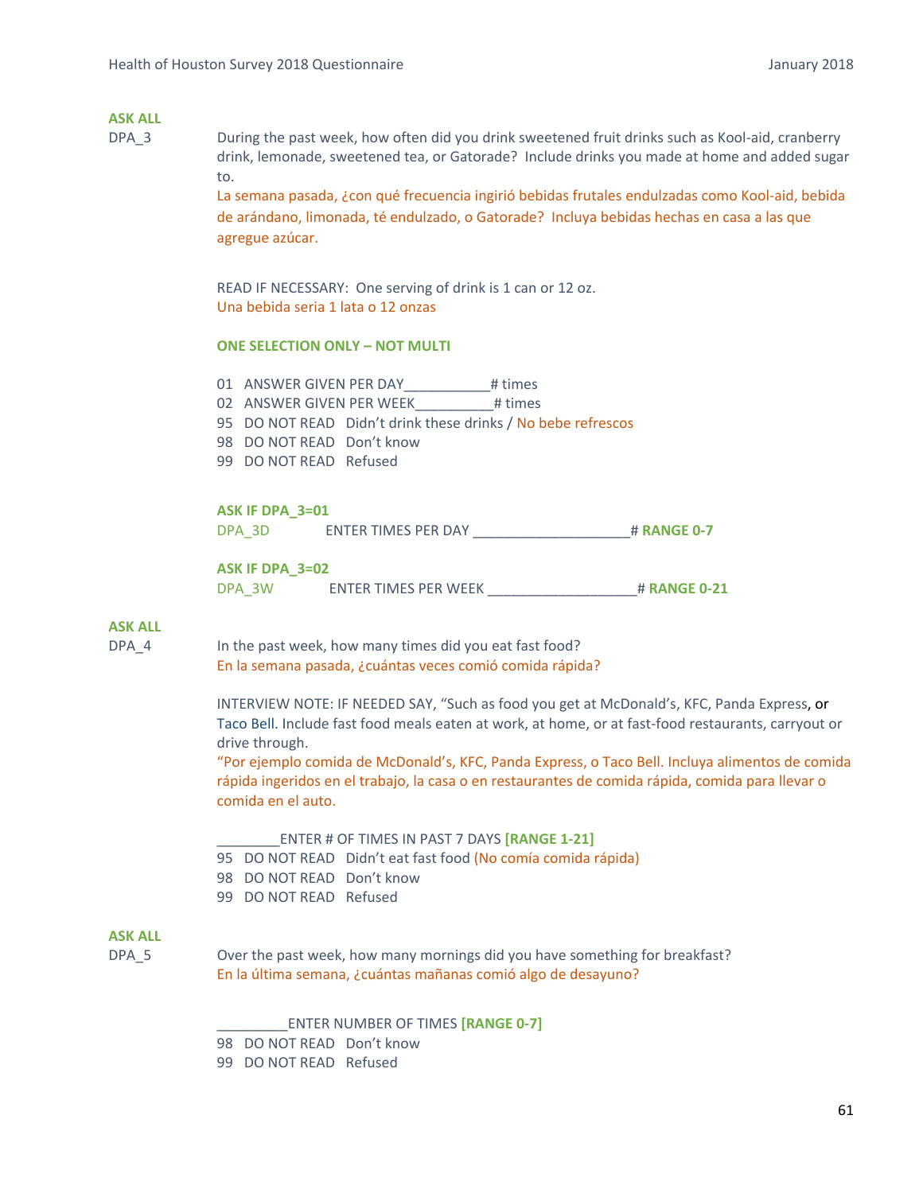**ASK ALL**

DPA_3 During the past week, how often did you drink sweetened fruit drinks such as Kool-aid, cranberry drink, lemonade, sweetened tea, or Gatorade? Include drinks you made at home and added sugar to.

La semana pasada, ¿con qué frecuencia ingirió bebidas frutales endulzadas como Kool-aid, bebida de arándano, limonada, té endulzado, o Gatorade? Incluya bebidas hechas en casa a las que agregue azúcar.

READ IF NECESSARY: One serving of drink is 1 can or 12 oz.
Una bebida seria 1 lata o 12 onzas

**ONE SELECTION ONLY – NOT MULTI**

01 ANSWER GIVEN PER DAY___________# times
02 ANSWER GIVEN PER WEEK__________# times
95 DO NOT READ Didn't drink these drinks / No bebe refrescos
98 DO NOT READ Don't know
99 DO NOT READ Refused

**ASK IF DPA_3=01**
DPA_3D ENTER TIMES PER DAY ____________________# **RANGE 0-7**

**ASK IF DPA_3=02**
DPA_3W ENTER TIMES PER WEEK ___________________# **RANGE 0-21**

**ASK ALL**

DPA_4 In the past week, how many times did you eat fast food?

En la semana pasada, ¿cuántas veces comió comida rápida?

INTERVIEW NOTE: IF NEEDED SAY, "Such as food you get at McDonald's, KFC, Panda Express, or Taco Bell. Include fast food meals eaten at work, at home, or at fast-food restaurants, carryout or drive through.

"Por ejemplo comida de McDonald's, KFC, Panda Express, o Taco Bell. Incluya alimentos de comida rápida ingeridos en el trabajo, la casa o en restaurantes de comida rápida, comida para llevar o comida en el auto.

________ENTER # OF TIMES IN PAST 7 DAYS **[RANGE 1-21]**
95 DO NOT READ Didn't eat fast food (No comía comida rápida)
98 DO NOT READ Don't know
99 DO NOT READ Refused

**ASK ALL**

DPA_5 Over the past week, how many mornings did you have something for breakfast?

En la última semana, ¿cuántas mañanas comió algo de desayuno?

_________ENTER NUMBER OF TIMES **[RANGE 0-7]**
98 DO NOT READ Don't know
99 DO NOT READ Refused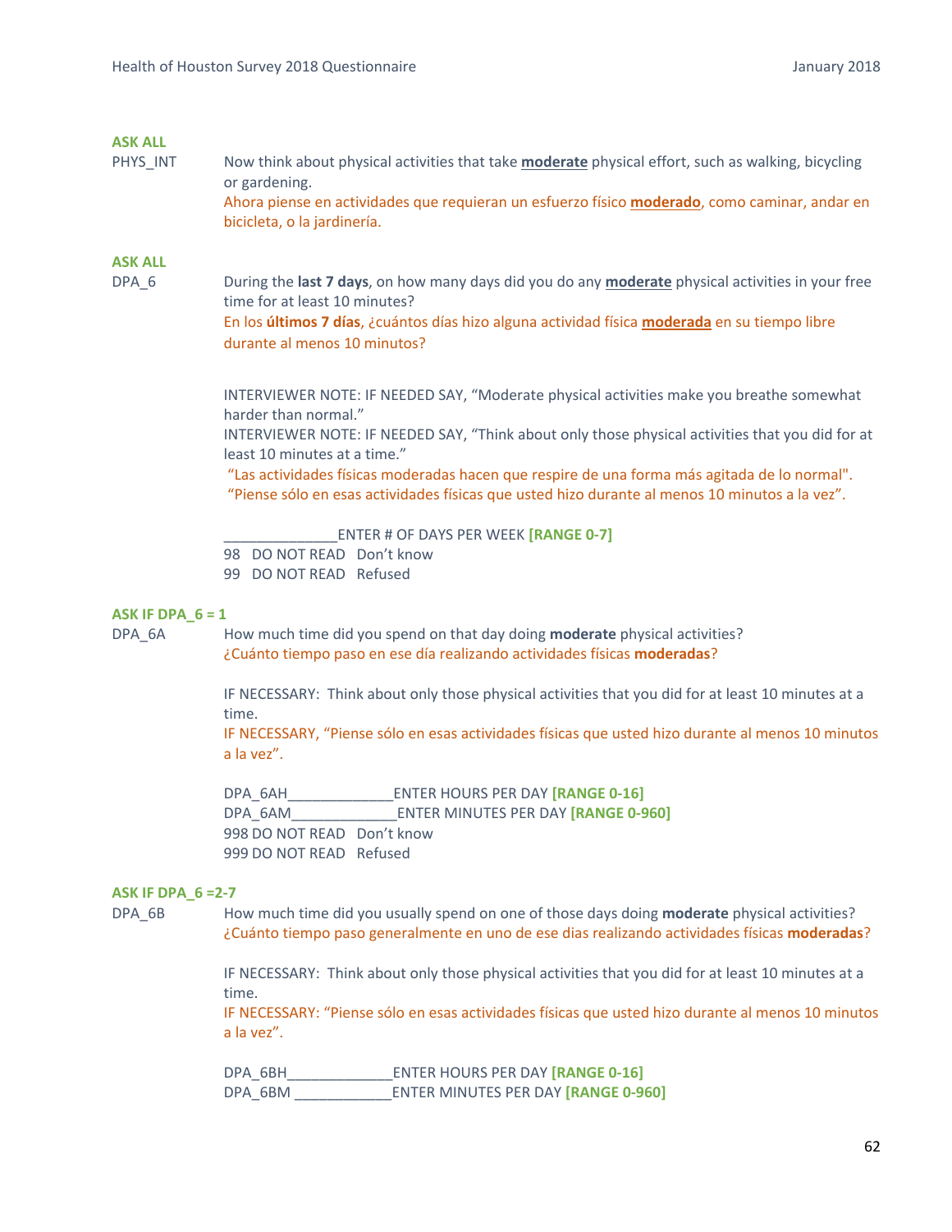**ASK ALL**

PHYS_INT  Now think about physical activities that take **moderate** physical effort, such as walking, bicycling or gardening.
Ahora piense en actividades que requieran un esfuerzo físico **moderado**, como caminar, andar en bicicleta, o la jardinería.

**ASK ALL**

DPA_6  During the **last 7 days**, on how many days did you do any **moderate** physical activities in your free time for at least 10 minutes?
En los **últimos 7 días**, ¿cuántos días hizo alguna actividad física **moderada** en su tiempo libre durante al menos 10 minutos?

INTERVIEWER NOTE: IF NEEDED SAY, "Moderate physical activities make you breathe somewhat harder than normal."
INTERVIEWER NOTE: IF NEEDED SAY, "Think about only those physical activities that you did for at least 10 minutes at a time."
"Las actividades físicas moderadas hacen que respire de una forma más agitada de lo normal".
"Piense sólo en esas actividades físicas que usted hizo durante al menos 10 minutos a la vez".

______________ENTER # OF DAYS PER WEEK **[RANGE 0-7]**
98 DO NOT READ Don't know
99 DO NOT READ Refused

**ASK IF DPA_6 = 1**

DPA_6A  How much time did you spend on that day doing **moderate** physical activities?
¿Cuánto tiempo paso en ese día realizando actividades físicas **moderadas**?

IF NECESSARY: Think about only those physical activities that you did for at least 10 minutes at a time.
IF NECESSARY, "Piense sólo en esas actividades físicas que usted hizo durante al menos 10 minutos a la vez".

DPA_6AH_____________ENTER HOURS PER DAY **[RANGE 0-16]**
DPA_6AM_____________ENTER MINUTES PER DAY **[RANGE 0-960]**
998 DO NOT READ Don't know
999 DO NOT READ Refused

**ASK IF DPA_6 =2-7**

DPA_6B  How much time did you usually spend on one of those days doing **moderate** physical activities?
¿Cuánto tiempo paso generalmente en uno de ese dias realizando actividades físicas **moderadas**?

IF NECESSARY: Think about only those physical activities that you did for at least 10 minutes at a time.
IF NECESSARY: "Piense sólo en esas actividades físicas que usted hizo durante al menos 10 minutos a la vez".

DPA_6BH_____________ENTER HOURS PER DAY **[RANGE 0-16]**
DPA_6BM ____________ENTER MINUTES PER DAY **[RANGE 0-960]**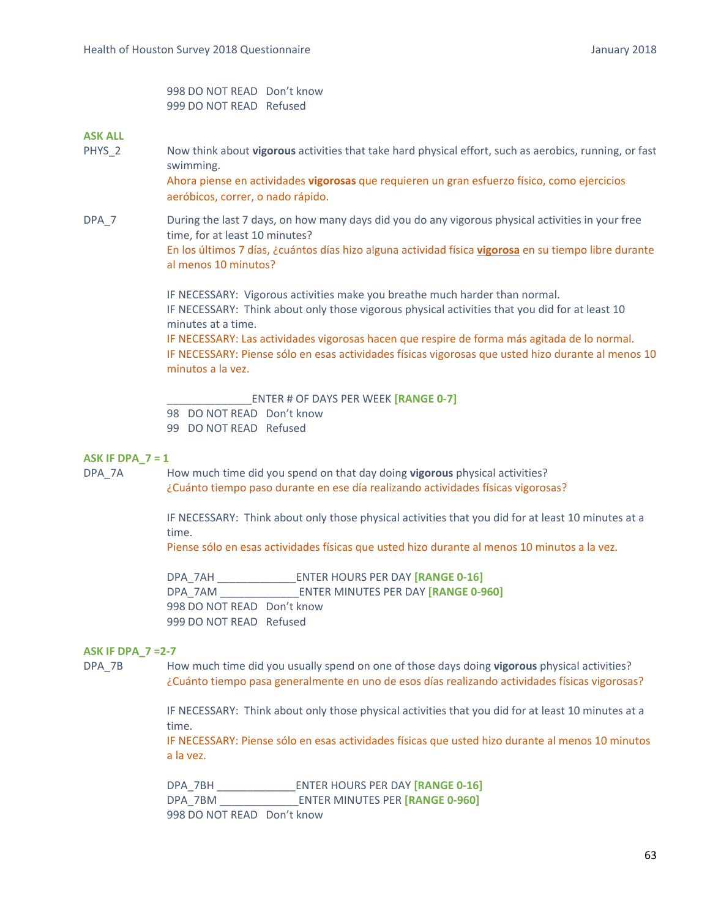998 DO NOT READ   Don't know
999 DO NOT READ   Refused

**ASK ALL**

PHYS_2 Now think about **vigorous** activities that take hard physical effort, such as aerobics, running, or fast swimming.
Ahora piense en actividades **vigorosas** que requieren un gran esfuerzo físico, como ejercicios aeróbicos, correr, o nado rápido.

DPA_7 During the last 7 days, on how many days did you do any vigorous physical activities in your free time, for at least 10 minutes?
En los últimos 7 días, ¿cuántos días hizo alguna actividad física **vigorosa** en su tiempo libre durante al menos 10 minutos?

IF NECESSARY: Vigorous activities make you breathe much harder than normal.
IF NECESSARY: Think about only those vigorous physical activities that you did for at least 10 minutes at a time.
IF NECESSARY: Las actividades vigorosas hacen que respire de forma más agitada de lo normal.
IF NECESSARY: Piense sólo en esas actividades físicas vigorosas que usted hizo durante al menos 10 minutos a la vez.

______________ENTER # OF DAYS PER WEEK **[RANGE 0-7]**
98 DO NOT READ   Don't know
99 DO NOT READ   Refused

**ASK IF DPA_7 = 1**

DPA_7A How much time did you spend on that day doing **vigorous** physical activities?
¿Cuánto tiempo paso durante en ese día realizando actividades físicas vigorosas?

IF NECESSARY: Think about only those physical activities that you did for at least 10 minutes at a time.
Piense sólo en esas actividades físicas que usted hizo durante al menos 10 minutos a la vez.

DPA_7AH _____________ENTER HOURS PER DAY **[RANGE 0-16]**
DPA_7AM _____________ENTER MINUTES PER DAY **[RANGE 0-960]**
998 DO NOT READ   Don't know
999 DO NOT READ   Refused

**ASK IF DPA_7 =2-7**

DPA_7B How much time did you usually spend on one of those days doing **vigorous** physical activities?
¿Cuánto tiempo pasa generalmente en uno de esos días realizando actividades físicas vigorosas?

IF NECESSARY: Think about only those physical activities that you did for at least 10 minutes at a time.
IF NECESSARY: Piense sólo en esas actividades físicas que usted hizo durante al menos 10 minutos a la vez.

DPA_7BH _____________ENTER HOURS PER DAY **[RANGE 0-16]**
DPA_7BM _____________ENTER MINUTES PER **[RANGE 0-960]**
998 DO NOT READ   Don't know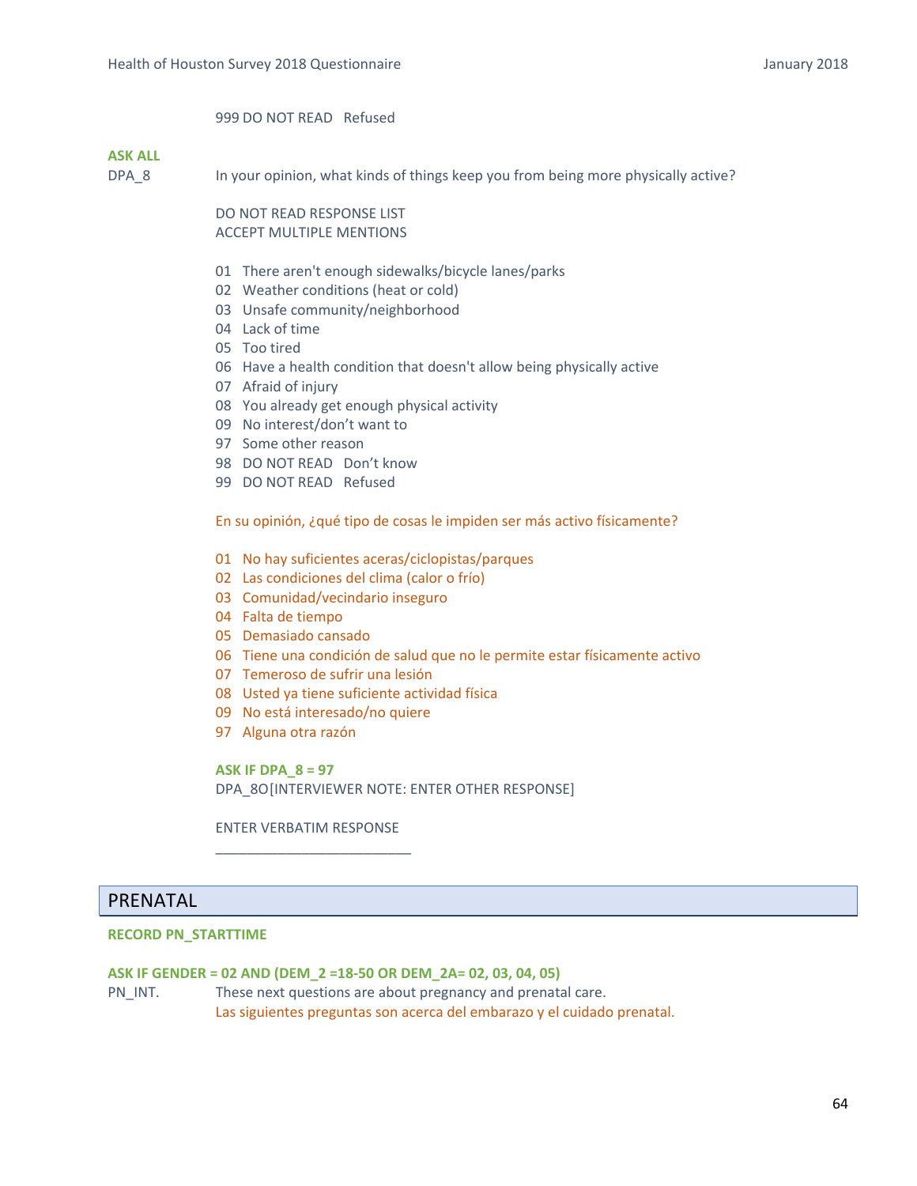999 DO NOT READ   Refused

**ASK ALL**

DPA_8 In your opinion, what kinds of things keep you from being more physically active?

DO NOT READ RESPONSE LIST
ACCEPT MULTIPLE MENTIONS

01 There aren't enough sidewalks/bicycle lanes/parks
02 Weather conditions (heat or cold)
03 Unsafe community/neighborhood
04 Lack of time
05 Too tired
06 Have a health condition that doesn't allow being physically active
07 Afraid of injury
08 You already get enough physical activity
09 No interest/don't want to
97 Some other reason
98 DO NOT READ   Don't know
99 DO NOT READ   Refused

En su opinión, ¿qué tipo de cosas le impiden ser más activo físicamente?

01 No hay suficientes aceras/ciclopistas/parques
02 Las condiciones del clima (calor o frío)
03 Comunidad/vecindario inseguro
04 Falta de tiempo
05 Demasiado cansado
06 Tiene una condición de salud que no le permite estar físicamente activo
07 Temeroso de sufrir una lesión
08 Usted ya tiene suficiente actividad física
09 No está interesado/no quiere
97 Alguna otra razón

**ASK IF DPA_8 = 97**

DPA_8O[INTERVIEWER NOTE: ENTER OTHER RESPONSE]

ENTER VERBATIM RESPONSE

_________________________

## PRENATAL

**RECORD PN_STARTTIME**

**ASK IF GENDER = 02 AND (DEM_2 =18-50 OR DEM_2A= 02, 03, 04, 05)**

PN_INT. These next questions are about pregnancy and prenatal care.
Las siguientes preguntas son acerca del embarazo y el cuidado prenatal.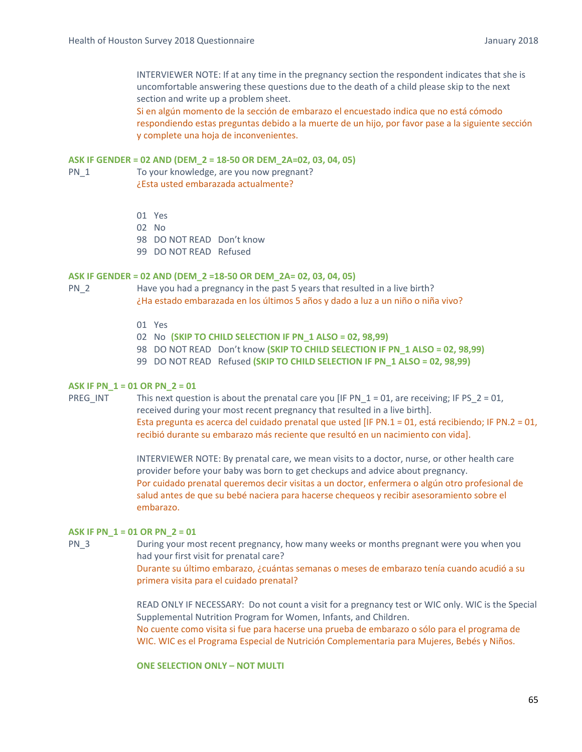INTERVIEWER NOTE: If at any time in the pregnancy section the respondent indicates that she is uncomfortable answering these questions due to the death of a child please skip to the next section and write up a problem sheet.
Si en algún momento de la sección de embarazo el encuestado indica que no está cómodo respondiendo estas preguntas debido a la muerte de un hijo, por favor pase a la siguiente sección y complete una hoja de inconvenientes.

**ASK IF GENDER = 02 AND (DEM_2 = 18-50 OR DEM_2A=02, 03, 04, 05)**

PN_1 To your knowledge, are you now pregnant?
¿Esta usted embarazada actualmente?

01 Yes
02 No
98 DO NOT READ Don't know
99 DO NOT READ Refused

**ASK IF GENDER = 02 AND (DEM_2 =18-50 OR DEM_2A= 02, 03, 04, 05)**

PN_2 Have you had a pregnancy in the past 5 years that resulted in a live birth?
¿Ha estado embarazada en los últimos 5 años y dado a luz a un niño o niña vivo?

01 Yes
02 No **(SKIP TO CHILD SELECTION IF PN_1 ALSO = 02, 98,99)**
98 DO NOT READ Don't know **(SKIP TO CHILD SELECTION IF PN_1 ALSO = 02, 98,99)**
99 DO NOT READ Refused **(SKIP TO CHILD SELECTION IF PN_1 ALSO = 02, 98,99)**

**ASK IF PN_1 = 01 OR PN_2 = 01**

PREG_INT This next question is about the prenatal care you [IF PN_1 = 01, are receiving; IF PS_2 = 01, received during your most recent pregnancy that resulted in a live birth].
Esta pregunta es acerca del cuidado prenatal que usted [IF PN.1 = 01, está recibiendo; IF PN.2 = 01, recibió durante su embarazo más reciente que resultó en un nacimiento con vida].

INTERVIEWER NOTE: By prenatal care, we mean visits to a doctor, nurse, or other health care provider before your baby was born to get checkups and advice about pregnancy.
Por cuidado prenatal queremos decir visitas a un doctor, enfermera o algún otro profesional de salud antes de que su bebé naciera para hacerse chequeos y recibir asesoramiento sobre el embarazo.

**ASK IF PN_1 = 01 OR PN_2 = 01**

PN_3 During your most recent pregnancy, how many weeks or months pregnant were you when you had your first visit for prenatal care?
Durante su último embarazo, ¿cuántas semanas o meses de embarazo tenía cuando acudió a su primera visita para el cuidado prenatal?

READ ONLY IF NECESSARY: Do not count a visit for a pregnancy test or WIC only. WIC is the Special Supplemental Nutrition Program for Women, Infants, and Children.
No cuente como visita si fue para hacerse una prueba de embarazo o sólo para el programa de WIC. WIC es el Programa Especial de Nutrición Complementaria para Mujeres, Bebés y Niños.

**ONE SELECTION ONLY – NOT MULTI**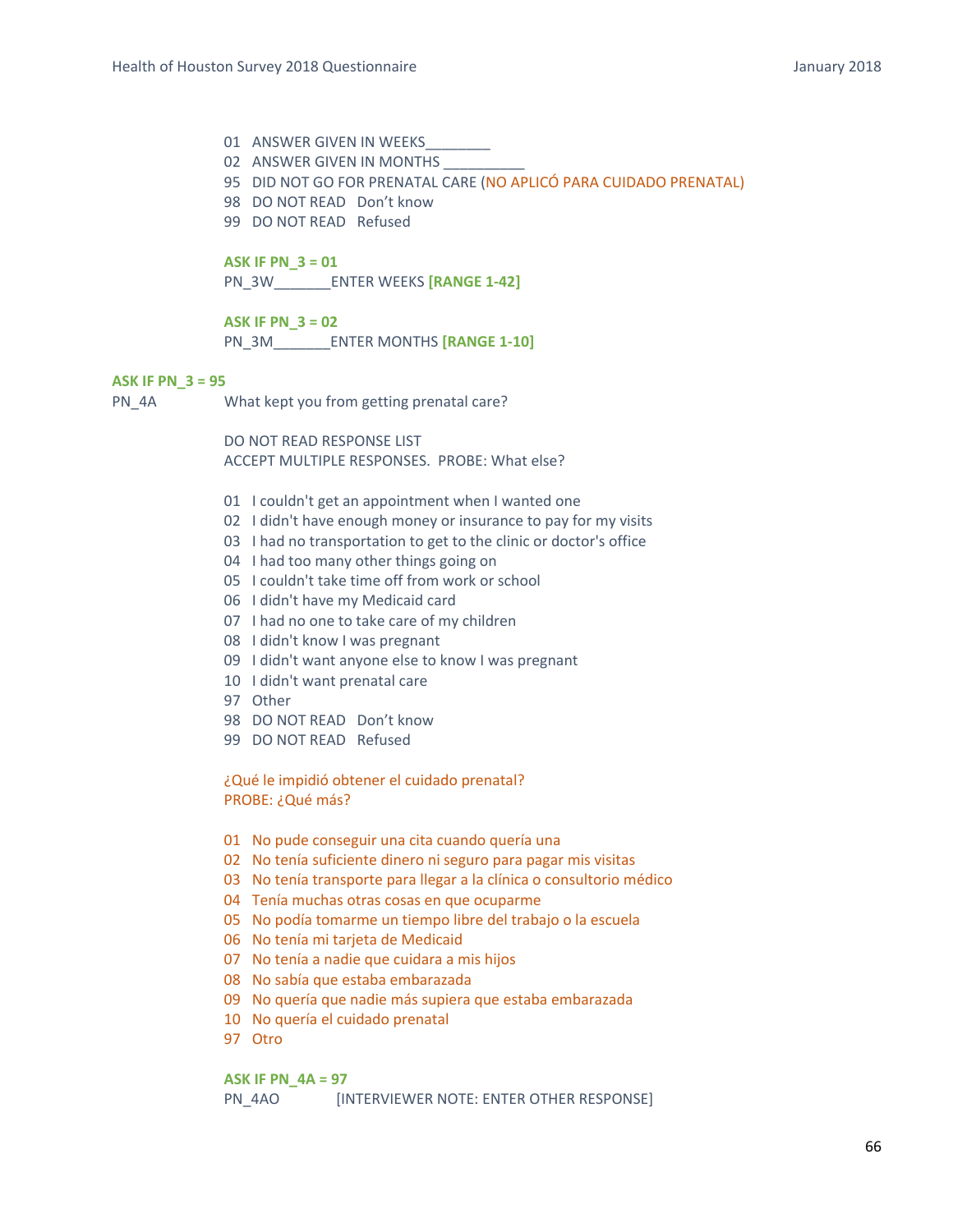01 ANSWER GIVEN IN WEEKS________
02 ANSWER GIVEN IN MONTHS __________
95 DID NOT GO FOR PRENATAL CARE (NO APLICÓ PARA CUIDADO PRENATAL)
98 DO NOT READ Don't know
99 DO NOT READ Refused

**ASK IF PN_3 = 01**
PN_3W_______ENTER WEEKS **[RANGE 1-42]**

**ASK IF PN_3 = 02**
PN_3M_______ENTER MONTHS **[RANGE 1-10]**

**ASK IF PN_3 = 95**
PN_4A What kept you from getting prenatal care?

DO NOT READ RESPONSE LIST
ACCEPT MULTIPLE RESPONSES. PROBE: What else?

01 I couldn't get an appointment when I wanted one
02 I didn't have enough money or insurance to pay for my visits
03 I had no transportation to get to the clinic or doctor's office
04 I had too many other things going on
05 I couldn't take time off from work or school
06 I didn't have my Medicaid card
07 I had no one to take care of my children
08 I didn't know I was pregnant
09 I didn't want anyone else to know I was pregnant
10 I didn't want prenatal care
97 Other
98 DO NOT READ Don't know
99 DO NOT READ Refused

¿Qué le impidió obtener el cuidado prenatal?
PROBE: ¿Qué más?

01 No pude conseguir una cita cuando quería una
02 No tenía suficiente dinero ni seguro para pagar mis visitas
03 No tenía transporte para llegar a la clínica o consultorio médico
04 Tenía muchas otras cosas en que ocuparme
05 No podía tomarme un tiempo libre del trabajo o la escuela
06 No tenía mi tarjeta de Medicaid
07 No tenía a nadie que cuidara a mis hijos
08 No sabía que estaba embarazada
09 No quería que nadie más supiera que estaba embarazada
10 No quería el cuidado prenatal
97 Otro

**ASK IF PN_4A = 97**
PN_4AO [INTERVIEWER NOTE: ENTER OTHER RESPONSE]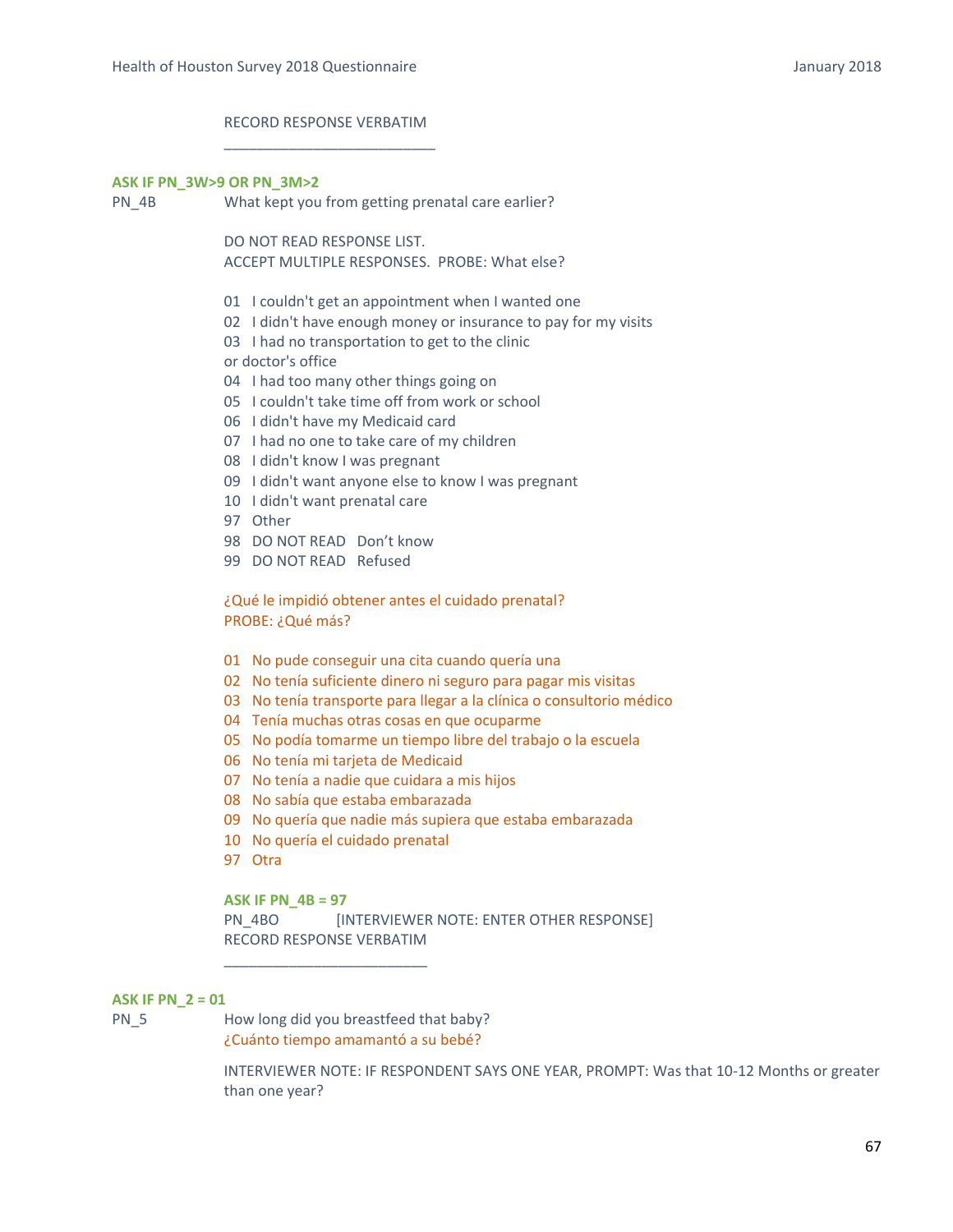RECORD RESPONSE VERBATIM

\_\_\_\_\_\_\_\_\_\_\_\_\_\_\_\_\_\_\_\_\_\_\_\_\_\_\_

**ASK IF PN_3W>9 OR PN_3M>2**

PN_4B What kept you from getting prenatal care earlier?

DO NOT READ RESPONSE LIST.
ACCEPT MULTIPLE RESPONSES. PROBE: What else?

01 I couldn't get an appointment when I wanted one
02 I didn't have enough money or insurance to pay for my visits
03 I had no transportation to get to the clinic or doctor's office
04 I had too many other things going on
05 I couldn't take time off from work or school
06 I didn't have my Medicaid card
07 I had no one to take care of my children
08 I didn't know I was pregnant
09 I didn't want anyone else to know I was pregnant
10 I didn't want prenatal care
97 Other
98 DO NOT READ Don't know
99 DO NOT READ Refused

¿Qué le impidió obtener antes el cuidado prenatal?
PROBE: ¿Qué más?

01 No pude conseguir una cita cuando quería una
02 No tenía suficiente dinero ni seguro para pagar mis visitas
03 No tenía transporte para llegar a la clínica o consultorio médico
04 Tenía muchas otras cosas en que ocuparme
05 No podía tomarme un tiempo libre del trabajo o la escuela
06 No tenía mi tarjeta de Medicaid
07 No tenía a nadie que cuidara a mis hijos
08 No sabía que estaba embarazada
09 No quería que nadie más supiera que estaba embarazada
10 No quería el cuidado prenatal
97 Otra

**ASK IF PN_4B = 97**

PN_4BO [INTERVIEWER NOTE: ENTER OTHER RESPONSE]
RECORD RESPONSE VERBATIM

\_\_\_\_\_\_\_\_\_\_\_\_\_\_\_\_\_\_\_\_\_\_\_\_\_\_

**ASK IF PN_2 = 01**

PN_5 How long did you breastfeed that baby?
¿Cuánto tiempo amamantó a su bebé?

INTERVIEWER NOTE: IF RESPONDENT SAYS ONE YEAR, PROMPT: Was that 10-12 Months or greater than one year?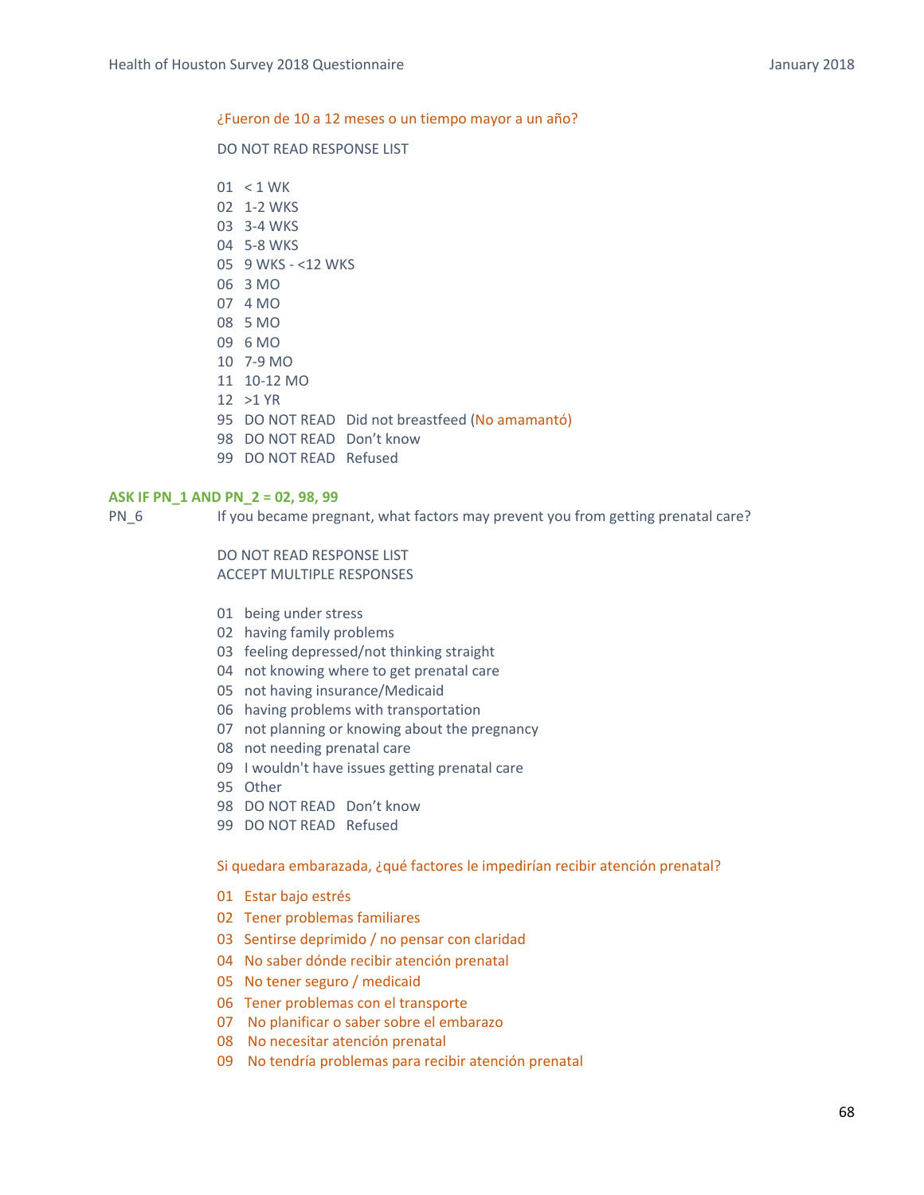¿Fueron de 10 a 12 meses o un tiempo mayor a un año?

DO NOT READ RESPONSE LIST

01 < 1 WK
02 1-2 WKS
03 3-4 WKS
04 5-8 WKS
05 9 WKS - <12 WKS
06 3 MO
07 4 MO
08 5 MO
09 6 MO
10 7-9 MO
11 10-12 MO
12 >1 YR
95 DO NOT READ Did not breastfeed (No amamantó)
98 DO NOT READ Don't know
99 DO NOT READ Refused

**ASK IF PN_1 AND PN_2 = 02, 98, 99**

PN_6 If you became pregnant, what factors may prevent you from getting prenatal care?

DO NOT READ RESPONSE LIST
ACCEPT MULTIPLE RESPONSES

01 being under stress
02 having family problems
03 feeling depressed/not thinking straight
04 not knowing where to get prenatal care
05 not having insurance/Medicaid
06 having problems with transportation
07 not planning or knowing about the pregnancy
08 not needing prenatal care
09 I wouldn't have issues getting prenatal care
95 Other
98 DO NOT READ Don't know
99 DO NOT READ Refused

Si quedara embarazada, ¿qué factores le impedirían recibir atención prenatal?

01 Estar bajo estrés
02 Tener problemas familiares
03 Sentirse deprimido / no pensar con claridad
04 No saber dónde recibir atención prenatal
05 No tener seguro / medicaid
06 Tener problemas con el transporte
07 No planificar o saber sobre el embarazo
08 No necesitar atención prenatal
09 No tendría problemas para recibir atención prenatal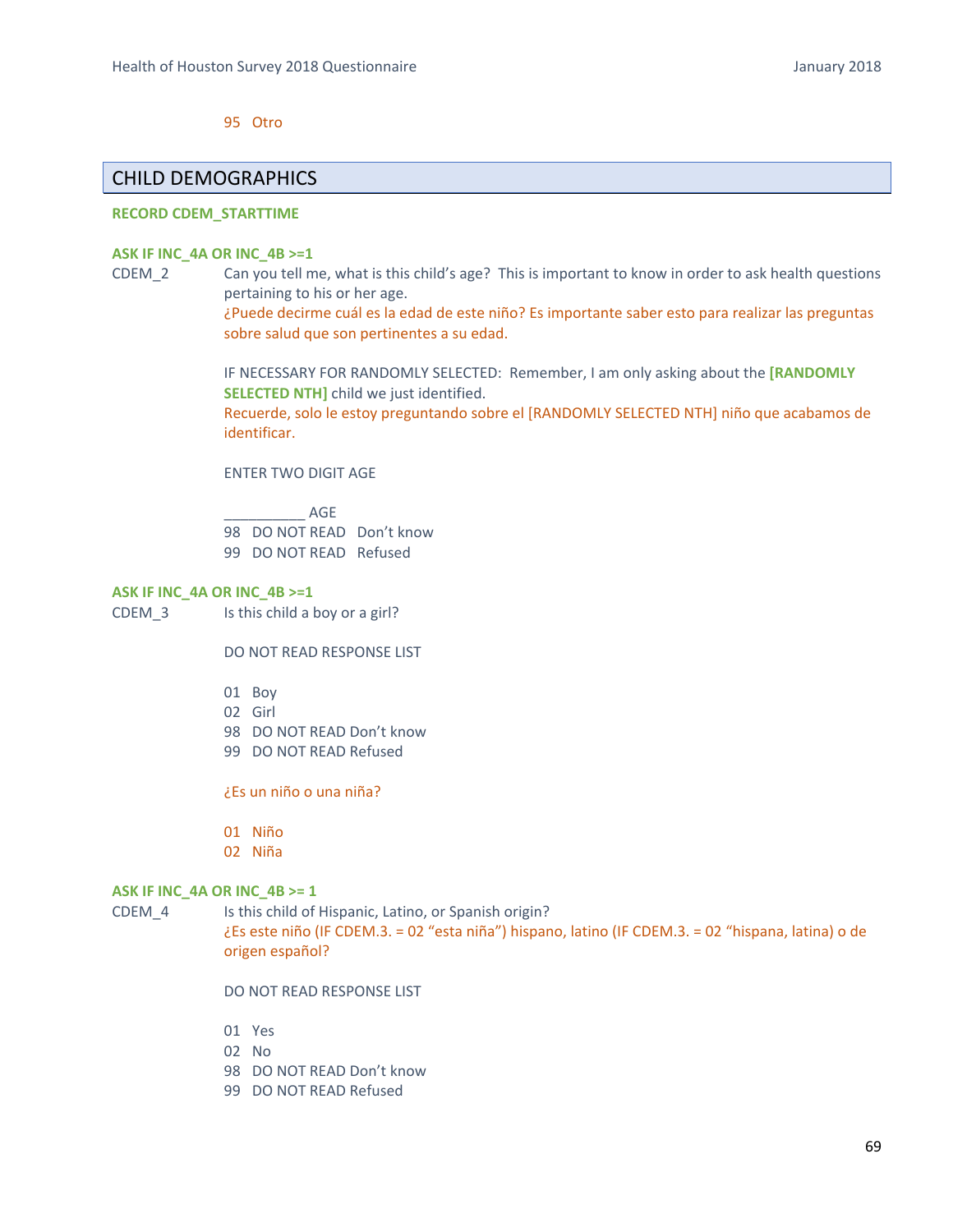95 Otro

## CHILD DEMOGRAPHICS

**RECORD CDEM_STARTTIME**

**ASK IF INC_4A OR INC_4B >=1**

CDEM_2 Can you tell me, what is this child's age? This is important to know in order to ask health questions pertaining to his or her age.

¿Puede decirme cuál es la edad de este niño? Es importante saber esto para realizar las preguntas sobre salud que son pertinentes a su edad.

IF NECESSARY FOR RANDOMLY SELECTED: Remember, I am only asking about the **[RANDOMLY SELECTED NTH]** child we just identified.

Recuerde, solo le estoy preguntando sobre el [RANDOMLY SELECTED NTH] niño que acabamos de identificar.

ENTER TWO DIGIT AGE

__________ AGE

98 DO NOT READ Don't know

99 DO NOT READ Refused

**ASK IF INC_4A OR INC_4B >=1**

CDEM_3 Is this child a boy or a girl?

DO NOT READ RESPONSE LIST

01 Boy

02 Girl

98 DO NOT READ Don't know

99 DO NOT READ Refused

¿Es un niño o una niña?

01 Niño

02 Niña

**ASK IF INC_4A OR INC_4B >= 1**

CDEM_4 Is this child of Hispanic, Latino, or Spanish origin?

¿Es este niño (IF CDEM.3. = 02 "esta niña") hispano, latino (IF CDEM.3. = 02 "hispana, latina) o de origen español?

DO NOT READ RESPONSE LIST

01 Yes

02 No

98 DO NOT READ Don't know

99 DO NOT READ Refused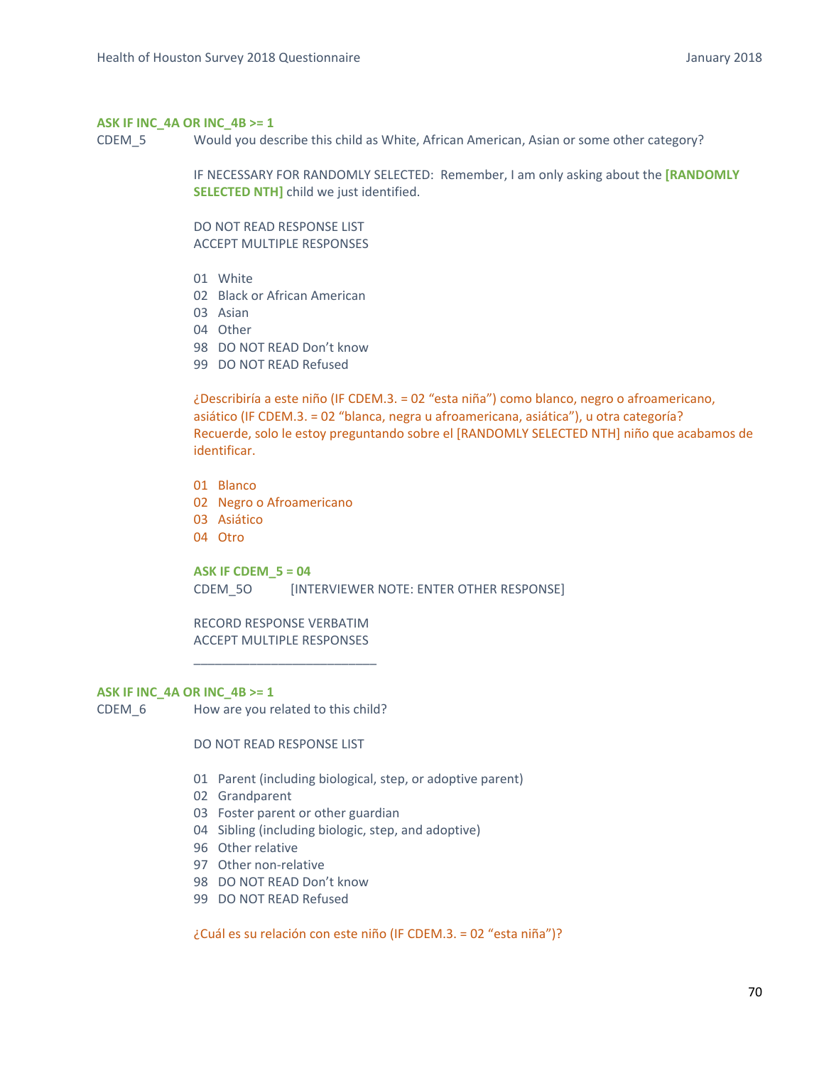**ASK IF INC_4A OR INC_4B >= 1**

CDEM_5 Would you describe this child as White, African American, Asian or some other category?

IF NECESSARY FOR RANDOMLY SELECTED: Remember, I am only asking about the **[RANDOMLY SELECTED NTH]** child we just identified.

DO NOT READ RESPONSE LIST
ACCEPT MULTIPLE RESPONSES

01 White
02 Black or African American
03 Asian
04 Other
98 DO NOT READ Don't know
99 DO NOT READ Refused

¿Describiría a este niño (IF CDEM.3. = 02 "esta niña") como blanco, negro o afroamericano, asiático (IF CDEM.3. = 02 "blanca, negra u afroamericana, asiática"), u otra categoría? Recuerde, solo le estoy preguntando sobre el [RANDOMLY SELECTED NTH] niño que acabamos de identificar.

01 Blanco
02 Negro o Afroamericano
03 Asiático
04 Otro

**ASK IF CDEM_5 = 04**

CDEM_5O [INTERVIEWER NOTE: ENTER OTHER RESPONSE]

RECORD RESPONSE VERBATIM
ACCEPT MULTIPLE RESPONSES

_________________________

**ASK IF INC_4A OR INC_4B >= 1**

CDEM_6 How are you related to this child?

DO NOT READ RESPONSE LIST

01 Parent (including biological, step, or adoptive parent)
02 Grandparent
03 Foster parent or other guardian
04 Sibling (including biologic, step, and adoptive)
96 Other relative
97 Other non-relative
98 DO NOT READ Don't know
99 DO NOT READ Refused

¿Cuál es su relación con este niño (IF CDEM.3. = 02 "esta niña")?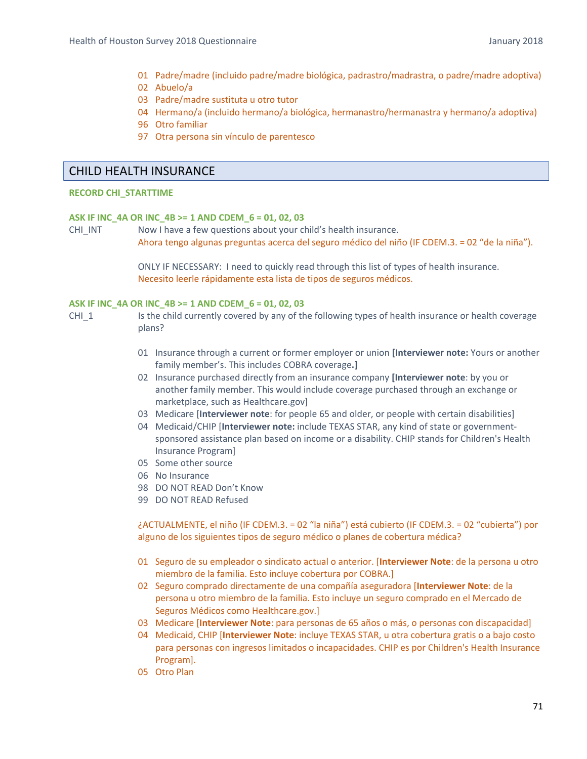01 Padre/madre (incluido padre/madre biológica, padrastro/madrastra, o padre/madre adoptiva)
02 Abuelo/a
03 Padre/madre sustituta u otro tutor
04 Hermano/a (incluido hermano/a biológica, hermanastro/hermanastra y hermano/a adoptiva)
96 Otro familiar
97 Otra persona sin vínculo de parentesco

## CHILD HEALTH INSURANCE

**RECORD CHI_STARTTIME**

**ASK IF INC_4A OR INC_4B >= 1 AND CDEM_6 = 01, 02, 03**

CHI_INT Now I have a few questions about your child's health insurance.
Ahora tengo algunas preguntas acerca del seguro médico del niño (IF CDEM.3. = 02 "de la niña").

ONLY IF NECESSARY: I need to quickly read through this list of types of health insurance.
Necesito leerle rápidamente esta lista de tipos de seguros médicos.

**ASK IF INC_4A OR INC_4B >= 1 AND CDEM_6 = 01, 02, 03**

CHI_1 Is the child currently covered by any of the following types of health insurance or health coverage plans?

01 Insurance through a current or former employer or union **[Interviewer note:** Yours or another family member's. This includes COBRA coverage**.]**
02 Insurance purchased directly from an insurance company **[Interviewer note**: by you or another family member. This would include coverage purchased through an exchange or marketplace, such as Healthcare.gov]
03 Medicare [**Interviewer note**: for people 65 and older, or people with certain disabilities]
04 Medicaid/CHIP [**Interviewer note:** include TEXAS STAR, any kind of state or government-sponsored assistance plan based on income or a disability. CHIP stands for Children's Health Insurance Program]
05 Some other source
06 No Insurance
98 DO NOT READ Don't Know
99 DO NOT READ Refused

¿ACTUALMENTE, el niño (IF CDEM.3. = 02 "la niña") está cubierto (IF CDEM.3. = 02 "cubierta") por alguno de los siguientes tipos de seguro médico o planes de cobertura médica?

01 Seguro de su empleador o sindicato actual o anterior. [**Interviewer Note**: de la persona u otro miembro de la familia. Esto incluye cobertura por COBRA.]
02 Seguro comprado directamente de una compañía aseguradora [**Interviewer Note**: de la persona u otro miembro de la familia. Esto incluye un seguro comprado en el Mercado de Seguros Médicos como Healthcare.gov.]
03 Medicare [**Interviewer Note**: para personas de 65 años o más, o personas con discapacidad]
04 Medicaid, CHIP [**Interviewer Note**: incluye TEXAS STAR, u otra cobertura gratis o a bajo costo para personas con ingresos limitados o incapacidades. CHIP es por Children's Health Insurance Program].
05 Otro Plan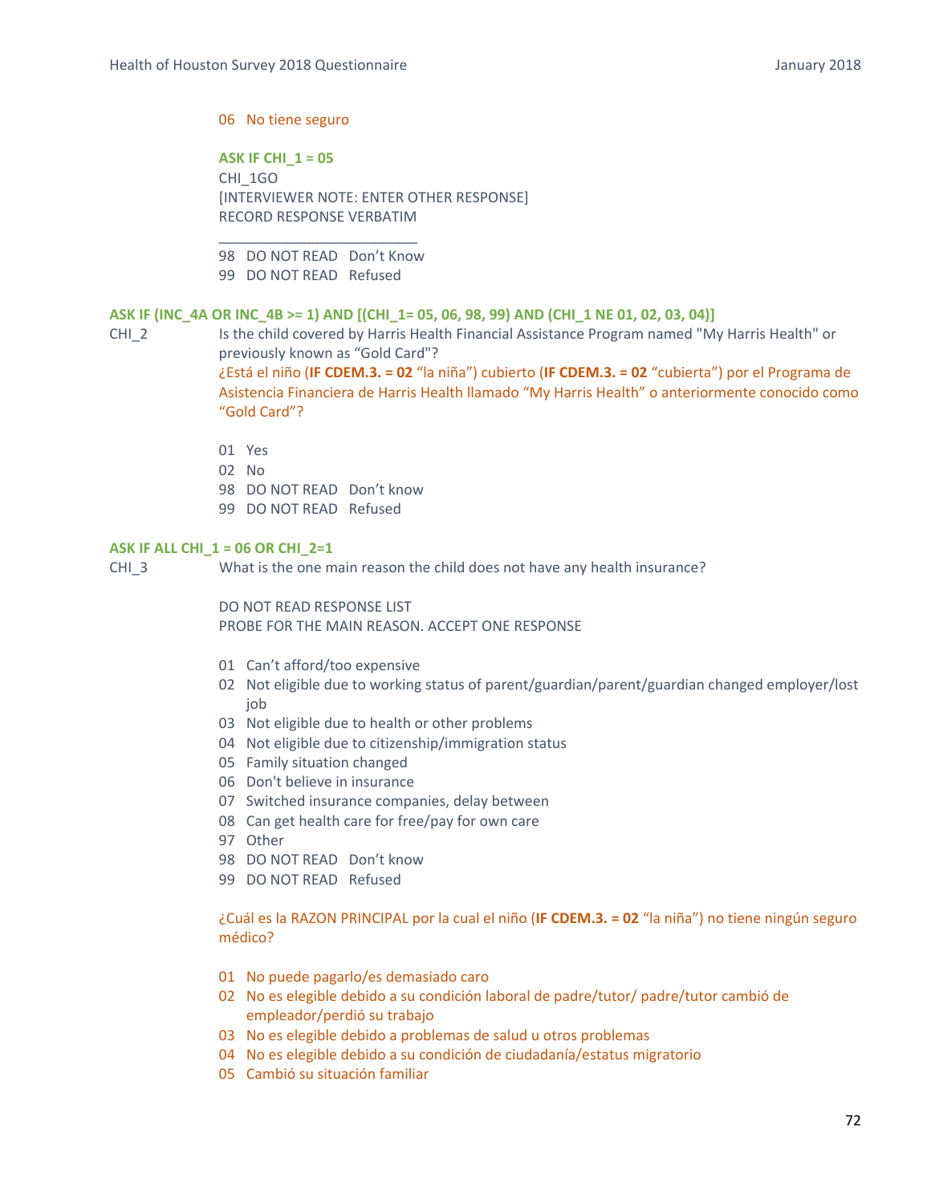06 No tiene seguro

**ASK IF CHI_1 = 05**

CHI_1GO

[INTERVIEWER NOTE: ENTER OTHER RESPONSE]

RECORD RESPONSE VERBATIM

_________________________

98 DO NOT READ Don't Know

99 DO NOT READ Refused

**ASK IF (INC_4A OR INC_4B >= 1) AND [(CHI_1= 05, 06, 98, 99) AND (CHI_1 NE 01, 02, 03, 04)]**

CHI_2 Is the child covered by Harris Health Financial Assistance Program named "My Harris Health" or previously known as "Gold Card"?

¿Está el niño (**IF CDEM.3. = 02** "la niña") cubierto (**IF CDEM.3. = 02** "cubierta") por el Programa de Asistencia Financiera de Harris Health llamado "My Harris Health" o anteriormente conocido como "Gold Card"?

01 Yes

02 No

98 DO NOT READ Don't know

99 DO NOT READ Refused

**ASK IF ALL CHI_1 = 06 OR CHI_2=1**

CHI_3 What is the one main reason the child does not have any health insurance?

DO NOT READ RESPONSE LIST

PROBE FOR THE MAIN REASON. ACCEPT ONE RESPONSE

01 Can't afford/too expensive

02 Not eligible due to working status of parent/guardian/parent/guardian changed employer/lost job

03 Not eligible due to health or other problems

04 Not eligible due to citizenship/immigration status

05 Family situation changed

06 Don't believe in insurance

07 Switched insurance companies, delay between

08 Can get health care for free/pay for own care

97 Other

98 DO NOT READ Don't know

99 DO NOT READ Refused

¿Cuál es la RAZON PRINCIPAL por la cual el niño (**IF CDEM.3. = 02** "la niña") no tiene ningún seguro médico?

01 No puede pagarlo/es demasiado caro

02 No es elegible debido a su condición laboral de padre/tutor/ padre/tutor cambió de empleador/perdió su trabajo

03 No es elegible debido a problemas de salud u otros problemas

04 No es elegible debido a su condición de ciudadanía/estatus migratorio

05 Cambió su situación familiar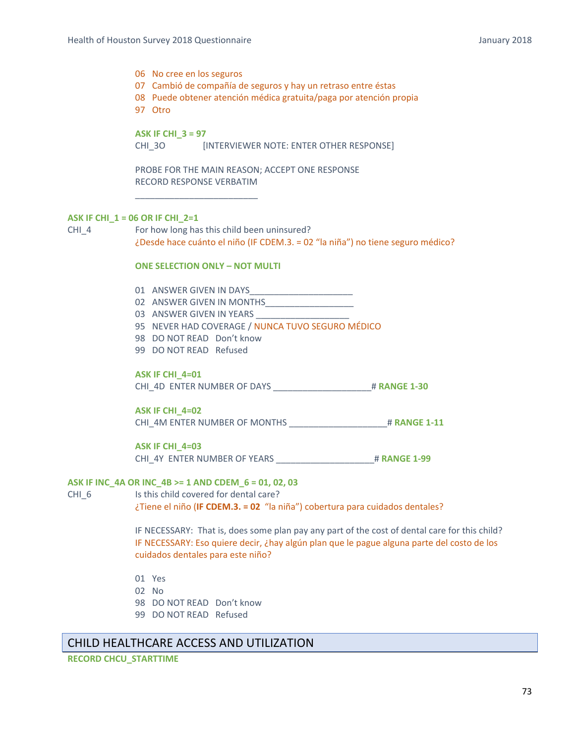06 No cree en los seguros
07 Cambió de compañía de seguros y hay un retraso entre éstas
08 Puede obtener atención médica gratuita/paga por atención propia
97 Otro

**ASK IF CHI_3 = 97**

CHI_3O [INTERVIEWER NOTE: ENTER OTHER RESPONSE]

PROBE FOR THE MAIN REASON; ACCEPT ONE RESPONSE
RECORD RESPONSE VERBATIM

_________________________

**ASK IF CHI_1 = 06 OR IF CHI_2=1**

CHI_4 For how long has this child been uninsured?
¿Desde hace cuánto el niño (IF CDEM.3. = 02 "la niña") no tiene seguro médico?

**ONE SELECTION ONLY – NOT MULTI**

01 ANSWER GIVEN IN DAYS_____________________
02 ANSWER GIVEN IN MONTHS__________________
03 ANSWER GIVEN IN YEARS ___________________
95 NEVER HAD COVERAGE / NUNCA TUVO SEGURO MÉDICO
98 DO NOT READ Don't know
99 DO NOT READ Refused

**ASK IF CHI_4=01**

CHI_4D ENTER NUMBER OF DAYS ____________________# **RANGE 1-30**

**ASK IF CHI_4=02**

CHI_4M ENTER NUMBER OF MONTHS ____________________# **RANGE 1-11**

**ASK IF CHI_4=03**

CHI_4Y ENTER NUMBER OF YEARS ____________________# **RANGE 1-99**

**ASK IF INC_4A OR INC_4B >= 1 AND CDEM_6 = 01, 02, 03**

CHI_6 Is this child covered for dental care?
¿Tiene el niño (**IF CDEM.3. = 02** "la niña") cobertura para cuidados dentales?

IF NECESSARY: That is, does some plan pay any part of the cost of dental care for this child?
IF NECESSARY: Eso quiere decir, ¿hay algún plan que le pague alguna parte del costo de los cuidados dentales para este niño?

01 Yes
02 No
98 DO NOT READ Don't know
99 DO NOT READ Refused

## CHILD HEALTHCARE ACCESS AND UTILIZATION

**RECORD CHCU_STARTTIME**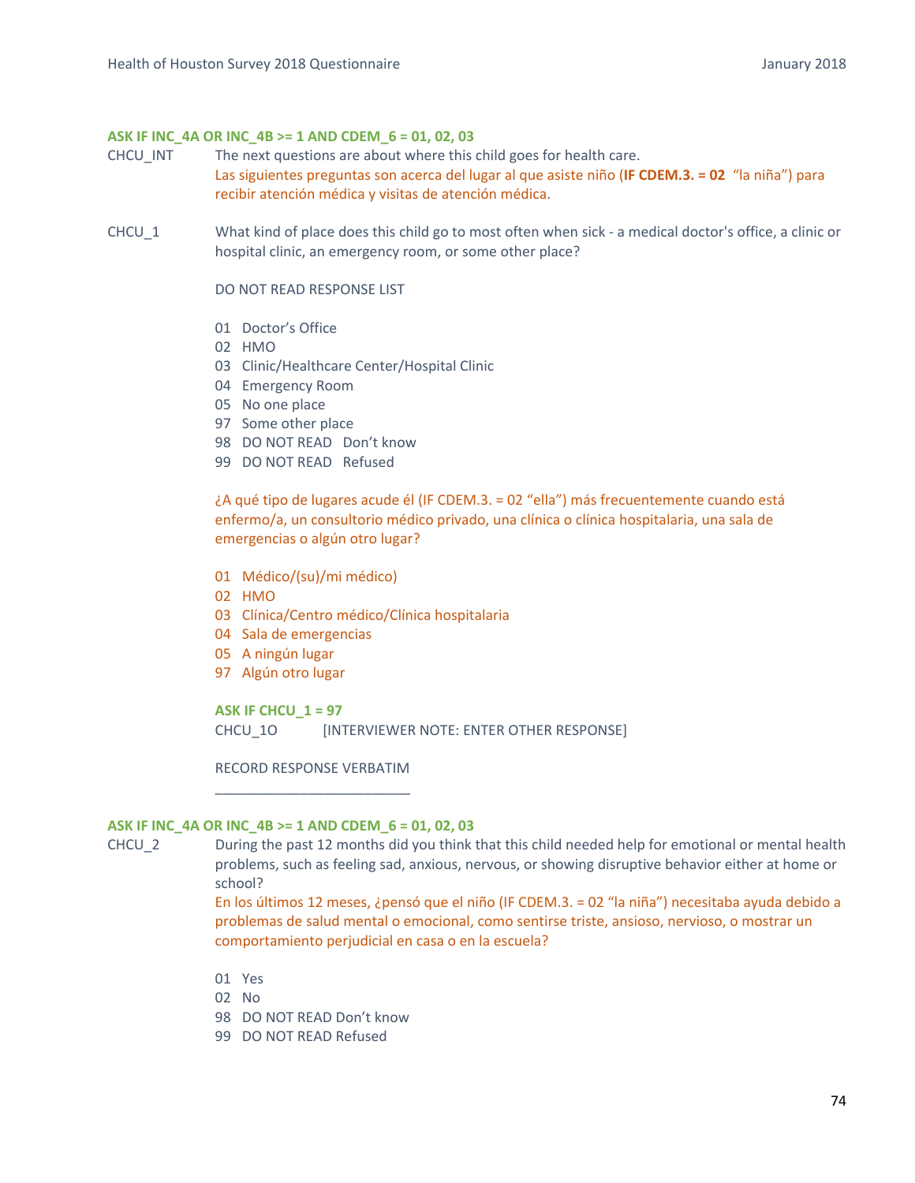**ASK IF INC_4A OR INC_4B >= 1 AND CDEM_6 = 01, 02, 03**

CHCU_INT The next questions are about where this child goes for health care.
Las siguientes preguntas son acerca del lugar al que asiste niño (**IF CDEM.3. = 02** "la niña") para recibir atención médica y visitas de atención médica.

CHCU_1 What kind of place does this child go to most often when sick - a medical doctor's office, a clinic or hospital clinic, an emergency room, or some other place?

DO NOT READ RESPONSE LIST

01 Doctor's Office
02 HMO
03 Clinic/Healthcare Center/Hospital Clinic
04 Emergency Room
05 No one place
97 Some other place
98 DO NOT READ Don't know
99 DO NOT READ Refused

¿A qué tipo de lugares acude él (IF CDEM.3. = 02 "ella") más frecuentemente cuando está enfermo/a, un consultorio médico privado, una clínica o clínica hospitalaria, una sala de emergencias o algún otro lugar?

01 Médico/(su)/mi médico)
02 HMO
03 Clínica/Centro médico/Clínica hospitalaria
04 Sala de emergencias
05 A ningún lugar
97 Algún otro lugar

**ASK IF CHCU_1 = 97**
CHCU_1O [INTERVIEWER NOTE: ENTER OTHER RESPONSE]

RECORD RESPONSE VERBATIM
_________________________

**ASK IF INC_4A OR INC_4B >= 1 AND CDEM_6 = 01, 02, 03**

CHCU_2 During the past 12 months did you think that this child needed help for emotional or mental health problems, such as feeling sad, anxious, nervous, or showing disruptive behavior either at home or school?
En los últimos 12 meses, ¿pensó que el niño (IF CDEM.3. = 02 "la niña") necesitaba ayuda debido a problemas de salud mental o emocional, como sentirse triste, ansioso, nervioso, o mostrar un comportamiento perjudicial en casa o en la escuela?

01 Yes
02 No
98 DO NOT READ Don't know
99 DO NOT READ Refused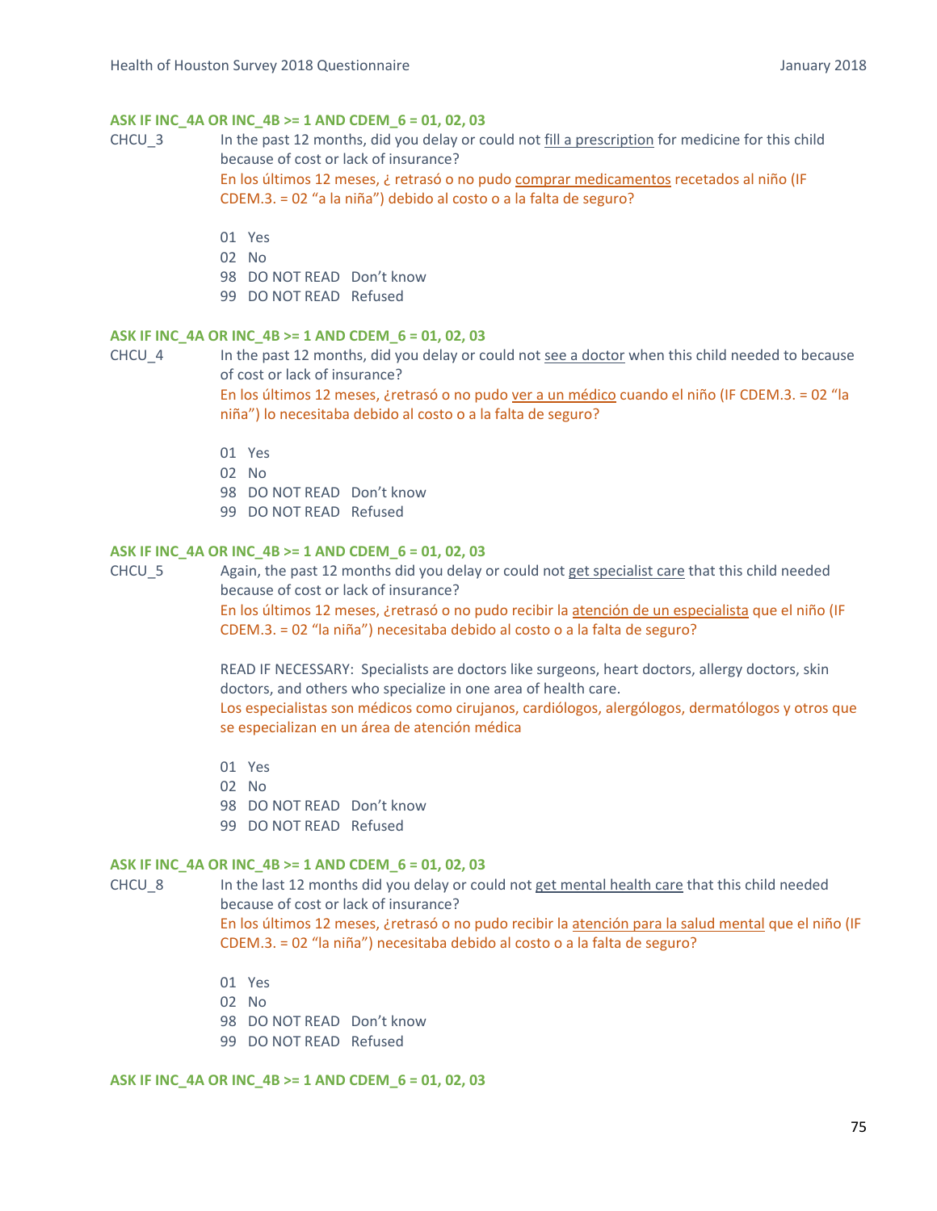**ASK IF INC_4A OR INC_4B >= 1 AND CDEM_6 = 01, 02, 03**

CHCU_3 In the past 12 months, did you delay or could not fill a prescription for medicine for this child because of cost or lack of insurance?

En los últimos 12 meses, ¿ retrasó o no pudo comprar medicamentos recetados al niño (IF CDEM.3. = 02 "a la niña") debido al costo o a la falta de seguro?

01 Yes
02 No
98 DO NOT READ Don't know
99 DO NOT READ Refused

**ASK IF INC_4A OR INC_4B >= 1 AND CDEM_6 = 01, 02, 03**

CHCU_4 In the past 12 months, did you delay or could not see a doctor when this child needed to because of cost or lack of insurance?

En los últimos 12 meses, ¿retrasó o no pudo ver a un médico cuando el niño (IF CDEM.3. = 02 "la niña") lo necesitaba debido al costo o a la falta de seguro?

01 Yes
02 No
98 DO NOT READ Don't know
99 DO NOT READ Refused

**ASK IF INC_4A OR INC_4B >= 1 AND CDEM_6 = 01, 02, 03**

CHCU_5 Again, the past 12 months did you delay or could not get specialist care that this child needed because of cost or lack of insurance?

En los últimos 12 meses, ¿retrasó o no pudo recibir la atención de un especialista que el niño (IF CDEM.3. = 02 "la niña") necesitaba debido al costo o a la falta de seguro?

READ IF NECESSARY: Specialists are doctors like surgeons, heart doctors, allergy doctors, skin doctors, and others who specialize in one area of health care.

Los especialistas son médicos como cirujanos, cardiólogos, alergólogos, dermatólogos y otros que se especializan en un área de atención médica

01 Yes
02 No
98 DO NOT READ Don't know
99 DO NOT READ Refused

**ASK IF INC_4A OR INC_4B >= 1 AND CDEM_6 = 01, 02, 03**

CHCU_8 In the last 12 months did you delay or could not get mental health care that this child needed because of cost or lack of insurance?

En los últimos 12 meses, ¿retrasó o no pudo recibir la atención para la salud mental que el niño (IF CDEM.3. = 02 "la niña") necesitaba debido al costo o a la falta de seguro?

01 Yes
02 No
98 DO NOT READ Don't know
99 DO NOT READ Refused

**ASK IF INC_4A OR INC_4B >= 1 AND CDEM_6 = 01, 02, 03**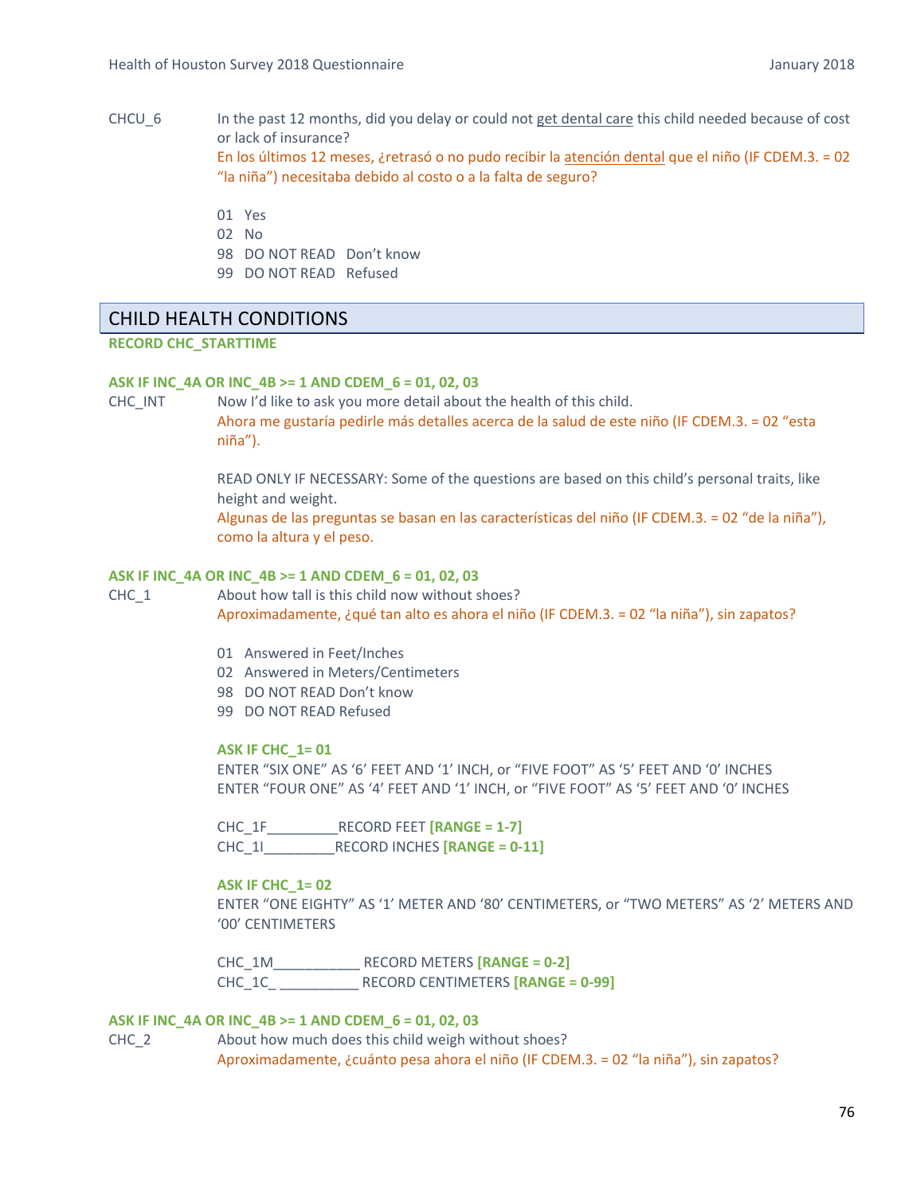CHCU_6 In the past 12 months, did you delay or could not get dental care this child needed because of cost or lack of insurance?

En los últimos 12 meses, ¿retrasó o no pudo recibir la atención dental que el niño (IF CDEM.3. = 02 "la niña") necesitaba debido al costo o a la falta de seguro?

01 Yes
02 No
98 DO NOT READ Don't know
99 DO NOT READ Refused

## CHILD HEALTH CONDITIONS

**RECORD CHC_STARTTIME**

**ASK IF INC_4A OR INC_4B >= 1 AND CDEM_6 = 01, 02, 03**

CHC_INT Now I'd like to ask you more detail about the health of this child.

Ahora me gustaría pedirle más detalles acerca de la salud de este niño (IF CDEM.3. = 02 "esta niña").

READ ONLY IF NECESSARY: Some of the questions are based on this child's personal traits, like height and weight.

Algunas de las preguntas se basan en las características del niño (IF CDEM.3. = 02 "de la niña"), como la altura y el peso.

**ASK IF INC_4A OR INC_4B >= 1 AND CDEM_6 = 01, 02, 03**

CHC_1 About how tall is this child now without shoes?

Aproximadamente, ¿qué tan alto es ahora el niño (IF CDEM.3. = 02 "la niña"), sin zapatos?

01 Answered in Feet/Inches
02 Answered in Meters/Centimeters
98 DO NOT READ Don't know
99 DO NOT READ Refused

**ASK IF CHC_1= 01**

ENTER "SIX ONE" AS '6' FEET AND '1' INCH, or "FIVE FOOT" AS '5' FEET AND '0' INCHES
ENTER "FOUR ONE" AS '4' FEET AND '1' INCH, or "FIVE FOOT" AS '5' FEET AND '0' INCHES

CHC_1F_________RECORD FEET **[RANGE = 1-7]**
CHC_1I_________RECORD INCHES **[RANGE = 0-11]**

**ASK IF CHC_1= 02**

ENTER "ONE EIGHTY" AS '1' METER AND '80' CENTIMETERS, or "TWO METERS" AS '2' METERS AND '00' CENTIMETERS

CHC_1M___________ RECORD METERS **[RANGE = 0-2]**
CHC_1C_ __________ RECORD CENTIMETERS **[RANGE = 0-99]**

**ASK IF INC_4A OR INC_4B >= 1 AND CDEM_6 = 01, 02, 03**

CHC_2 About how much does this child weigh without shoes?

Aproximadamente, ¿cuánto pesa ahora el niño (IF CDEM.3. = 02 "la niña"), sin zapatos?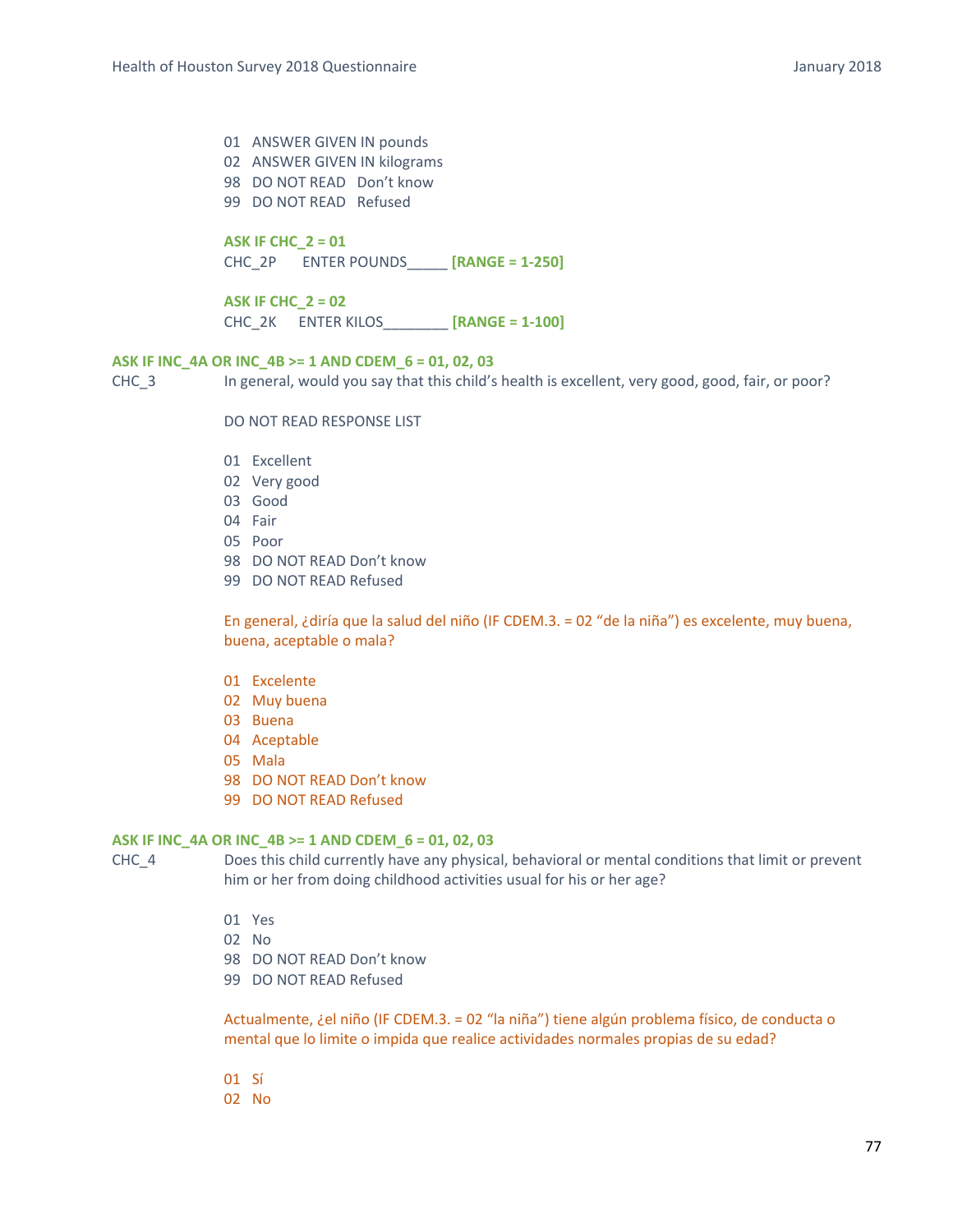01 ANSWER GIVEN IN pounds
02 ANSWER GIVEN IN kilograms
98 DO NOT READ Don't know
99 DO NOT READ Refused

**ASK IF CHC_2 = 01**
CHC_2P ENTER POUNDS_____ **[RANGE = 1-250]**

**ASK IF CHC_2 = 02**
CHC_2K ENTER KILOS________ **[RANGE = 1-100]**

**ASK IF INC_4A OR INC_4B >= 1 AND CDEM_6 = 01, 02, 03**

CHC_3 In general, would you say that this child's health is excellent, very good, good, fair, or poor?

DO NOT READ RESPONSE LIST

01 Excellent
02 Very good
03 Good
04 Fair
05 Poor
98 DO NOT READ Don't know
99 DO NOT READ Refused

En general, ¿diría que la salud del niño (IF CDEM.3. = 02 "de la niña") es excelente, muy buena, buena, aceptable o mala?

01 Excelente
02 Muy buena
03 Buena
04 Aceptable
05 Mala
98 DO NOT READ Don't know
99 DO NOT READ Refused

**ASK IF INC_4A OR INC_4B >= 1 AND CDEM_6 = 01, 02, 03**

CHC_4 Does this child currently have any physical, behavioral or mental conditions that limit or prevent him or her from doing childhood activities usual for his or her age?

01 Yes
02 No
98 DO NOT READ Don't know
99 DO NOT READ Refused

Actualmente, ¿el niño (IF CDEM.3. = 02 "la niña") tiene algún problema físico, de conducta o mental que lo limite o impida que realice actividades normales propias de su edad?

01 Sí
02 No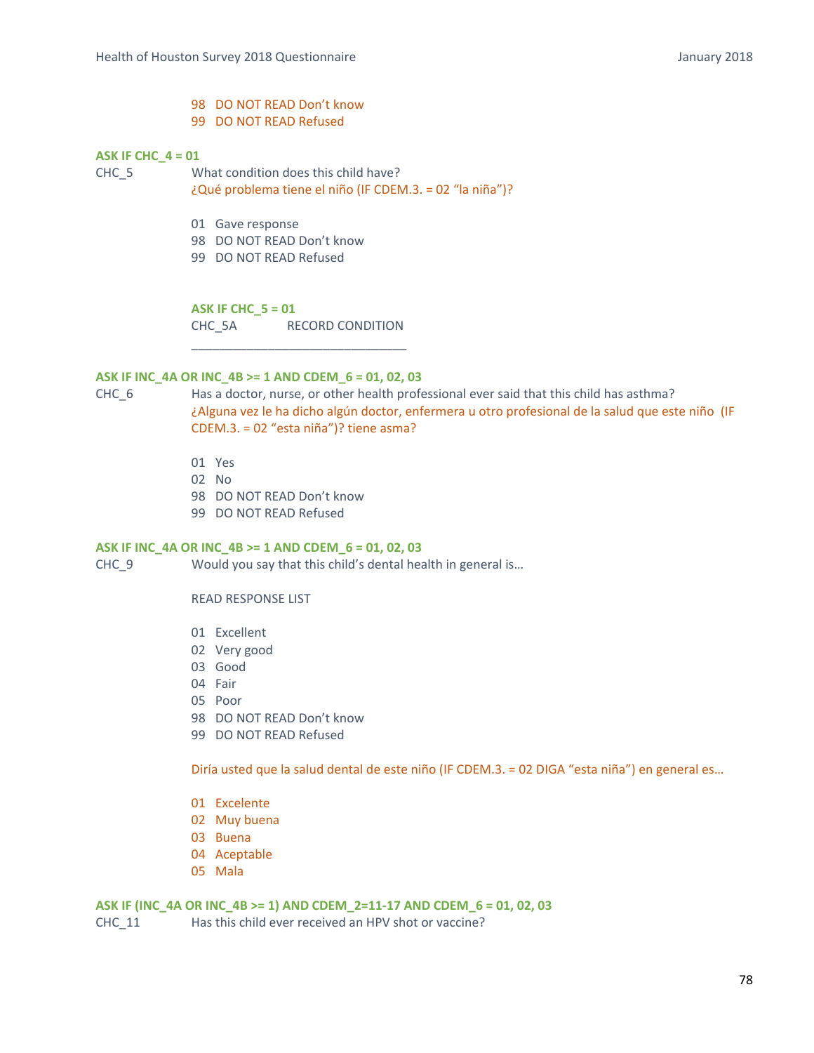98 DO NOT READ Don't know
99 DO NOT READ Refused

**ASK IF CHC_4 = 01**

CHC_5 What condition does this child have?
¿Qué problema tiene el niño (IF CDEM.3. = 02 "la niña")?

01 Gave response
98 DO NOT READ Don't know
99 DO NOT READ Refused

**ASK IF CHC_5 = 01**

CHC_5A RECORD CONDITION

_______________________________

**ASK IF INC_4A OR INC_4B >= 1 AND CDEM_6 = 01, 02, 03**

CHC_6 Has a doctor, nurse, or other health professional ever said that this child has asthma?
¿Alguna vez le ha dicho algún doctor, enfermera u otro profesional de la salud que este niño (IF CDEM.3. = 02 "esta niña")? tiene asma?

01 Yes
02 No
98 DO NOT READ Don't know
99 DO NOT READ Refused

**ASK IF INC_4A OR INC_4B >= 1 AND CDEM_6 = 01, 02, 03**

CHC_9 Would you say that this child's dental health in general is…

READ RESPONSE LIST

01 Excellent
02 Very good
03 Good
04 Fair
05 Poor
98 DO NOT READ Don't know
99 DO NOT READ Refused

Diría usted que la salud dental de este niño (IF CDEM.3. = 02 DIGA "esta niña") en general es…

01 Excelente
02 Muy buena
03 Buena
04 Aceptable
05 Mala

**ASK IF (INC_4A OR INC_4B >= 1) AND CDEM_2=11-17 AND CDEM_6 = 01, 02, 03**

CHC_11 Has this child ever received an HPV shot or vaccine?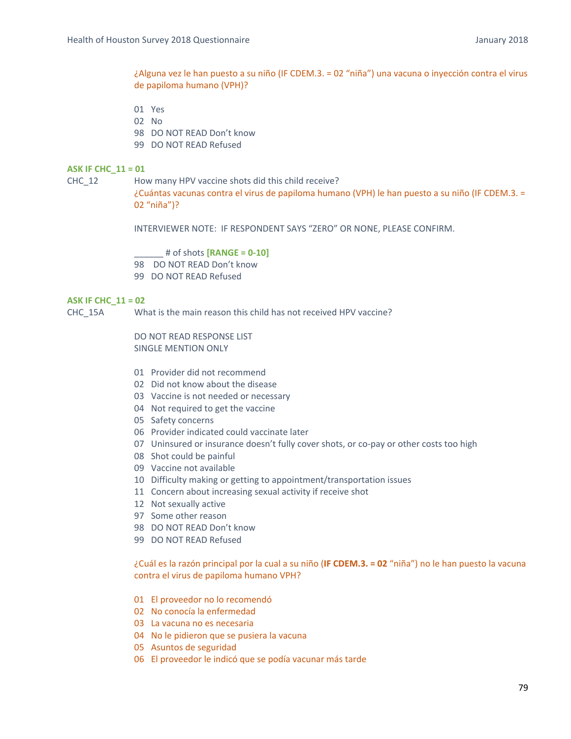¿Alguna vez le han puesto a su niño (IF CDEM.3. = 02 “niña”) una vacuna o inyección contra el virus de papiloma humano (VPH)?

01 Yes
02 No
98 DO NOT READ Don’t know
99 DO NOT READ Refused

**ASK IF CHC_11 = 01**

CHC_12 How many HPV vaccine shots did this child receive?

¿Cuántas vacunas contra el virus de papiloma humano (VPH) le han puesto a su niño (IF CDEM.3. = 02 “niña”)?

INTERVIEWER NOTE: IF RESPONDENT SAYS “ZERO” OR NONE, PLEASE CONFIRM.

______ # of shots **[RANGE = 0-10]**
98 DO NOT READ Don’t know
99 DO NOT READ Refused

**ASK IF CHC_11 = 02**

CHC_15A What is the main reason this child has not received HPV vaccine?

DO NOT READ RESPONSE LIST
SINGLE MENTION ONLY

01 Provider did not recommend
02 Did not know about the disease
03 Vaccine is not needed or necessary
04 Not required to get the vaccine
05 Safety concerns
06 Provider indicated could vaccinate later
07 Uninsured or insurance doesn’t fully cover shots, or co-pay or other costs too high
08 Shot could be painful
09 Vaccine not available
10 Difficulty making or getting to appointment/transportation issues
11 Concern about increasing sexual activity if receive shot
12 Not sexually active
97 Some other reason
98 DO NOT READ Don’t know
99 DO NOT READ Refused

¿Cuál es la razón principal por la cual a su niño (**IF CDEM.3. = 02** “niña”) no le han puesto la vacuna contra el virus de papiloma humano VPH?

01 El proveedor no lo recomendó
02 No conocía la enfermedad
03 La vacuna no es necesaria
04 No le pidieron que se pusiera la vacuna
05 Asuntos de seguridad
06 El proveedor le indicó que se podía vacunar más tarde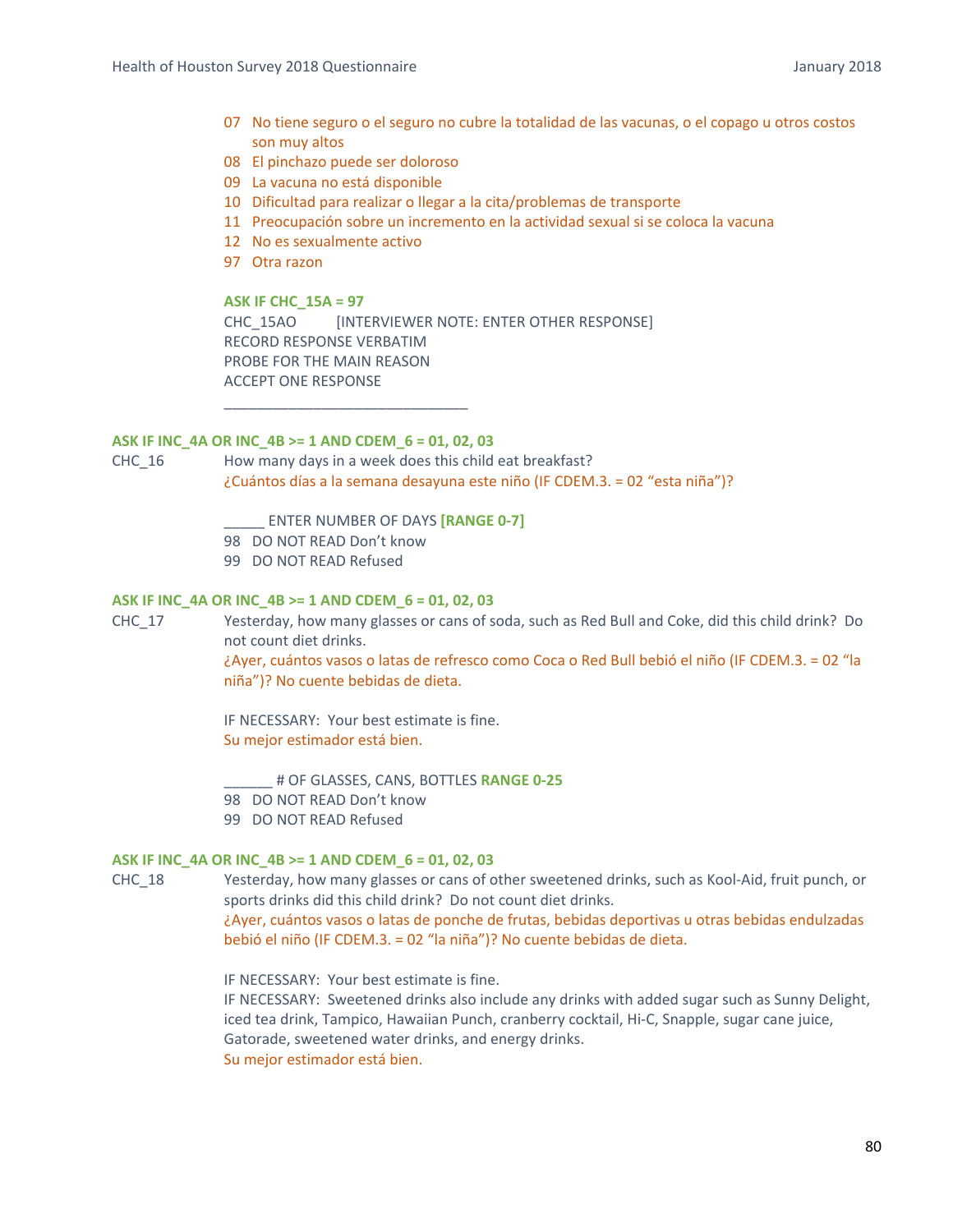07 No tiene seguro o el seguro no cubre la totalidad de las vacunas, o el copago u otros costos son muy altos
08 El pinchazo puede ser doloroso
09 La vacuna no está disponible
10 Dificultad para realizar o llegar a la cita/problemas de transporte
11 Preocupación sobre un incremento en la actividad sexual si se coloca la vacuna
12 No es sexualmente activo
97 Otra razon

**ASK IF CHC_15A = 97**

CHC_15AO [INTERVIEWER NOTE: ENTER OTHER RESPONSE]
RECORD RESPONSE VERBATIM
PROBE FOR THE MAIN REASON
ACCEPT ONE RESPONSE

______________________________

**ASK IF INC_4A OR INC_4B >= 1 AND CDEM_6 = 01, 02, 03**

CHC_16 How many days in a week does this child eat breakfast?
¿Cuántos días a la semana desayuna este niño (IF CDEM.3. = 02 "esta niña")?

_____ ENTER NUMBER OF DAYS **[RANGE 0-7]**
98 DO NOT READ Don't know
99 DO NOT READ Refused

**ASK IF INC_4A OR INC_4B >= 1 AND CDEM_6 = 01, 02, 03**

CHC_17 Yesterday, how many glasses or cans of soda, such as Red Bull and Coke, did this child drink? Do not count diet drinks.
¿Ayer, cuántos vasos o latas de refresco como Coca o Red Bull bebió el niño (IF CDEM.3. = 02 "la niña")? No cuente bebidas de dieta.

IF NECESSARY: Your best estimate is fine.
Su mejor estimador está bien.

______ # OF GLASSES, CANS, BOTTLES **RANGE 0-25**
98 DO NOT READ Don't know
99 DO NOT READ Refused

**ASK IF INC_4A OR INC_4B >= 1 AND CDEM_6 = 01, 02, 03**

CHC_18 Yesterday, how many glasses or cans of other sweetened drinks, such as Kool-Aid, fruit punch, or sports drinks did this child drink? Do not count diet drinks.
¿Ayer, cuántos vasos o latas de ponche de frutas, bebidas deportivas u otras bebidas endulzadas bebió el niño (IF CDEM.3. = 02 "la niña")? No cuente bebidas de dieta.

IF NECESSARY: Your best estimate is fine.
IF NECESSARY: Sweetened drinks also include any drinks with added sugar such as Sunny Delight, iced tea drink, Tampico, Hawaiian Punch, cranberry cocktail, Hi-C, Snapple, sugar cane juice, Gatorade, sweetened water drinks, and energy drinks.
Su mejor estimador está bien.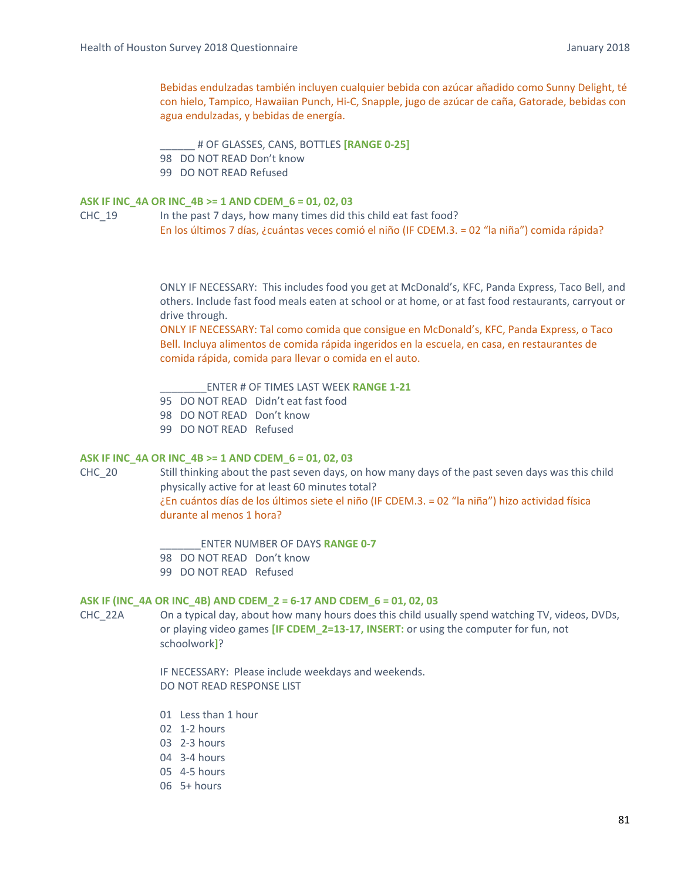Bebidas endulzadas también incluyen cualquier bebida con azúcar añadido como Sunny Delight, té con hielo, Tampico, Hawaiian Punch, Hi-C, Snapple, jugo de azúcar de caña, Gatorade, bebidas con agua endulzadas, y bebidas de energía.

______ # OF GLASSES, CANS, BOTTLES **[RANGE 0-25]**
98 DO NOT READ Don't know
99 DO NOT READ Refused

**ASK IF INC_4A OR INC_4B >= 1 AND CDEM_6 = 01, 02, 03**

CHC_19 In the past 7 days, how many times did this child eat fast food?
En los últimos 7 días, ¿cuántas veces comió el niño (IF CDEM.3. = 02 "la niña") comida rápida?

ONLY IF NECESSARY: This includes food you get at McDonald's, KFC, Panda Express, Taco Bell, and others. Include fast food meals eaten at school or at home, or at fast food restaurants, carryout or drive through.
ONLY IF NECESSARY: Tal como comida que consigue en McDonald's, KFC, Panda Express, o Taco Bell. Incluya alimentos de comida rápida ingeridos en la escuela, en casa, en restaurantes de comida rápida, comida para llevar o comida en el auto.

________ENTER # OF TIMES LAST WEEK **RANGE 1-21**
95 DO NOT READ Didn't eat fast food
98 DO NOT READ Don't know
99 DO NOT READ Refused

**ASK IF INC_4A OR INC_4B >= 1 AND CDEM_6 = 01, 02, 03**

CHC_20 Still thinking about the past seven days, on how many days of the past seven days was this child physically active for at least 60 minutes total?
¿En cuántos días de los últimos siete el niño (IF CDEM.3. = 02 "la niña") hizo actividad física durante al menos 1 hora?

_______ENTER NUMBER OF DAYS **RANGE 0-7**
98 DO NOT READ Don't know
99 DO NOT READ Refused

**ASK IF (INC_4A OR INC_4B) AND CDEM_2 = 6-17 AND CDEM_6 = 01, 02, 03**

CHC_22A On a typical day, about how many hours does this child usually spend watching TV, videos, DVDs, or playing video games **[IF CDEM_2=13-17, INSERT:** or using the computer for fun, not schoolwork**]**?

IF NECESSARY: Please include weekdays and weekends.
DO NOT READ RESPONSE LIST

01 Less than 1 hour
02 1-2 hours
03 2-3 hours
04 3-4 hours
05 4-5 hours
06 5+ hours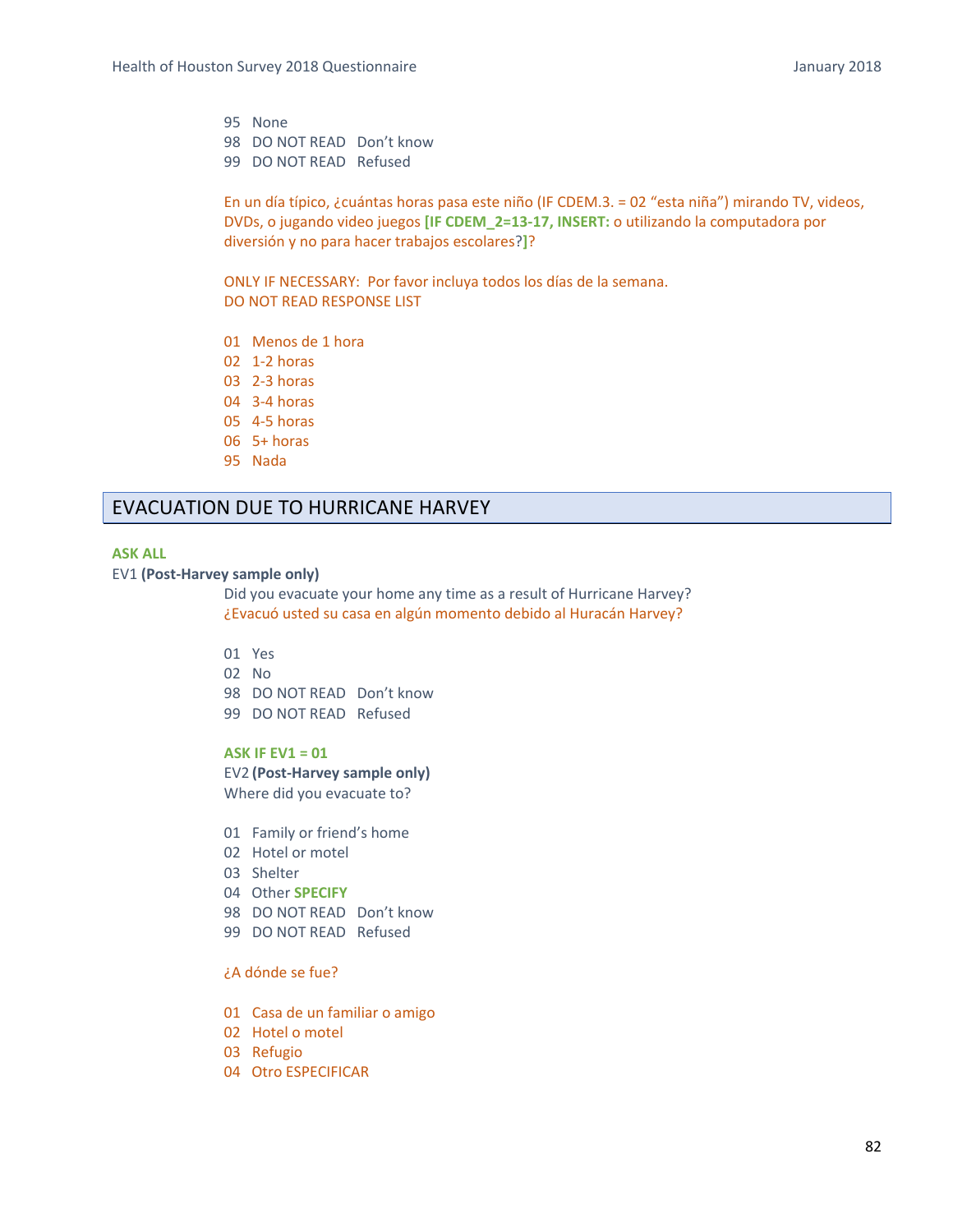95 None
98 DO NOT READ Don't know
99 DO NOT READ Refused

En un día típico, ¿cuántas horas pasa este niño (IF CDEM.3. = 02 "esta niña") mirando TV, videos, DVDs, o jugando video juegos **[IF CDEM_2=13-17, INSERT:** o utilizando la computadora por diversión y no para hacer trabajos escolares?**]**?

ONLY IF NECESSARY: Por favor incluya todos los días de la semana.
DO NOT READ RESPONSE LIST

01 Menos de 1 hora
02 1-2 horas
03 2-3 horas
04 3-4 horas
05 4-5 horas
06 5+ horas
95 Nada

## EVACUATION DUE TO HURRICANE HARVEY

**ASK ALL**

EV1 **(Post-Harvey sample only)**

Did you evacuate your home any time as a result of Hurricane Harvey?
¿Evacuó usted su casa en algún momento debido al Huracán Harvey?

01 Yes
02 No
98 DO NOT READ Don't know
99 DO NOT READ Refused

**ASK IF EV1 = 01**

EV2 **(Post-Harvey sample only)**

Where did you evacuate to?

01 Family or friend's home
02 Hotel or motel
03 Shelter
04 Other **SPECIFY**
98 DO NOT READ Don't know
99 DO NOT READ Refused

¿A dónde se fue?

01 Casa de un familiar o amigo
02 Hotel o motel
03 Refugio
04 Otro ESPECIFICAR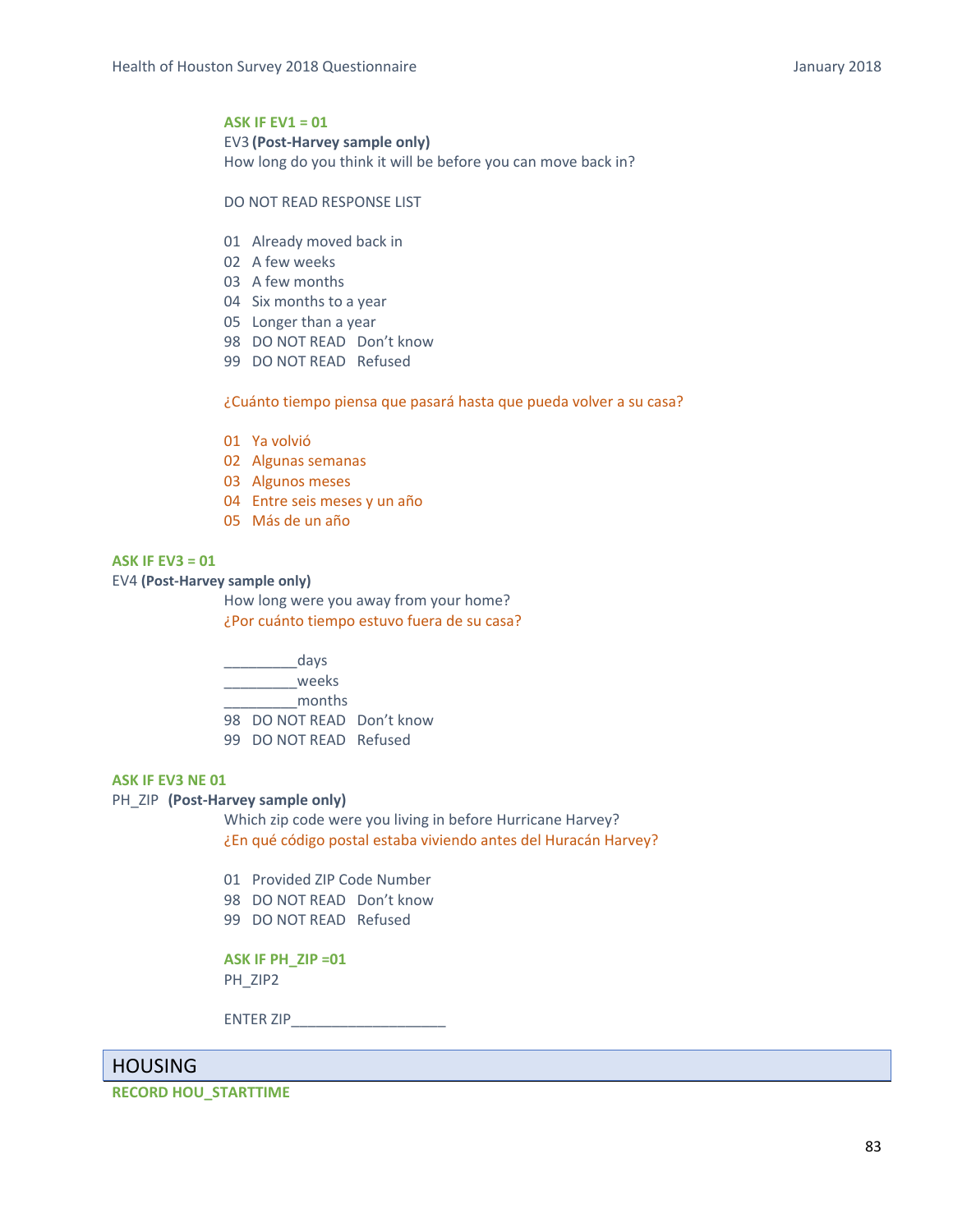**ASK IF EV1 = 01**

EV3 **(Post-Harvey sample only)**

How long do you think it will be before you can move back in?

DO NOT READ RESPONSE LIST

01 Already moved back in
02 A few weeks
03 A few months
04 Six months to a year
05 Longer than a year
98 DO NOT READ Don't know
99 DO NOT READ Refused

¿Cuánto tiempo piensa que pasará hasta que pueda volver a su casa?

01 Ya volvió
02 Algunas semanas
03 Algunos meses
04 Entre seis meses y un año
05 Más de un año

**ASK IF EV3 = 01**

EV4 **(Post-Harvey sample only)**

How long were you away from your home?

¿Por cuánto tiempo estuvo fuera de su casa?

_________days
_________weeks
_________months
98 DO NOT READ Don't know
99 DO NOT READ Refused

**ASK IF EV3 NE 01**

PH_ZIP **(Post-Harvey sample only)**

Which zip code were you living in before Hurricane Harvey?

¿En qué código postal estaba viviendo antes del Huracán Harvey?

01 Provided ZIP Code Number
98 DO NOT READ Don't know
99 DO NOT READ Refused

**ASK IF PH_ZIP =01**

PH_ZIP2

ENTER ZIP___________________

## HOUSING

**RECORD HOU_STARTTIME**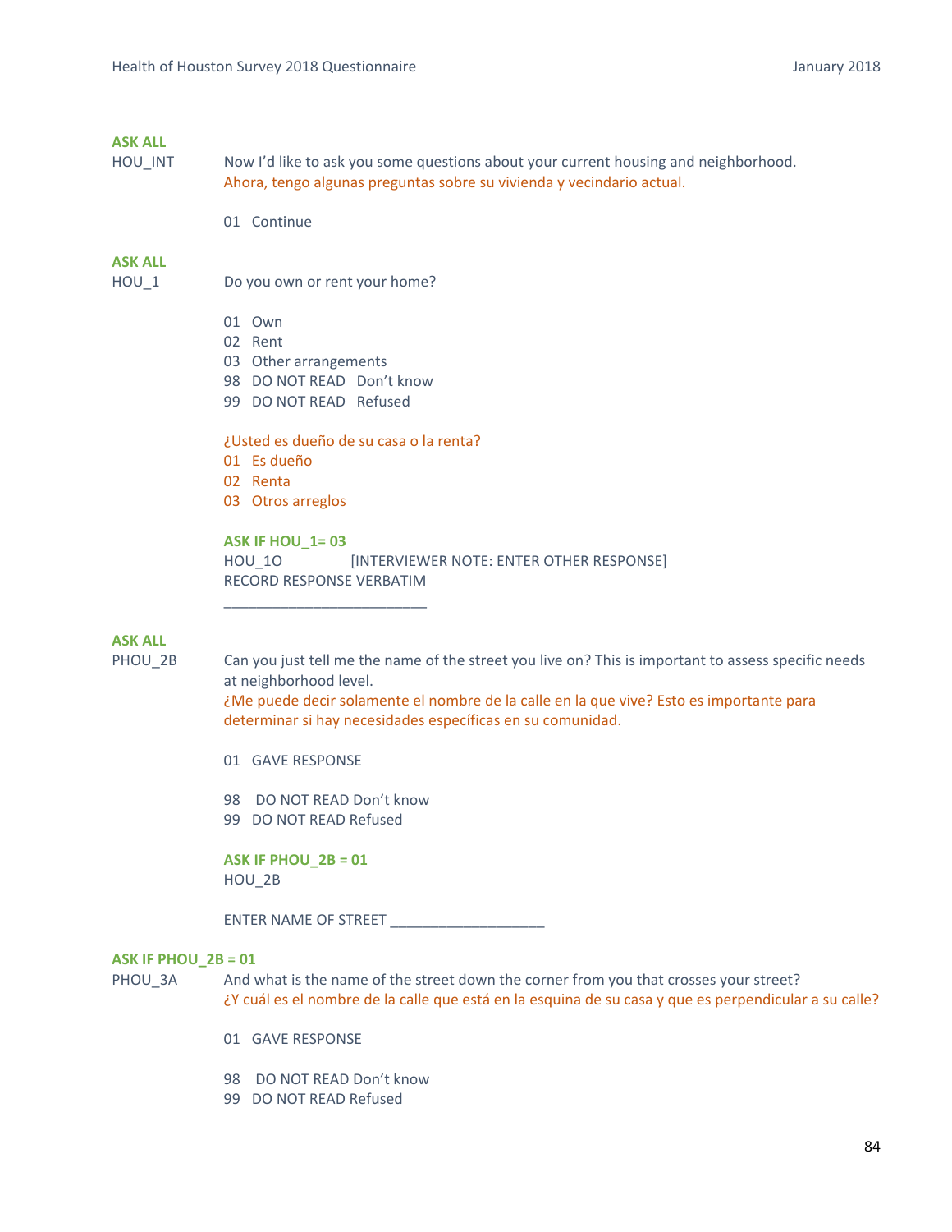**ASK ALL**

HOU_INT Now I'd like to ask you some questions about your current housing and neighborhood.
Ahora, tengo algunas preguntas sobre su vivienda y vecindario actual.

01 Continue

**ASK ALL**

HOU_1 Do you own or rent your home?

01 Own
02 Rent
03 Other arrangements
98 DO NOT READ Don't know
99 DO NOT READ Refused

¿Usted es dueño de su casa o la renta?
01 Es dueño
02 Renta
03 Otros arreglos

**ASK IF HOU_1= 03**

HOU_1O [INTERVIEWER NOTE: ENTER OTHER RESPONSE]
RECORD RESPONSE VERBATIM

_________________________

**ASK ALL**

PHOU_2B Can you just tell me the name of the street you live on? This is important to assess specific needs at neighborhood level.
¿Me puede decir solamente el nombre de la calle en la que vive? Esto es importante para determinar si hay necesidades específicas en su comunidad.

01 GAVE RESPONSE

98 DO NOT READ Don't know
99 DO NOT READ Refused

**ASK IF PHOU_2B = 01**

HOU_2B

ENTER NAME OF STREET ___________________

**ASK IF PHOU_2B = 01**

PHOU_3A And what is the name of the street down the corner from you that crosses your street?
¿Y cuál es el nombre de la calle que está en la esquina de su casa y que es perpendicular a su calle?

01 GAVE RESPONSE

98 DO NOT READ Don't know
99 DO NOT READ Refused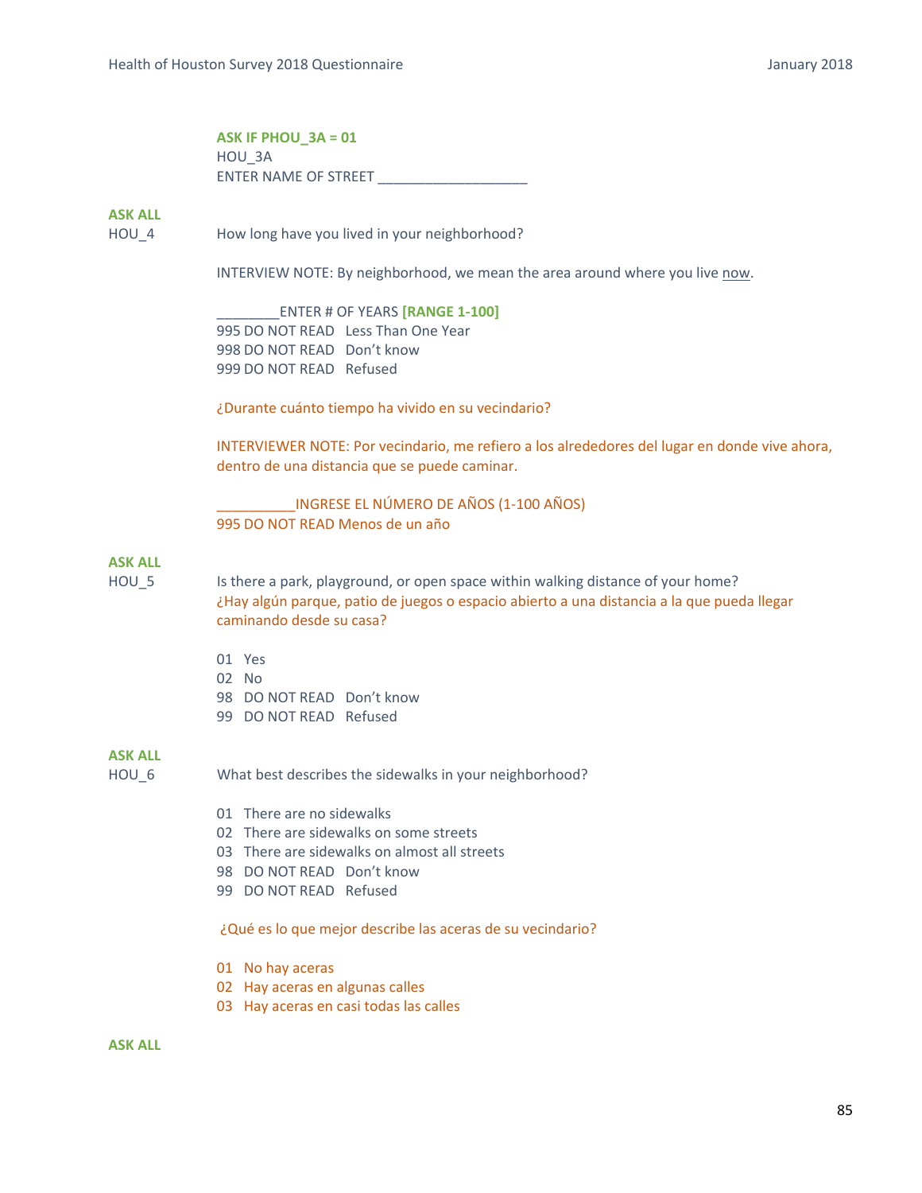**ASK IF PHOU_3A = 01**
HOU_3A
ENTER NAME OF STREET ___________________

**ASK ALL**

HOU_4 How long have you lived in your neighborhood?

INTERVIEW NOTE: By neighborhood, we mean the area around where you live now.

________ENTER # OF YEARS **[RANGE 1-100]**
995 DO NOT READ Less Than One Year
998 DO NOT READ Don't know
999 DO NOT READ Refused

¿Durante cuánto tiempo ha vivido en su vecindario?

INTERVIEWER NOTE: Por vecindario, me refiero a los alrededores del lugar en donde vive ahora, dentro de una distancia que se puede caminar.

__________INGRESE EL NÚMERO DE AÑOS (1-100 AÑOS)
995 DO NOT READ Menos de un año

**ASK ALL**

HOU_5 Is there a park, playground, or open space within walking distance of your home?
¿Hay algún parque, patio de juegos o espacio abierto a una distancia a la que pueda llegar caminando desde su casa?

01 Yes
02 No
98 DO NOT READ Don't know
99 DO NOT READ Refused

**ASK ALL**

HOU_6 What best describes the sidewalks in your neighborhood?

01 There are no sidewalks
02 There are sidewalks on some streets
03 There are sidewalks on almost all streets
98 DO NOT READ Don't know
99 DO NOT READ Refused

¿Qué es lo que mejor describe las aceras de su vecindario?

01 No hay aceras
02 Hay aceras en algunas calles
03 Hay aceras en casi todas las calles

**ASK ALL**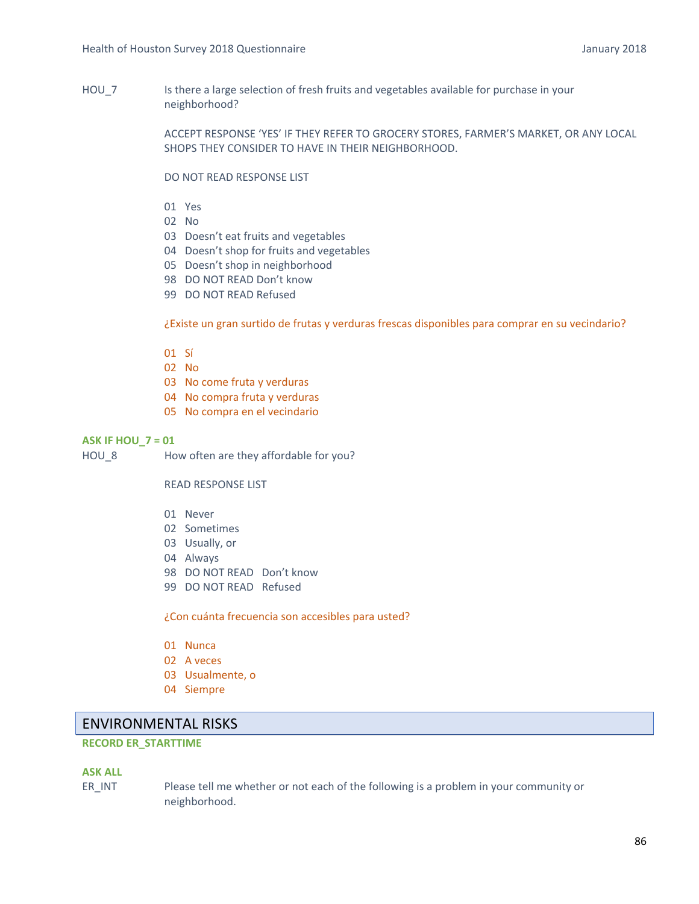HOU_7 Is there a large selection of fresh fruits and vegetables available for purchase in your neighborhood?

ACCEPT RESPONSE 'YES' IF THEY REFER TO GROCERY STORES, FARMER'S MARKET, OR ANY LOCAL SHOPS THEY CONSIDER TO HAVE IN THEIR NEIGHBORHOOD.

DO NOT READ RESPONSE LIST

01 Yes
02 No
03 Doesn't eat fruits and vegetables
04 Doesn't shop for fruits and vegetables
05 Doesn't shop in neighborhood
98 DO NOT READ Don't know
99 DO NOT READ Refused

¿Existe un gran surtido de frutas y verduras frescas disponibles para comprar en su vecindario?

01 Sí
02 No
03 No come fruta y verduras
04 No compra fruta y verduras
05 No compra en el vecindario

**ASK IF HOU_7 = 01**

HOU_8 How often are they affordable for you?

READ RESPONSE LIST

01 Never
02 Sometimes
03 Usually, or
04 Always
98 DO NOT READ Don't know
99 DO NOT READ Refused

¿Con cuánta frecuencia son accesibles para usted?

01 Nunca
02 A veces
03 Usualmente, o
04 Siempre

## ENVIRONMENTAL RISKS

**RECORD ER_STARTTIME**

**ASK ALL**

ER_INT Please tell me whether or not each of the following is a problem in your community or neighborhood.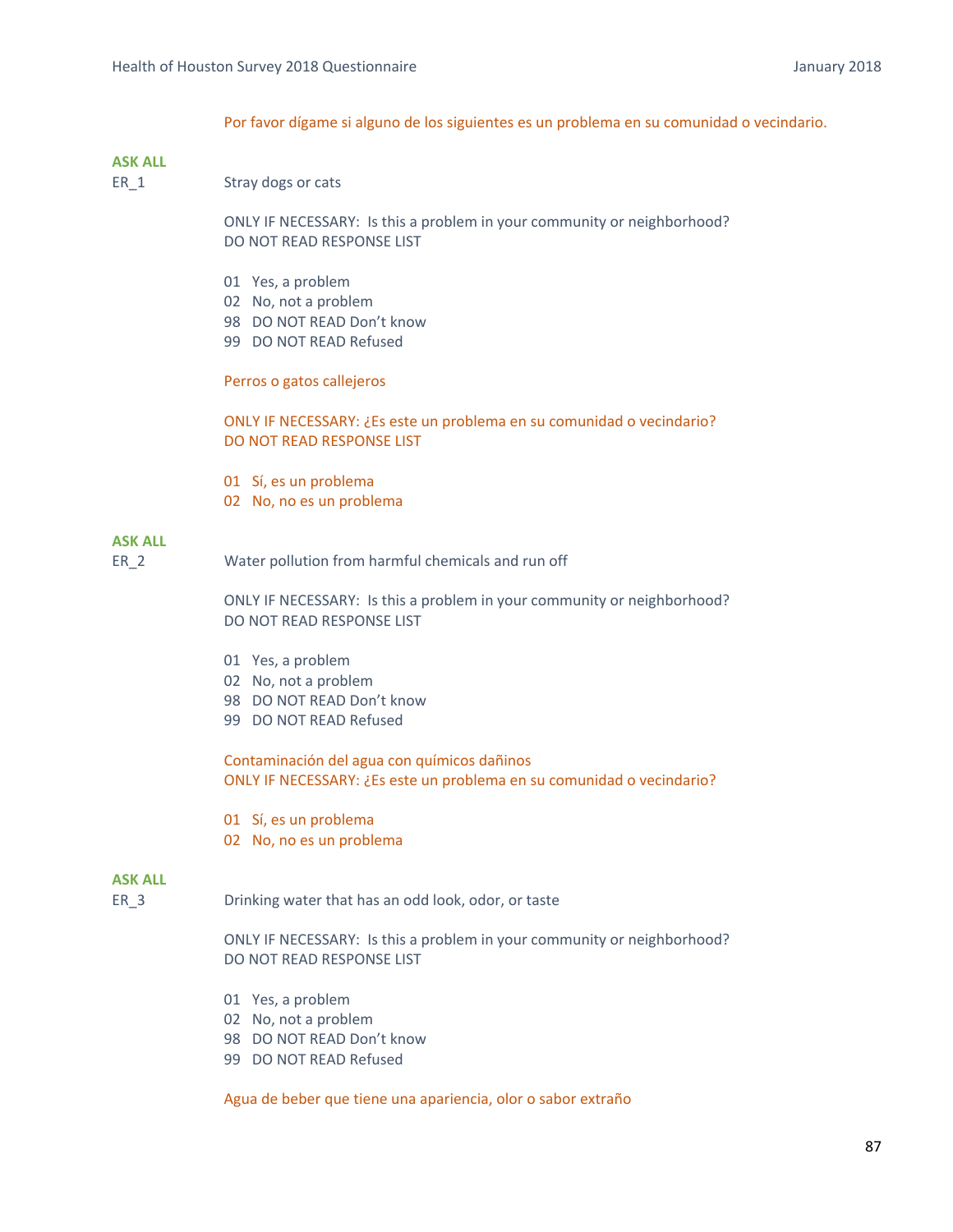Por favor dígame si alguno de los siguientes es un problema en su comunidad o vecindario.

**ASK ALL**

ER_1 Stray dogs or cats

ONLY IF NECESSARY: Is this a problem in your community or neighborhood?
DO NOT READ RESPONSE LIST

01 Yes, a problem
02 No, not a problem
98 DO NOT READ Don't know
99 DO NOT READ Refused

Perros o gatos callejeros

ONLY IF NECESSARY: ¿Es este un problema en su comunidad o vecindario?
DO NOT READ RESPONSE LIST

01 Sí, es un problema
02 No, no es un problema

**ASK ALL**

ER_2 Water pollution from harmful chemicals and run off

ONLY IF NECESSARY: Is this a problem in your community or neighborhood?
DO NOT READ RESPONSE LIST

01 Yes, a problem
02 No, not a problem
98 DO NOT READ Don't know
99 DO NOT READ Refused

Contaminación del agua con químicos dañinos
ONLY IF NECESSARY: ¿Es este un problema en su comunidad o vecindario?

01 Sí, es un problema
02 No, no es un problema

**ASK ALL**

ER_3 Drinking water that has an odd look, odor, or taste

ONLY IF NECESSARY: Is this a problem in your community or neighborhood?
DO NOT READ RESPONSE LIST

01 Yes, a problem
02 No, not a problem
98 DO NOT READ Don't know
99 DO NOT READ Refused

Agua de beber que tiene una apariencia, olor o sabor extraño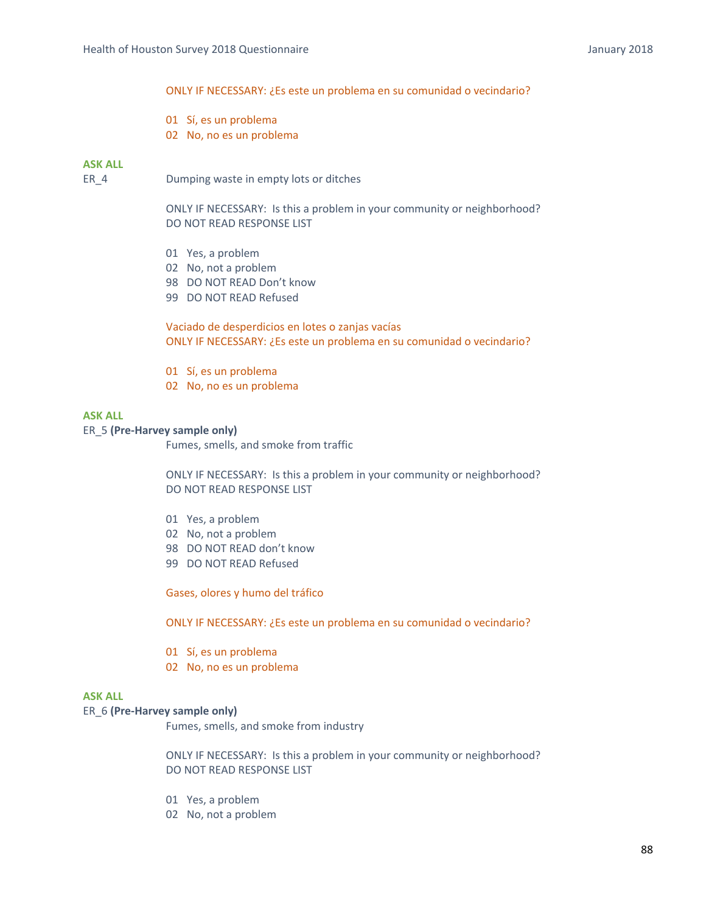ONLY IF NECESSARY: ¿Es este un problema en su comunidad o vecindario?

01 Sí, es un problema
02 No, no es un problema

**ASK ALL**

ER_4 Dumping waste in empty lots or ditches

ONLY IF NECESSARY: Is this a problem in your community or neighborhood?
DO NOT READ RESPONSE LIST

01 Yes, a problem
02 No, not a problem
98 DO NOT READ Don't know
99 DO NOT READ Refused

Vaciado de desperdicios en lotes o zanjas vacías
ONLY IF NECESSARY: ¿Es este un problema en su comunidad o vecindario?

01 Sí, es un problema
02 No, no es un problema

**ASK ALL**

ER_5 **(Pre-Harvey sample only)**
Fumes, smells, and smoke from traffic

ONLY IF NECESSARY: Is this a problem in your community or neighborhood?
DO NOT READ RESPONSE LIST

01 Yes, a problem
02 No, not a problem
98 DO NOT READ don't know
99 DO NOT READ Refused

Gases, olores y humo del tráfico

ONLY IF NECESSARY: ¿Es este un problema en su comunidad o vecindario?

01 Sí, es un problema
02 No, no es un problema

**ASK ALL**

ER_6 **(Pre-Harvey sample only)**
Fumes, smells, and smoke from industry

ONLY IF NECESSARY: Is this a problem in your community or neighborhood?
DO NOT READ RESPONSE LIST

01 Yes, a problem
02 No, not a problem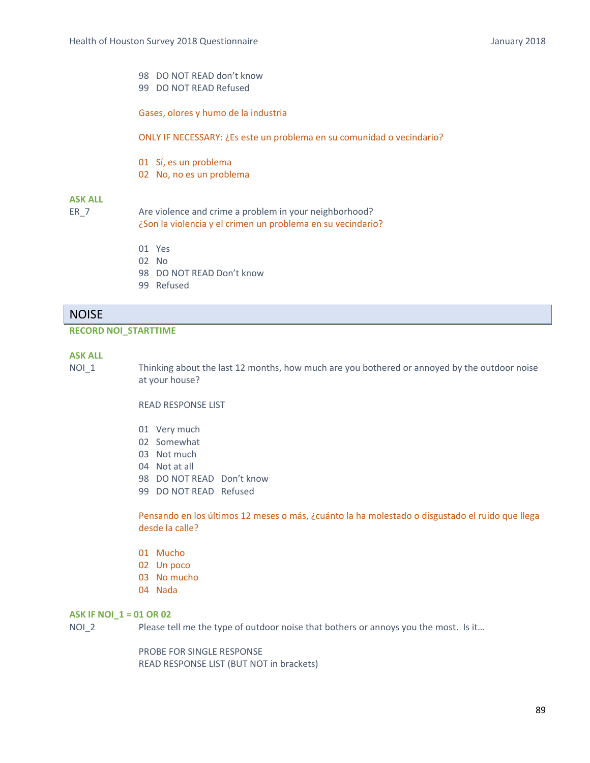98 DO NOT READ don't know
99 DO NOT READ Refused

Gases, olores y humo de la industria

ONLY IF NECESSARY: ¿Es este un problema en su comunidad o vecindario?

01 Sí, es un problema
02 No, no es un problema

**ASK ALL**

ER_7 Are violence and crime a problem in your neighborhood?
¿Son la violencia y el crimen un problema en su vecindario?

01 Yes
02 No
98 DO NOT READ Don't know
99 Refused

## NOISE

**RECORD NOI_STARTTIME**

**ASK ALL**

NOI_1 Thinking about the last 12 months, how much are you bothered or annoyed by the outdoor noise at your house?

READ RESPONSE LIST

01 Very much
02 Somewhat
03 Not much
04 Not at all
98 DO NOT READ Don't know
99 DO NOT READ Refused

Pensando en los últimos 12 meses o más, ¿cuánto la ha molestado o disgustado el ruido que llega desde la calle?

01 Mucho
02 Un poco
03 No mucho
04 Nada

**ASK IF NOI_1 = 01 OR 02**

NOI_2 Please tell me the type of outdoor noise that bothers or annoys you the most. Is it…

PROBE FOR SINGLE RESPONSE
READ RESPONSE LIST (BUT NOT in brackets)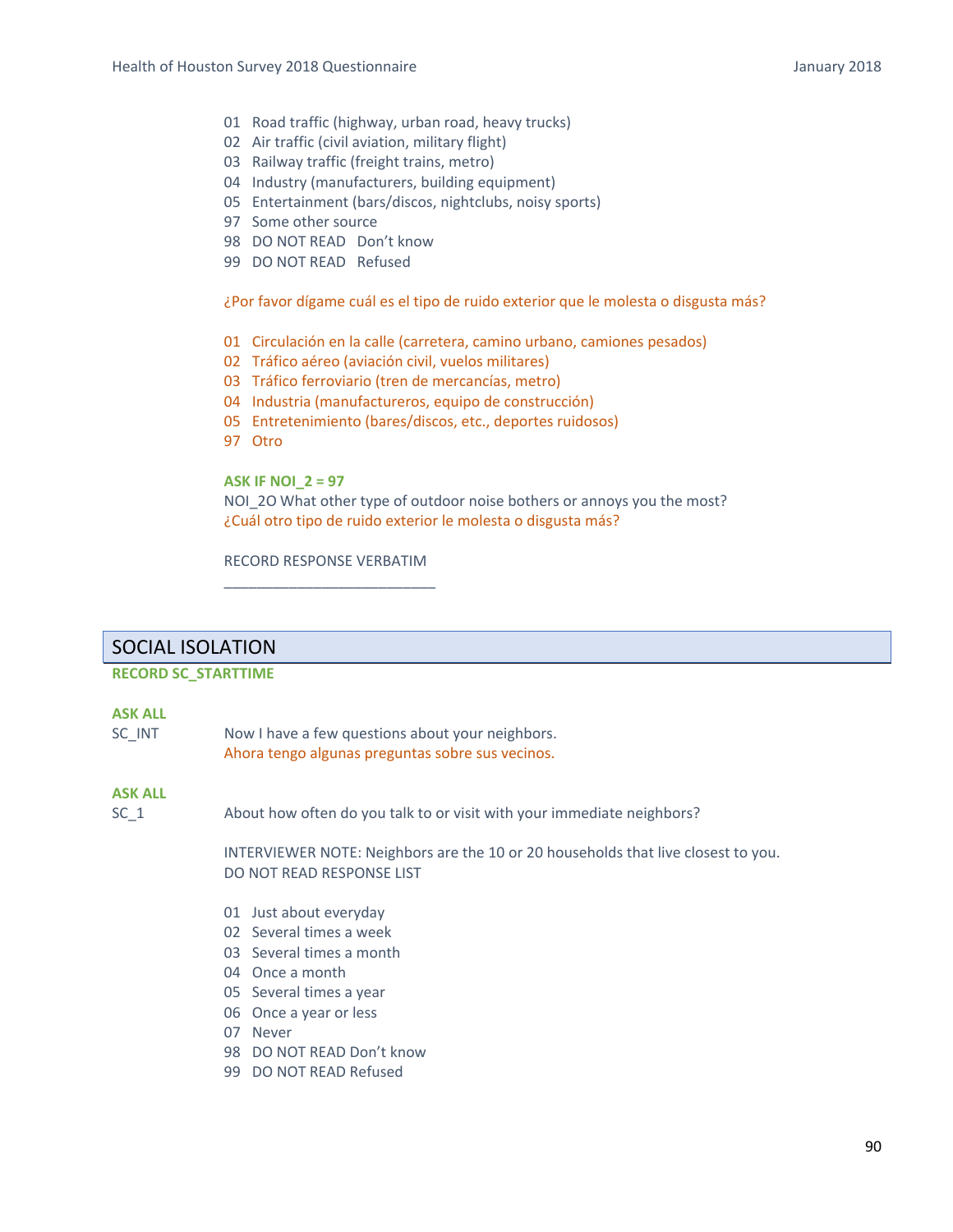01 Road traffic (highway, urban road, heavy trucks)
02 Air traffic (civil aviation, military flight)
03 Railway traffic (freight trains, metro)
04 Industry (manufacturers, building equipment)
05 Entertainment (bars/discos, nightclubs, noisy sports)
97 Some other source
98 DO NOT READ Don't know
99 DO NOT READ Refused

¿Por favor dígame cuál es el tipo de ruido exterior que le molesta o disgusta más?

01 Circulación en la calle (carretera, camino urbano, camiones pesados)
02 Tráfico aéreo (aviación civil, vuelos militares)
03 Tráfico ferroviario (tren de mercancías, metro)
04 Industria (manufactureros, equipo de construcción)
05 Entretenimiento (bares/discos, etc., deportes ruidosos)
97 Otro

**ASK IF NOI_2 = 97**
NOI_2O What other type of outdoor noise bothers or annoys you the most?
¿Cuál otro tipo de ruido exterior le molesta o disgusta más?

RECORD RESPONSE VERBATIM

_________________________

## SOCIAL ISOLATION

**RECORD SC_STARTTIME**

**ASK ALL**
SC_INT Now I have a few questions about your neighbors.
Ahora tengo algunas preguntas sobre sus vecinos.

**ASK ALL**
SC_1 About how often do you talk to or visit with your immediate neighbors?

INTERVIEWER NOTE: Neighbors are the 10 or 20 households that live closest to you.
DO NOT READ RESPONSE LIST

01 Just about everyday
02 Several times a week
03 Several times a month
04 Once a month
05 Several times a year
06 Once a year or less
07 Never
98 DO NOT READ Don't know
99 DO NOT READ Refused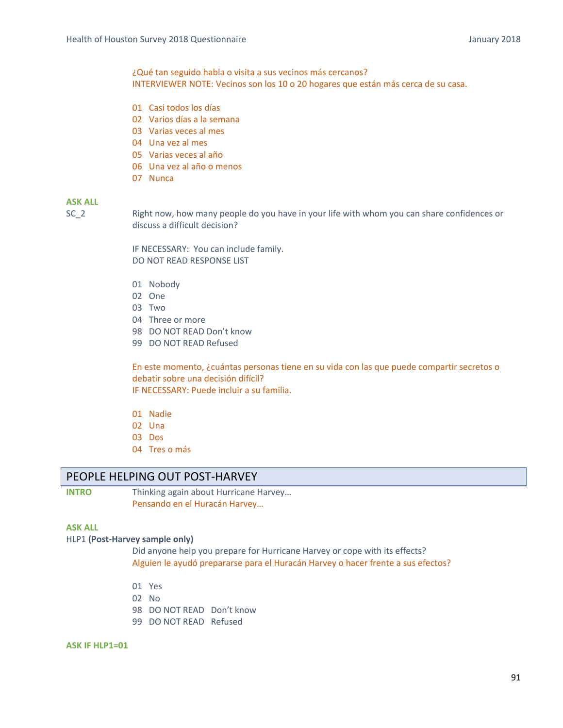¿Qué tan seguido habla o visita a sus vecinos más cercanos?
INTERVIEWER NOTE: Vecinos son los 10 o 20 hogares que están más cerca de su casa.

01 Casi todos los días
02 Varios días a la semana
03 Varias veces al mes
04 Una vez al mes
05 Varias veces al año
06 Una vez al año o menos
07 Nunca

**ASK ALL**

SC_2 Right now, how many people do you have in your life with whom you can share confidences or discuss a difficult decision?

IF NECESSARY: You can include family.
DO NOT READ RESPONSE LIST

01 Nobody
02 One
03 Two
04 Three or more
98 DO NOT READ Don't know
99 DO NOT READ Refused

En este momento, ¿cuántas personas tiene en su vida con las que puede compartir secretos o debatir sobre una decisión difícil?
IF NECESSARY: Puede incluir a su familia.

01 Nadie
02 Una
03 Dos
04 Tres o más

## PEOPLE HELPING OUT POST-HARVEY

**INTRO** Thinking again about Hurricane Harvey…
Pensando en el Huracán Harvey…

**ASK ALL**

HLP1 **(Post-Harvey sample only)**
Did anyone help you prepare for Hurricane Harvey or cope with its effects?
Alguien le ayudó prepararse para el Huracán Harvey o hacer frente a sus efectos?

01 Yes
02 No
98 DO NOT READ Don't know
99 DO NOT READ Refused

**ASK IF HLP1=01**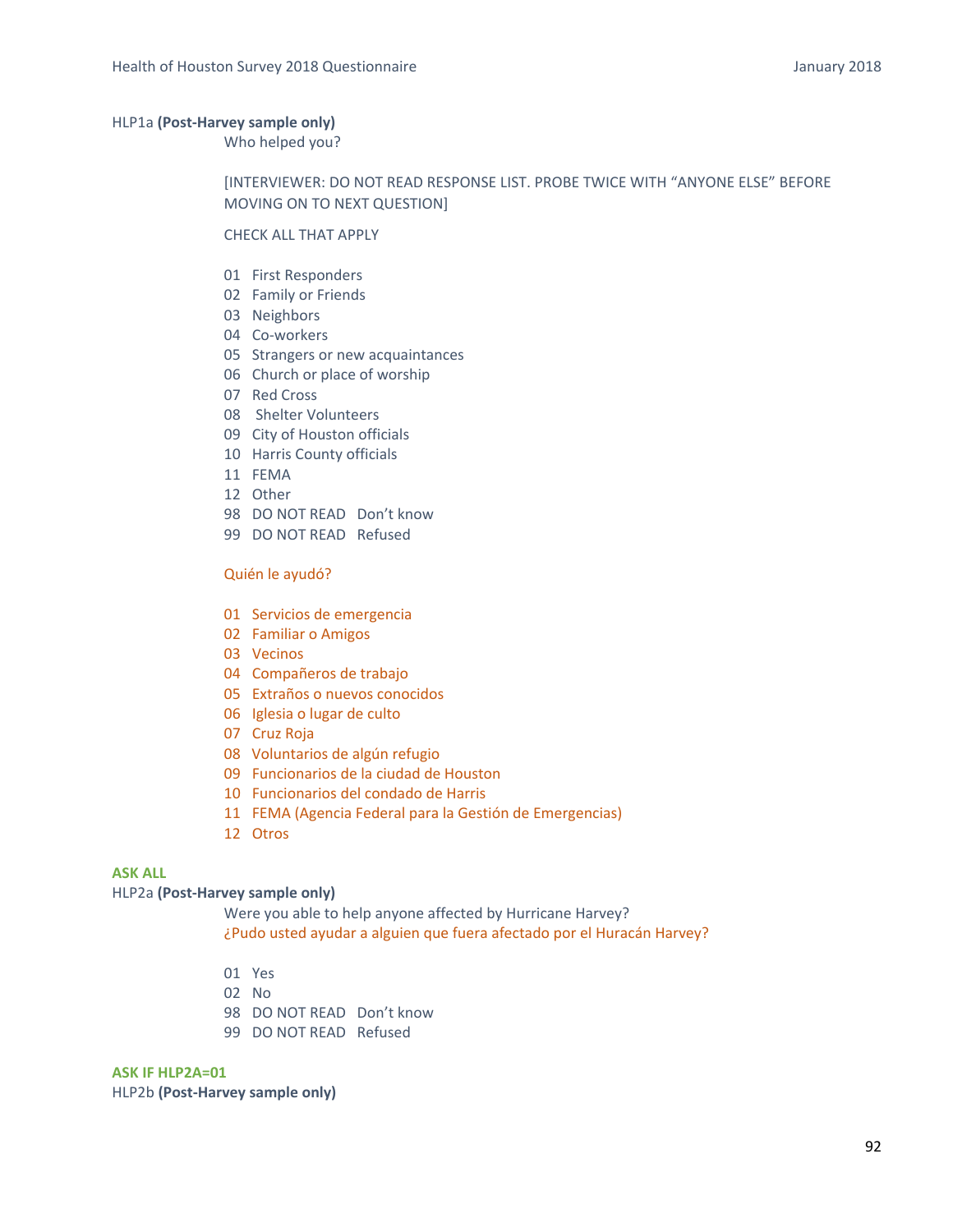HLP1a **(Post-Harvey sample only)**

Who helped you?

[INTERVIEWER: DO NOT READ RESPONSE LIST. PROBE TWICE WITH "ANYONE ELSE" BEFORE MOVING ON TO NEXT QUESTION]

CHECK ALL THAT APPLY

01 First Responders
02 Family or Friends
03 Neighbors
04 Co-workers
05 Strangers or new acquaintances
06 Church or place of worship
07 Red Cross
08 Shelter Volunteers
09 City of Houston officials
10 Harris County officials
11 FEMA
12 Other
98 DO NOT READ Don't know
99 DO NOT READ Refused

Quién le ayudó?

01 Servicios de emergencia
02 Familiar o Amigos
03 Vecinos
04 Compañeros de trabajo
05 Extraños o nuevos conocidos
06 Iglesia o lugar de culto
07 Cruz Roja
08 Voluntarios de algún refugio
09 Funcionarios de la ciudad de Houston
10 Funcionarios del condado de Harris
11 FEMA (Agencia Federal para la Gestión de Emergencias)
12 Otros

**ASK ALL**

HLP2a **(Post-Harvey sample only)**

Were you able to help anyone affected by Hurricane Harvey?
¿Pudo usted ayudar a alguien que fuera afectado por el Huracán Harvey?

01 Yes
02 No
98 DO NOT READ Don't know
99 DO NOT READ Refused

**ASK IF HLP2A=01**

HLP2b **(Post-Harvey sample only)**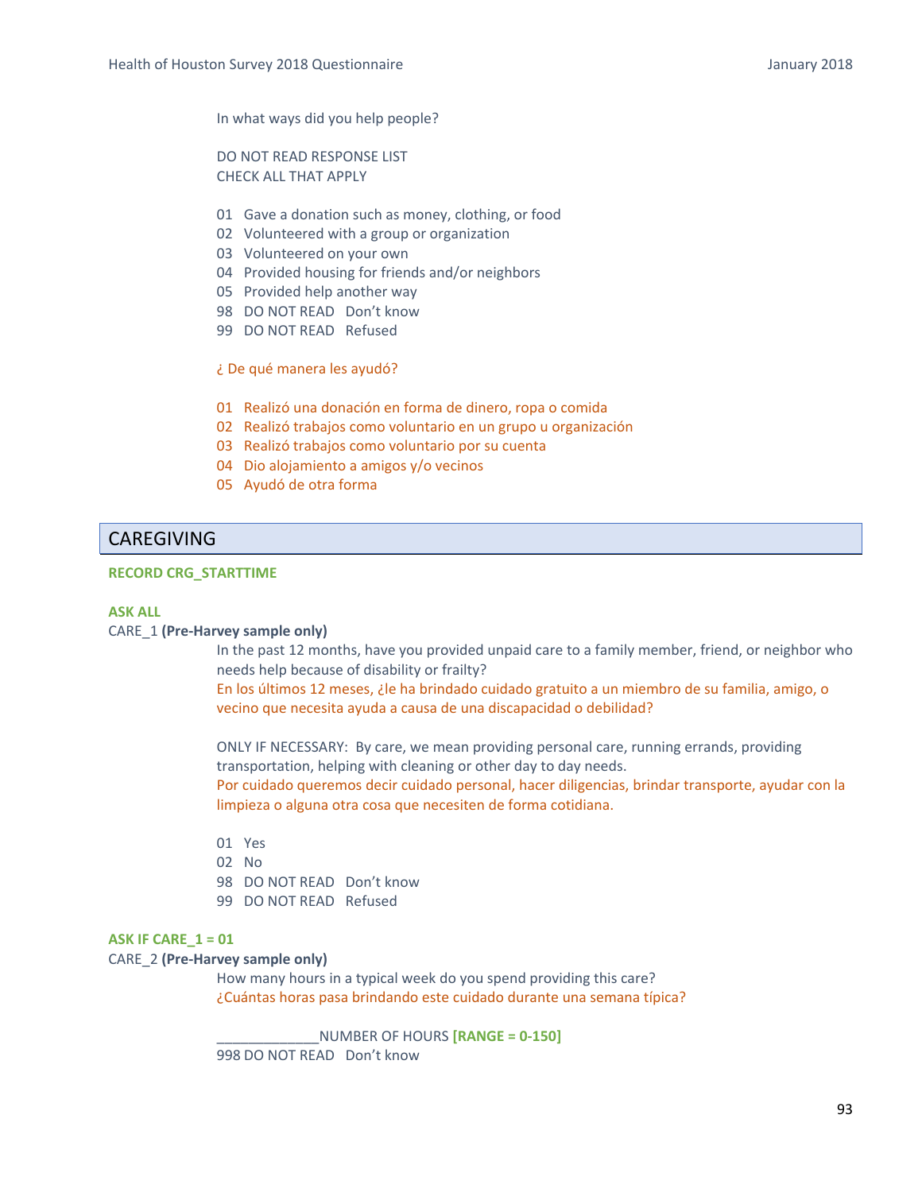In what ways did you help people?

DO NOT READ RESPONSE LIST
CHECK ALL THAT APPLY

01 Gave a donation such as money, clothing, or food
02 Volunteered with a group or organization
03 Volunteered on your own
04 Provided housing for friends and/or neighbors
05 Provided help another way
98 DO NOT READ Don't know
99 DO NOT READ Refused

¿ De qué manera les ayudó?

01 Realizó una donación en forma de dinero, ropa o comida
02 Realizó trabajos como voluntario en un grupo u organización
03 Realizó trabajos como voluntario por su cuenta
04 Dio alojamiento a amigos y/o vecinos
05 Ayudó de otra forma

## CAREGIVING

**RECORD CRG_STARTTIME**

**ASK ALL**

CARE_1 **(Pre-Harvey sample only)**

In the past 12 months, have you provided unpaid care to a family member, friend, or neighbor who needs help because of disability or frailty?

En los últimos 12 meses, ¿le ha brindado cuidado gratuito a un miembro de su familia, amigo, o vecino que necesita ayuda a causa de una discapacidad o debilidad?

ONLY IF NECESSARY: By care, we mean providing personal care, running errands, providing transportation, helping with cleaning or other day to day needs.

Por cuidado queremos decir cuidado personal, hacer diligencias, brindar transporte, ayudar con la limpieza o alguna otra cosa que necesiten de forma cotidiana.

01 Yes
02 No
98 DO NOT READ Don't know
99 DO NOT READ Refused

**ASK IF CARE_1 = 01**

CARE_2 **(Pre-Harvey sample only)**

How many hours in a typical week do you spend providing this care?

¿Cuántas horas pasa brindando este cuidado durante una semana típica?

_____________NUMBER OF HOURS **[RANGE = 0-150]**

998 DO NOT READ Don't know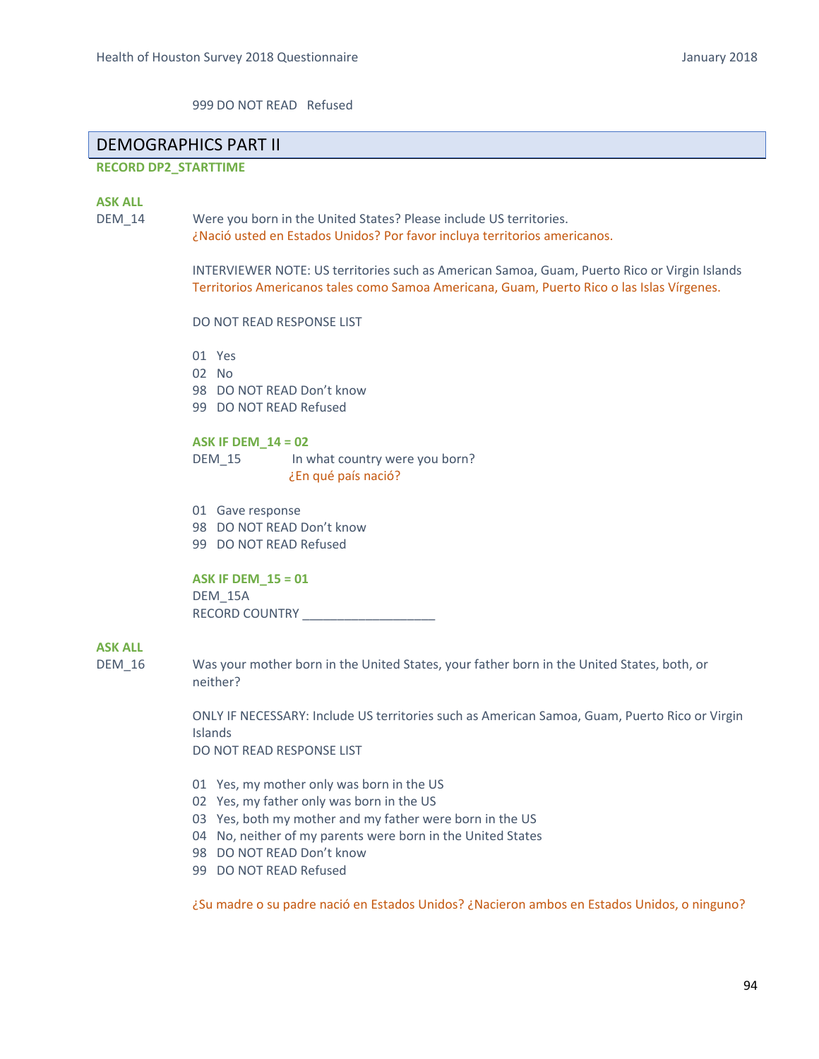999 DO NOT READ   Refused

## DEMOGRAPHICS PART II

**RECORD DP2_STARTTIME**

**ASK ALL**

DEM_14 Were you born in the United States? Please include US territories.
¿Nació usted en Estados Unidos? Por favor incluya territorios americanos.

INTERVIEWER NOTE: US territories such as American Samoa, Guam, Puerto Rico or Virgin Islands
Territorios Americanos tales como Samoa Americana, Guam, Puerto Rico o las Islas Vírgenes.

DO NOT READ RESPONSE LIST

01 Yes
02 No
98 DO NOT READ Don't know
99 DO NOT READ Refused

**ASK IF DEM_14 = 02**

DEM_15 In what country were you born?
¿En qué país nació?

01 Gave response
98 DO NOT READ Don't know
99 DO NOT READ Refused

**ASK IF DEM_15 = 01**

DEM_15A
RECORD COUNTRY ___________________

**ASK ALL**

DEM_16 Was your mother born in the United States, your father born in the United States, both, or neither?

ONLY IF NECESSARY: Include US territories such as American Samoa, Guam, Puerto Rico or Virgin Islands
DO NOT READ RESPONSE LIST

01 Yes, my mother only was born in the US
02 Yes, my father only was born in the US
03 Yes, both my mother and my father were born in the US
04 No, neither of my parents were born in the United States
98 DO NOT READ Don't know
99 DO NOT READ Refused

¿Su madre o su padre nació en Estados Unidos? ¿Nacieron ambos en Estados Unidos, o ninguno?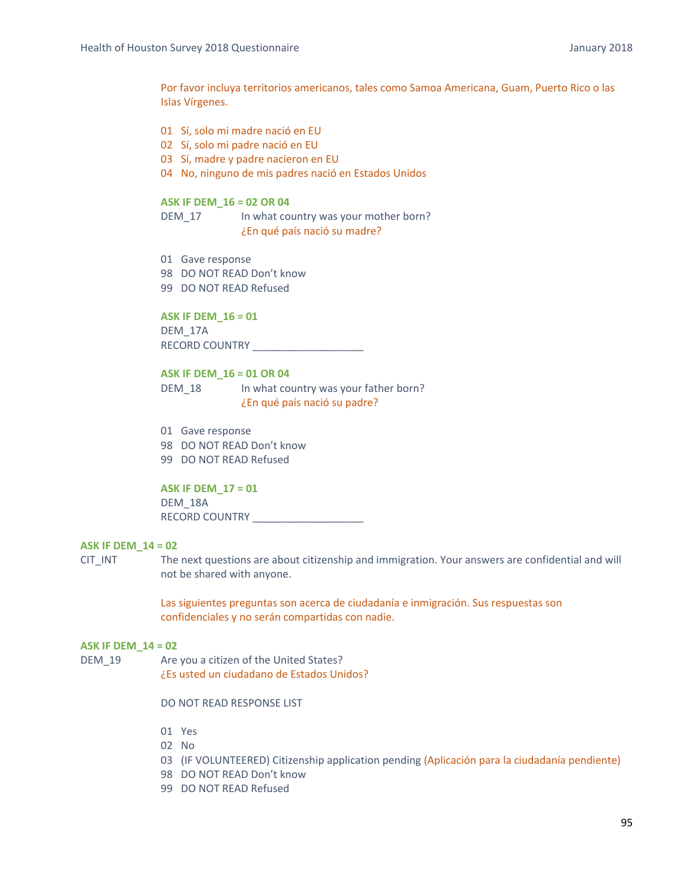Por favor incluya territorios americanos, tales como Samoa Americana, Guam, Puerto Rico o las Islas Vírgenes.

01 Sí, solo mi madre nació en EU
02 Sí, solo mi padre nació en EU
03 Sí, madre y padre nacieron en EU
04 No, ninguno de mis padres nació en Estados Unidos

**ASK IF DEM_16 = 02 OR 04**
DEM_17 In what country was your mother born?
¿En qué país nació su madre?

01 Gave response
98 DO NOT READ Don't know
99 DO NOT READ Refused

**ASK IF DEM_16 = 01**
DEM_17A
RECORD COUNTRY ___________________

**ASK IF DEM_16 = 01 OR 04**
DEM_18 In what country was your father born?
¿En qué país nació su padre?

01 Gave response
98 DO NOT READ Don't know
99 DO NOT READ Refused

**ASK IF DEM_17 = 01**
DEM_18A
RECORD COUNTRY ___________________

**ASK IF DEM_14 = 02**
CIT_INT The next questions are about citizenship and immigration. Your answers are confidential and will not be shared with anyone.

Las siguientes preguntas son acerca de ciudadanía e inmigración. Sus respuestas son confidenciales y no serán compartidas con nadie.

**ASK IF DEM_14 = 02**
DEM_19 Are you a citizen of the United States?
¿Es usted un ciudadano de Estados Unidos?

DO NOT READ RESPONSE LIST

01 Yes
02 No
03 (IF VOLUNTEERED) Citizenship application pending (Aplicación para la ciudadanía pendiente)
98 DO NOT READ Don't know
99 DO NOT READ Refused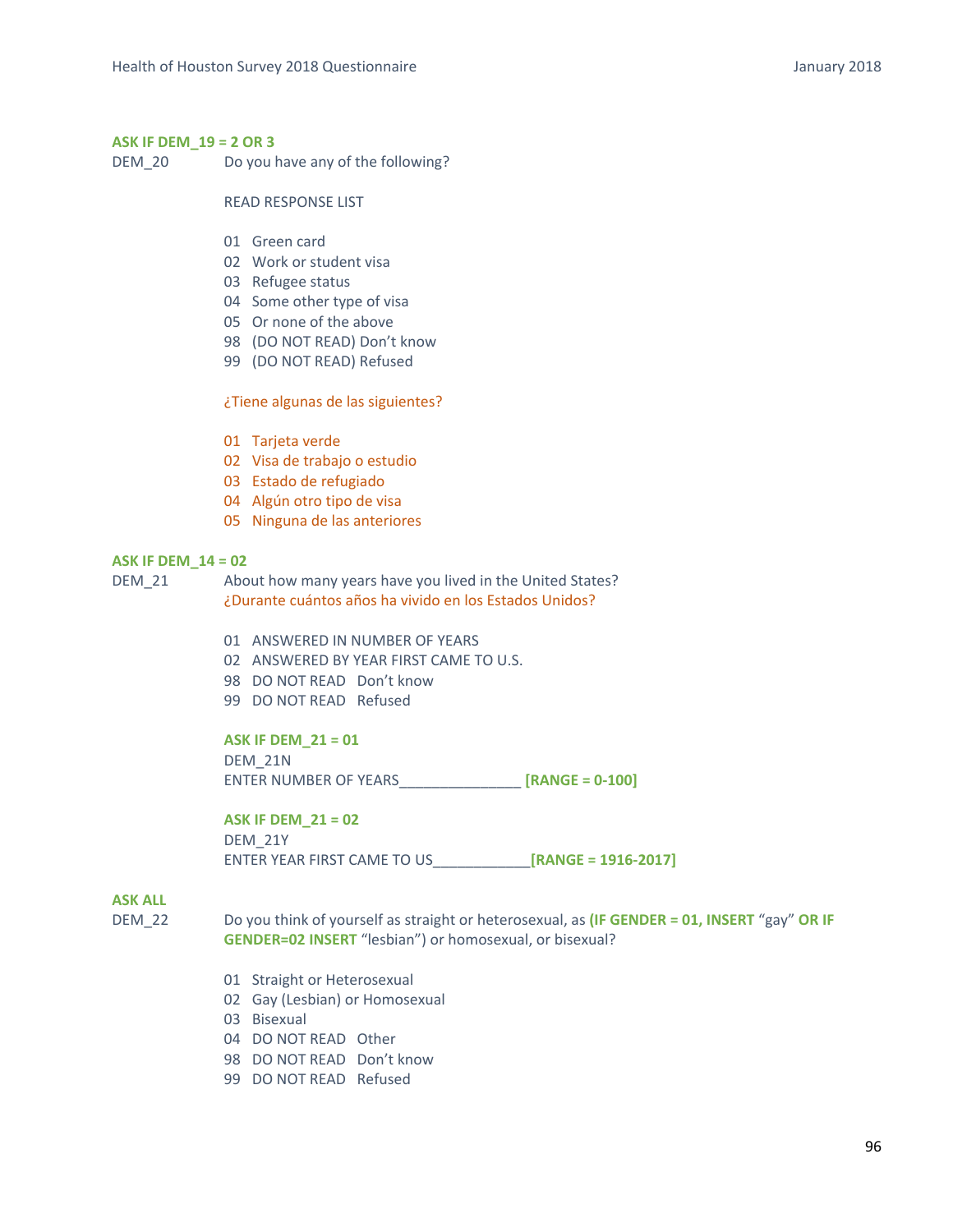**ASK IF DEM_19 = 2 OR 3**

DEM_20 Do you have any of the following?

READ RESPONSE LIST

01 Green card
02 Work or student visa
03 Refugee status
04 Some other type of visa
05 Or none of the above
98 (DO NOT READ) Don't know
99 (DO NOT READ) Refused

¿Tiene algunas de las siguientes?

01 Tarjeta verde
02 Visa de trabajo o estudio
03 Estado de refugiado
04 Algún otro tipo de visa
05 Ninguna de las anteriores

**ASK IF DEM_14 = 02**

DEM_21 About how many years have you lived in the United States?
¿Durante cuántos años ha vivido en los Estados Unidos?

01 ANSWERED IN NUMBER OF YEARS
02 ANSWERED BY YEAR FIRST CAME TO U.S.
98 DO NOT READ Don't know
99 DO NOT READ Refused

**ASK IF DEM_21 = 01**
DEM_21N
ENTER NUMBER OF YEARS_______________ **[RANGE = 0-100]**

**ASK IF DEM_21 = 02**
DEM_21Y
ENTER YEAR FIRST CAME TO US____________**[RANGE = 1916-2017]**

**ASK ALL**

DEM_22 Do you think of yourself as straight or heterosexual, as **(IF GENDER = 01, INSERT** "gay" **OR IF GENDER=02 INSERT** "lesbian") or homosexual, or bisexual?

01 Straight or Heterosexual
02 Gay (Lesbian) or Homosexual
03 Bisexual
04 DO NOT READ Other
98 DO NOT READ Don't know
99 DO NOT READ Refused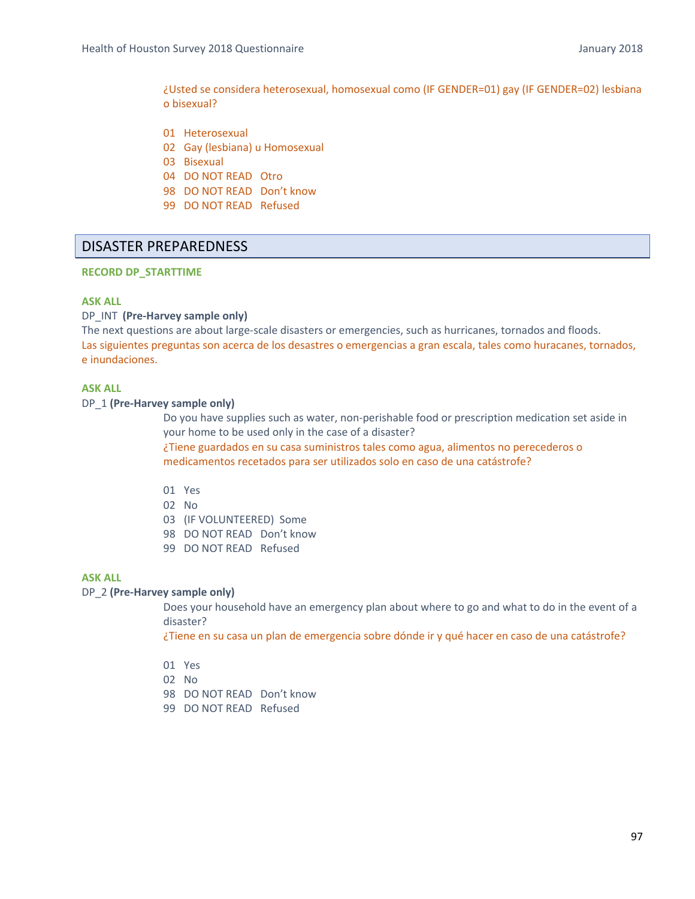¿Usted se considera heterosexual, homosexual como (IF GENDER=01) gay (IF GENDER=02) lesbiana o bisexual?

01 Heterosexual
02 Gay (lesbiana) u Homosexual
03 Bisexual
04 DO NOT READ Otro
98 DO NOT READ Don't know
99 DO NOT READ Refused

## DISASTER PREPAREDNESS

**RECORD DP_STARTTIME**

**ASK ALL**

DP_INT **(Pre-Harvey sample only)**

The next questions are about large-scale disasters or emergencies, such as hurricanes, tornados and floods.

Las siguientes preguntas son acerca de los desastres o emergencias a gran escala, tales como huracanes, tornados, e inundaciones.

**ASK ALL**

DP_1 **(Pre-Harvey sample only)**

Do you have supplies such as water, non-perishable food or prescription medication set aside in your home to be used only in the case of a disaster?

¿Tiene guardados en su casa suministros tales como agua, alimentos no perecederos o medicamentos recetados para ser utilizados solo en caso de una catástrofe?

01 Yes
02 No
03 (IF VOLUNTEERED) Some
98 DO NOT READ Don't know
99 DO NOT READ Refused

**ASK ALL**

DP_2 **(Pre-Harvey sample only)**

Does your household have an emergency plan about where to go and what to do in the event of a disaster?

¿Tiene en su casa un plan de emergencia sobre dónde ir y qué hacer en caso de una catástrofe?

01 Yes
02 No
98 DO NOT READ Don't know
99 DO NOT READ Refused